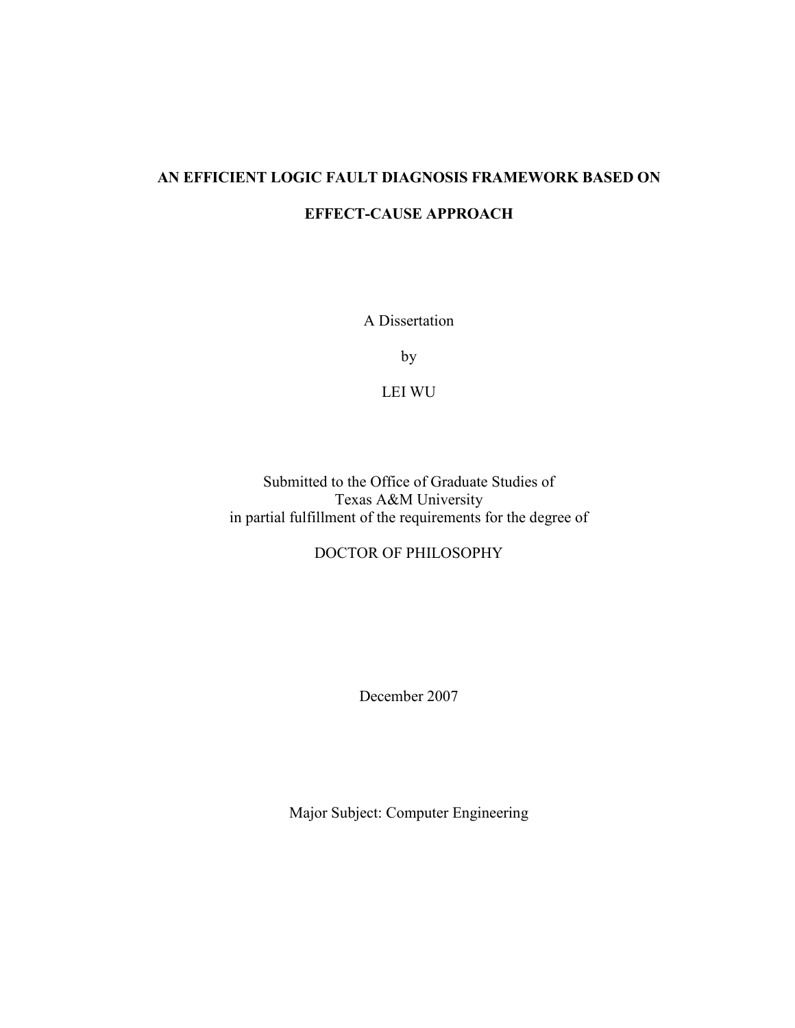# AN EFFICIENT LOGIC FAULT DIAGNOSIS FRAMEWORK BASED ON EFFECT-CAUSE APPROACH

A Dissertation

by

LEI WU

Submitted to the Office of Graduate Studies of
Texas A&M University
in partial fulfillment of the requirements for the degree of

DOCTOR OF PHILOSOPHY

December 2007

Major Subject: Computer Engineering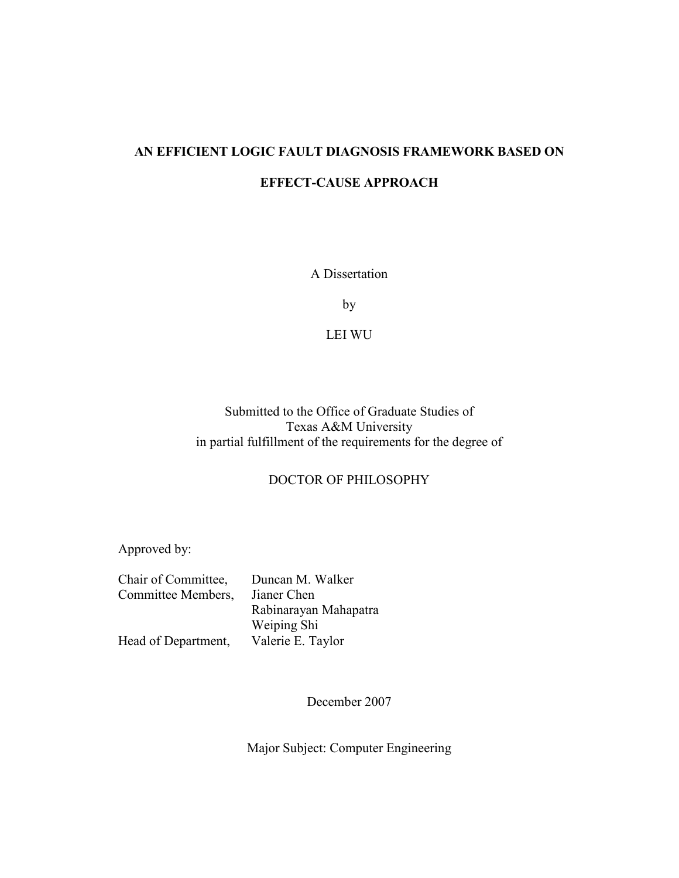# AN EFFICIENT LOGIC FAULT DIAGNOSIS FRAMEWORK BASED ON EFFECT-CAUSE APPROACH

A Dissertation

by

LEI WU

Submitted to the Office of Graduate Studies of
Texas A&M University
in partial fulfillment of the requirements for the degree of

DOCTOR OF PHILOSOPHY

Approved by:

| | |
|---|---|
| Chair of Committee, | Duncan M. Walker |
| Committee Members, | Jianer Chen |
| | Rabinarayan Mahapatra |
| | Weiping Shi |
| Head of Department, | Valerie E. Taylor |

December 2007

Major Subject: Computer Engineering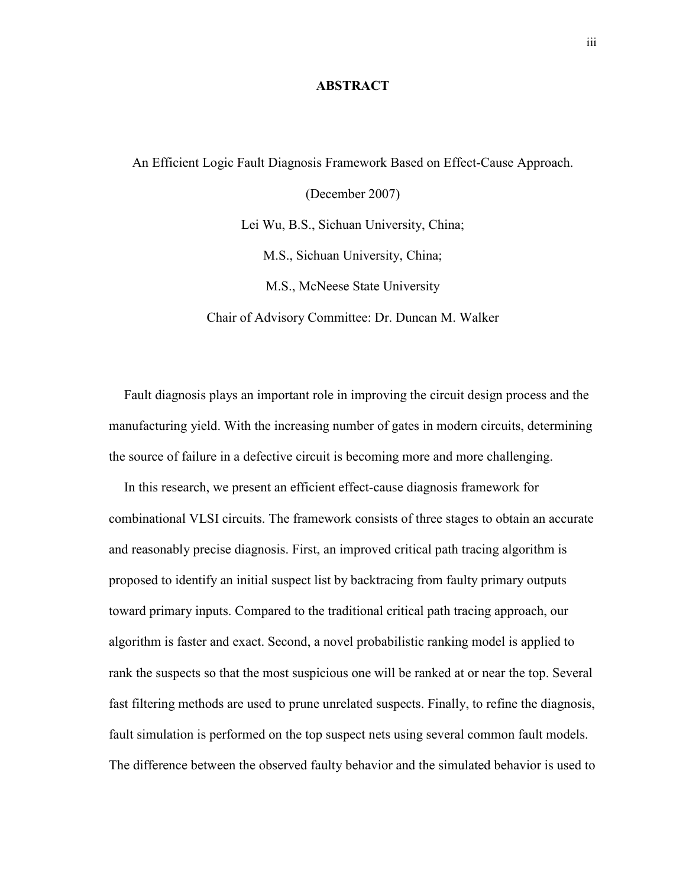# ABSTRACT

An Efficient Logic Fault Diagnosis Framework Based on Effect-Cause Approach.

(December 2007)

Lei Wu, B.S., Sichuan University, China;

M.S., Sichuan University, China;

M.S., McNeese State University

Chair of Advisory Committee: Dr. Duncan M. Walker

Fault diagnosis plays an important role in improving the circuit design process and the manufacturing yield. With the increasing number of gates in modern circuits, determining the source of failure in a defective circuit is becoming more and more challenging.

In this research, we present an efficient effect-cause diagnosis framework for combinational VLSI circuits. The framework consists of three stages to obtain an accurate and reasonably precise diagnosis. First, an improved critical path tracing algorithm is proposed to identify an initial suspect list by backtracing from faulty primary outputs toward primary inputs. Compared to the traditional critical path tracing approach, our algorithm is faster and exact. Second, a novel probabilistic ranking model is applied to rank the suspects so that the most suspicious one will be ranked at or near the top. Several fast filtering methods are used to prune unrelated suspects. Finally, to refine the diagnosis, fault simulation is performed on the top suspect nets using several common fault models. The difference between the observed faulty behavior and the simulated behavior is used to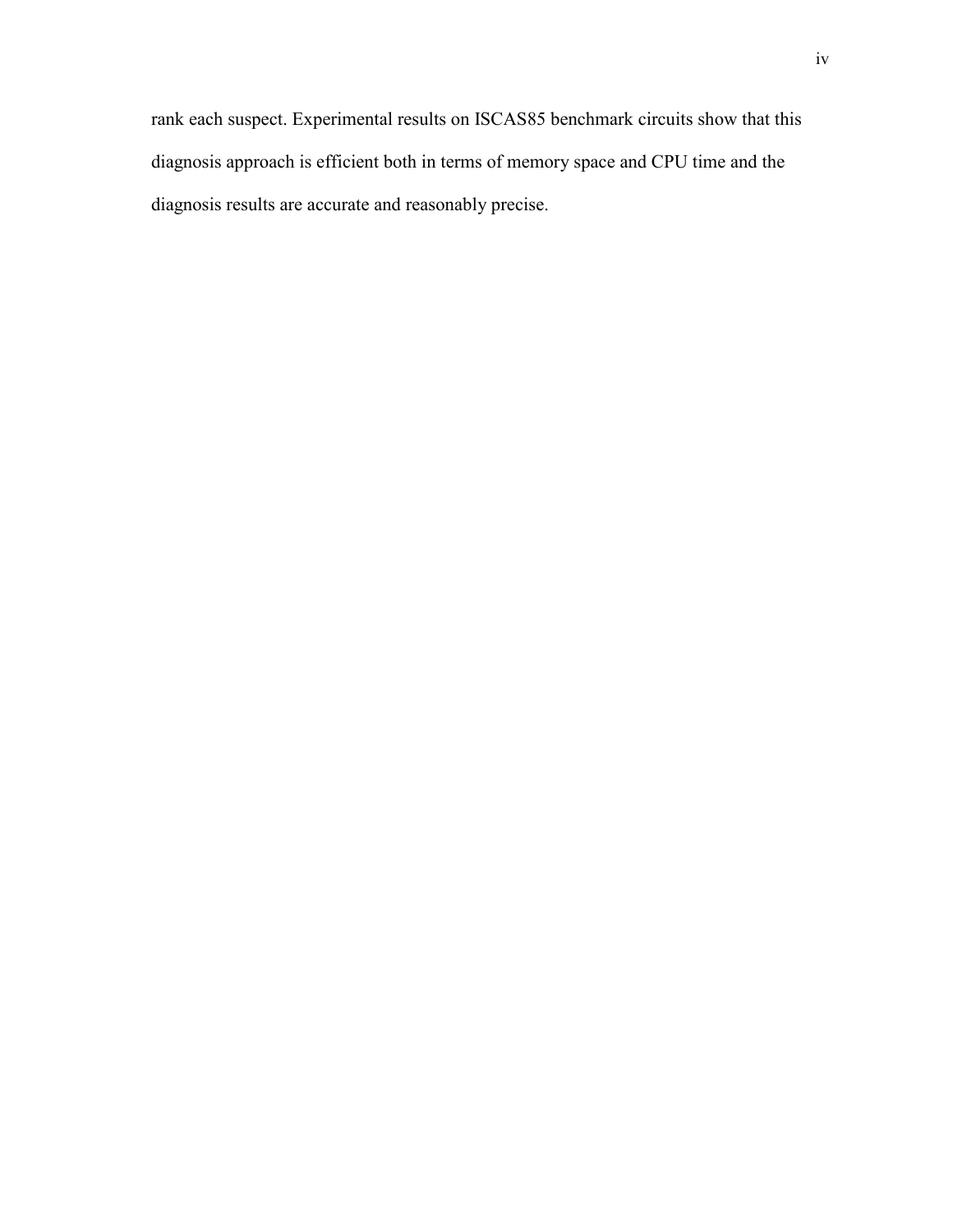rank each suspect. Experimental results on ISCAS85 benchmark circuits show that this diagnosis approach is efficient both in terms of memory space and CPU time and the diagnosis results are accurate and reasonably precise.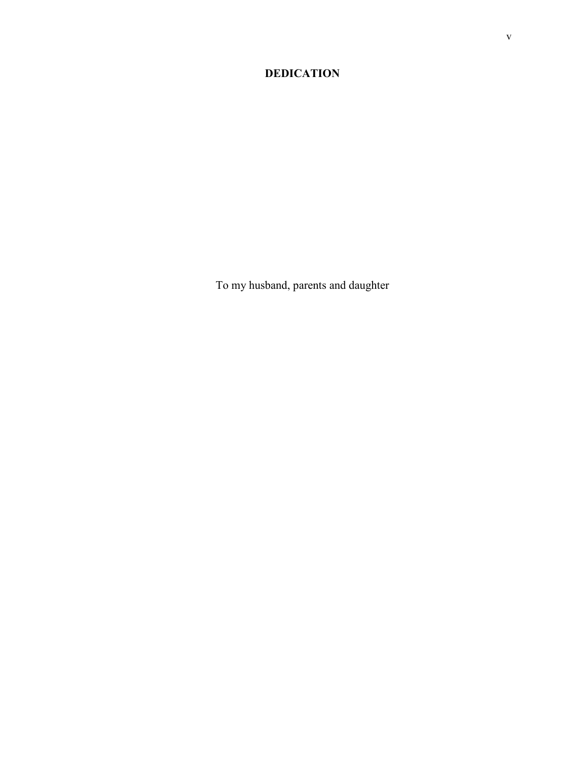# DEDICATION

To my husband, parents and daughter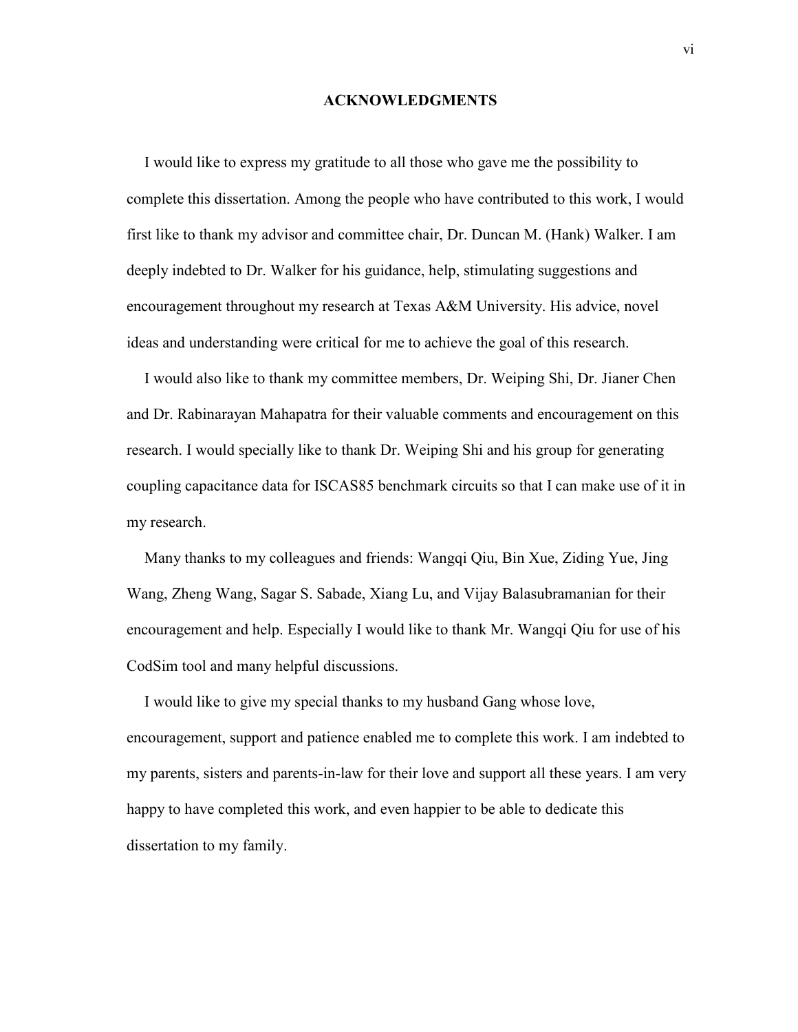## ACKNOWLEDGMENTS

I would like to express my gratitude to all those who gave me the possibility to complete this dissertation. Among the people who have contributed to this work, I would first like to thank my advisor and committee chair, Dr. Duncan M. (Hank) Walker. I am deeply indebted to Dr. Walker for his guidance, help, stimulating suggestions and encouragement throughout my research at Texas A&M University. His advice, novel ideas and understanding were critical for me to achieve the goal of this research.

I would also like to thank my committee members, Dr. Weiping Shi, Dr. Jianer Chen and Dr. Rabinarayan Mahapatra for their valuable comments and encouragement on this research. I would specially like to thank Dr. Weiping Shi and his group for generating coupling capacitance data for ISCAS85 benchmark circuits so that I can make use of it in my research.

Many thanks to my colleagues and friends: Wangqi Qiu, Bin Xue, Ziding Yue, Jing Wang, Zheng Wang, Sagar S. Sabade, Xiang Lu, and Vijay Balasubramanian for their encouragement and help. Especially I would like to thank Mr. Wangqi Qiu for use of his CodSim tool and many helpful discussions.

I would like to give my special thanks to my husband Gang whose love, encouragement, support and patience enabled me to complete this work. I am indebted to my parents, sisters and parents-in-law for their love and support all these years. I am very happy to have completed this work, and even happier to be able to dedicate this dissertation to my family.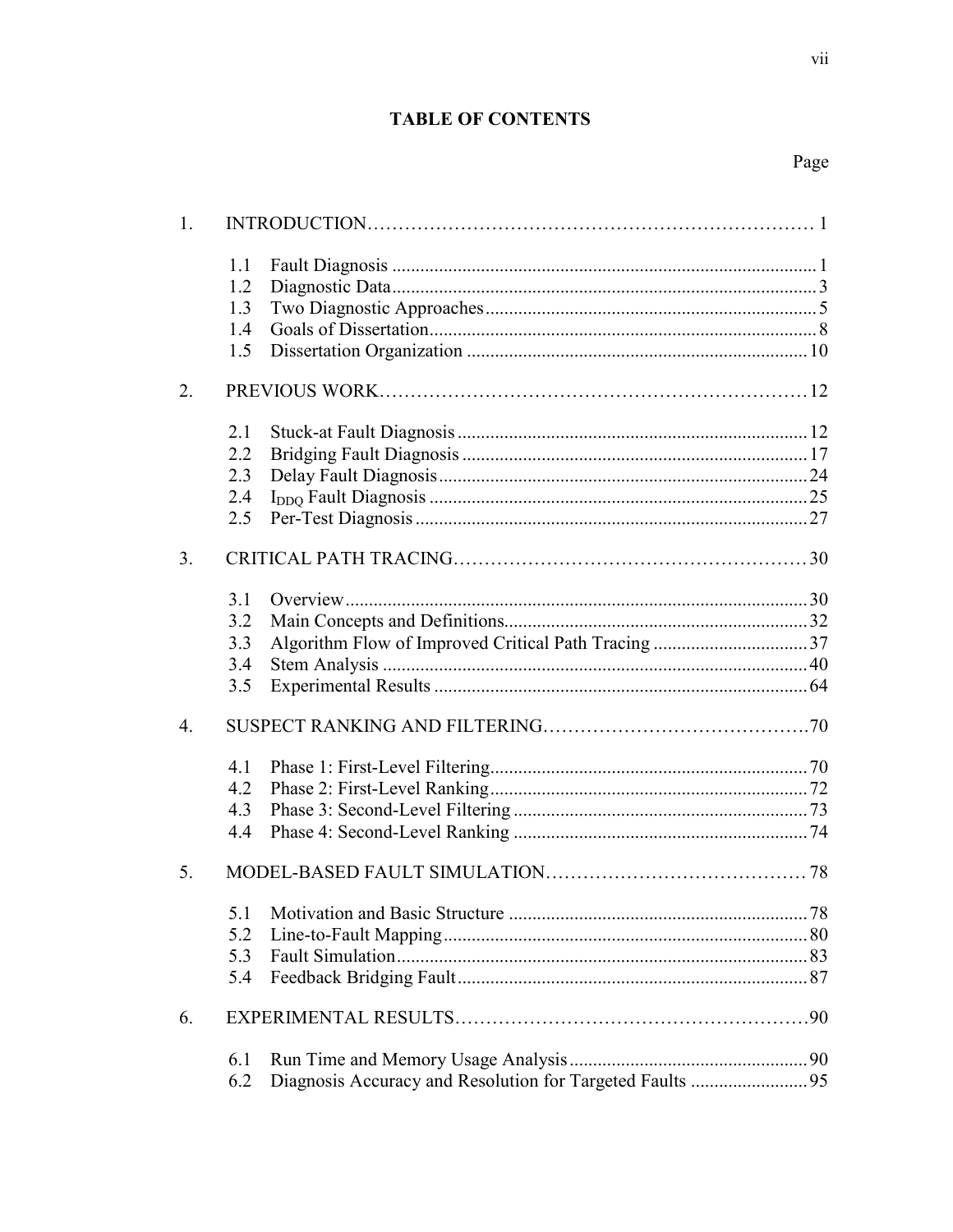## TABLE OF CONTENTS

Page

1. INTRODUCTION……………………………………………………………… 1
   - 1.1 Fault Diagnosis ........................................................................................ 1
   - 1.2 Diagnostic Data ........................................................................................ 3
   - 1.3 Two Diagnostic Approaches ..................................................................... 5
   - 1.4 Goals of Dissertation ................................................................................ 8
   - 1.5 Dissertation Organization ....................................................................... 10
2. PREVIOUS WORK……………………………………………………………12
   - 2.1 Stuck-at Fault Diagnosis ......................................................................... 12
   - 2.2 Bridging Fault Diagnosis ........................................................................ 17
   - 2.3 Delay Fault Diagnosis ............................................................................. 24
   - 2.4 $I_{DDQ}$ Fault Diagnosis ............................................................................... 25
   - 2.5 Per-Test Diagnosis .................................................................................. 27
3. CRITICAL PATH TRACING…………………………………………………30
   - 3.1 Overview ................................................................................................. 30
   - 3.2 Main Concepts and Definitions ............................................................... 32
   - 3.3 Algorithm Flow of Improved Critical Path Tracing ................................ 37
   - 3.4 Stem Analysis ......................................................................................... 40
   - 3.5 Experimental Results .............................................................................. 64
4. SUSPECT RANKING AND FILTERING…………………………………….70
   - 4.1 Phase 1: First-Level Filtering .................................................................. 70
   - 4.2 Phase 2: First-Level Ranking .................................................................. 72
   - 4.3 Phase 3: Second-Level Filtering ............................................................. 73
   - 4.4 Phase 4: Second-Level Ranking ............................................................. 74
5. MODEL-BASED FAULT SIMULATION…………………………………… 78
   - 5.1 Motivation and Basic Structure .............................................................. 78
   - 5.2 Line-to-Fault Mapping ............................................................................ 80
   - 5.3 Fault Simulation ...................................................................................... 83
   - 5.4 Feedback Bridging Fault ......................................................................... 87
6. EXPERIMENTAL RESULTS…………………………………………………90
   - 6.1 Run Time and Memory Usage Analysis ................................................. 90
   - 6.2 Diagnosis Accuracy and Resolution for Targeted Faults ........................ 95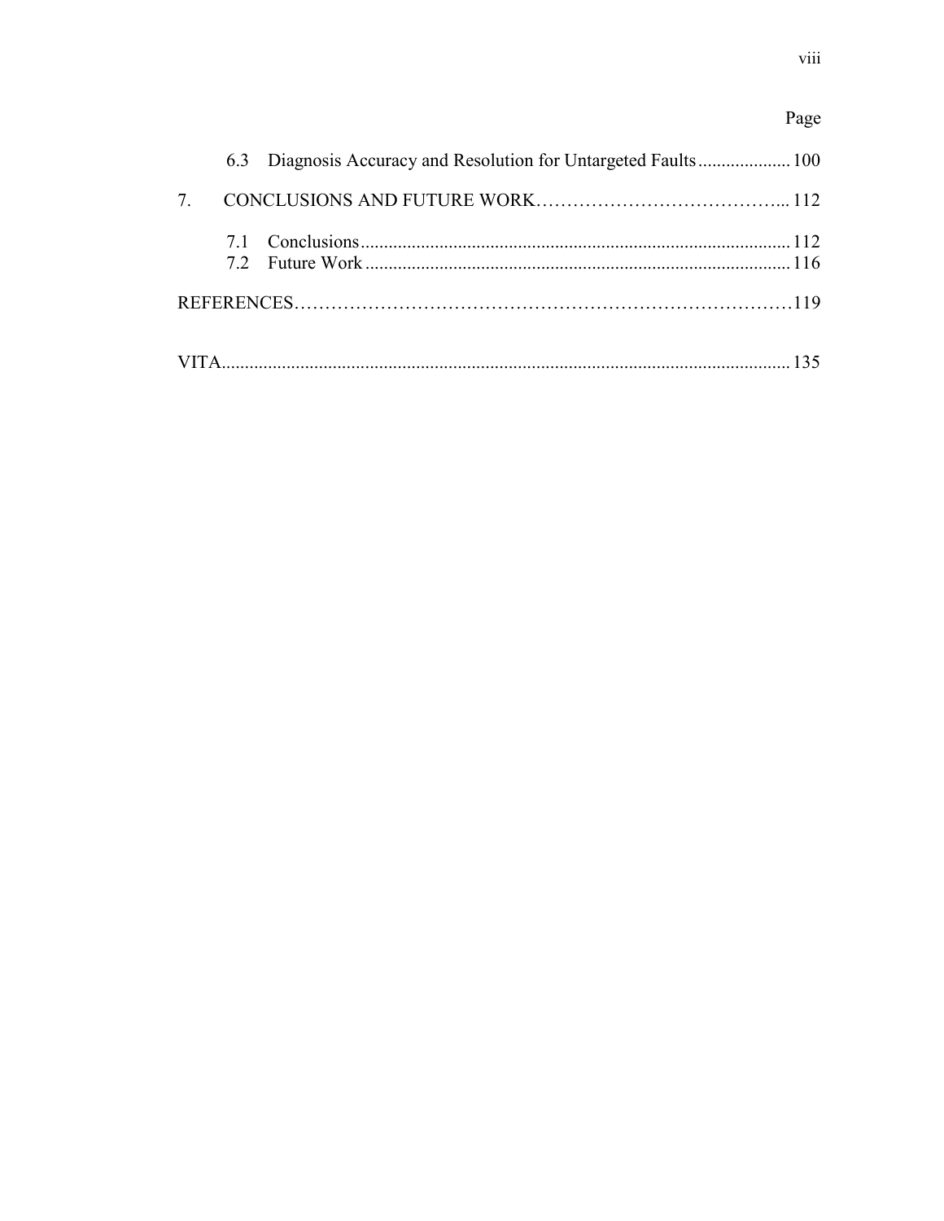Page

6.3 Diagnosis Accuracy and Resolution for Untargeted Faults .................... 100

7. CONCLUSIONS AND FUTURE WORK………………………………….... 112

7.1 Conclusions ............................................................................................. 112
7.2 Future Work ............................................................................................ 116

REFERENCES………………………………………………………………………119

VITA........................................................................................................................ 135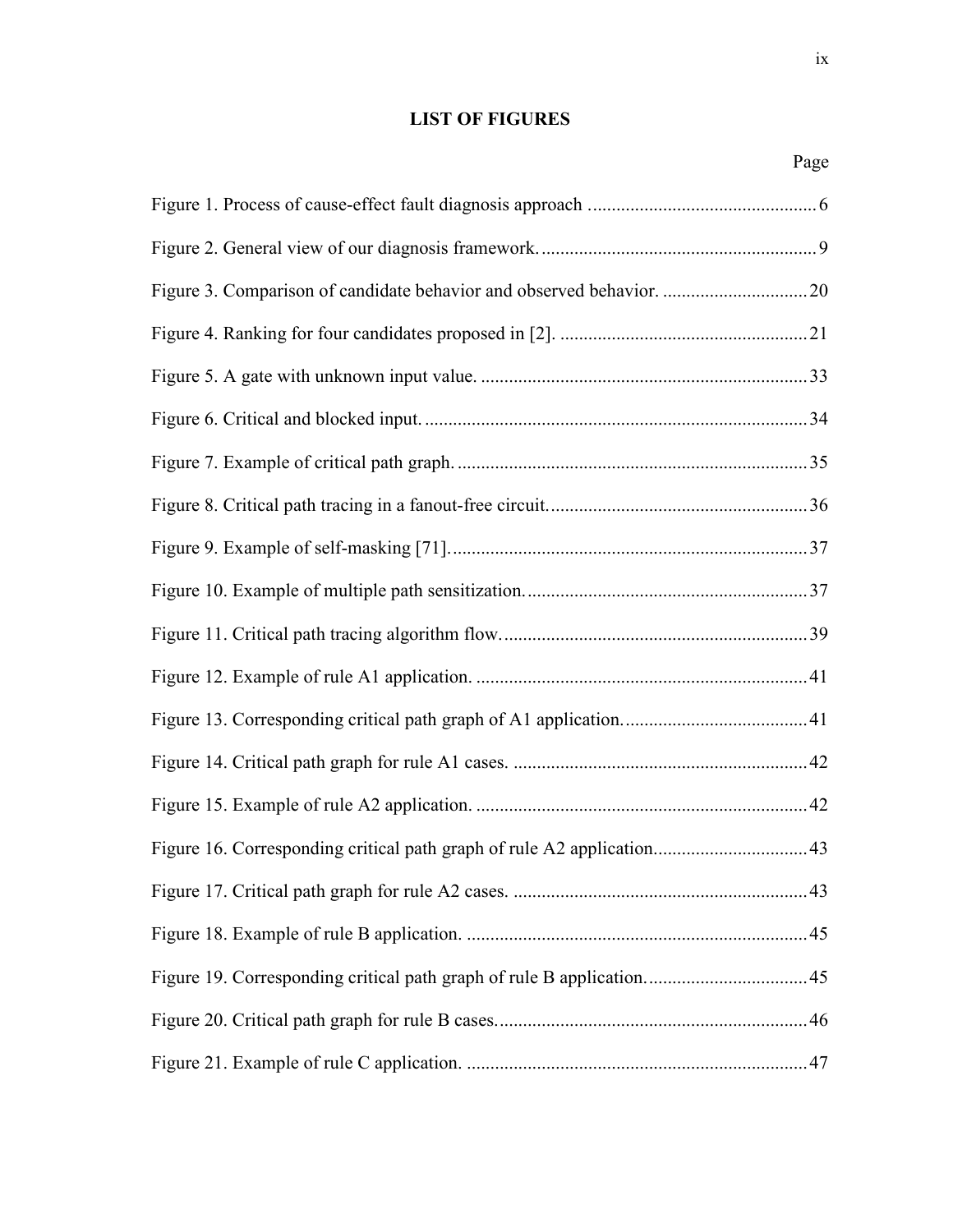# LIST OF FIGURES

Page

Figure 1. Process of cause-effect fault diagnosis approach ................................................ 6

Figure 2. General view of our diagnosis framework. .......................................................... 9

Figure 3. Comparison of candidate behavior and observed behavior. ............................... 20

Figure 4. Ranking for four candidates proposed in [2]. ..................................................... 21

Figure 5. A gate with unknown input value. ..................................................................... 33

Figure 6. Critical and blocked input. ................................................................................. 34

Figure 7. Example of critical path graph. .......................................................................... 35

Figure 8. Critical path tracing in a fanout-free circuit. ....................................................... 36

Figure 9. Example of self-masking [71]. ............................................................................ 37

Figure 10. Example of multiple path sensitization. ............................................................ 37

Figure 11. Critical path tracing algorithm flow. ................................................................. 39

Figure 12. Example of rule A1 application. ...................................................................... 41

Figure 13. Corresponding critical path graph of A1 application. ...................................... 41

Figure 14. Critical path graph for rule A1 cases. .............................................................. 42

Figure 15. Example of rule A2 application. ...................................................................... 42

Figure 16. Corresponding critical path graph of rule A2 application. ................................ 43

Figure 17. Critical path graph for rule A2 cases. .............................................................. 43

Figure 18. Example of rule B application. ........................................................................ 45

Figure 19. Corresponding critical path graph of rule B application. .................................. 45

Figure 20. Critical path graph for rule B cases. ................................................................. 46

Figure 21. Example of rule C application. ........................................................................ 47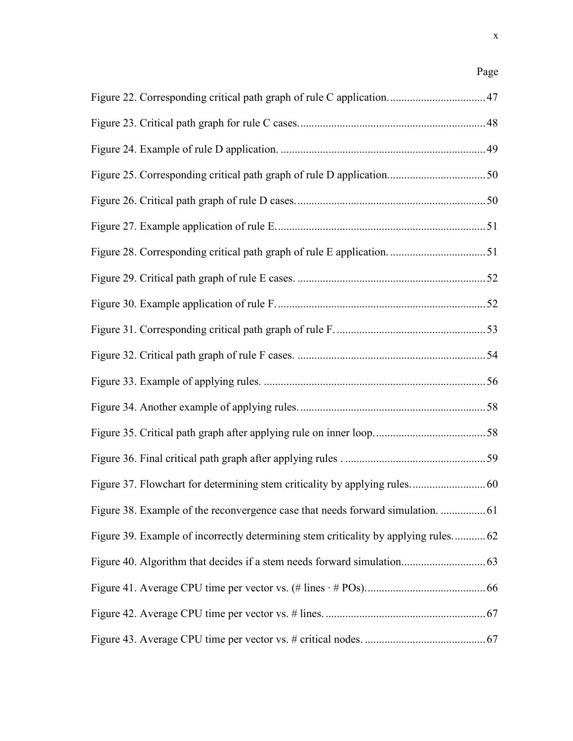Page

Figure 22. Corresponding critical path graph of rule C application. .................................. 47

Figure 23. Critical path graph for rule C cases. ................................................................ 48

Figure 24. Example of rule D application. ........................................................................ 49

Figure 25. Corresponding critical path graph of rule D application. .................................. 50

Figure 26. Critical path graph of rule D cases. .................................................................. 50

Figure 27. Example application of rule E. ......................................................................... 51

Figure 28. Corresponding critical path graph of rule E application. .................................. 51

Figure 29. Critical path graph of rule E cases. .................................................................. 52

Figure 30. Example application of rule F. ......................................................................... 52

Figure 31. Corresponding critical path graph of rule F. ..................................................... 53

Figure 32. Critical path graph of rule F cases. .................................................................. 54

Figure 33. Example of applying rules. .............................................................................. 56

Figure 34. Another example of applying rules. ................................................................. 58

Figure 35. Critical path graph after applying rule on inner loop. ....................................... 58

Figure 36. Final critical path graph after applying rules . .................................................. 59

Figure 37. Flowchart for determining stem criticality by applying rules. .......................... 60

Figure 38. Example of the reconvergence case that needs forward simulation. ................ 61

Figure 39. Example of incorrectly determining stem criticality by applying rules. ........... 62

Figure 40. Algorithm that decides if a stem needs forward simulation. ............................. 63

Figure 41. Average CPU time per vector vs. (# lines · # POs). .......................................... 66

Figure 42. Average CPU time per vector vs. # lines. ......................................................... 67

Figure 43. Average CPU time per vector vs. # critical nodes. ........................................... 67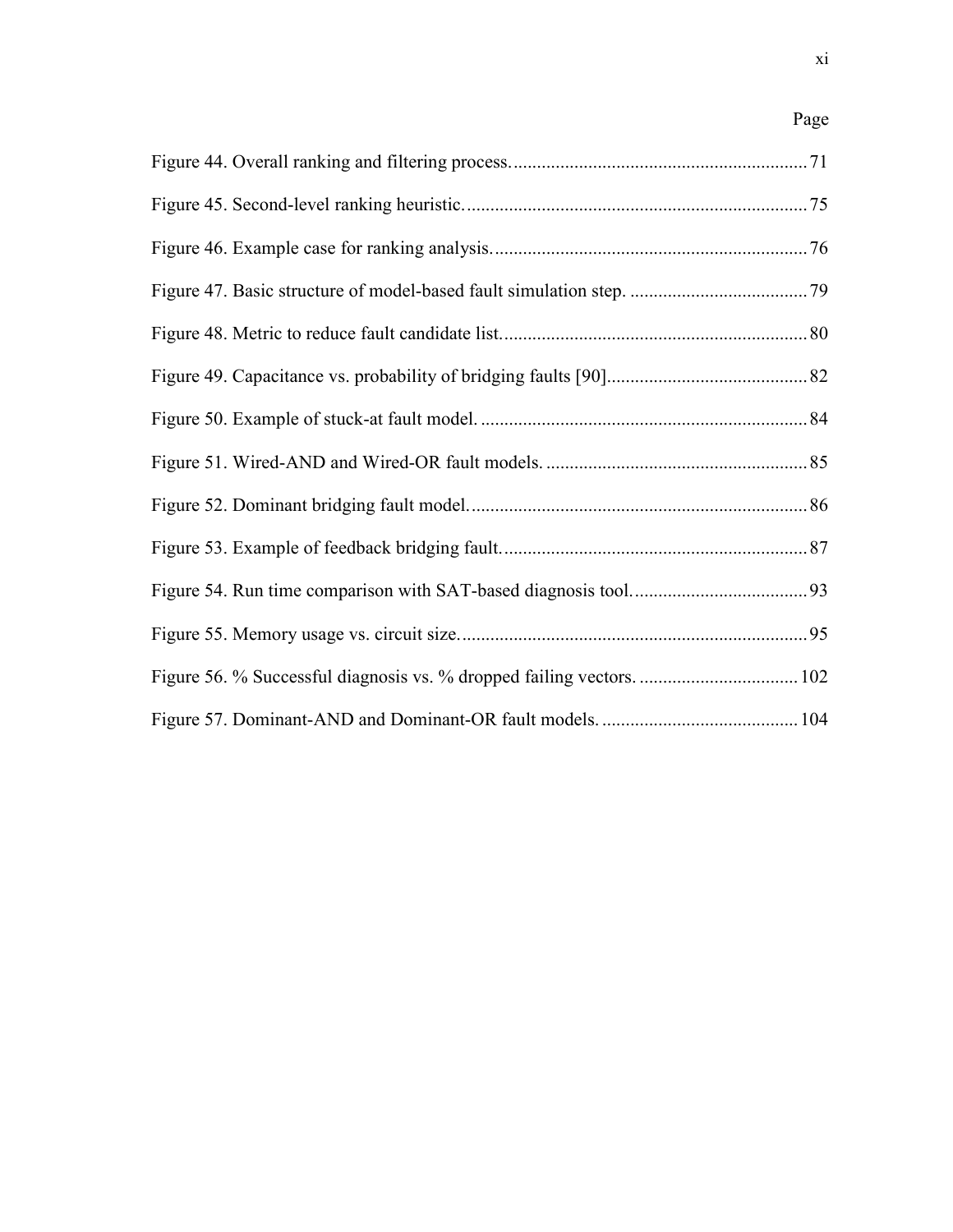| | Page |
|---|---|
| Figure 44. Overall ranking and filtering process. | 71 |
| Figure 45. Second-level ranking heuristic. | 75 |
| Figure 46. Example case for ranking analysis. | 76 |
| Figure 47. Basic structure of model-based fault simulation step. | 79 |
| Figure 48. Metric to reduce fault candidate list. | 80 |
| Figure 49. Capacitance vs. probability of bridging faults [90] | 82 |
| Figure 50. Example of stuck-at fault model. | 84 |
| Figure 51. Wired-AND and Wired-OR fault models. | 85 |
| Figure 52. Dominant bridging fault model. | 86 |
| Figure 53. Example of feedback bridging fault. | 87 |
| Figure 54. Run time comparison with SAT-based diagnosis tool. | 93 |
| Figure 55. Memory usage vs. circuit size. | 95 |
| Figure 56. % Successful diagnosis vs. % dropped failing vectors. | 102 |
| Figure 57. Dominant-AND and Dominant-OR fault models. | 104 |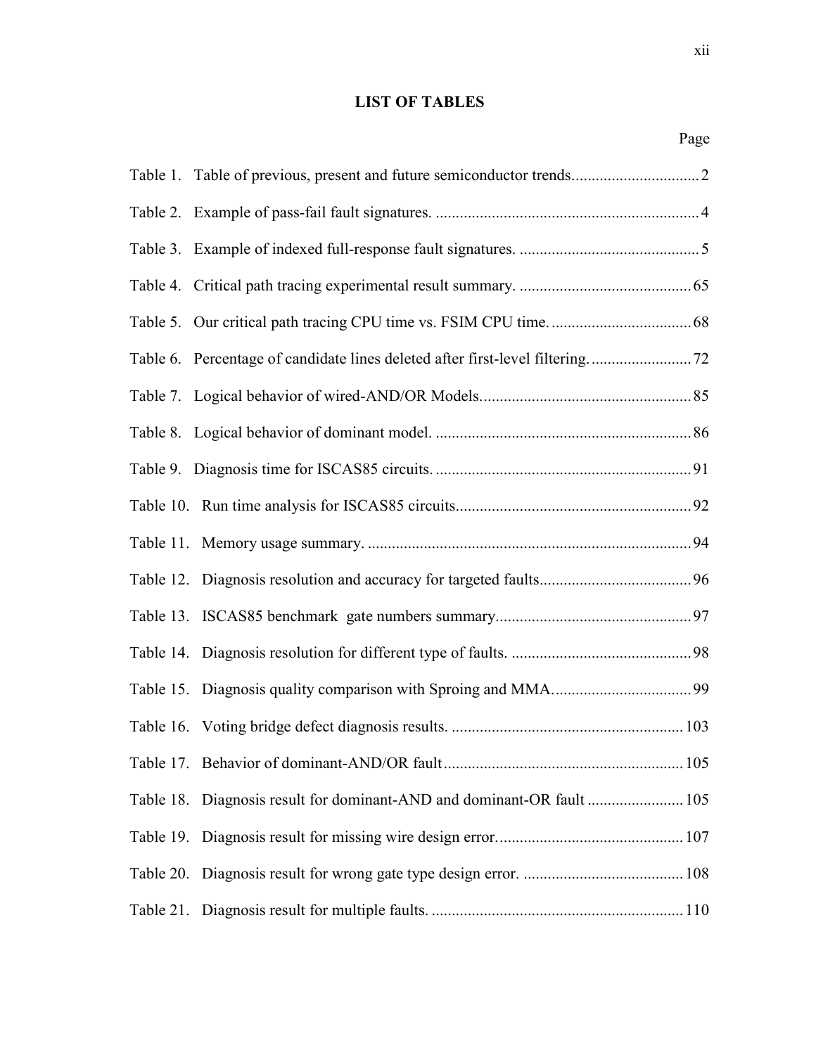# LIST OF TABLES

| | Page |
|---|---|
| Table 1. Table of previous, present and future semiconductor trends. | 2 |
| Table 2. Example of pass-fail fault signatures. | 4 |
| Table 3. Example of indexed full-response fault signatures. | 5 |
| Table 4. Critical path tracing experimental result summary. | 65 |
| Table 5. Our critical path tracing CPU time vs. FSIM CPU time. | 68 |
| Table 6. Percentage of candidate lines deleted after first-level filtering. | 72 |
| Table 7. Logical behavior of wired-AND/OR Models. | 85 |
| Table 8. Logical behavior of dominant model. | 86 |
| Table 9. Diagnosis time for ISCAS85 circuits. | 91 |
| Table 10. Run time analysis for ISCAS85 circuits. | 92 |
| Table 11. Memory usage summary. | 94 |
| Table 12. Diagnosis resolution and accuracy for targeted faults. | 96 |
| Table 13. ISCAS85 benchmark gate numbers summary. | 97 |
| Table 14. Diagnosis resolution for different type of faults. | 98 |
| Table 15. Diagnosis quality comparison with Sproing and MMA. | 99 |
| Table 16. Voting bridge defect diagnosis results. | 103 |
| Table 17. Behavior of dominant-AND/OR fault | 105 |
| Table 18. Diagnosis result for dominant-AND and dominant-OR fault | 105 |
| Table 19. Diagnosis result for missing wire design error. | 107 |
| Table 20. Diagnosis result for wrong gate type design error. | 108 |
| Table 21. Diagnosis result for multiple faults. | 110 |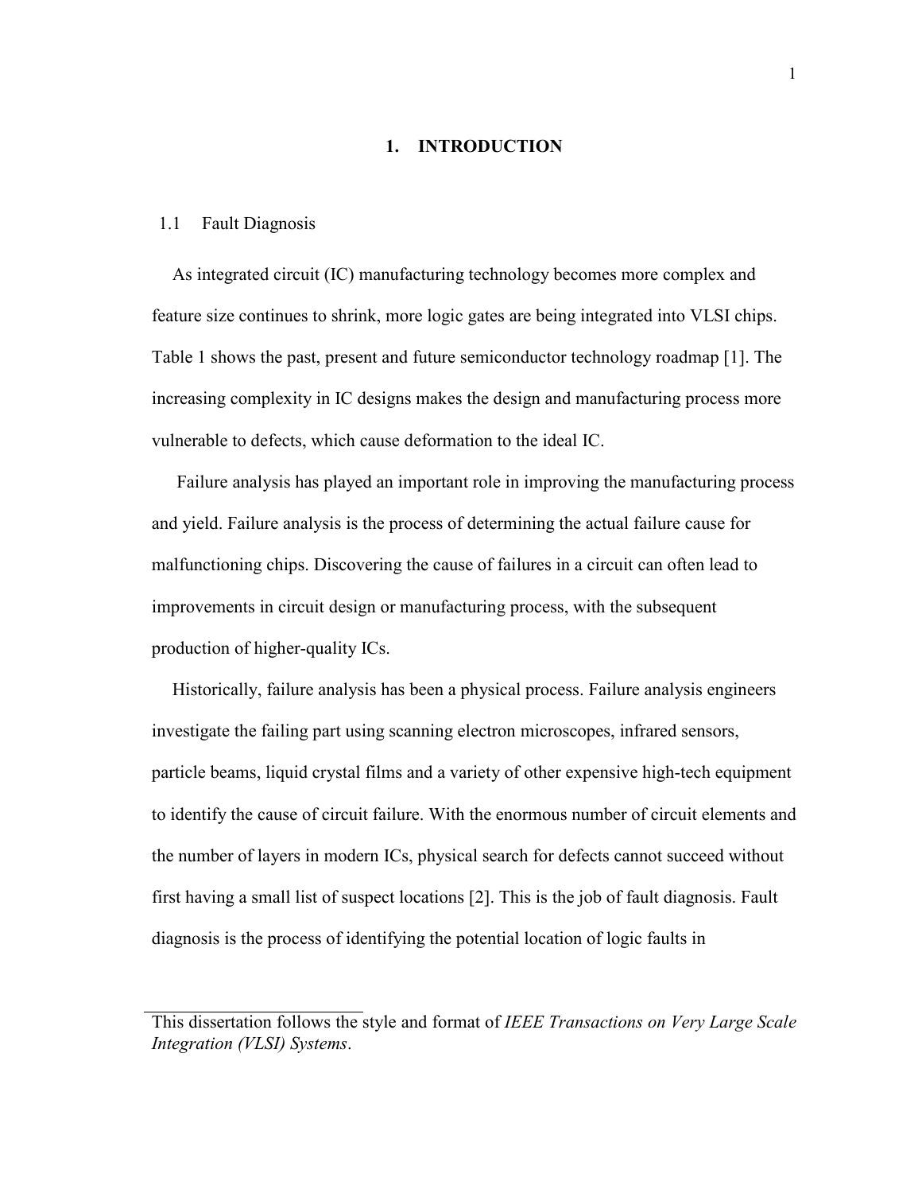# 1. INTRODUCTION

## 1.1 Fault Diagnosis

As integrated circuit (IC) manufacturing technology becomes more complex and feature size continues to shrink, more logic gates are being integrated into VLSI chips. Table 1 shows the past, present and future semiconductor technology roadmap [1]. The increasing complexity in IC designs makes the design and manufacturing process more vulnerable to defects, which cause deformation to the ideal IC.

Failure analysis has played an important role in improving the manufacturing process and yield. Failure analysis is the process of determining the actual failure cause for malfunctioning chips. Discovering the cause of failures in a circuit can often lead to improvements in circuit design or manufacturing process, with the subsequent production of higher-quality ICs.

Historically, failure analysis has been a physical process. Failure analysis engineers investigate the failing part using scanning electron microscopes, infrared sensors, particle beams, liquid crystal films and a variety of other expensive high-tech equipment to identify the cause of circuit failure. With the enormous number of circuit elements and the number of layers in modern ICs, physical search for defects cannot succeed without first having a small list of suspect locations [2]. This is the job of fault diagnosis. Fault diagnosis is the process of identifying the potential location of logic faults in

---

This dissertation follows the style and format of *IEEE Transactions on Very Large Scale Integration (VLSI) Systems*.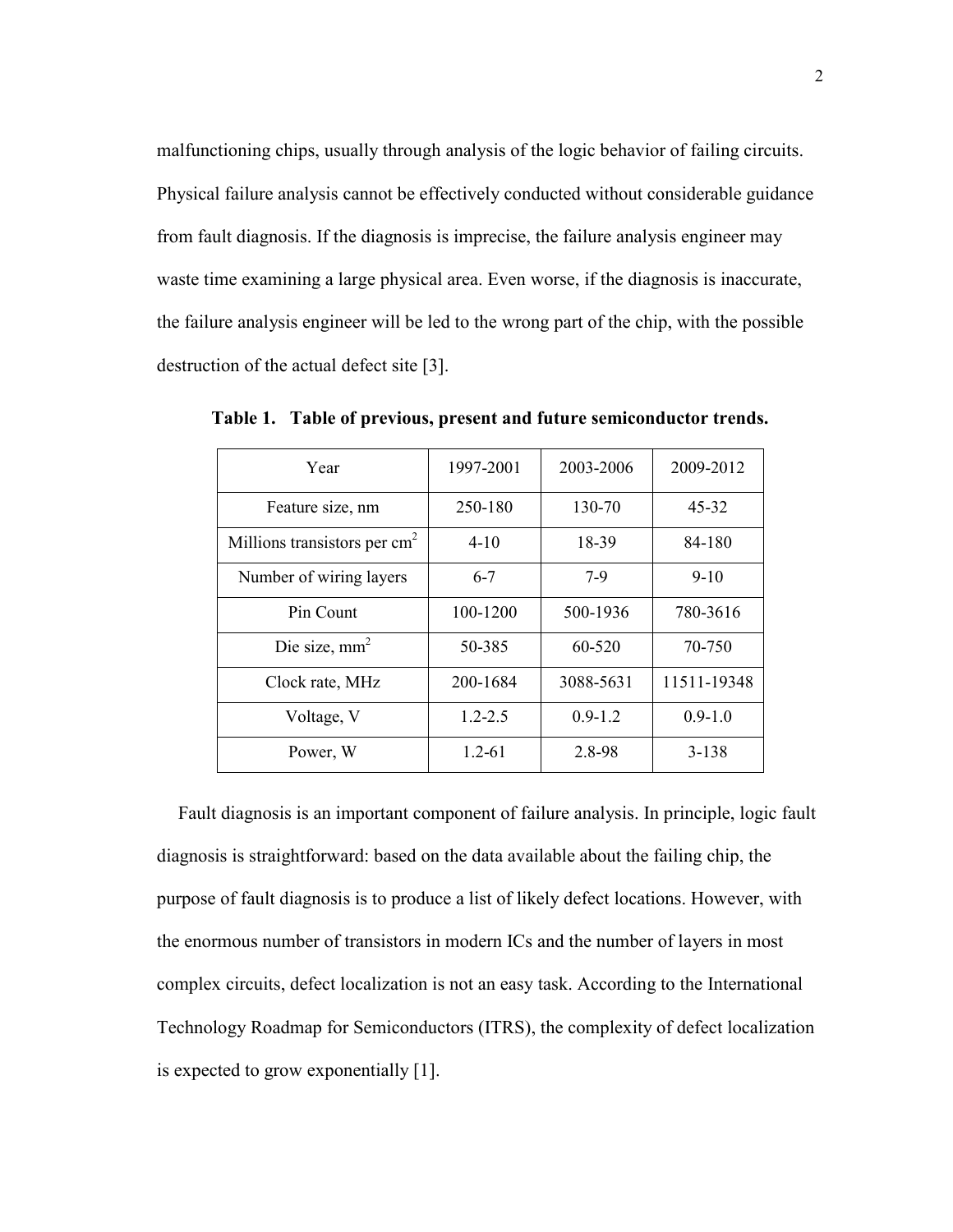malfunctioning chips, usually through analysis of the logic behavior of failing circuits. Physical failure analysis cannot be effectively conducted without considerable guidance from fault diagnosis. If the diagnosis is imprecise, the failure analysis engineer may waste time examining a large physical area. Even worse, if the diagnosis is inaccurate, the failure analysis engineer will be led to the wrong part of the chip, with the possible destruction of the actual defect site [3].

**Table 1. Table of previous, present and future semiconductor trends.**

| Year | 1997-2001 | 2003-2006 | 2009-2012 |
|---|---|---|---|
| Feature size, nm | 250-180 | 130-70 | 45-32 |
| Millions transistors per $cm^2$ | 4-10 | 18-39 | 84-180 |
| Number of wiring layers | 6-7 | 7-9 | 9-10 |
| Pin Count | 100-1200 | 500-1936 | 780-3616 |
| Die size, $mm^2$ | 50-385 | 60-520 | 70-750 |
| Clock rate, MHz | 200-1684 | 3088-5631 | 11511-19348 |
| Voltage, V | 1.2-2.5 | 0.9-1.2 | 0.9-1.0 |
| Power, W | 1.2-61 | 2.8-98 | 3-138 |

Fault diagnosis is an important component of failure analysis. In principle, logic fault diagnosis is straightforward: based on the data available about the failing chip, the purpose of fault diagnosis is to produce a list of likely defect locations. However, with the enormous number of transistors in modern ICs and the number of layers in most complex circuits, defect localization is not an easy task. According to the International Technology Roadmap for Semiconductors (ITRS), the complexity of defect localization is expected to grow exponentially [1].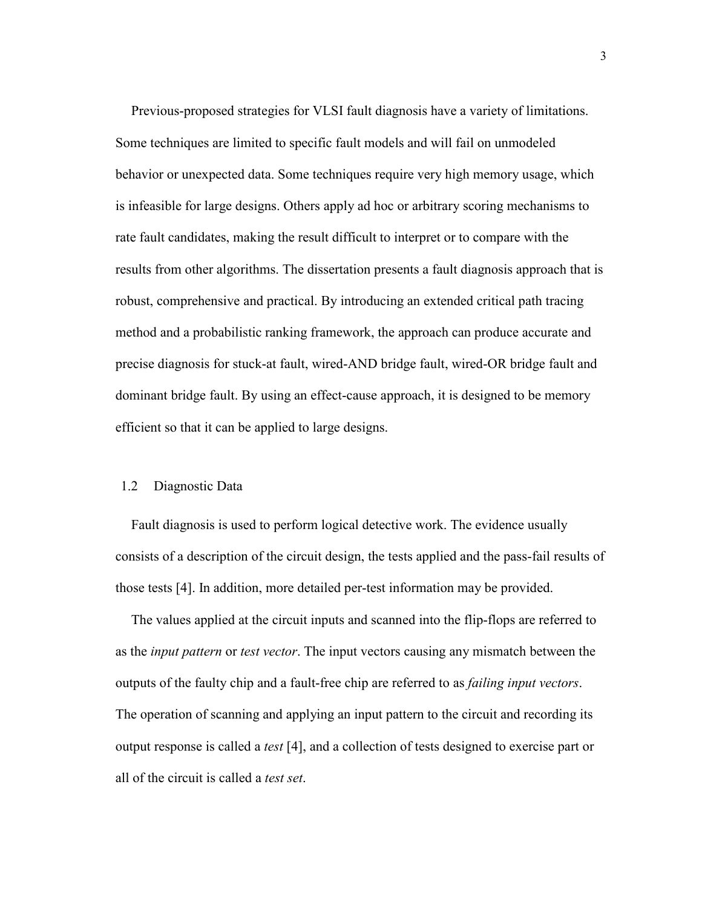Previous-proposed strategies for VLSI fault diagnosis have a variety of limitations. Some techniques are limited to specific fault models and will fail on unmodeled behavior or unexpected data. Some techniques require very high memory usage, which is infeasible for large designs. Others apply ad hoc or arbitrary scoring mechanisms to rate fault candidates, making the result difficult to interpret or to compare with the results from other algorithms. The dissertation presents a fault diagnosis approach that is robust, comprehensive and practical. By introducing an extended critical path tracing method and a probabilistic ranking framework, the approach can produce accurate and precise diagnosis for stuck-at fault, wired-AND bridge fault, wired-OR bridge fault and dominant bridge fault. By using an effect-cause approach, it is designed to be memory efficient so that it can be applied to large designs.

## 1.2 Diagnostic Data

Fault diagnosis is used to perform logical detective work. The evidence usually consists of a description of the circuit design, the tests applied and the pass-fail results of those tests [4]. In addition, more detailed per-test information may be provided.

The values applied at the circuit inputs and scanned into the flip-flops are referred to as the *input pattern* or *test vector*. The input vectors causing any mismatch between the outputs of the faulty chip and a fault-free chip are referred to as *failing input vectors*. The operation of scanning and applying an input pattern to the circuit and recording its output response is called a *test* [4], and a collection of tests designed to exercise part or all of the circuit is called a *test set*.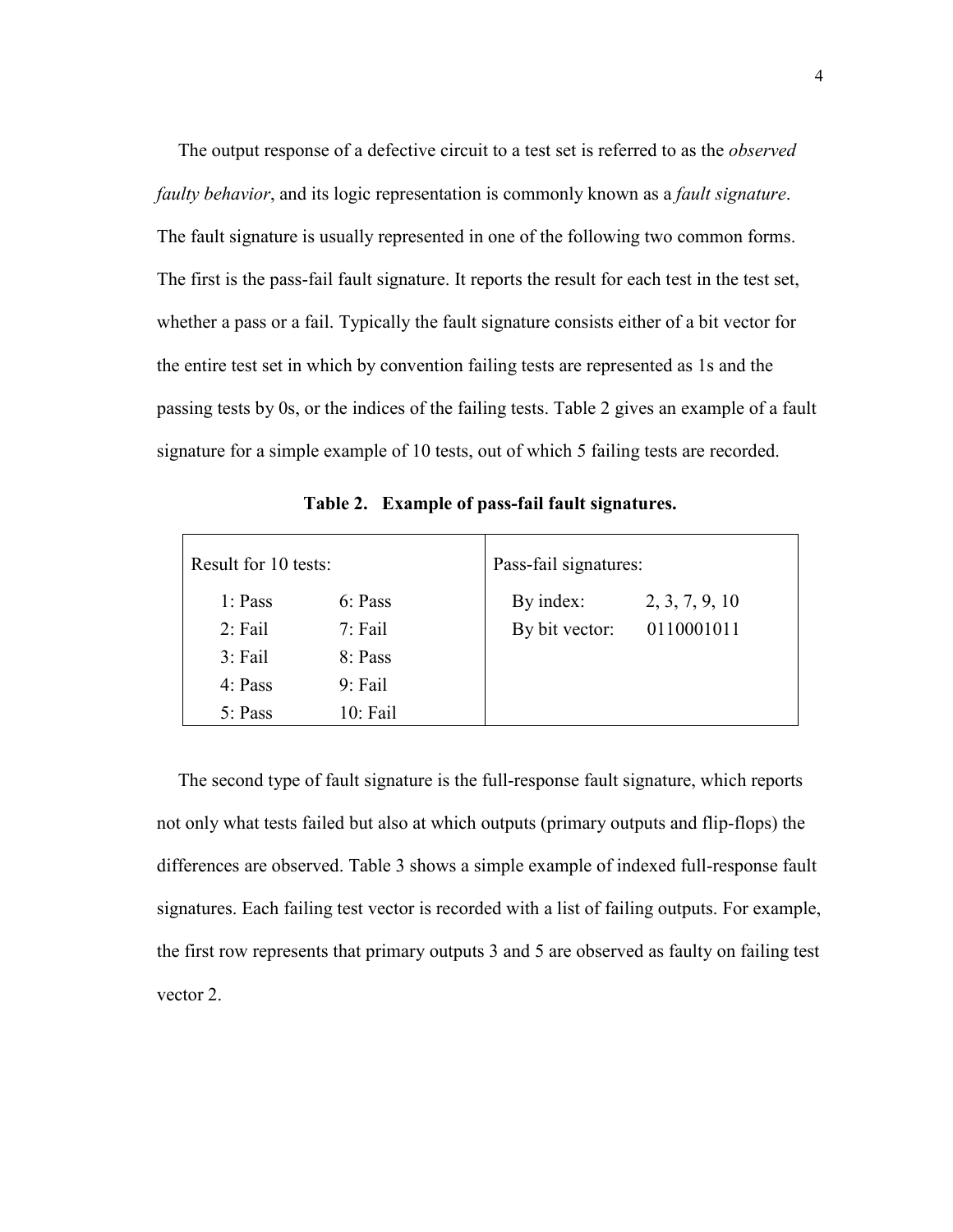The output response of a defective circuit to a test set is referred to as the *observed faulty behavior*, and its logic representation is commonly known as a *fault signature*. The fault signature is usually represented in one of the following two common forms. The first is the pass-fail fault signature. It reports the result for each test in the test set, whether a pass or a fail. Typically the fault signature consists either of a bit vector for the entire test set in which by convention failing tests are represented as 1s and the passing tests by 0s, or the indices of the failing tests. Table 2 gives an example of a fault signature for a simple example of 10 tests, out of which 5 failing tests are recorded.

**Table 2. Example of pass-fail fault signatures.**

| Result for 10 tests: | | Pass-fail signatures: | |
|---|---|---|---|
| 1: Pass | 6: Pass | By index: | 2, 3, 7, 9, 10 |
| 2: Fail | 7: Fail | By bit vector: | 0110001011 |
| 3: Fail | 8: Pass | | |
| 4: Pass | 9: Fail | | |
| 5: Pass | 10: Fail | | |

The second type of fault signature is the full-response fault signature, which reports not only what tests failed but also at which outputs (primary outputs and flip-flops) the differences are observed. Table 3 shows a simple example of indexed full-response fault signatures. Each failing test vector is recorded with a list of failing outputs. For example, the first row represents that primary outputs 3 and 5 are observed as faulty on failing test vector 2.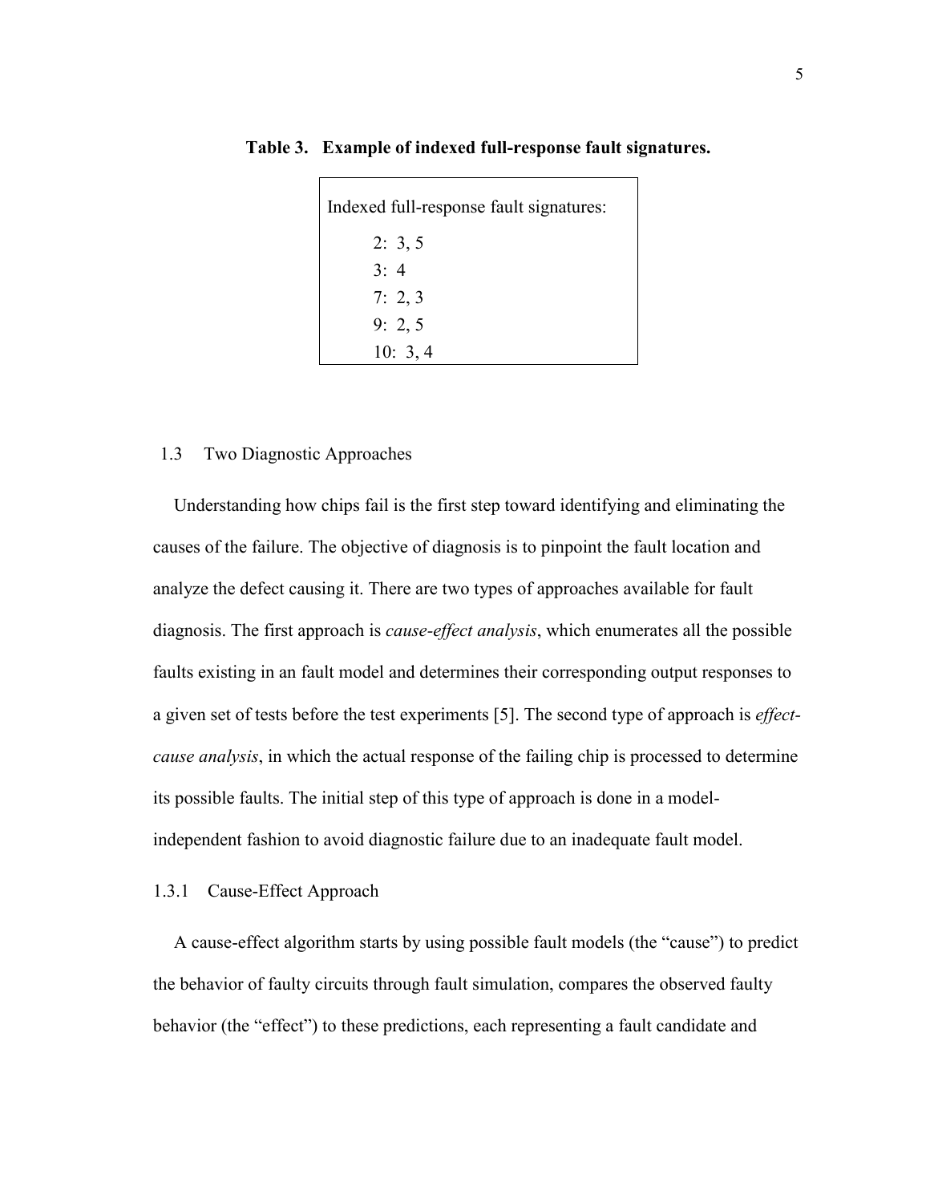**Table 3. Example of indexed full-response fault signatures.**

```
Indexed full-response fault signatures:
    2:  3, 5
    3:  4
    7:  2, 3
    9:  2, 5
    10:  3, 4
```

## 1.3 Two Diagnostic Approaches

Understanding how chips fail is the first step toward identifying and eliminating the causes of the failure. The objective of diagnosis is to pinpoint the fault location and analyze the defect causing it. There are two types of approaches available for fault diagnosis. The first approach is *cause-effect analysis*, which enumerates all the possible faults existing in an fault model and determines their corresponding output responses to a given set of tests before the test experiments [5]. The second type of approach is *effect-cause analysis*, in which the actual response of the failing chip is processed to determine its possible faults. The initial step of this type of approach is done in a model-independent fashion to avoid diagnostic failure due to an inadequate fault model.

### 1.3.1 Cause-Effect Approach

A cause-effect algorithm starts by using possible fault models (the "cause") to predict the behavior of faulty circuits through fault simulation, compares the observed faulty behavior (the "effect") to these predictions, each representing a fault candidate and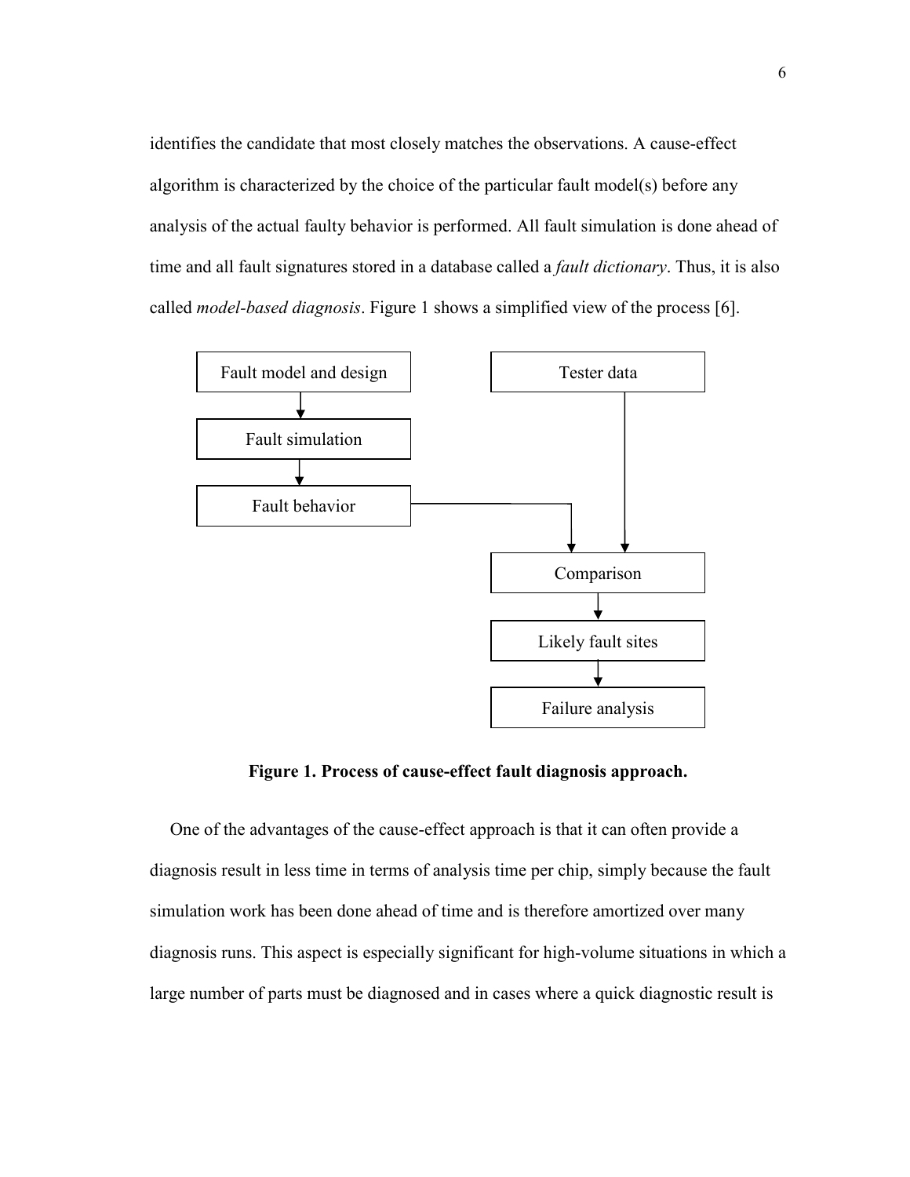identifies the candidate that most closely matches the observations. A cause-effect algorithm is characterized by the choice of the particular fault model(s) before any analysis of the actual faulty behavior is performed. All fault simulation is done ahead of time and all fault signatures stored in a database called a *fault dictionary*. Thus, it is also called *model-based diagnosis*. Figure 1 shows a simplified view of the process [6].

Fault model and design

Fault simulation

Fault behavior

Tester data

Comparison

Likely fault sites

Failure analysis

**Figure 1. Process of cause-effect fault diagnosis approach.**

One of the advantages of the cause-effect approach is that it can often provide a diagnosis result in less time in terms of analysis time per chip, simply because the fault simulation work has been done ahead of time and is therefore amortized over many diagnosis runs. This aspect is especially significant for high-volume situations in which a large number of parts must be diagnosed and in cases where a quick diagnostic result is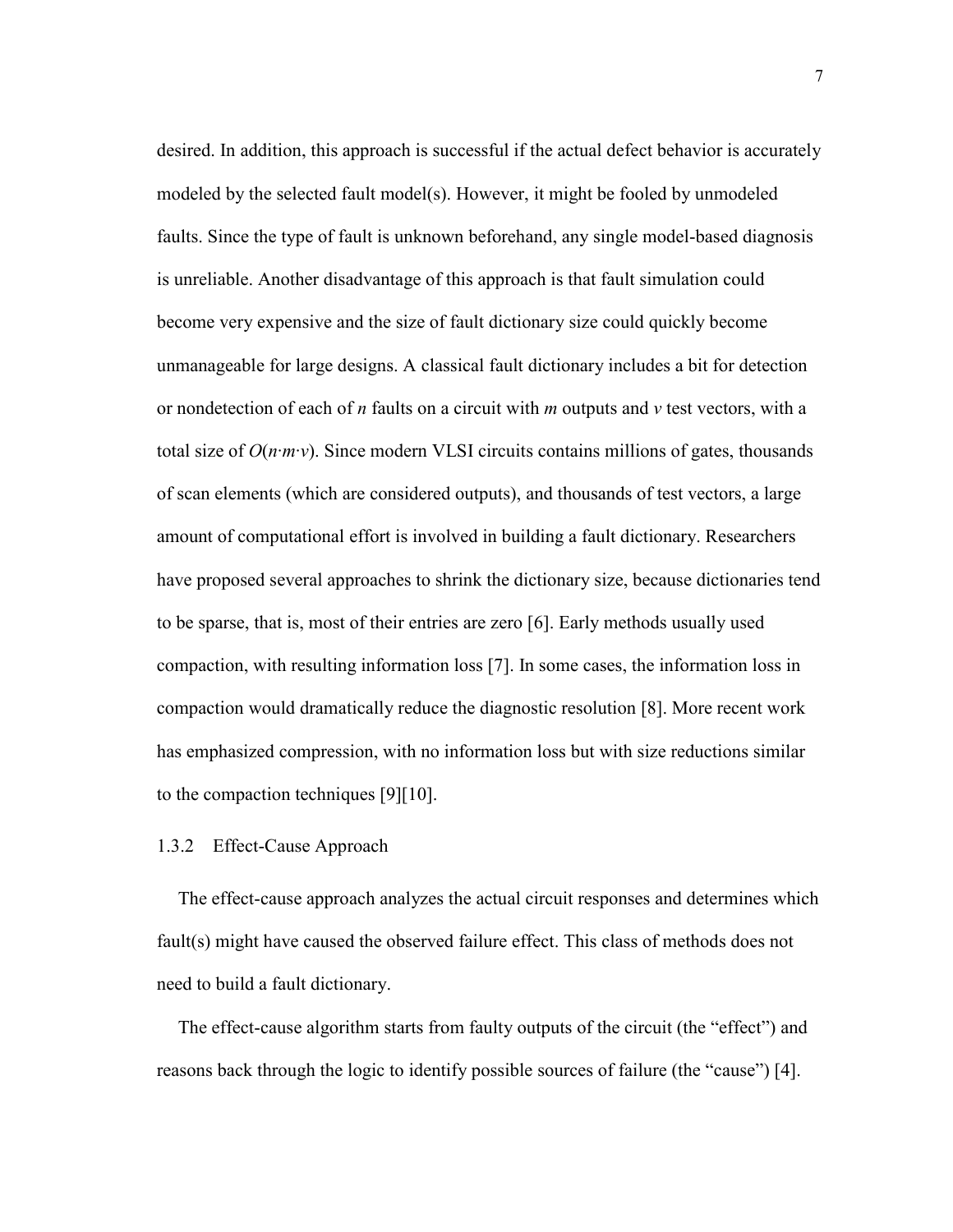desired. In addition, this approach is successful if the actual defect behavior is accurately modeled by the selected fault model(s). However, it might be fooled by unmodeled faults. Since the type of fault is unknown beforehand, any single model-based diagnosis is unreliable. Another disadvantage of this approach is that fault simulation could become very expensive and the size of fault dictionary size could quickly become unmanageable for large designs. A classical fault dictionary includes a bit for detection or nondetection of each of $n$ faults on a circuit with $m$ outputs and $v$ test vectors, with a total size of $O(n \cdot m \cdot v)$. Since modern VLSI circuits contains millions of gates, thousands of scan elements (which are considered outputs), and thousands of test vectors, a large amount of computational effort is involved in building a fault dictionary. Researchers have proposed several approaches to shrink the dictionary size, because dictionaries tend to be sparse, that is, most of their entries are zero [6]. Early methods usually used compaction, with resulting information loss [7]. In some cases, the information loss in compaction would dramatically reduce the diagnostic resolution [8]. More recent work has emphasized compression, with no information loss but with size reductions similar to the compaction techniques [9][10].

### 1.3.2 Effect-Cause Approach

The effect-cause approach analyzes the actual circuit responses and determines which fault(s) might have caused the observed failure effect. This class of methods does not need to build a fault dictionary.

The effect-cause algorithm starts from faulty outputs of the circuit (the "effect") and reasons back through the logic to identify possible sources of failure (the "cause") [4].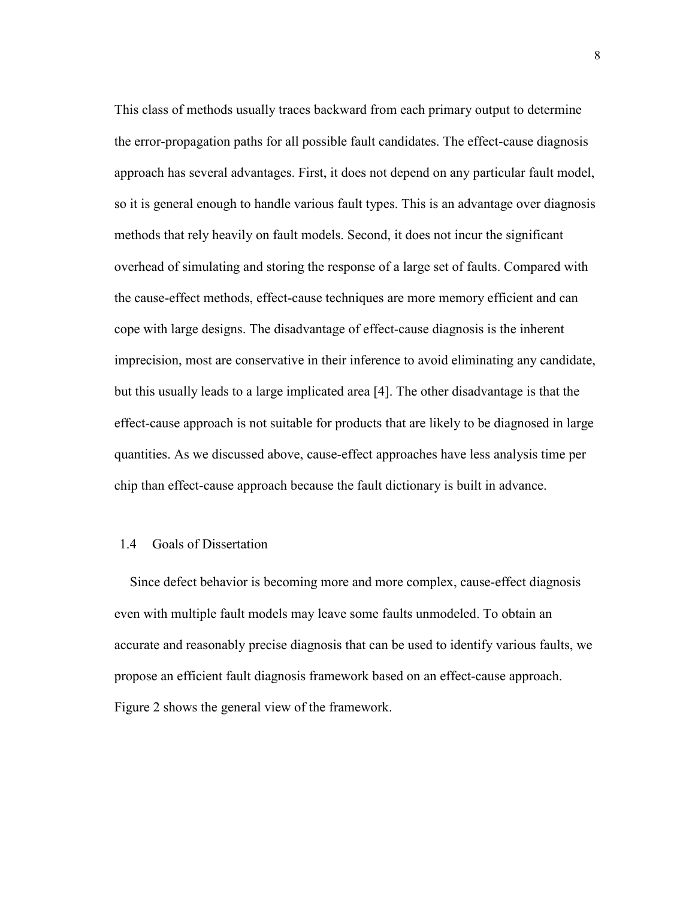This class of methods usually traces backward from each primary output to determine the error-propagation paths for all possible fault candidates. The effect-cause diagnosis approach has several advantages. First, it does not depend on any particular fault model, so it is general enough to handle various fault types. This is an advantage over diagnosis methods that rely heavily on fault models. Second, it does not incur the significant overhead of simulating and storing the response of a large set of faults. Compared with the cause-effect methods, effect-cause techniques are more memory efficient and can cope with large designs. The disadvantage of effect-cause diagnosis is the inherent imprecision, most are conservative in their inference to avoid eliminating any candidate, but this usually leads to a large implicated area [4]. The other disadvantage is that the effect-cause approach is not suitable for products that are likely to be diagnosed in large quantities. As we discussed above, cause-effect approaches have less analysis time per chip than effect-cause approach because the fault dictionary is built in advance.

## 1.4 Goals of Dissertation

Since defect behavior is becoming more and more complex, cause-effect diagnosis even with multiple fault models may leave some faults unmodeled. To obtain an accurate and reasonably precise diagnosis that can be used to identify various faults, we propose an efficient fault diagnosis framework based on an effect-cause approach. Figure 2 shows the general view of the framework.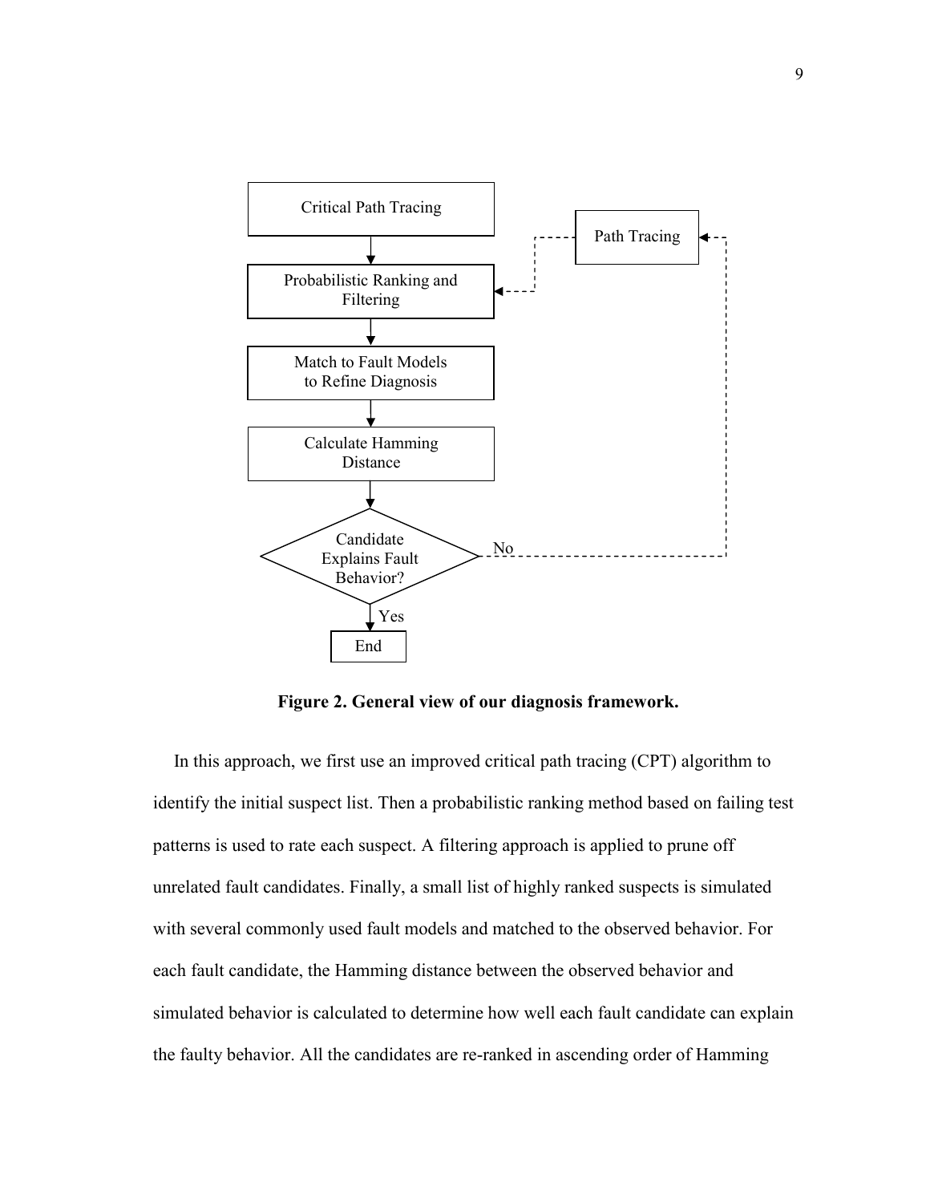Critical Path Tracing

Probabilistic Ranking and Filtering

Match to Fault Models to Refine Diagnosis

Calculate Hamming Distance

Candidate Explains Fault Behavior?

Yes

End

No

Path Tracing

**Figure 2. General view of our diagnosis framework.**

In this approach, we first use an improved critical path tracing (CPT) algorithm to identify the initial suspect list. Then a probabilistic ranking method based on failing test patterns is used to rate each suspect. A filtering approach is applied to prune off unrelated fault candidates. Finally, a small list of highly ranked suspects is simulated with several commonly used fault models and matched to the observed behavior. For each fault candidate, the Hamming distance between the observed behavior and simulated behavior is calculated to determine how well each fault candidate can explain the faulty behavior. All the candidates are re-ranked in ascending order of Hamming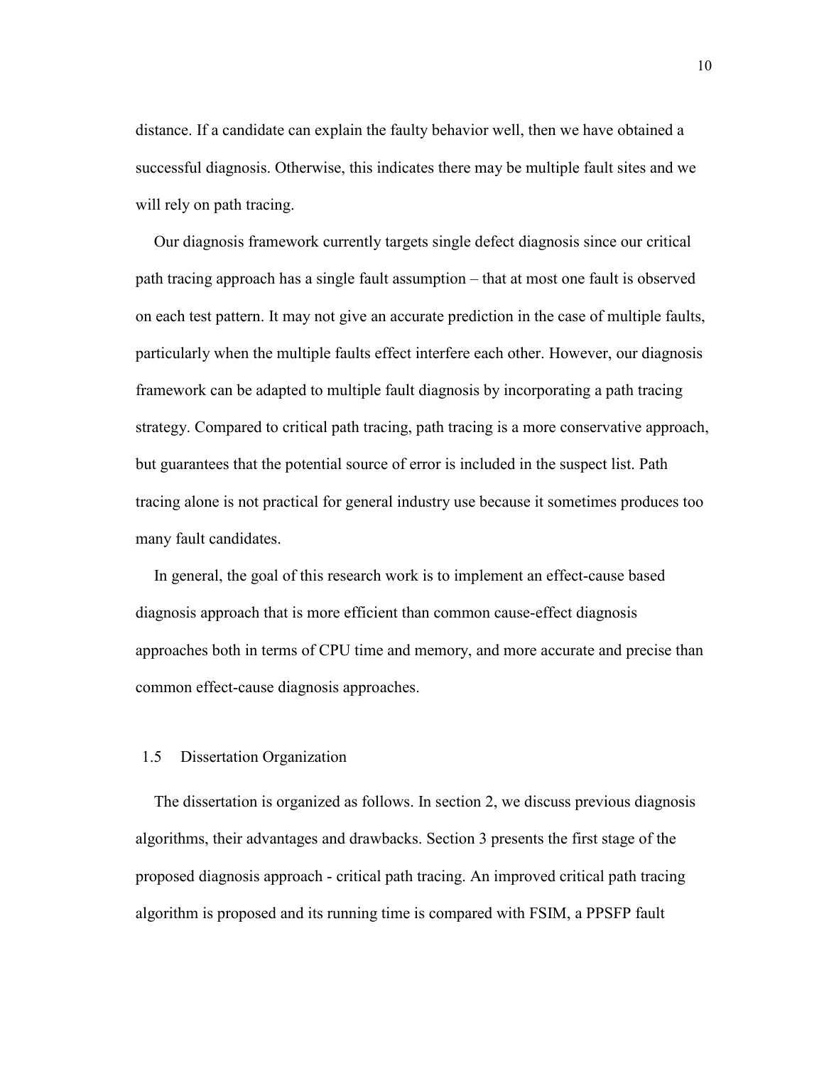distance. If a candidate can explain the faulty behavior well, then we have obtained a successful diagnosis. Otherwise, this indicates there may be multiple fault sites and we will rely on path tracing.

Our diagnosis framework currently targets single defect diagnosis since our critical path tracing approach has a single fault assumption – that at most one fault is observed on each test pattern. It may not give an accurate prediction in the case of multiple faults, particularly when the multiple faults effect interfere each other. However, our diagnosis framework can be adapted to multiple fault diagnosis by incorporating a path tracing strategy. Compared to critical path tracing, path tracing is a more conservative approach, but guarantees that the potential source of error is included in the suspect list. Path tracing alone is not practical for general industry use because it sometimes produces too many fault candidates.

In general, the goal of this research work is to implement an effect-cause based diagnosis approach that is more efficient than common cause-effect diagnosis approaches both in terms of CPU time and memory, and more accurate and precise than common effect-cause diagnosis approaches.

## 1.5 Dissertation Organization

The dissertation is organized as follows. In section 2, we discuss previous diagnosis algorithms, their advantages and drawbacks. Section 3 presents the first stage of the proposed diagnosis approach - critical path tracing. An improved critical path tracing algorithm is proposed and its running time is compared with FSIM, a PPSFP fault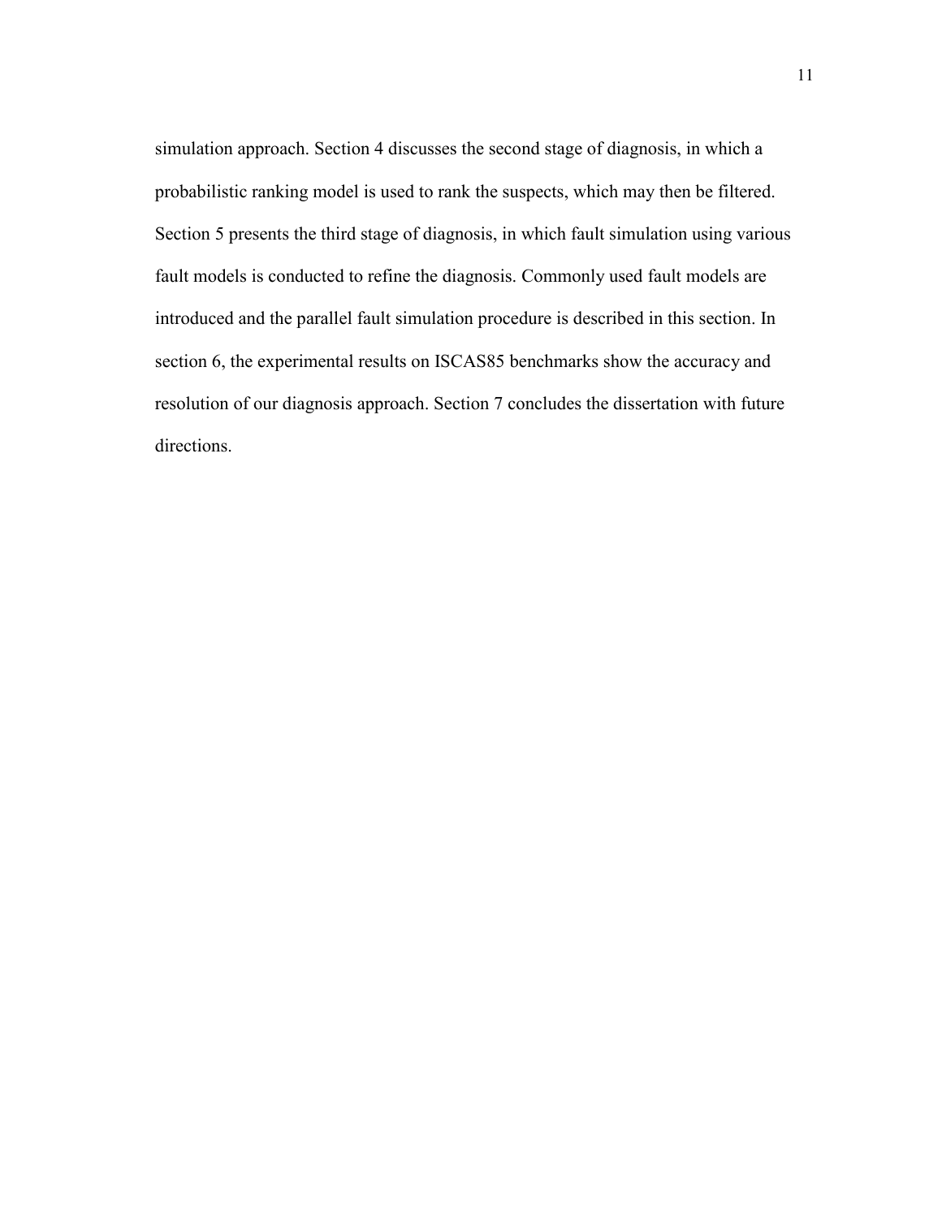simulation approach. Section 4 discusses the second stage of diagnosis, in which a probabilistic ranking model is used to rank the suspects, which may then be filtered. Section 5 presents the third stage of diagnosis, in which fault simulation using various fault models is conducted to refine the diagnosis. Commonly used fault models are introduced and the parallel fault simulation procedure is described in this section. In section 6, the experimental results on ISCAS85 benchmarks show the accuracy and resolution of our diagnosis approach. Section 7 concludes the dissertation with future directions.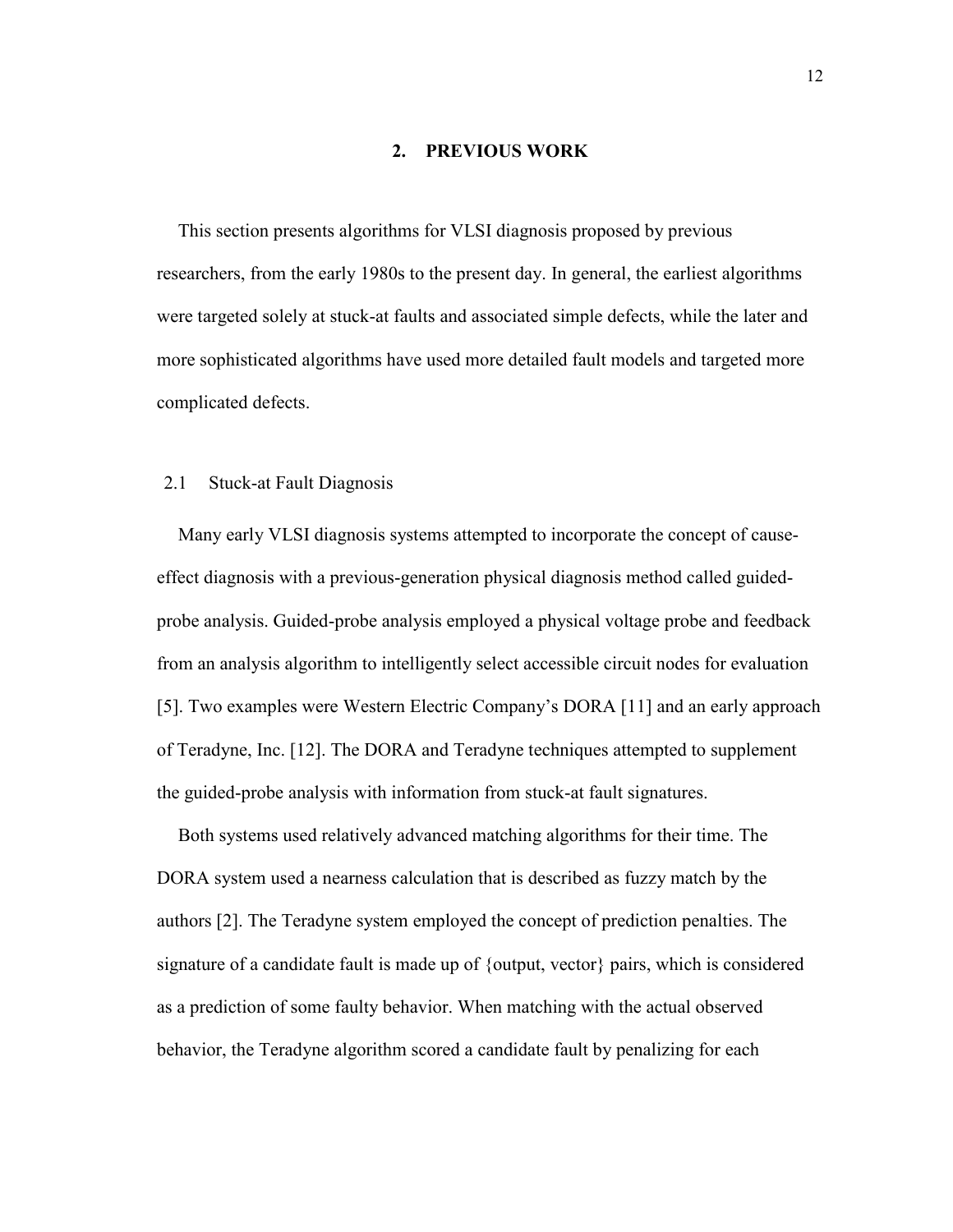# 2. PREVIOUS WORK

This section presents algorithms for VLSI diagnosis proposed by previous researchers, from the early 1980s to the present day. In general, the earliest algorithms were targeted solely at stuck-at faults and associated simple defects, while the later and more sophisticated algorithms have used more detailed fault models and targeted more complicated defects.

## 2.1 Stuck-at Fault Diagnosis

Many early VLSI diagnosis systems attempted to incorporate the concept of cause-effect diagnosis with a previous-generation physical diagnosis method called guided-probe analysis. Guided-probe analysis employed a physical voltage probe and feedback from an analysis algorithm to intelligently select accessible circuit nodes for evaluation [5]. Two examples were Western Electric Company's DORA [11] and an early approach of Teradyne, Inc. [12]. The DORA and Teradyne techniques attempted to supplement the guided-probe analysis with information from stuck-at fault signatures.

Both systems used relatively advanced matching algorithms for their time. The DORA system used a nearness calculation that is described as fuzzy match by the authors [2]. The Teradyne system employed the concept of prediction penalties. The signature of a candidate fault is made up of {output, vector} pairs, which is considered as a prediction of some faulty behavior. When matching with the actual observed behavior, the Teradyne algorithm scored a candidate fault by penalizing for each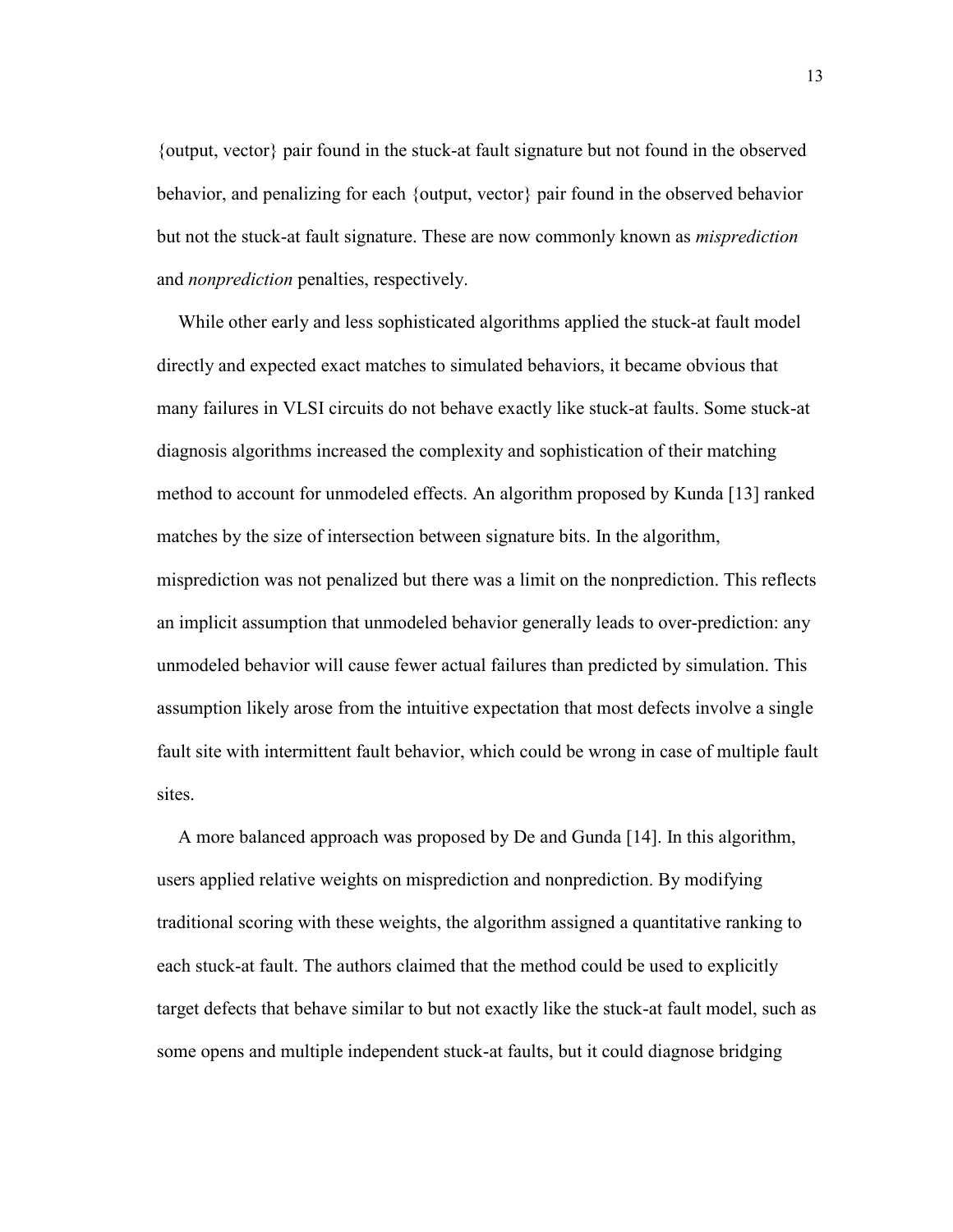{output, vector} pair found in the stuck-at fault signature but not found in the observed behavior, and penalizing for each {output, vector} pair found in the observed behavior but not the stuck-at fault signature. These are now commonly known as *misprediction* and *nonprediction* penalties, respectively.

While other early and less sophisticated algorithms applied the stuck-at fault model directly and expected exact matches to simulated behaviors, it became obvious that many failures in VLSI circuits do not behave exactly like stuck-at faults. Some stuck-at diagnosis algorithms increased the complexity and sophistication of their matching method to account for unmodeled effects. An algorithm proposed by Kunda [13] ranked matches by the size of intersection between signature bits. In the algorithm, misprediction was not penalized but there was a limit on the nonprediction. This reflects an implicit assumption that unmodeled behavior generally leads to over-prediction: any unmodeled behavior will cause fewer actual failures than predicted by simulation. This assumption likely arose from the intuitive expectation that most defects involve a single fault site with intermittent fault behavior, which could be wrong in case of multiple fault sites.

A more balanced approach was proposed by De and Gunda [14]. In this algorithm, users applied relative weights on misprediction and nonprediction. By modifying traditional scoring with these weights, the algorithm assigned a quantitative ranking to each stuck-at fault. The authors claimed that the method could be used to explicitly target defects that behave similar to but not exactly like the stuck-at fault model, such as some opens and multiple independent stuck-at faults, but it could diagnose bridging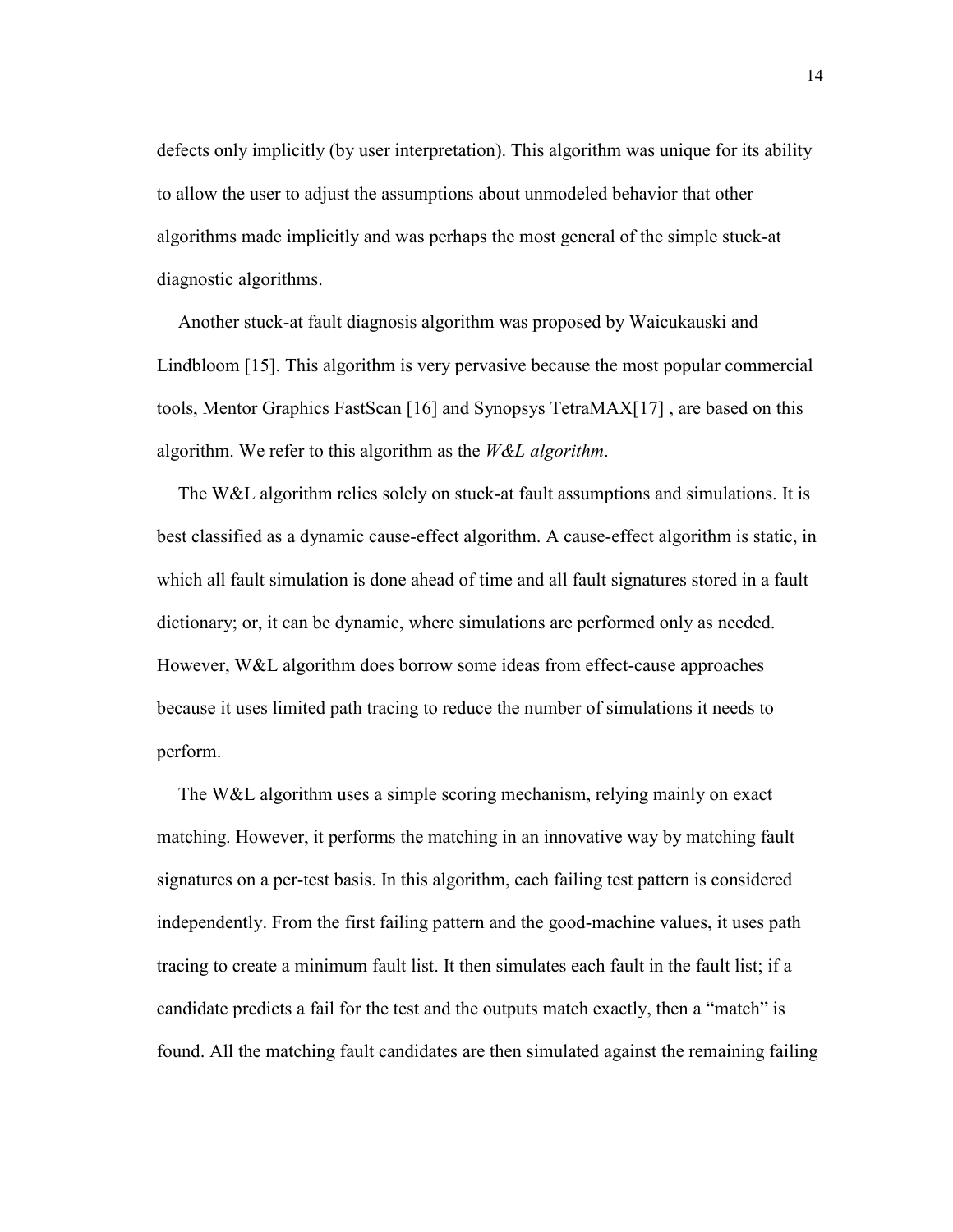defects only implicitly (by user interpretation). This algorithm was unique for its ability to allow the user to adjust the assumptions about unmodeled behavior that other algorithms made implicitly and was perhaps the most general of the simple stuck-at diagnostic algorithms.

Another stuck-at fault diagnosis algorithm was proposed by Waicukauski and Lindbloom [15]. This algorithm is very pervasive because the most popular commercial tools, Mentor Graphics FastScan [16] and Synopsys TetraMAX[17] , are based on this algorithm. We refer to this algorithm as the *W&L algorithm*.

The W&L algorithm relies solely on stuck-at fault assumptions and simulations. It is best classified as a dynamic cause-effect algorithm. A cause-effect algorithm is static, in which all fault simulation is done ahead of time and all fault signatures stored in a fault dictionary; or, it can be dynamic, where simulations are performed only as needed. However, W&L algorithm does borrow some ideas from effect-cause approaches because it uses limited path tracing to reduce the number of simulations it needs to perform.

The W&L algorithm uses a simple scoring mechanism, relying mainly on exact matching. However, it performs the matching in an innovative way by matching fault signatures on a per-test basis. In this algorithm, each failing test pattern is considered independently. From the first failing pattern and the good-machine values, it uses path tracing to create a minimum fault list. It then simulates each fault in the fault list; if a candidate predicts a fail for the test and the outputs match exactly, then a "match" is found. All the matching fault candidates are then simulated against the remaining failing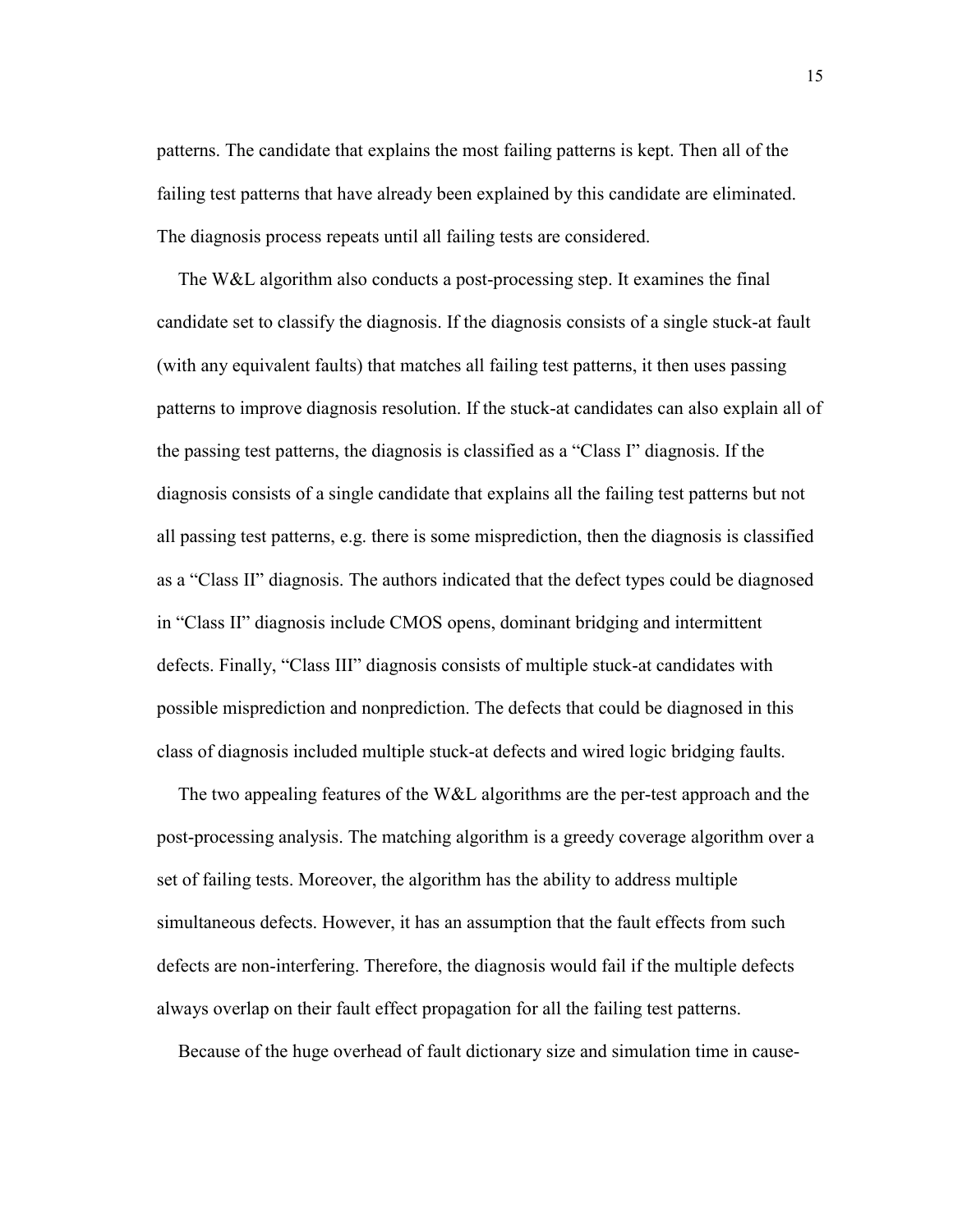patterns. The candidate that explains the most failing patterns is kept. Then all of the failing test patterns that have already been explained by this candidate are eliminated. The diagnosis process repeats until all failing tests are considered.

The W&L algorithm also conducts a post-processing step. It examines the final candidate set to classify the diagnosis. If the diagnosis consists of a single stuck-at fault (with any equivalent faults) that matches all failing test patterns, it then uses passing patterns to improve diagnosis resolution. If the stuck-at candidates can also explain all of the passing test patterns, the diagnosis is classified as a "Class I" diagnosis. If the diagnosis consists of a single candidate that explains all the failing test patterns but not all passing test patterns, e.g. there is some misprediction, then the diagnosis is classified as a "Class II" diagnosis. The authors indicated that the defect types could be diagnosed in "Class II" diagnosis include CMOS opens, dominant bridging and intermittent defects. Finally, "Class III" diagnosis consists of multiple stuck-at candidates with possible misprediction and nonprediction. The defects that could be diagnosed in this class of diagnosis included multiple stuck-at defects and wired logic bridging faults.

The two appealing features of the W&L algorithms are the per-test approach and the post-processing analysis. The matching algorithm is a greedy coverage algorithm over a set of failing tests. Moreover, the algorithm has the ability to address multiple simultaneous defects. However, it has an assumption that the fault effects from such defects are non-interfering. Therefore, the diagnosis would fail if the multiple defects always overlap on their fault effect propagation for all the failing test patterns.

Because of the huge overhead of fault dictionary size and simulation time in cause-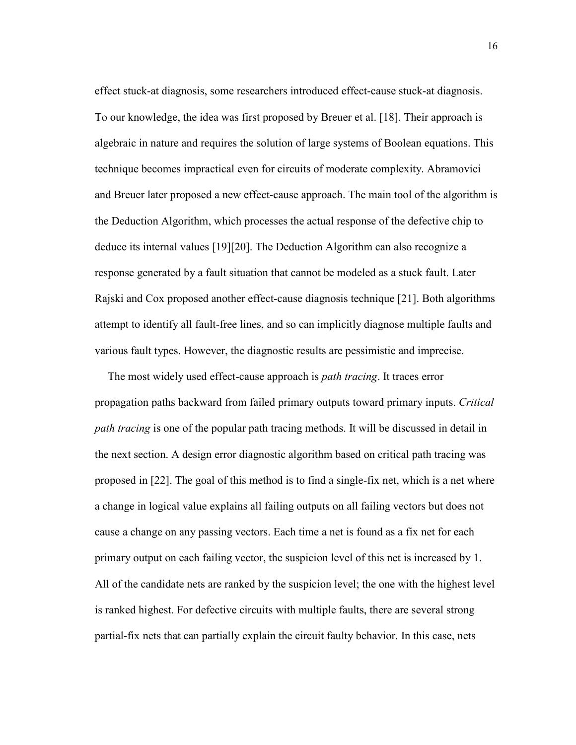effect stuck-at diagnosis, some researchers introduced effect-cause stuck-at diagnosis. To our knowledge, the idea was first proposed by Breuer et al. [18]. Their approach is algebraic in nature and requires the solution of large systems of Boolean equations. This technique becomes impractical even for circuits of moderate complexity. Abramovici and Breuer later proposed a new effect-cause approach. The main tool of the algorithm is the Deduction Algorithm, which processes the actual response of the defective chip to deduce its internal values [19][20]. The Deduction Algorithm can also recognize a response generated by a fault situation that cannot be modeled as a stuck fault. Later Rajski and Cox proposed another effect-cause diagnosis technique [21]. Both algorithms attempt to identify all fault-free lines, and so can implicitly diagnose multiple faults and various fault types. However, the diagnostic results are pessimistic and imprecise.

The most widely used effect-cause approach is *path tracing*. It traces error propagation paths backward from failed primary outputs toward primary inputs. *Critical path tracing* is one of the popular path tracing methods. It will be discussed in detail in the next section. A design error diagnostic algorithm based on critical path tracing was proposed in [22]. The goal of this method is to find a single-fix net, which is a net where a change in logical value explains all failing outputs on all failing vectors but does not cause a change on any passing vectors. Each time a net is found as a fix net for each primary output on each failing vector, the suspicion level of this net is increased by 1. All of the candidate nets are ranked by the suspicion level; the one with the highest level is ranked highest. For defective circuits with multiple faults, there are several strong partial-fix nets that can partially explain the circuit faulty behavior. In this case, nets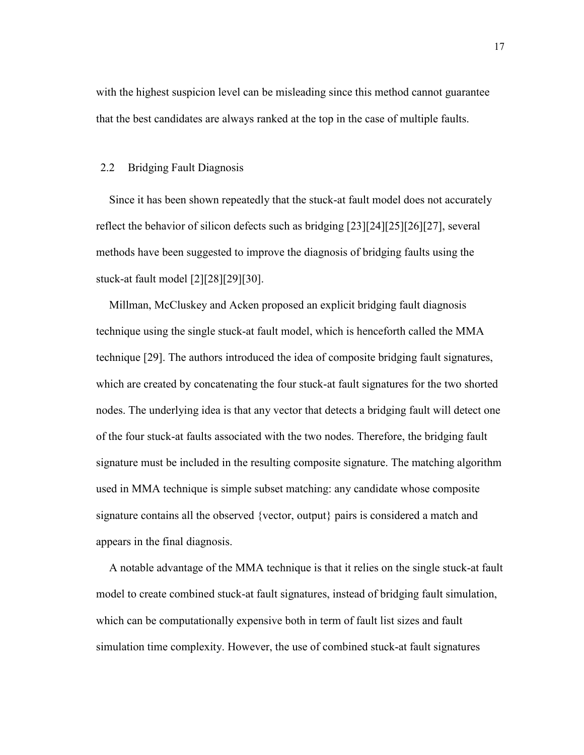with the highest suspicion level can be misleading since this method cannot guarantee that the best candidates are always ranked at the top in the case of multiple faults.

## 2.2 Bridging Fault Diagnosis

Since it has been shown repeatedly that the stuck-at fault model does not accurately reflect the behavior of silicon defects such as bridging [23][24][25][26][27], several methods have been suggested to improve the diagnosis of bridging faults using the stuck-at fault model [2][28][29][30].

Millman, McCluskey and Acken proposed an explicit bridging fault diagnosis technique using the single stuck-at fault model, which is henceforth called the MMA technique [29]. The authors introduced the idea of composite bridging fault signatures, which are created by concatenating the four stuck-at fault signatures for the two shorted nodes. The underlying idea is that any vector that detects a bridging fault will detect one of the four stuck-at faults associated with the two nodes. Therefore, the bridging fault signature must be included in the resulting composite signature. The matching algorithm used in MMA technique is simple subset matching: any candidate whose composite signature contains all the observed {vector, output} pairs is considered a match and appears in the final diagnosis.

A notable advantage of the MMA technique is that it relies on the single stuck-at fault model to create combined stuck-at fault signatures, instead of bridging fault simulation, which can be computationally expensive both in term of fault list sizes and fault simulation time complexity. However, the use of combined stuck-at fault signatures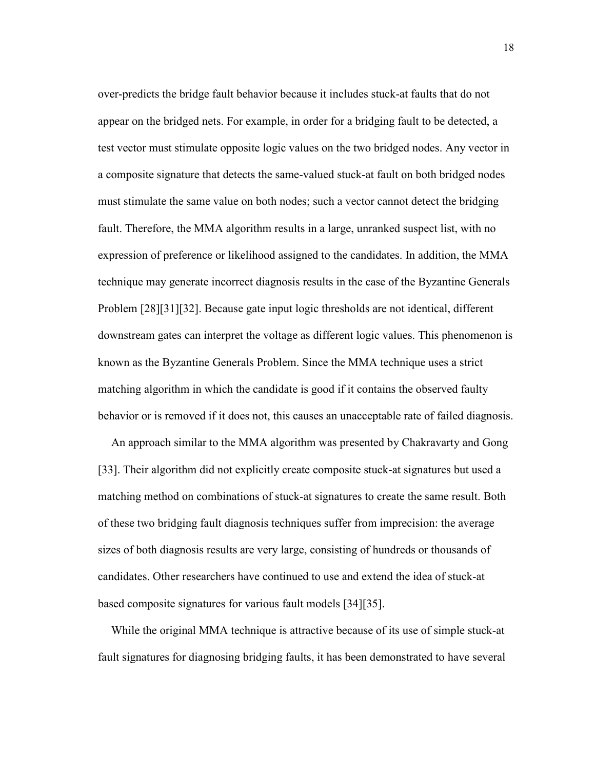over-predicts the bridge fault behavior because it includes stuck-at faults that do not appear on the bridged nets. For example, in order for a bridging fault to be detected, a test vector must stimulate opposite logic values on the two bridged nodes. Any vector in a composite signature that detects the same-valued stuck-at fault on both bridged nodes must stimulate the same value on both nodes; such a vector cannot detect the bridging fault. Therefore, the MMA algorithm results in a large, unranked suspect list, with no expression of preference or likelihood assigned to the candidates. In addition, the MMA technique may generate incorrect diagnosis results in the case of the Byzantine Generals Problem [28][31][32]. Because gate input logic thresholds are not identical, different downstream gates can interpret the voltage as different logic values. This phenomenon is known as the Byzantine Generals Problem. Since the MMA technique uses a strict matching algorithm in which the candidate is good if it contains the observed faulty behavior or is removed if it does not, this causes an unacceptable rate of failed diagnosis.

An approach similar to the MMA algorithm was presented by Chakravarty and Gong [33]. Their algorithm did not explicitly create composite stuck-at signatures but used a matching method on combinations of stuck-at signatures to create the same result. Both of these two bridging fault diagnosis techniques suffer from imprecision: the average sizes of both diagnosis results are very large, consisting of hundreds or thousands of candidates. Other researchers have continued to use and extend the idea of stuck-at based composite signatures for various fault models [34][35].

While the original MMA technique is attractive because of its use of simple stuck-at fault signatures for diagnosing bridging faults, it has been demonstrated to have several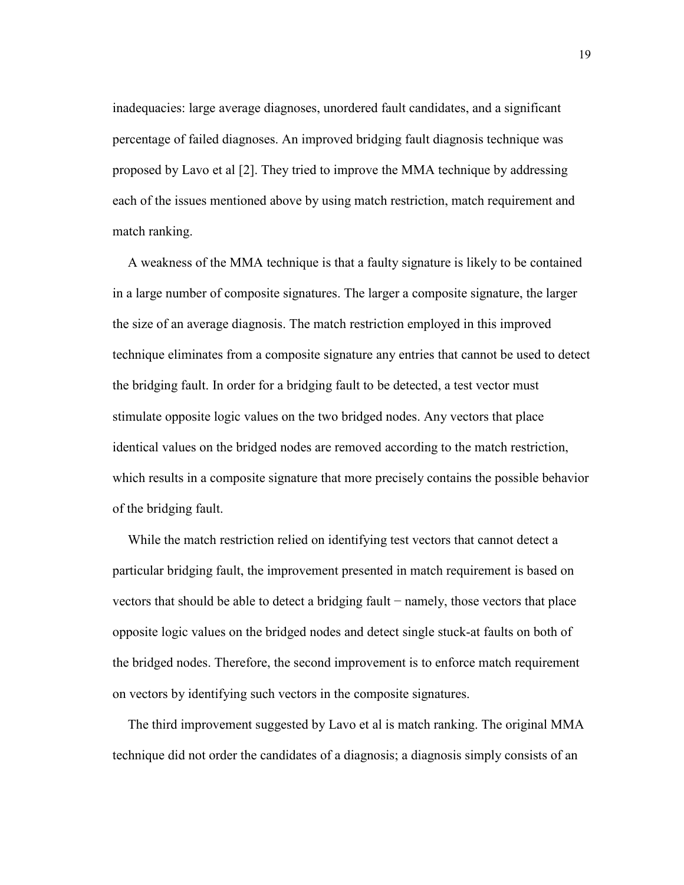inadequacies: large average diagnoses, unordered fault candidates, and a significant percentage of failed diagnoses. An improved bridging fault diagnosis technique was proposed by Lavo et al [2]. They tried to improve the MMA technique by addressing each of the issues mentioned above by using match restriction, match requirement and match ranking.

A weakness of the MMA technique is that a faulty signature is likely to be contained in a large number of composite signatures. The larger a composite signature, the larger the size of an average diagnosis. The match restriction employed in this improved technique eliminates from a composite signature any entries that cannot be used to detect the bridging fault. In order for a bridging fault to be detected, a test vector must stimulate opposite logic values on the two bridged nodes. Any vectors that place identical values on the bridged nodes are removed according to the match restriction, which results in a composite signature that more precisely contains the possible behavior of the bridging fault.

While the match restriction relied on identifying test vectors that cannot detect a particular bridging fault, the improvement presented in match requirement is based on vectors that should be able to detect a bridging fault − namely, those vectors that place opposite logic values on the bridged nodes and detect single stuck-at faults on both of the bridged nodes. Therefore, the second improvement is to enforce match requirement on vectors by identifying such vectors in the composite signatures.

The third improvement suggested by Lavo et al is match ranking. The original MMA technique did not order the candidates of a diagnosis; a diagnosis simply consists of an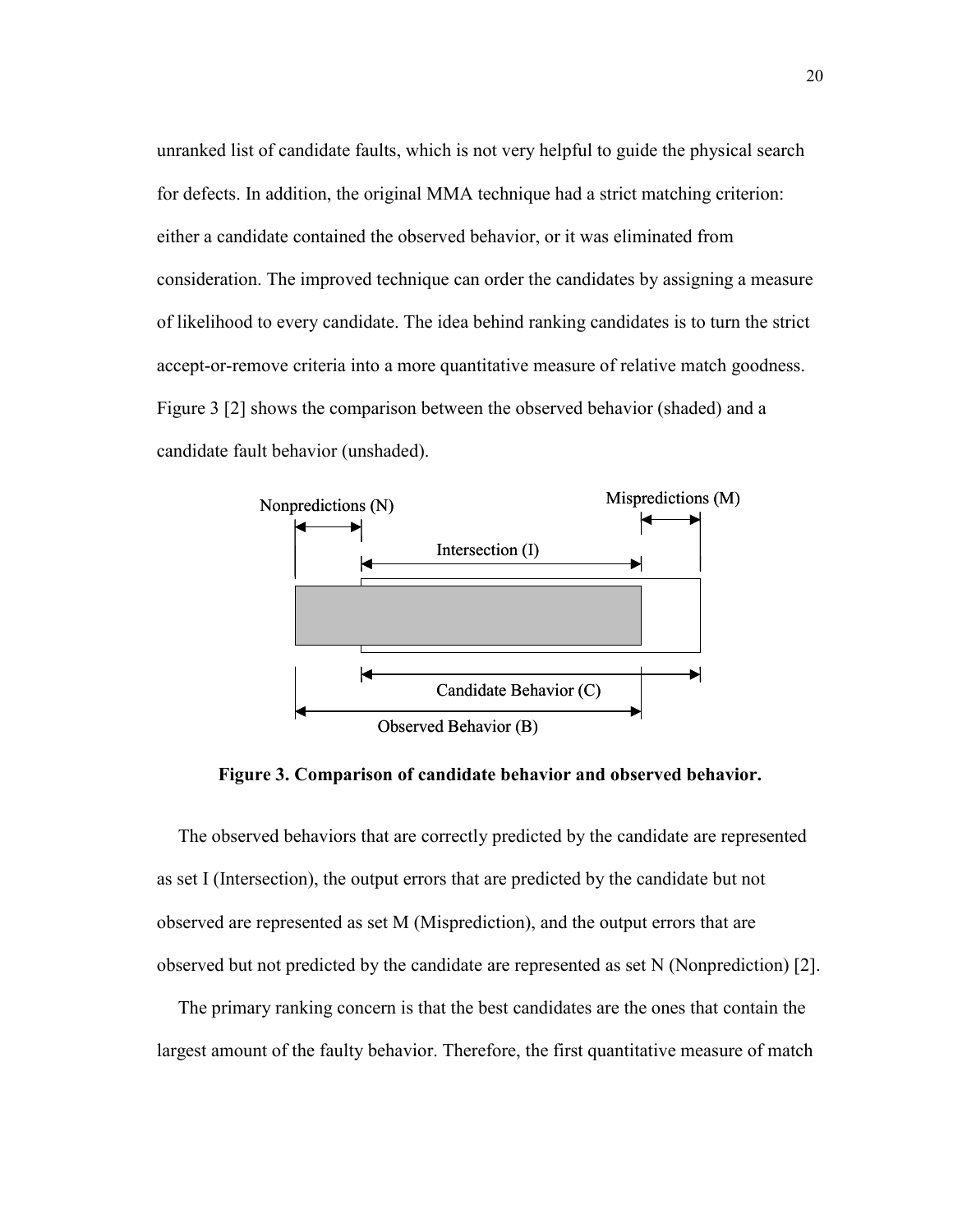unranked list of candidate faults, which is not very helpful to guide the physical search for defects. In addition, the original MMA technique had a strict matching criterion: either a candidate contained the observed behavior, or it was eliminated from consideration. The improved technique can order the candidates by assigning a measure of likelihood to every candidate. The idea behind ranking candidates is to turn the strict accept-or-remove criteria into a more quantitative measure of relative match goodness. Figure 3 [2] shows the comparison between the observed behavior (shaded) and a candidate fault behavior (unshaded).

**Figure 3. Comparison of candidate behavior and observed behavior.**

The observed behaviors that are correctly predicted by the candidate are represented as set I (Intersection), the output errors that are predicted by the candidate but not observed are represented as set M (Misprediction), and the output errors that are observed but not predicted by the candidate are represented as set N (Nonprediction) [2].

The primary ranking concern is that the best candidates are the ones that contain the largest amount of the faulty behavior. Therefore, the first quantitative measure of match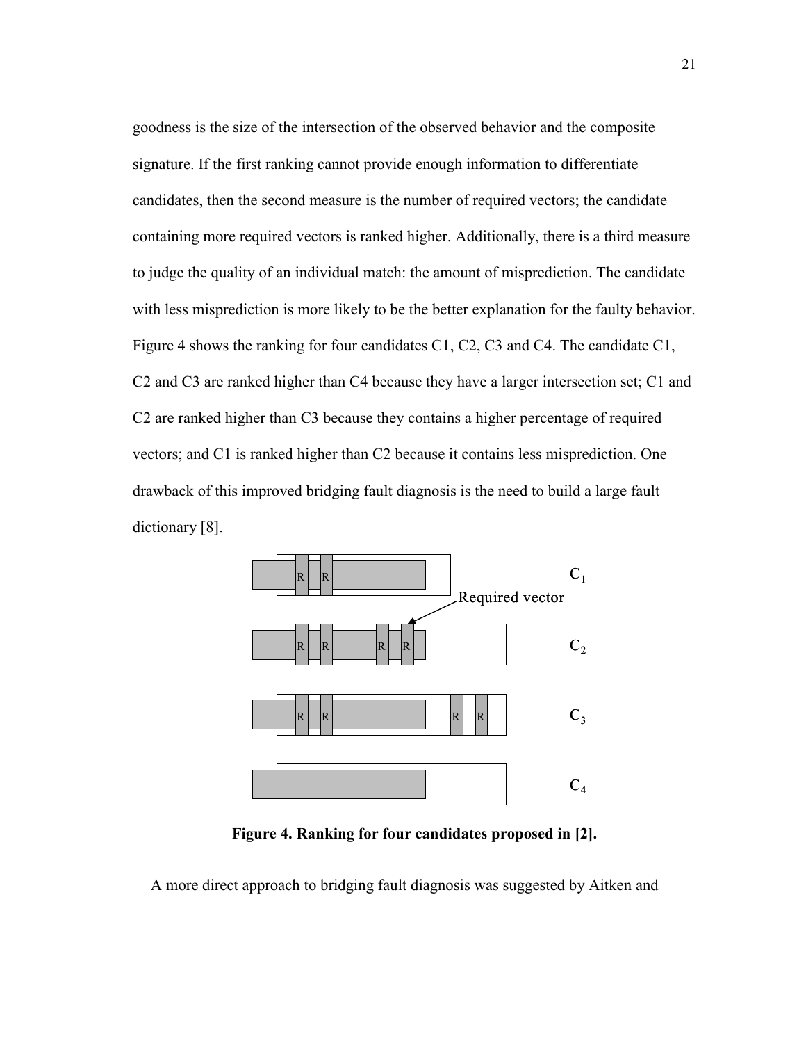goodness is the size of the intersection of the observed behavior and the composite signature. If the first ranking cannot provide enough information to differentiate candidates, then the second measure is the number of required vectors; the candidate containing more required vectors is ranked higher. Additionally, there is a third measure to judge the quality of an individual match: the amount of misprediction. The candidate with less misprediction is more likely to be the better explanation for the faulty behavior. Figure 4 shows the ranking for four candidates C1, C2, C3 and C4. The candidate C1, C2 and C3 are ranked higher than C4 because they have a larger intersection set; C1 and C2 are ranked higher than C3 because they contains a higher percentage of required vectors; and C1 is ranked higher than C2 because it contains less misprediction. One drawback of this improved bridging fault diagnosis is the need to build a large fault dictionary [8].

**Figure 4. Ranking for four candidates proposed in [2].**

A more direct approach to bridging fault diagnosis was suggested by Aitken and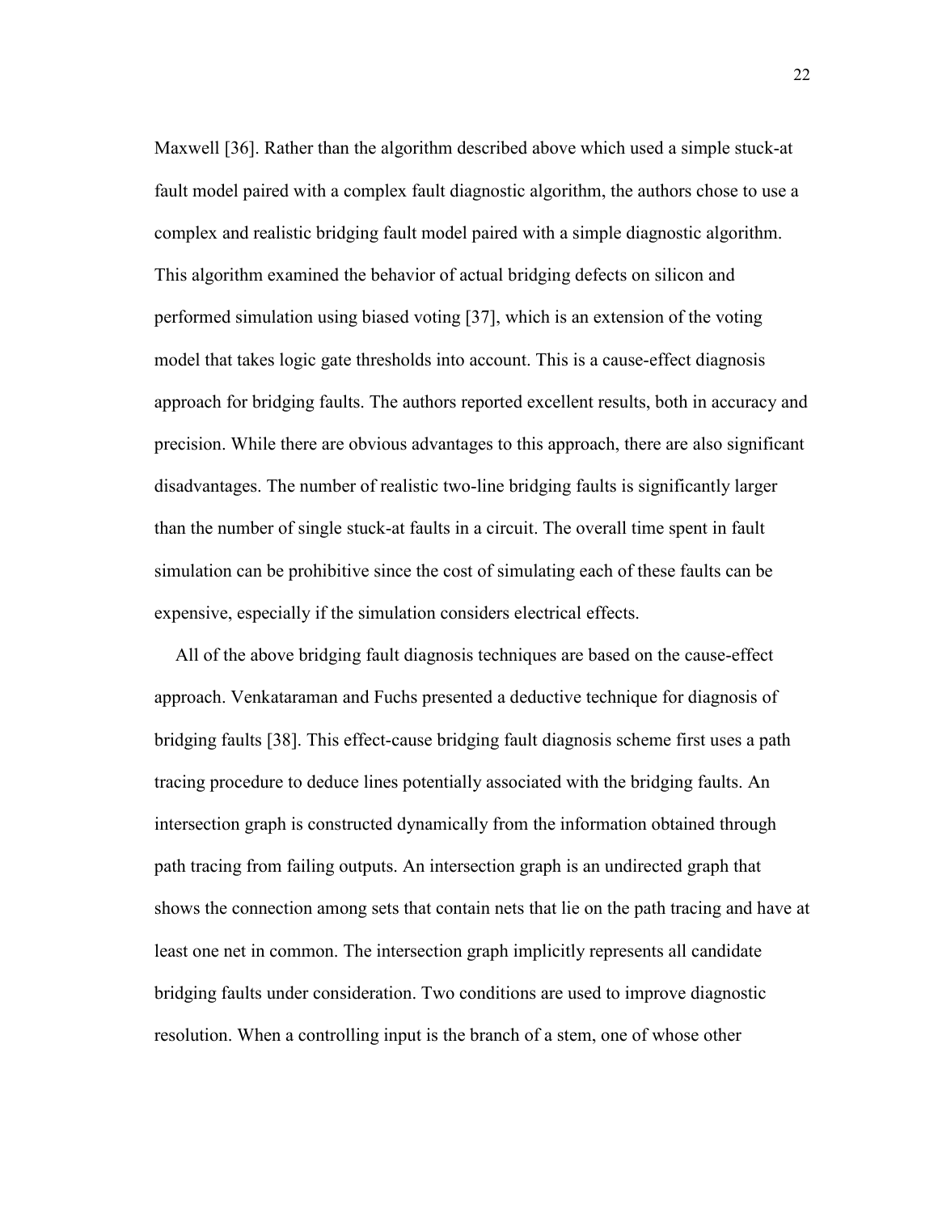Maxwell [36]. Rather than the algorithm described above which used a simple stuck-at fault model paired with a complex fault diagnostic algorithm, the authors chose to use a complex and realistic bridging fault model paired with a simple diagnostic algorithm. This algorithm examined the behavior of actual bridging defects on silicon and performed simulation using biased voting [37], which is an extension of the voting model that takes logic gate thresholds into account. This is a cause-effect diagnosis approach for bridging faults. The authors reported excellent results, both in accuracy and precision. While there are obvious advantages to this approach, there are also significant disadvantages. The number of realistic two-line bridging faults is significantly larger than the number of single stuck-at faults in a circuit. The overall time spent in fault simulation can be prohibitive since the cost of simulating each of these faults can be expensive, especially if the simulation considers electrical effects.

All of the above bridging fault diagnosis techniques are based on the cause-effect approach. Venkataraman and Fuchs presented a deductive technique for diagnosis of bridging faults [38]. This effect-cause bridging fault diagnosis scheme first uses a path tracing procedure to deduce lines potentially associated with the bridging faults. An intersection graph is constructed dynamically from the information obtained through path tracing from failing outputs. An intersection graph is an undirected graph that shows the connection among sets that contain nets that lie on the path tracing and have at least one net in common. The intersection graph implicitly represents all candidate bridging faults under consideration. Two conditions are used to improve diagnostic resolution. When a controlling input is the branch of a stem, one of whose other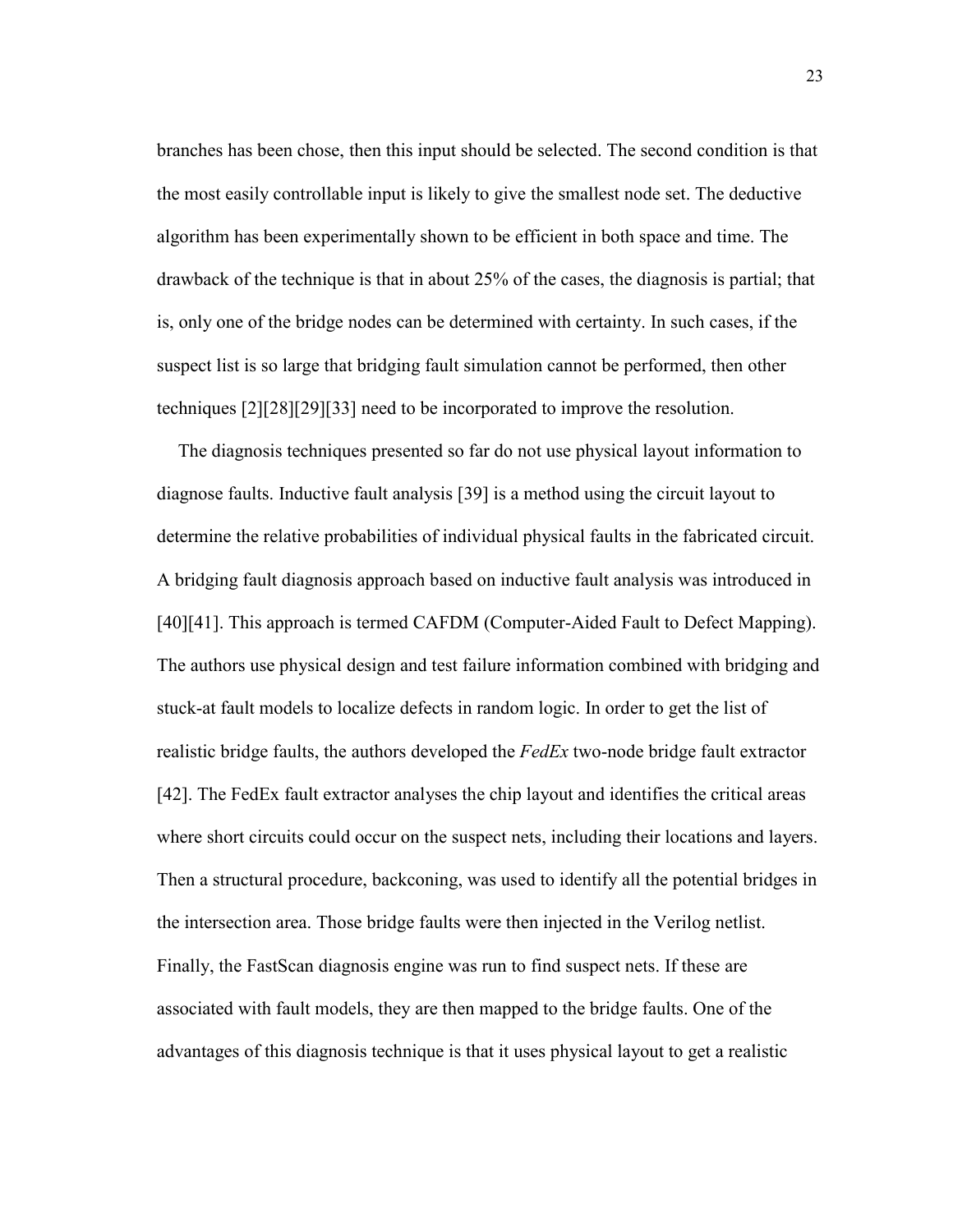branches has been chose, then this input should be selected. The second condition is that the most easily controllable input is likely to give the smallest node set. The deductive algorithm has been experimentally shown to be efficient in both space and time. The drawback of the technique is that in about 25% of the cases, the diagnosis is partial; that is, only one of the bridge nodes can be determined with certainty. In such cases, if the suspect list is so large that bridging fault simulation cannot be performed, then other techniques [2][28][29][33] need to be incorporated to improve the resolution.

The diagnosis techniques presented so far do not use physical layout information to diagnose faults. Inductive fault analysis [39] is a method using the circuit layout to determine the relative probabilities of individual physical faults in the fabricated circuit. A bridging fault diagnosis approach based on inductive fault analysis was introduced in [40][41]. This approach is termed CAFDM (Computer-Aided Fault to Defect Mapping). The authors use physical design and test failure information combined with bridging and stuck-at fault models to localize defects in random logic. In order to get the list of realistic bridge faults, the authors developed the *FedEx* two-node bridge fault extractor [42]. The FedEx fault extractor analyses the chip layout and identifies the critical areas where short circuits could occur on the suspect nets, including their locations and layers. Then a structural procedure, backconing, was used to identify all the potential bridges in the intersection area. Those bridge faults were then injected in the Verilog netlist. Finally, the FastScan diagnosis engine was run to find suspect nets. If these are associated with fault models, they are then mapped to the bridge faults. One of the advantages of this diagnosis technique is that it uses physical layout to get a realistic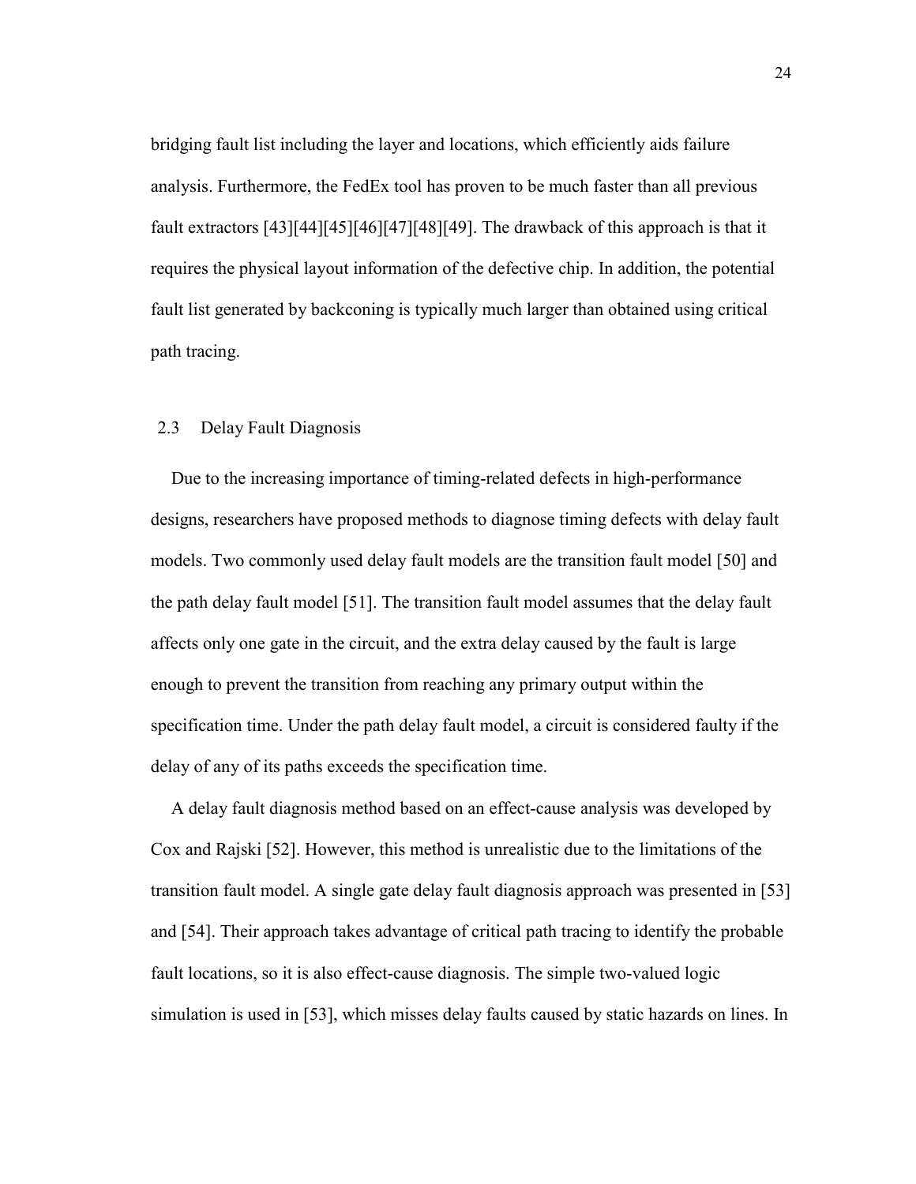bridging fault list including the layer and locations, which efficiently aids failure analysis. Furthermore, the FedEx tool has proven to be much faster than all previous fault extractors [43][44][45][46][47][48][49]. The drawback of this approach is that it requires the physical layout information of the defective chip. In addition, the potential fault list generated by backconing is typically much larger than obtained using critical path tracing.

## 2.3 Delay Fault Diagnosis

Due to the increasing importance of timing-related defects in high-performance designs, researchers have proposed methods to diagnose timing defects with delay fault models. Two commonly used delay fault models are the transition fault model [50] and the path delay fault model [51]. The transition fault model assumes that the delay fault affects only one gate in the circuit, and the extra delay caused by the fault is large enough to prevent the transition from reaching any primary output within the specification time. Under the path delay fault model, a circuit is considered faulty if the delay of any of its paths exceeds the specification time.

A delay fault diagnosis method based on an effect-cause analysis was developed by Cox and Rajski [52]. However, this method is unrealistic due to the limitations of the transition fault model. A single gate delay fault diagnosis approach was presented in [53] and [54]. Their approach takes advantage of critical path tracing to identify the probable fault locations, so it is also effect-cause diagnosis. The simple two-valued logic simulation is used in [53], which misses delay faults caused by static hazards on lines. In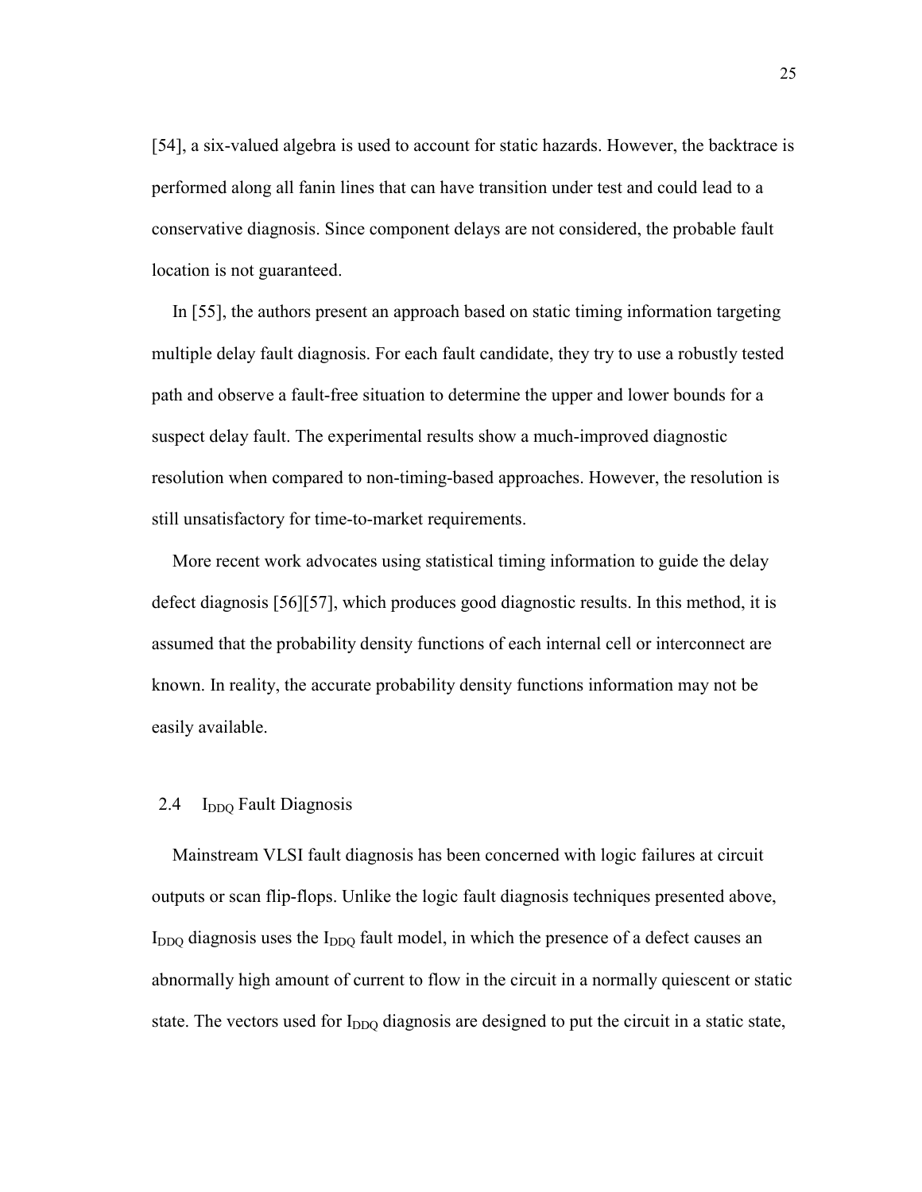[54], a six-valued algebra is used to account for static hazards. However, the backtrace is performed along all fanin lines that can have transition under test and could lead to a conservative diagnosis. Since component delays are not considered, the probable fault location is not guaranteed.

In [55], the authors present an approach based on static timing information targeting multiple delay fault diagnosis. For each fault candidate, they try to use a robustly tested path and observe a fault-free situation to determine the upper and lower bounds for a suspect delay fault. The experimental results show a much-improved diagnostic resolution when compared to non-timing-based approaches. However, the resolution is still unsatisfactory for time-to-market requirements.

More recent work advocates using statistical timing information to guide the delay defect diagnosis [56][57], which produces good diagnostic results. In this method, it is assumed that the probability density functions of each internal cell or interconnect are known. In reality, the accurate probability density functions information may not be easily available.

## 2.4 $I_{DDQ}$ Fault Diagnosis

Mainstream VLSI fault diagnosis has been concerned with logic failures at circuit outputs or scan flip-flops. Unlike the logic fault diagnosis techniques presented above, $I_{DDQ}$ diagnosis uses the $I_{DDQ}$ fault model, in which the presence of a defect causes an abnormally high amount of current to flow in the circuit in a normally quiescent or static state. The vectors used for $I_{DDQ}$ diagnosis are designed to put the circuit in a static state,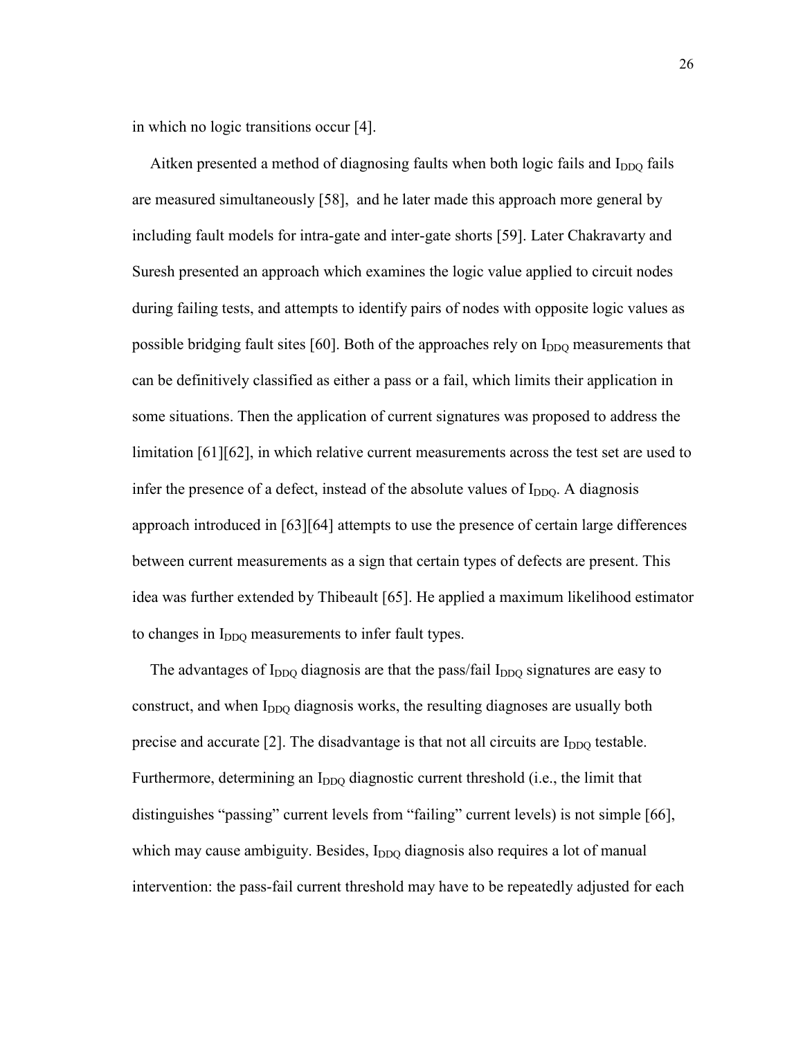in which no logic transitions occur [4].

Aitken presented a method of diagnosing faults when both logic fails and $I_{DDQ}$ fails are measured simultaneously [58], and he later made this approach more general by including fault models for intra-gate and inter-gate shorts [59]. Later Chakravarty and Suresh presented an approach which examines the logic value applied to circuit nodes during failing tests, and attempts to identify pairs of nodes with opposite logic values as possible bridging fault sites [60]. Both of the approaches rely on $I_{DDQ}$ measurements that can be definitively classified as either a pass or a fail, which limits their application in some situations. Then the application of current signatures was proposed to address the limitation [61][62], in which relative current measurements across the test set are used to infer the presence of a defect, instead of the absolute values of $I_{DDQ}$. A diagnosis approach introduced in [63][64] attempts to use the presence of certain large differences between current measurements as a sign that certain types of defects are present. This idea was further extended by Thibeault [65]. He applied a maximum likelihood estimator to changes in $I_{DDQ}$ measurements to infer fault types.

The advantages of $I_{DDQ}$ diagnosis are that the pass/fail $I_{DDQ}$ signatures are easy to construct, and when $I_{DDQ}$ diagnosis works, the resulting diagnoses are usually both precise and accurate [2]. The disadvantage is that not all circuits are $I_{DDQ}$ testable. Furthermore, determining an $I_{DDQ}$ diagnostic current threshold (i.e., the limit that distinguishes "passing" current levels from "failing" current levels) is not simple [66], which may cause ambiguity. Besides, $I_{DDQ}$ diagnosis also requires a lot of manual intervention: the pass-fail current threshold may have to be repeatedly adjusted for each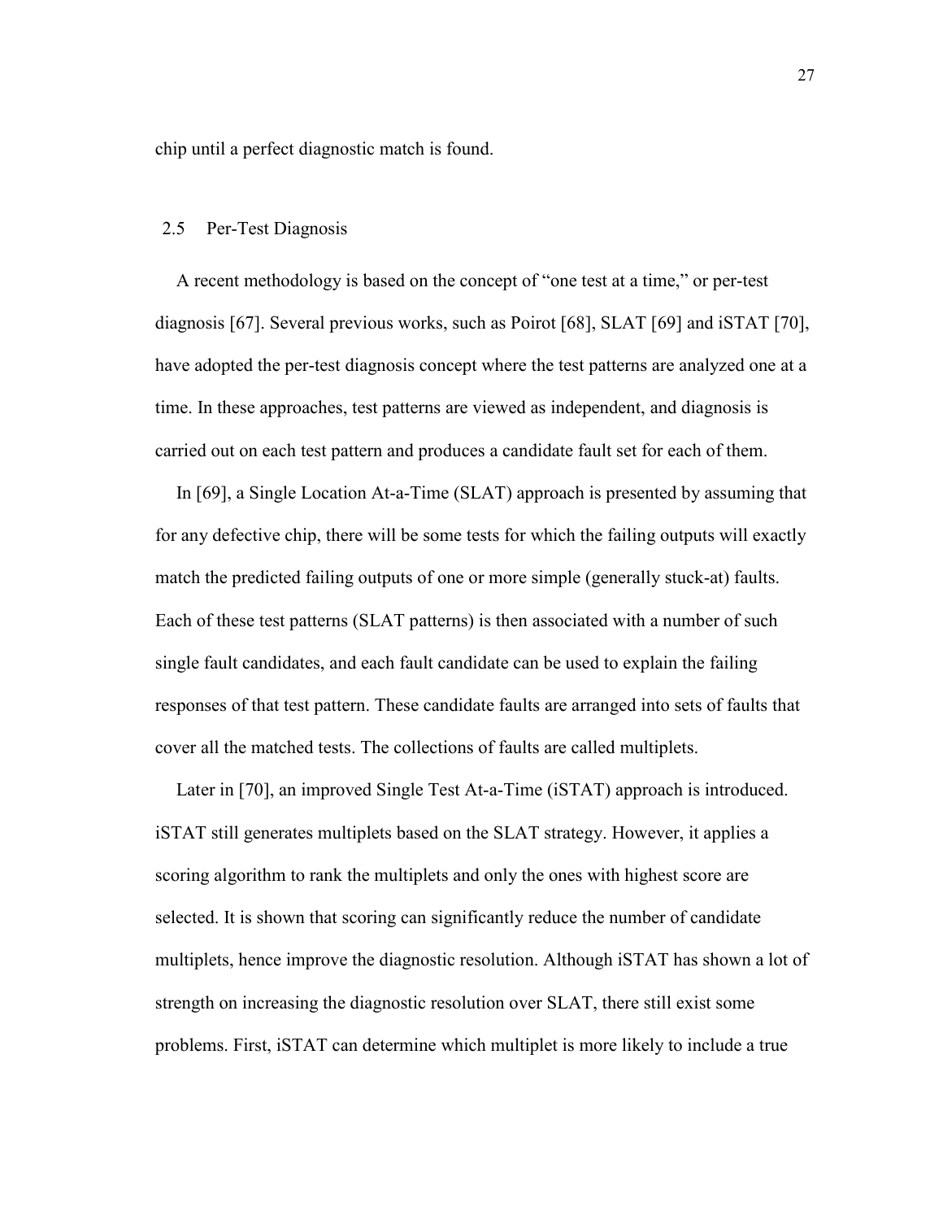chip until a perfect diagnostic match is found.

## 2.5 Per-Test Diagnosis

A recent methodology is based on the concept of "one test at a time," or per-test diagnosis [67]. Several previous works, such as Poirot [68], SLAT [69] and iSTAT [70], have adopted the per-test diagnosis concept where the test patterns are analyzed one at a time. In these approaches, test patterns are viewed as independent, and diagnosis is carried out on each test pattern and produces a candidate fault set for each of them.

In [69], a Single Location At-a-Time (SLAT) approach is presented by assuming that for any defective chip, there will be some tests for which the failing outputs will exactly match the predicted failing outputs of one or more simple (generally stuck-at) faults. Each of these test patterns (SLAT patterns) is then associated with a number of such single fault candidates, and each fault candidate can be used to explain the failing responses of that test pattern. These candidate faults are arranged into sets of faults that cover all the matched tests. The collections of faults are called multiplets.

Later in [70], an improved Single Test At-a-Time (iSTAT) approach is introduced. iSTAT still generates multiplets based on the SLAT strategy. However, it applies a scoring algorithm to rank the multiplets and only the ones with highest score are selected. It is shown that scoring can significantly reduce the number of candidate multiplets, hence improve the diagnostic resolution. Although iSTAT has shown a lot of strength on increasing the diagnostic resolution over SLAT, there still exist some problems. First, iSTAT can determine which multiplet is more likely to include a true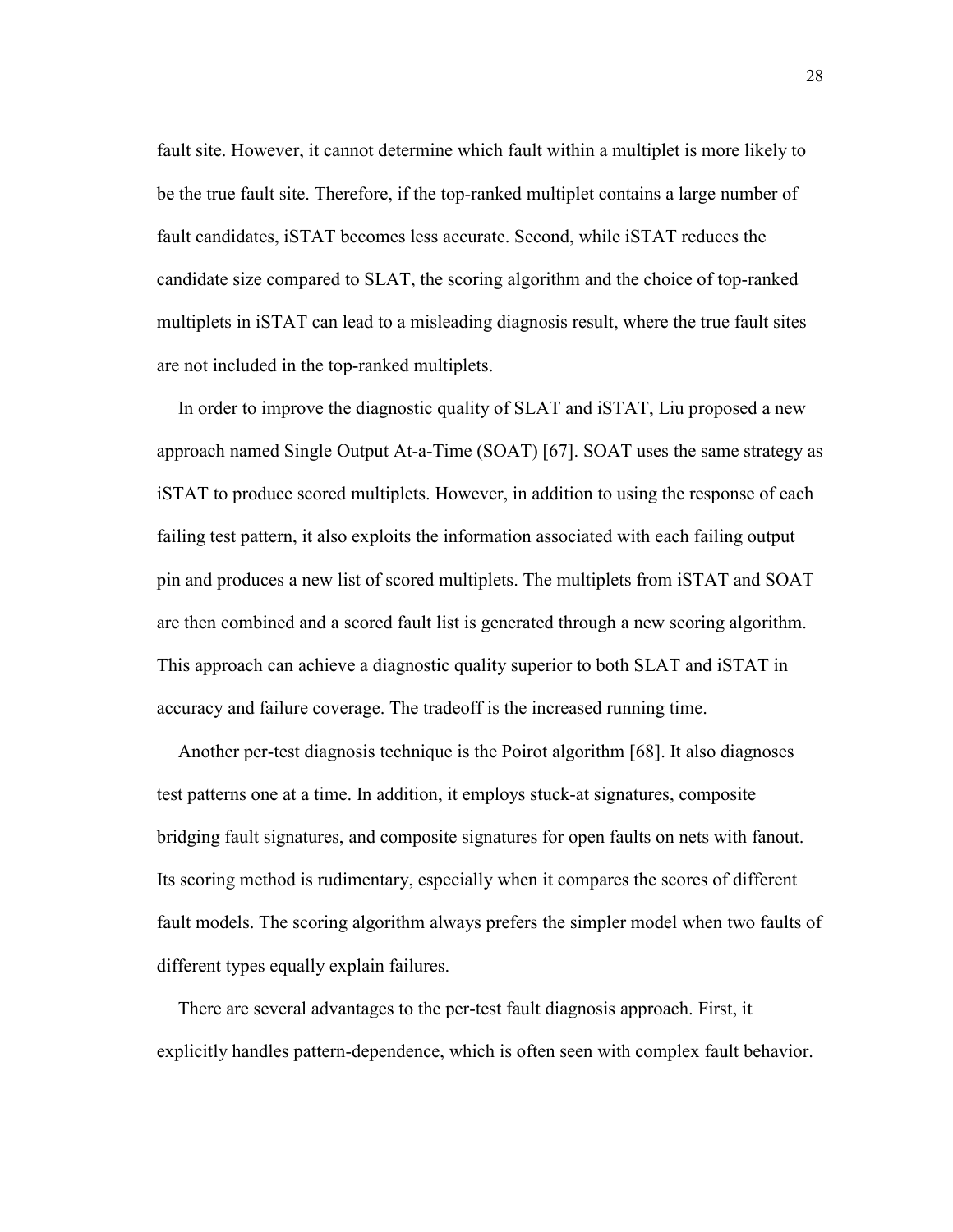fault site. However, it cannot determine which fault within a multiplet is more likely to be the true fault site. Therefore, if the top-ranked multiplet contains a large number of fault candidates, iSTAT becomes less accurate. Second, while iSTAT reduces the candidate size compared to SLAT, the scoring algorithm and the choice of top-ranked multiplets in iSTAT can lead to a misleading diagnosis result, where the true fault sites are not included in the top-ranked multiplets.

In order to improve the diagnostic quality of SLAT and iSTAT, Liu proposed a new approach named Single Output At-a-Time (SOAT) [67]. SOAT uses the same strategy as iSTAT to produce scored multiplets. However, in addition to using the response of each failing test pattern, it also exploits the information associated with each failing output pin and produces a new list of scored multiplets. The multiplets from iSTAT and SOAT are then combined and a scored fault list is generated through a new scoring algorithm. This approach can achieve a diagnostic quality superior to both SLAT and iSTAT in accuracy and failure coverage. The tradeoff is the increased running time.

Another per-test diagnosis technique is the Poirot algorithm [68]. It also diagnoses test patterns one at a time. In addition, it employs stuck-at signatures, composite bridging fault signatures, and composite signatures for open faults on nets with fanout. Its scoring method is rudimentary, especially when it compares the scores of different fault models. The scoring algorithm always prefers the simpler model when two faults of different types equally explain failures.

There are several advantages to the per-test fault diagnosis approach. First, it explicitly handles pattern-dependence, which is often seen with complex fault behavior.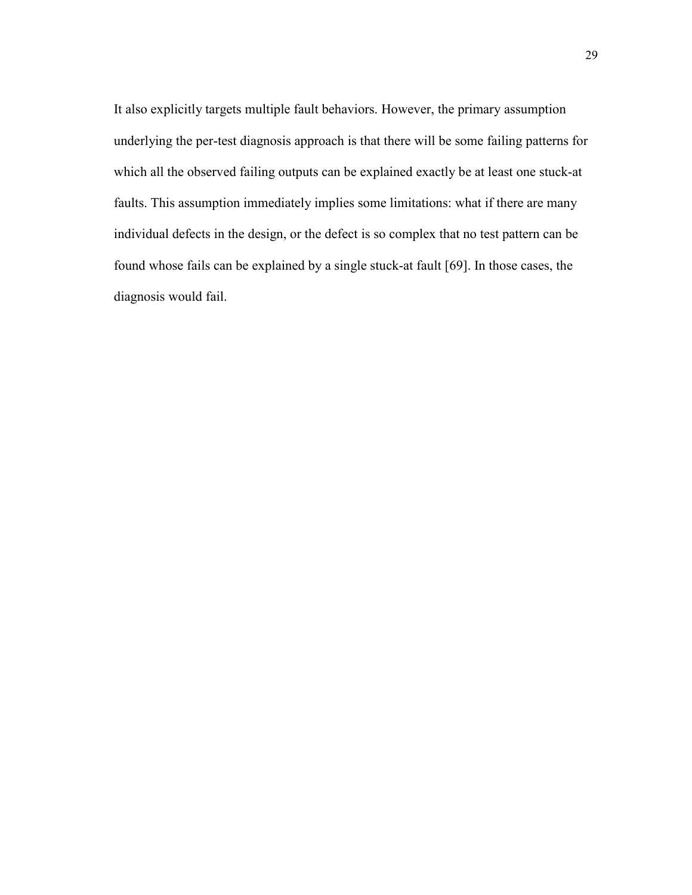It also explicitly targets multiple fault behaviors. However, the primary assumption underlying the per-test diagnosis approach is that there will be some failing patterns for which all the observed failing outputs can be explained exactly be at least one stuck-at faults. This assumption immediately implies some limitations: what if there are many individual defects in the design, or the defect is so complex that no test pattern can be found whose fails can be explained by a single stuck-at fault [69]. In those cases, the diagnosis would fail.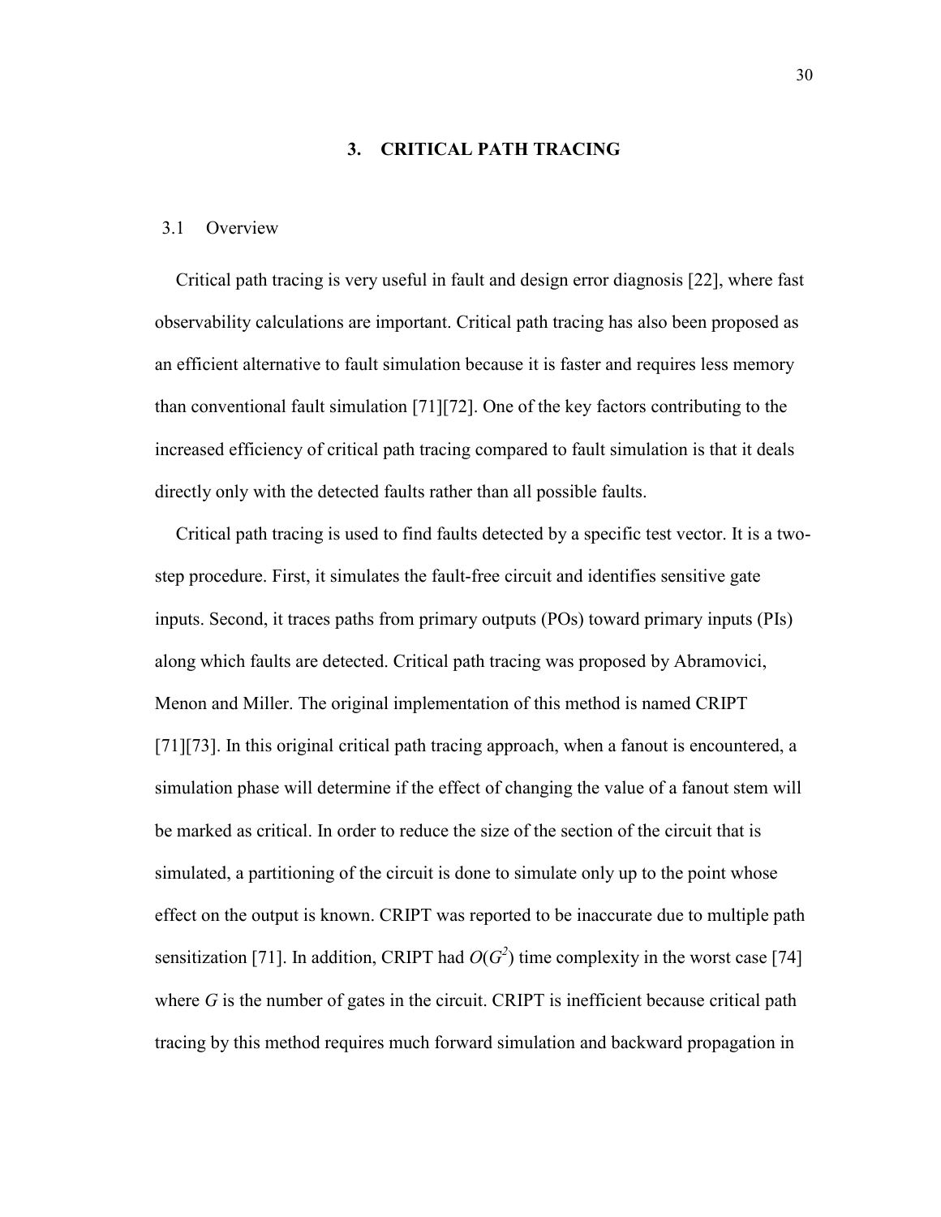# 3. CRITICAL PATH TRACING

## 3.1 Overview

Critical path tracing is very useful in fault and design error diagnosis [22], where fast observability calculations are important. Critical path tracing has also been proposed as an efficient alternative to fault simulation because it is faster and requires less memory than conventional fault simulation [71][72]. One of the key factors contributing to the increased efficiency of critical path tracing compared to fault simulation is that it deals directly only with the detected faults rather than all possible faults.

Critical path tracing is used to find faults detected by a specific test vector. It is a two-step procedure. First, it simulates the fault-free circuit and identifies sensitive gate inputs. Second, it traces paths from primary outputs (POs) toward primary inputs (PIs) along which faults are detected. Critical path tracing was proposed by Abramovici, Menon and Miller. The original implementation of this method is named CRIPT [71][73]. In this original critical path tracing approach, when a fanout is encountered, a simulation phase will determine if the effect of changing the value of a fanout stem will be marked as critical. In order to reduce the size of the section of the circuit that is simulated, a partitioning of the circuit is done to simulate only up to the point whose effect on the output is known. CRIPT was reported to be inaccurate due to multiple path sensitization [71]. In addition, CRIPT had $O(G^2)$ time complexity in the worst case [74] where $G$ is the number of gates in the circuit. CRIPT is inefficient because critical path tracing by this method requires much forward simulation and backward propagation in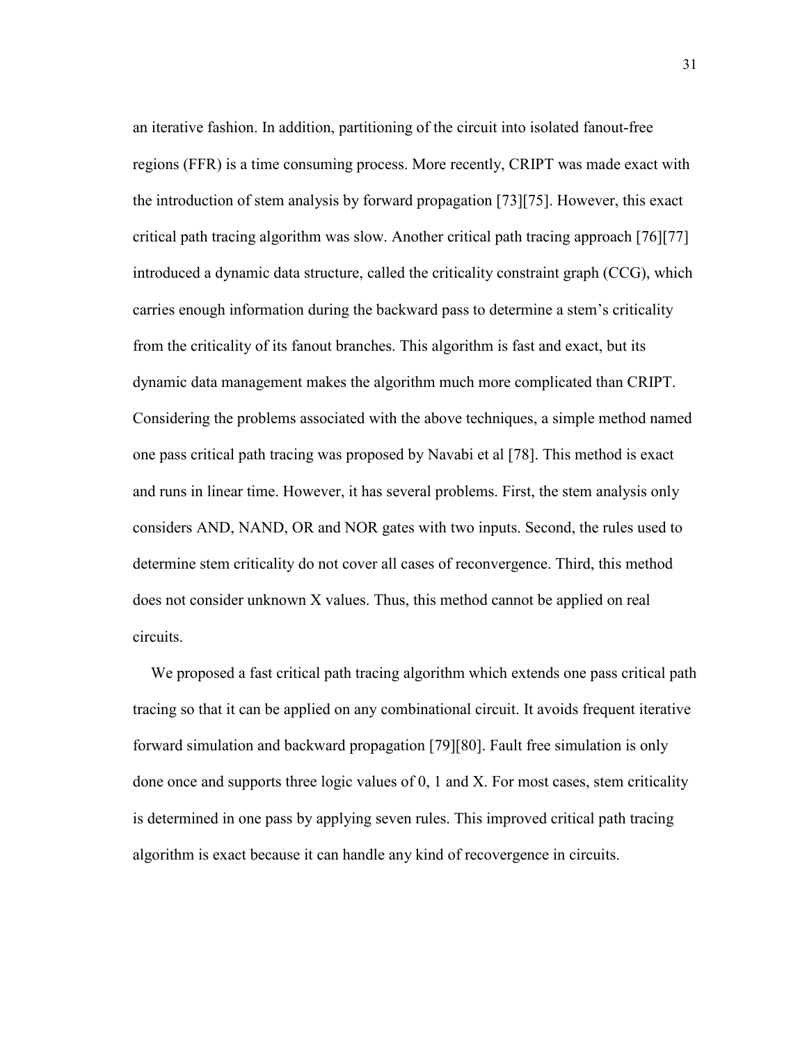an iterative fashion. In addition, partitioning of the circuit into isolated fanout-free regions (FFR) is a time consuming process. More recently, CRIPT was made exact with the introduction of stem analysis by forward propagation [73][75]. However, this exact critical path tracing algorithm was slow. Another critical path tracing approach [76][77] introduced a dynamic data structure, called the criticality constraint graph (CCG), which carries enough information during the backward pass to determine a stem's criticality from the criticality of its fanout branches. This algorithm is fast and exact, but its dynamic data management makes the algorithm much more complicated than CRIPT. Considering the problems associated with the above techniques, a simple method named one pass critical path tracing was proposed by Navabi et al [78]. This method is exact and runs in linear time. However, it has several problems. First, the stem analysis only considers AND, NAND, OR and NOR gates with two inputs. Second, the rules used to determine stem criticality do not cover all cases of reconvergence. Third, this method does not consider unknown X values. Thus, this method cannot be applied on real circuits.

We proposed a fast critical path tracing algorithm which extends one pass critical path tracing so that it can be applied on any combinational circuit. It avoids frequent iterative forward simulation and backward propagation [79][80]. Fault free simulation is only done once and supports three logic values of 0, 1 and X. For most cases, stem criticality is determined in one pass by applying seven rules. This improved critical path tracing algorithm is exact because it can handle any kind of recovergence in circuits.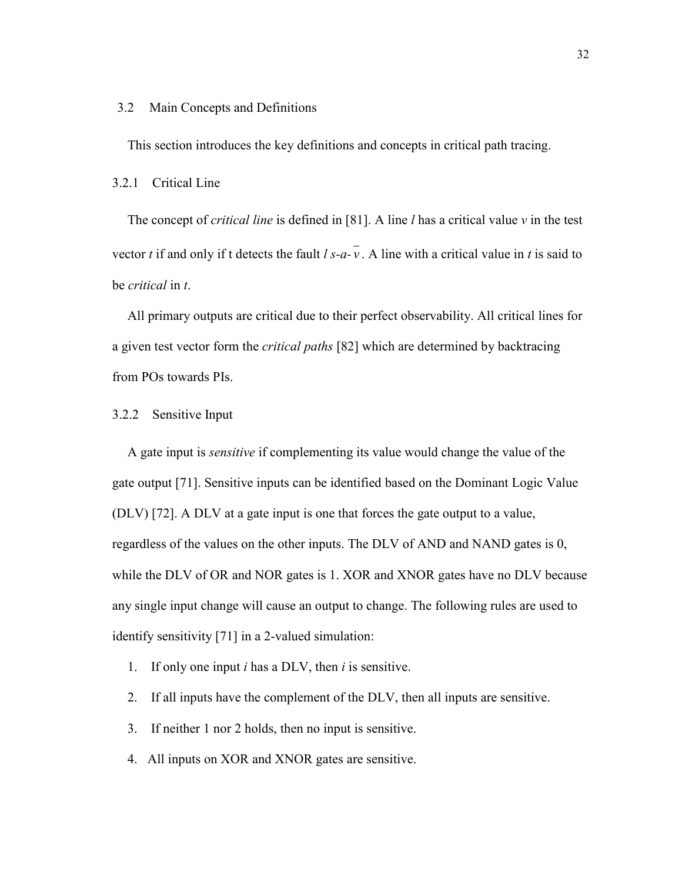## 3.2 Main Concepts and Definitions

This section introduces the key definitions and concepts in critical path tracing.

### 3.2.1 Critical Line

The concept of *critical line* is defined in [81]. A line *l* has a critical value *v* in the test vector *t* if and only if t detects the fault *l s-a-*$\overline{v}$. A line with a critical value in *t* is said to be *critical* in *t*.

All primary outputs are critical due to their perfect observability. All critical lines for a given test vector form the *critical paths* [82] which are determined by backtracing from POs towards PIs.

### 3.2.2 Sensitive Input

A gate input is *sensitive* if complementing its value would change the value of the gate output [71]. Sensitive inputs can be identified based on the Dominant Logic Value (DLV) [72]. A DLV at a gate input is one that forces the gate output to a value, regardless of the values on the other inputs. The DLV of AND and NAND gates is 0, while the DLV of OR and NOR gates is 1. XOR and XNOR gates have no DLV because any single input change will cause an output to change. The following rules are used to identify sensitivity [71] in a 2-valued simulation:

1. If only one input *i* has a DLV, then *i* is sensitive.
2. If all inputs have the complement of the DLV, then all inputs are sensitive.
3. If neither 1 nor 2 holds, then no input is sensitive.
4. All inputs on XOR and XNOR gates are sensitive.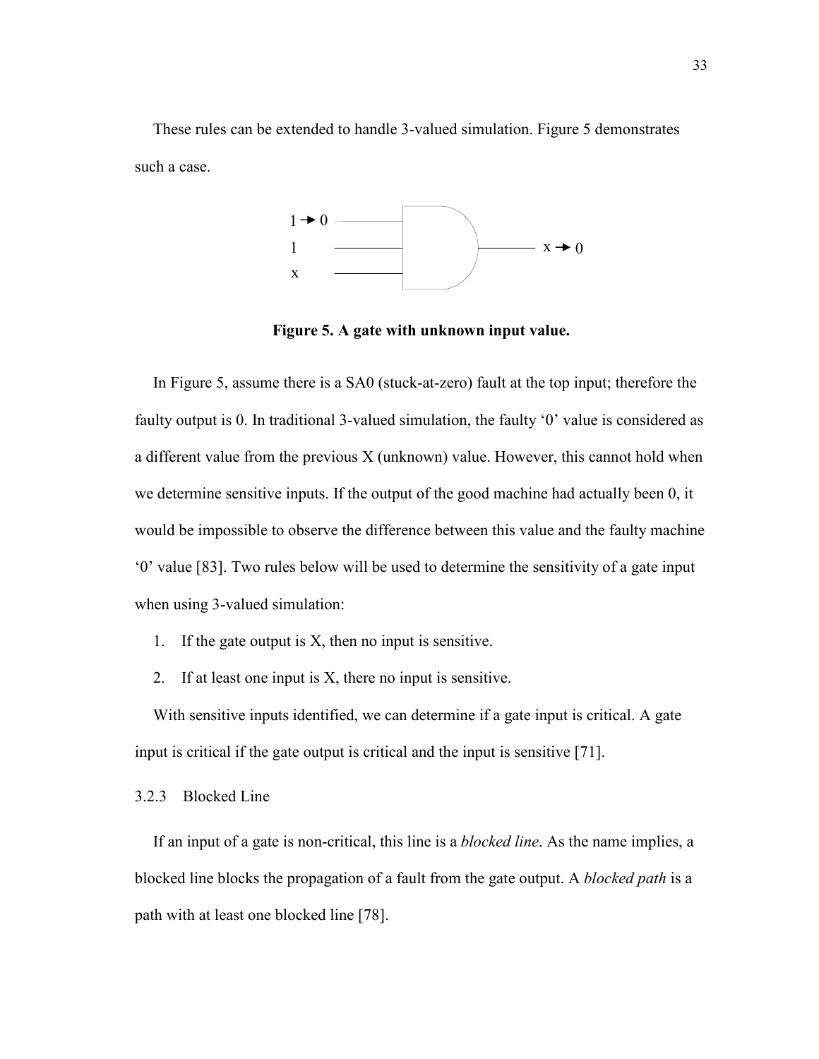These rules can be extended to handle 3-valued simulation. Figure 5 demonstrates such a case.

**Figure 5. A gate with unknown input value.**

In Figure 5, assume there is a SA0 (stuck-at-zero) fault at the top input; therefore the faulty output is 0. In traditional 3-valued simulation, the faulty '0' value is considered as a different value from the previous X (unknown) value. However, this cannot hold when we determine sensitive inputs. If the output of the good machine had actually been 0, it would be impossible to observe the difference between this value and the faulty machine '0' value [83]. Two rules below will be used to determine the sensitivity of a gate input when using 3-valued simulation:

1. If the gate output is X, then no input is sensitive.
2. If at least one input is X, there no input is sensitive.

With sensitive inputs identified, we can determine if a gate input is critical. A gate input is critical if the gate output is critical and the input is sensitive [71].

### 3.2.3 Blocked Line

If an input of a gate is non-critical, this line is a *blocked line*. As the name implies, a blocked line blocks the propagation of a fault from the gate output. A *blocked path* is a path with at least one blocked line [78].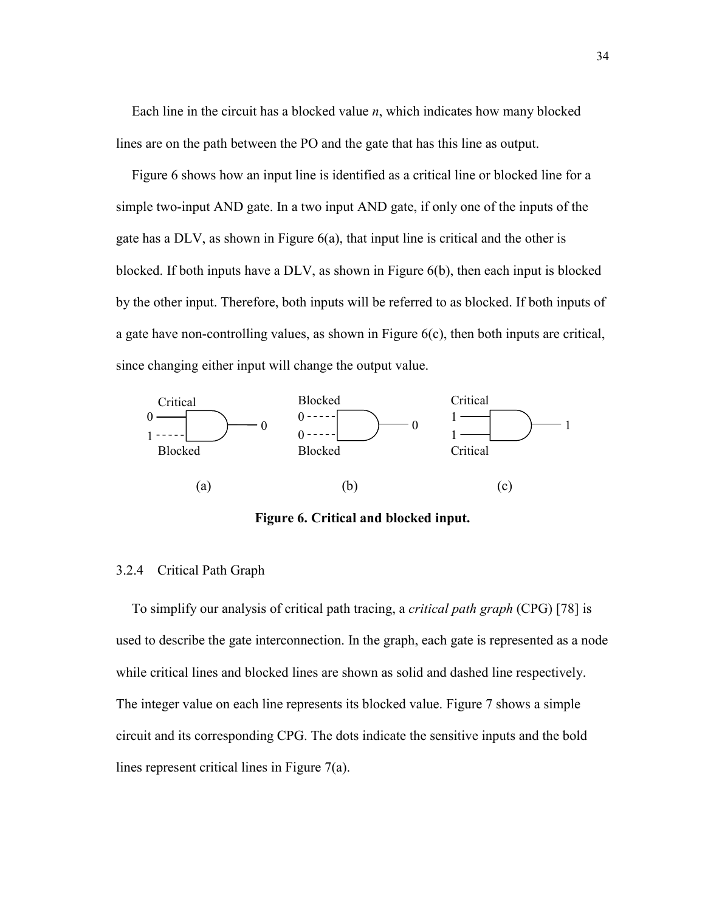Each line in the circuit has a blocked value *n*, which indicates how many blocked lines are on the path between the PO and the gate that has this line as output.

Figure 6 shows how an input line is identified as a critical line or blocked line for a simple two-input AND gate. In a two input AND gate, if only one of the inputs of the gate has a DLV, as shown in Figure 6(a), that input line is critical and the other is blocked. If both inputs have a DLV, as shown in Figure 6(b), then each input is blocked by the other input. Therefore, both inputs will be referred to as blocked. If both inputs of a gate have non-controlling values, as shown in Figure 6(c), then both inputs are critical, since changing either input will change the output value.

**Figure 6. Critical and blocked input.**

### 3.2.4 Critical Path Graph

To simplify our analysis of critical path tracing, a *critical path graph* (CPG) [78] is used to describe the gate interconnection. In the graph, each gate is represented as a node while critical lines and blocked lines are shown as solid and dashed line respectively. The integer value on each line represents its blocked value. Figure 7 shows a simple circuit and its corresponding CPG. The dots indicate the sensitive inputs and the bold lines represent critical lines in Figure 7(a).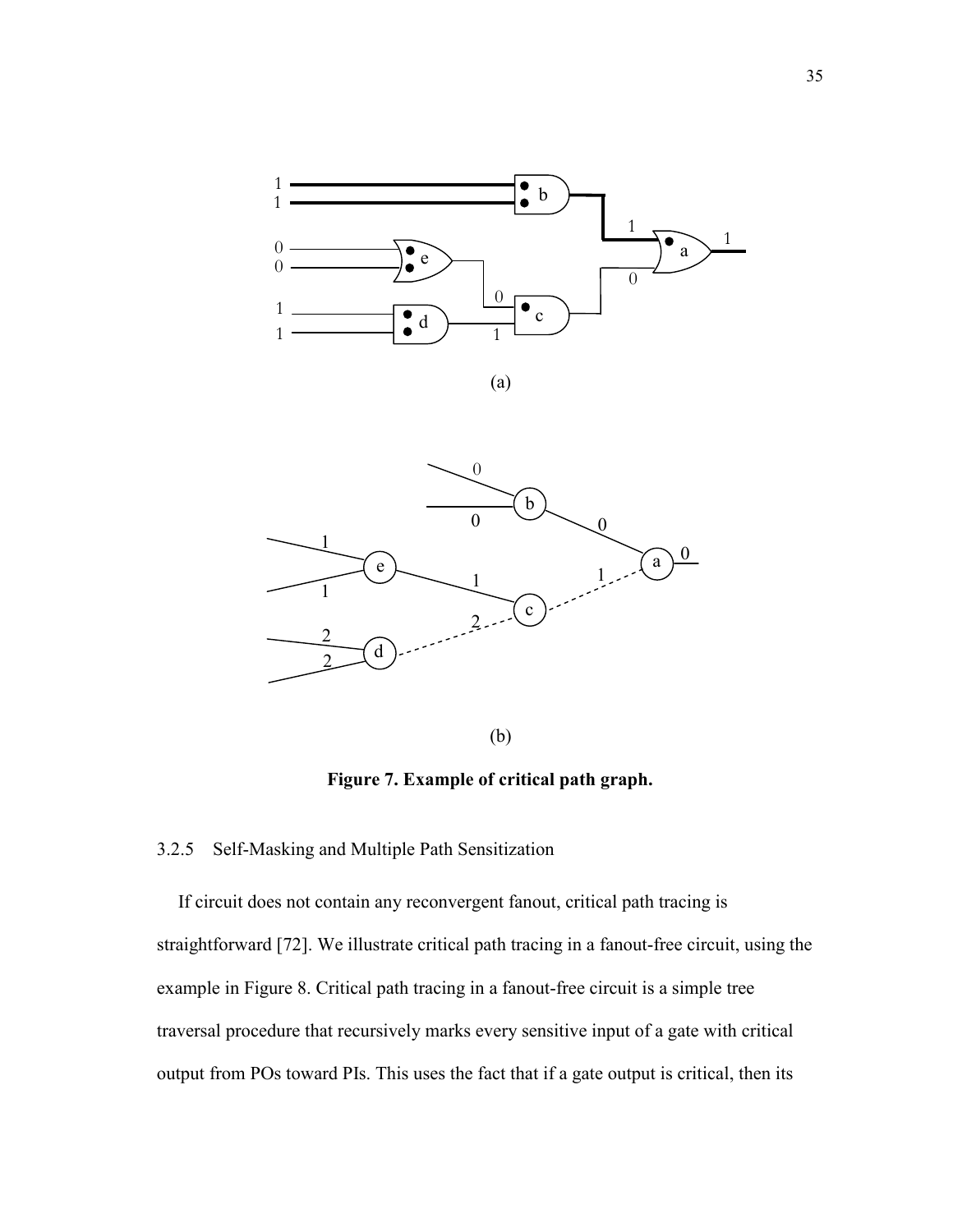(a)

(b)

**Figure 7. Example of critical path graph.**

### 3.2.5 Self-Masking and Multiple Path Sensitization

If circuit does not contain any reconvergent fanout, critical path tracing is straightforward [72]. We illustrate critical path tracing in a fanout-free circuit, using the example in Figure 8. Critical path tracing in a fanout-free circuit is a simple tree traversal procedure that recursively marks every sensitive input of a gate with critical output from POs toward PIs. This uses the fact that if a gate output is critical, then its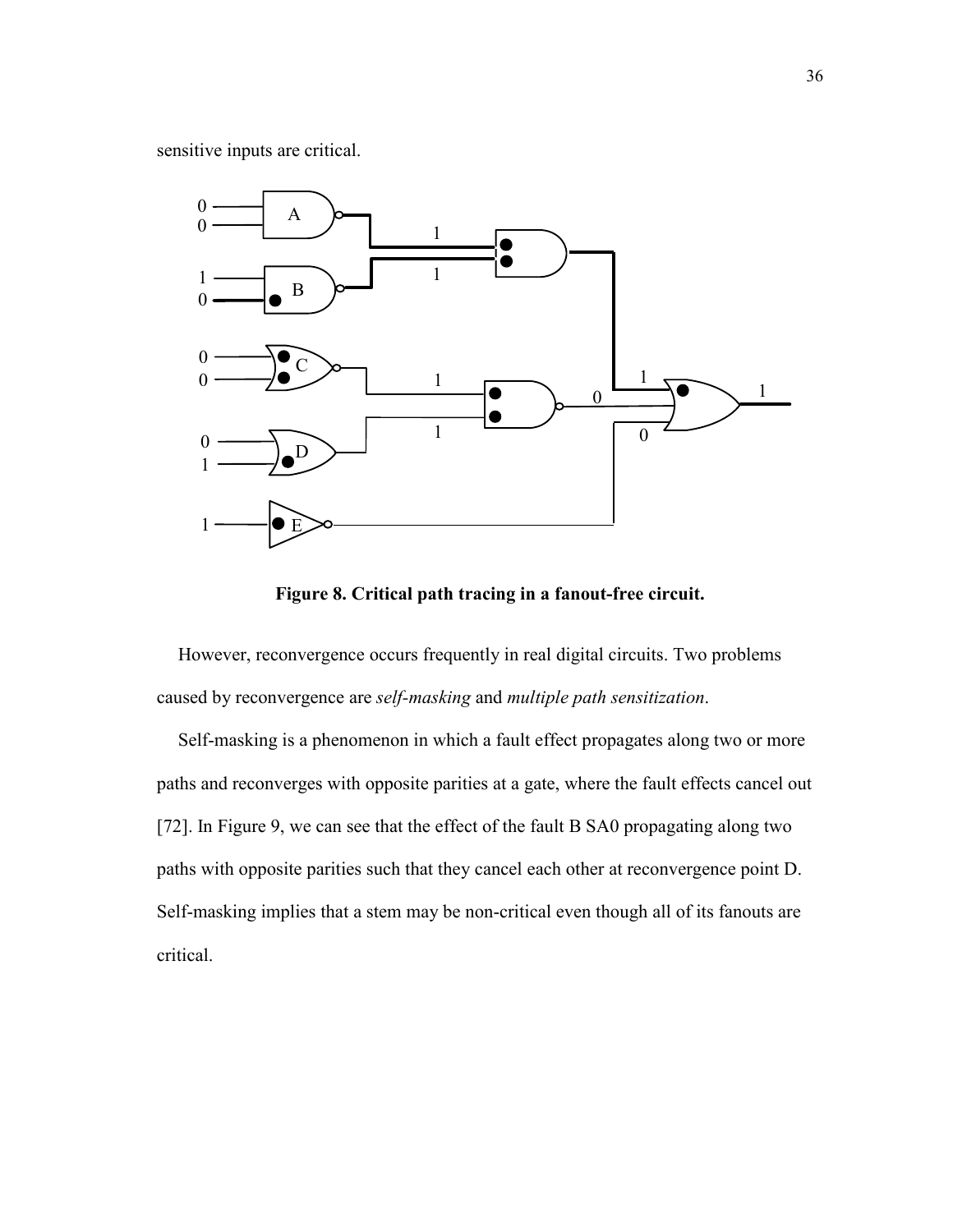sensitive inputs are critical.

**Figure 8. Critical path tracing in a fanout-free circuit.**

However, reconvergence occurs frequently in real digital circuits. Two problems caused by reconvergence are *self-masking* and *multiple path sensitization*.

Self-masking is a phenomenon in which a fault effect propagates along two or more paths and reconverges with opposite parities at a gate, where the fault effects cancel out [72]. In Figure 9, we can see that the effect of the fault B SA0 propagating along two paths with opposite parities such that they cancel each other at reconvergence point D. Self-masking implies that a stem may be non-critical even though all of its fanouts are critical.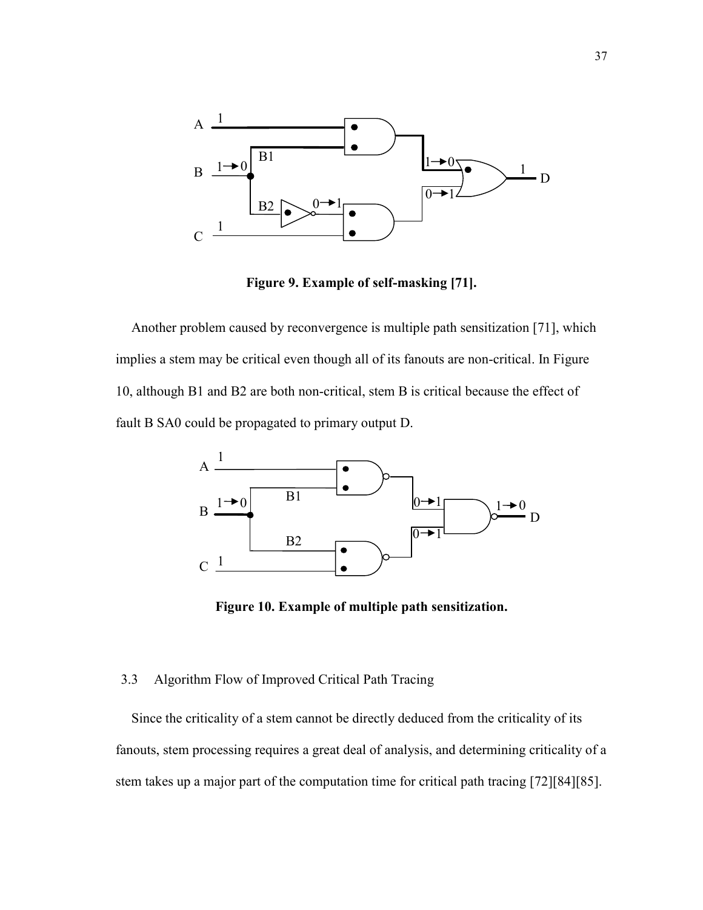**Figure 9. Example of self-masking [71].**

Another problem caused by reconvergence is multiple path sensitization [71], which implies a stem may be critical even though all of its fanouts are non-critical. In Figure 10, although B1 and B2 are both non-critical, stem B is critical because the effect of fault B SA0 could be propagated to primary output D.

**Figure 10. Example of multiple path sensitization.**

## 3.3 Algorithm Flow of Improved Critical Path Tracing

Since the criticality of a stem cannot be directly deduced from the criticality of its fanouts, stem processing requires a great deal of analysis, and determining criticality of a stem takes up a major part of the computation time for critical path tracing [72][84][85].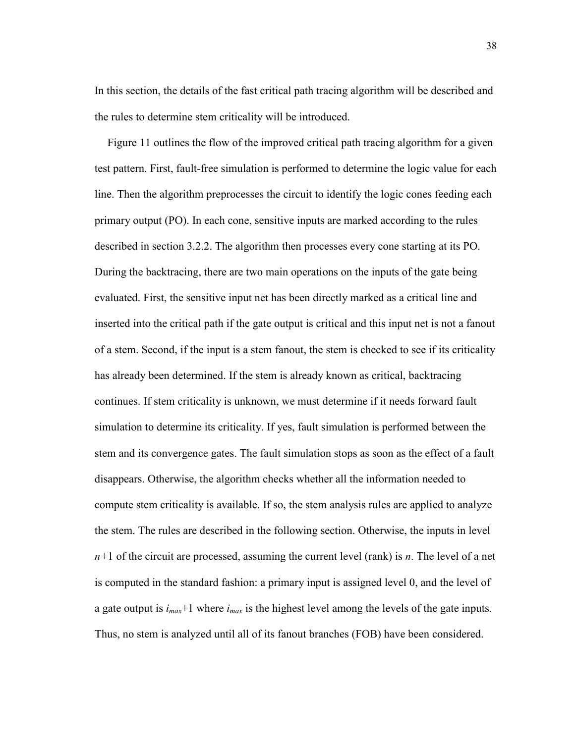In this section, the details of the fast critical path tracing algorithm will be described and the rules to determine stem criticality will be introduced.

Figure 11 outlines the flow of the improved critical path tracing algorithm for a given test pattern. First, fault-free simulation is performed to determine the logic value for each line. Then the algorithm preprocesses the circuit to identify the logic cones feeding each primary output (PO). In each cone, sensitive inputs are marked according to the rules described in section 3.2.2. The algorithm then processes every cone starting at its PO. During the backtracing, there are two main operations on the inputs of the gate being evaluated. First, the sensitive input net has been directly marked as a critical line and inserted into the critical path if the gate output is critical and this input net is not a fanout of a stem. Second, if the input is a stem fanout, the stem is checked to see if its criticality has already been determined. If the stem is already known as critical, backtracing continues. If stem criticality is unknown, we must determine if it needs forward fault simulation to determine its criticality. If yes, fault simulation is performed between the stem and its convergence gates. The fault simulation stops as soon as the effect of a fault disappears. Otherwise, the algorithm checks whether all the information needed to compute stem criticality is available. If so, the stem analysis rules are applied to analyze the stem. The rules are described in the following section. Otherwise, the inputs in level $n+1$ of the circuit are processed, assuming the current level (rank) is $n$. The level of a net is computed in the standard fashion: a primary input is assigned level 0, and the level of a gate output is $i_{max}+1$ where $i_{max}$ is the highest level among the levels of the gate inputs. Thus, no stem is analyzed until all of its fanout branches (FOB) have been considered.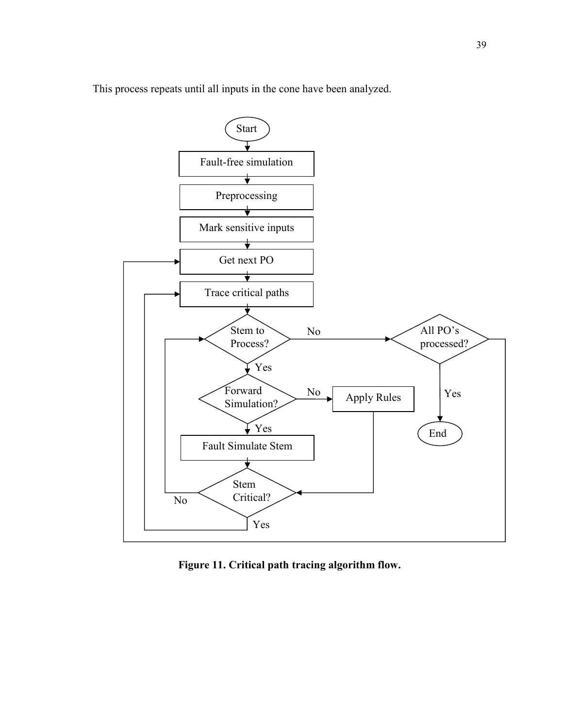This process repeats until all inputs in the cone have been analyzed.

**Figure 11. Critical path tracing algorithm flow.**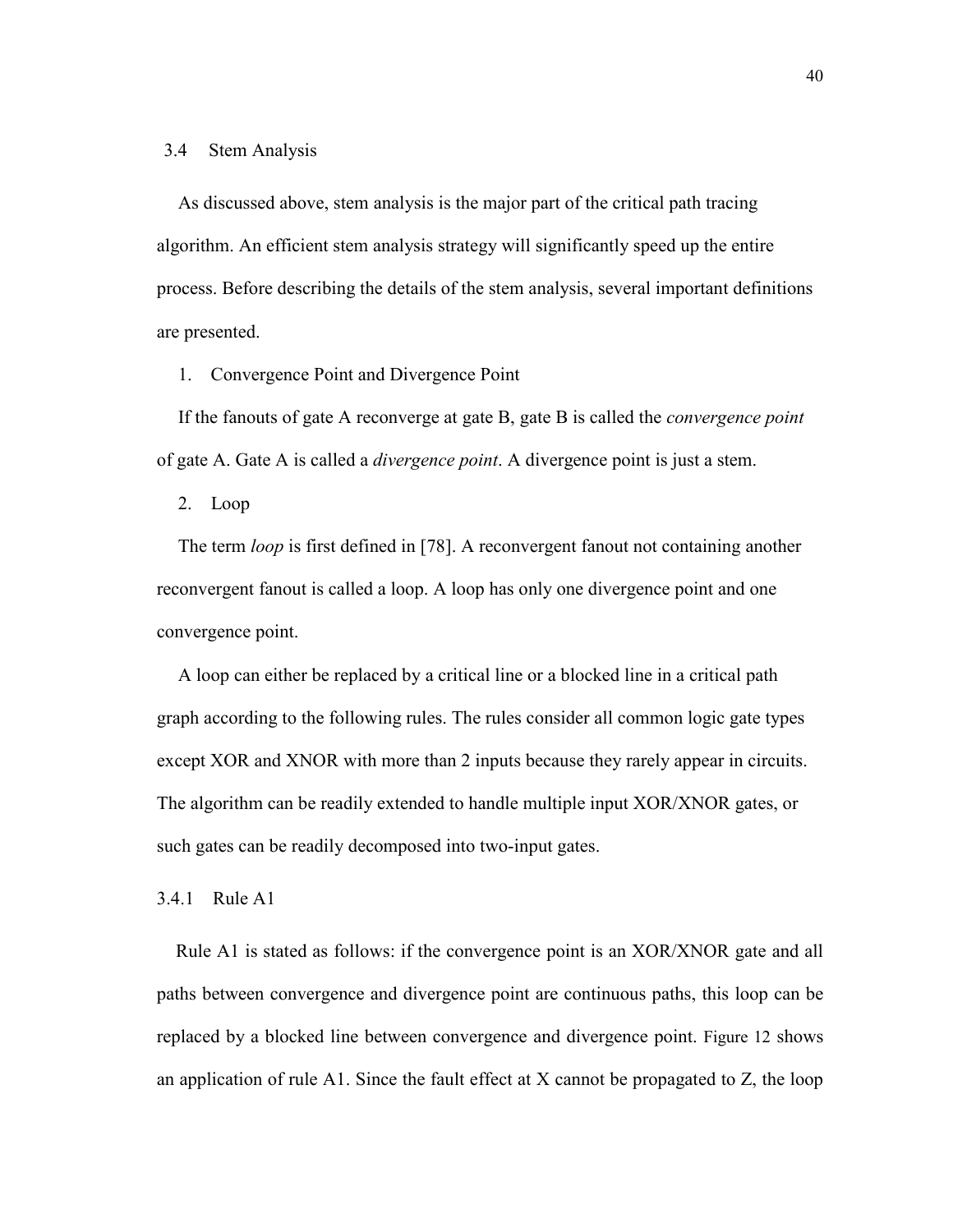## 3.4 Stem Analysis

As discussed above, stem analysis is the major part of the critical path tracing algorithm. An efficient stem analysis strategy will significantly speed up the entire process. Before describing the details of the stem analysis, several important definitions are presented.

1. Convergence Point and Divergence Point

If the fanouts of gate A reconverge at gate B, gate B is called the *convergence point* of gate A. Gate A is called a *divergence point*. A divergence point is just a stem.

2. Loop

The term *loop* is first defined in [78]. A reconvergent fanout not containing another reconvergent fanout is called a loop. A loop has only one divergence point and one convergence point.

A loop can either be replaced by a critical line or a blocked line in a critical path graph according to the following rules. The rules consider all common logic gate types except XOR and XNOR with more than 2 inputs because they rarely appear in circuits. The algorithm can be readily extended to handle multiple input XOR/XNOR gates, or such gates can be readily decomposed into two-input gates.

### 3.4.1 Rule A1

Rule A1 is stated as follows: if the convergence point is an XOR/XNOR gate and all paths between convergence and divergence point are continuous paths, this loop can be replaced by a blocked line between convergence and divergence point. Figure 12 shows an application of rule A1. Since the fault effect at X cannot be propagated to Z, the loop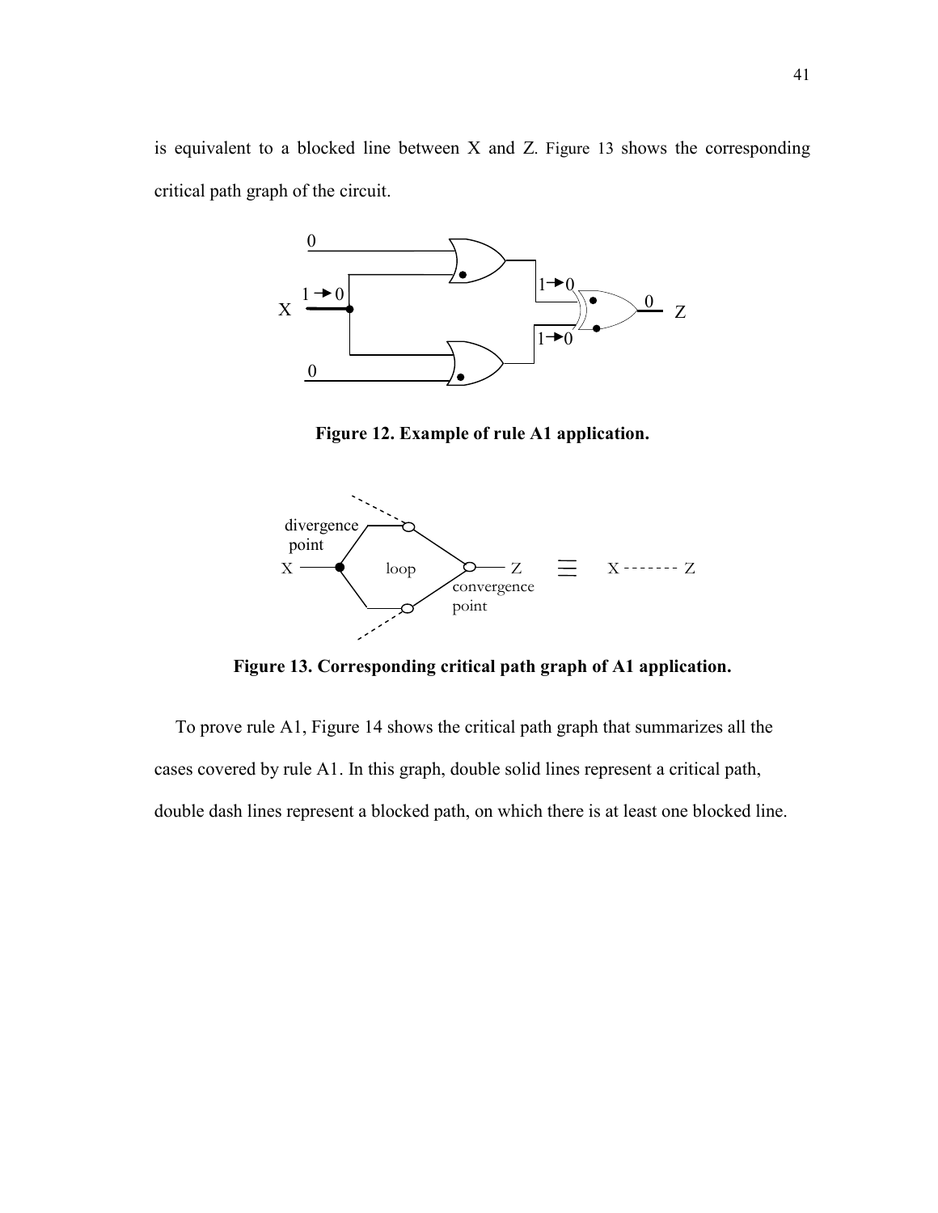is equivalent to a blocked line between X and Z. Figure 13 shows the corresponding critical path graph of the circuit.

**Figure 12. Example of rule A1 application.**

**Figure 13. Corresponding critical path graph of A1 application.**

To prove rule A1, Figure 14 shows the critical path graph that summarizes all the cases covered by rule A1. In this graph, double solid lines represent a critical path, double dash lines represent a blocked path, on which there is at least one blocked line.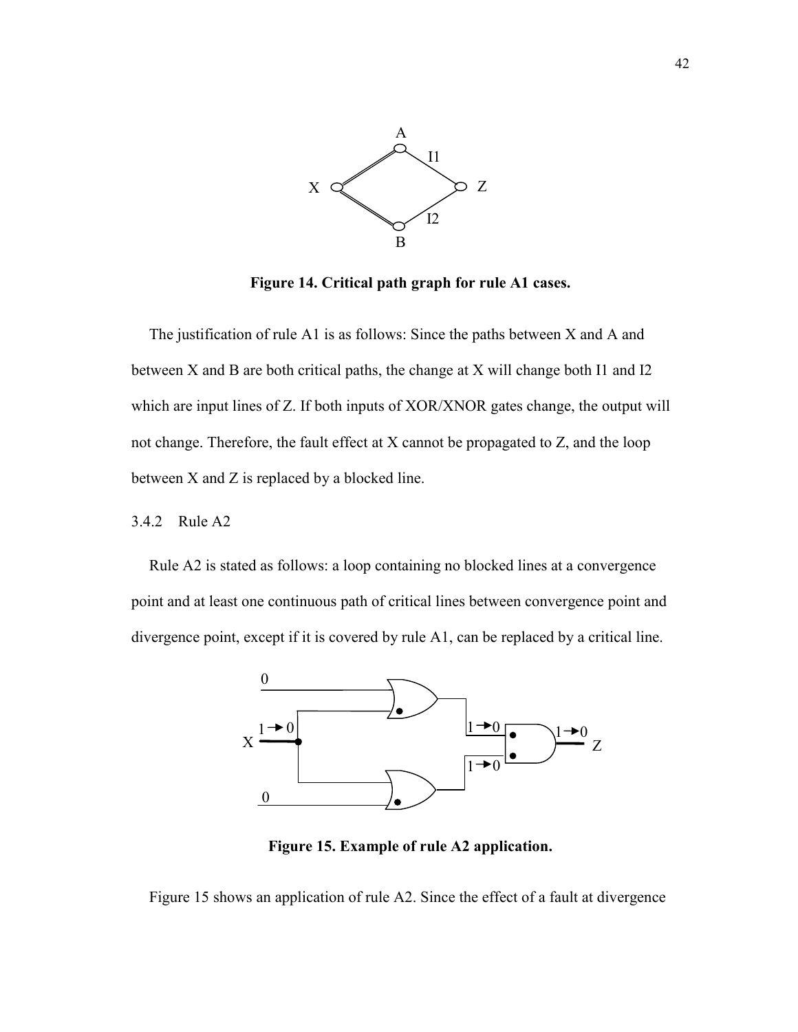Figure 14. Critical path graph for rule A1 cases.

The justification of rule A1 is as follows: Since the paths between X and A and between X and B are both critical paths, the change at X will change both I1 and I2 which are input lines of Z. If both inputs of XOR/XNOR gates change, the output will not change. Therefore, the fault effect at X cannot be propagated to Z, and the loop between X and Z is replaced by a blocked line.

### 3.4.2 Rule A2

Rule A2 is stated as follows: a loop containing no blocked lines at a convergence point and at least one continuous path of critical lines between convergence point and divergence point, except if it is covered by rule A1, can be replaced by a critical line.

Figure 15. Example of rule A2 application.

Figure 15 shows an application of rule A2. Since the effect of a fault at divergence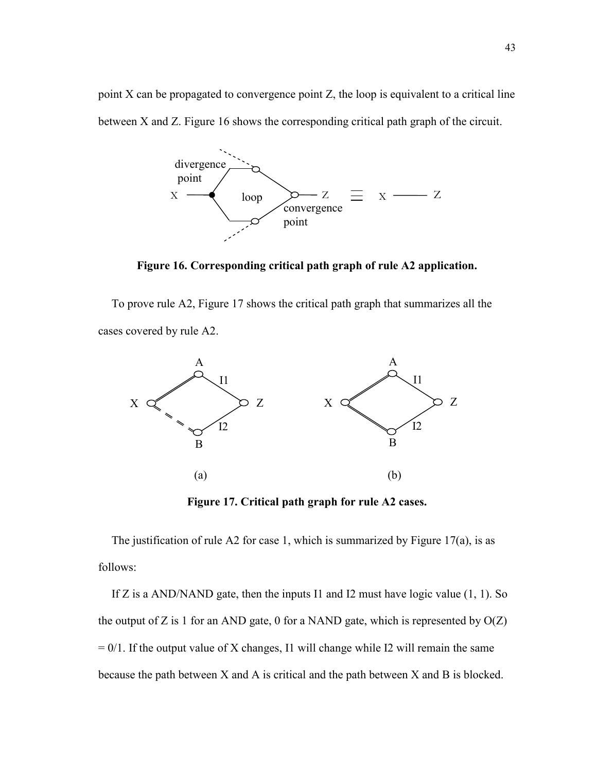point X can be propagated to convergence point Z, the loop is equivalent to a critical line between X and Z. Figure 16 shows the corresponding critical path graph of the circuit.

**Figure 16. Corresponding critical path graph of rule A2 application.**

To prove rule A2, Figure 17 shows the critical path graph that summarizes all the cases covered by rule A2.

**Figure 17. Critical path graph for rule A2 cases.**

The justification of rule A2 for case 1, which is summarized by Figure 17(a), is as follows:

If Z is a AND/NAND gate, then the inputs I1 and I2 must have logic value (1, 1). So the output of Z is 1 for an AND gate, 0 for a NAND gate, which is represented by O(Z) = 0/1. If the output value of X changes, I1 will change while I2 will remain the same because the path between X and A is critical and the path between X and B is blocked.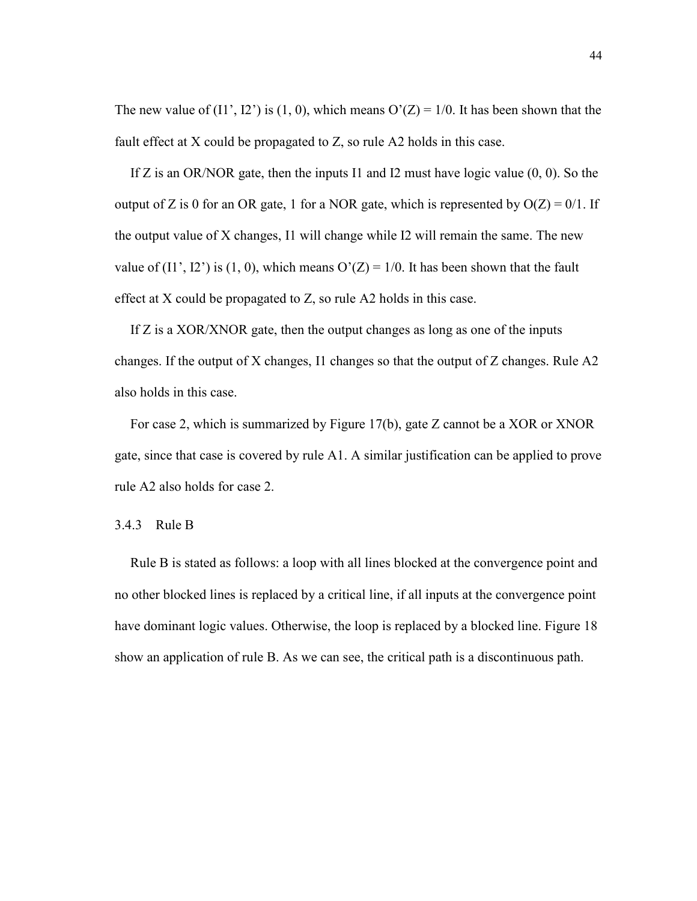The new value of (I1’, I2’) is (1, 0), which means O’(Z) = 1/0. It has been shown that the fault effect at X could be propagated to Z, so rule A2 holds in this case.

If Z is an OR/NOR gate, then the inputs I1 and I2 must have logic value (0, 0). So the output of Z is 0 for an OR gate, 1 for a NOR gate, which is represented by O(Z) = 0/1. If the output value of X changes, I1 will change while I2 will remain the same. The new value of (I1’, I2’) is (1, 0), which means O’(Z) = 1/0. It has been shown that the fault effect at X could be propagated to Z, so rule A2 holds in this case.

If Z is a XOR/XNOR gate, then the output changes as long as one of the inputs changes. If the output of X changes, I1 changes so that the output of Z changes. Rule A2 also holds in this case.

For case 2, which is summarized by Figure 17(b), gate Z cannot be a XOR or XNOR gate, since that case is covered by rule A1. A similar justification can be applied to prove rule A2 also holds for case 2.

### 3.4.3 Rule B

Rule B is stated as follows: a loop with all lines blocked at the convergence point and no other blocked lines is replaced by a critical line, if all inputs at the convergence point have dominant logic values. Otherwise, the loop is replaced by a blocked line. Figure 18 show an application of rule B. As we can see, the critical path is a discontinuous path.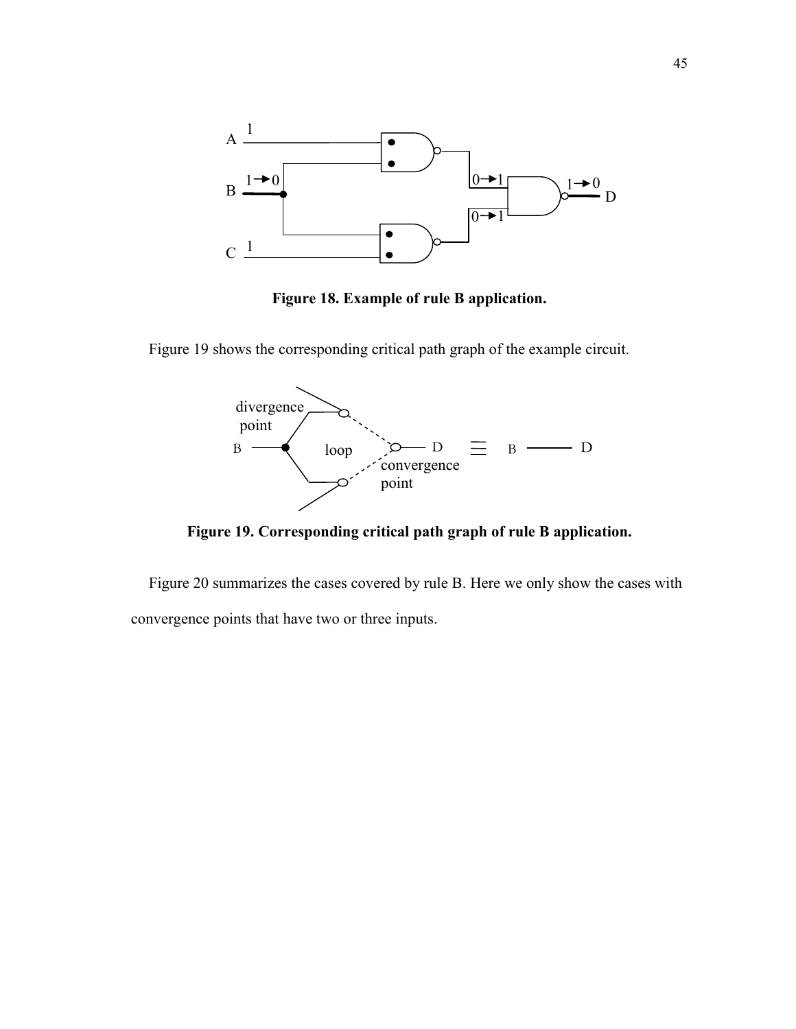**Figure 18. Example of rule B application.**

Figure 19 shows the corresponding critical path graph of the example circuit.

**Figure 19. Corresponding critical path graph of rule B application.**

Figure 20 summarizes the cases covered by rule B. Here we only show the cases with convergence points that have two or three inputs.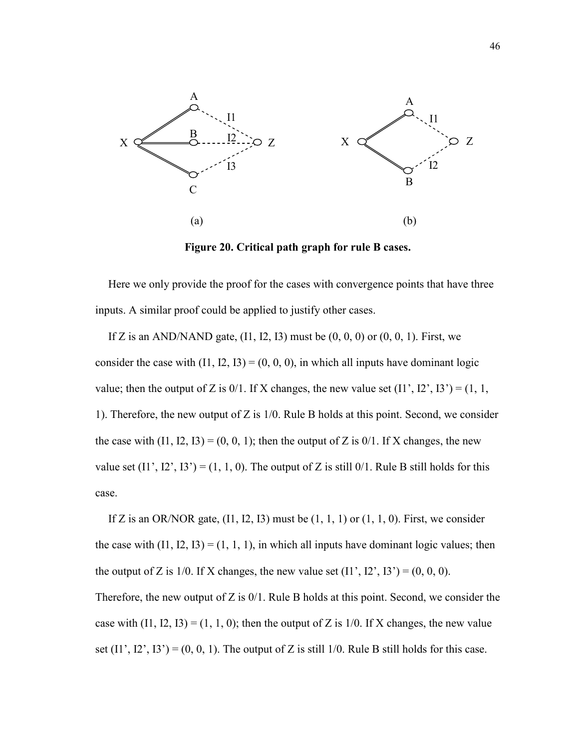**Figure 20. Critical path graph for rule B cases.**

Here we only provide the proof for the cases with convergence points that have three inputs. A similar proof could be applied to justify other cases.

If Z is an AND/NAND gate, (I1, I2, I3) must be (0, 0, 0) or (0, 0, 1). First, we consider the case with (I1, I2, I3) = (0, 0, 0), in which all inputs have dominant logic value; then the output of Z is 0/1. If X changes, the new value set (I1', I2', I3') = (1, 1, 1). Therefore, the new output of Z is 1/0. Rule B holds at this point. Second, we consider the case with (I1, I2, I3) = (0, 0, 1); then the output of Z is 0/1. If X changes, the new value set (I1', I2', I3') = (1, 1, 0). The output of Z is still 0/1. Rule B still holds for this case.

If Z is an OR/NOR gate, (I1, I2, I3) must be (1, 1, 1) or (1, 1, 0). First, we consider the case with (I1, I2, I3) = (1, 1, 1), in which all inputs have dominant logic values; then the output of Z is 1/0. If X changes, the new value set (I1', I2', I3') = (0, 0, 0). Therefore, the new output of Z is 0/1. Rule B holds at this point. Second, we consider the case with (I1, I2, I3) = (1, 1, 0); then the output of Z is 1/0. If X changes, the new value set (I1', I2', I3') = (0, 0, 1). The output of Z is still 1/0. Rule B still holds for this case.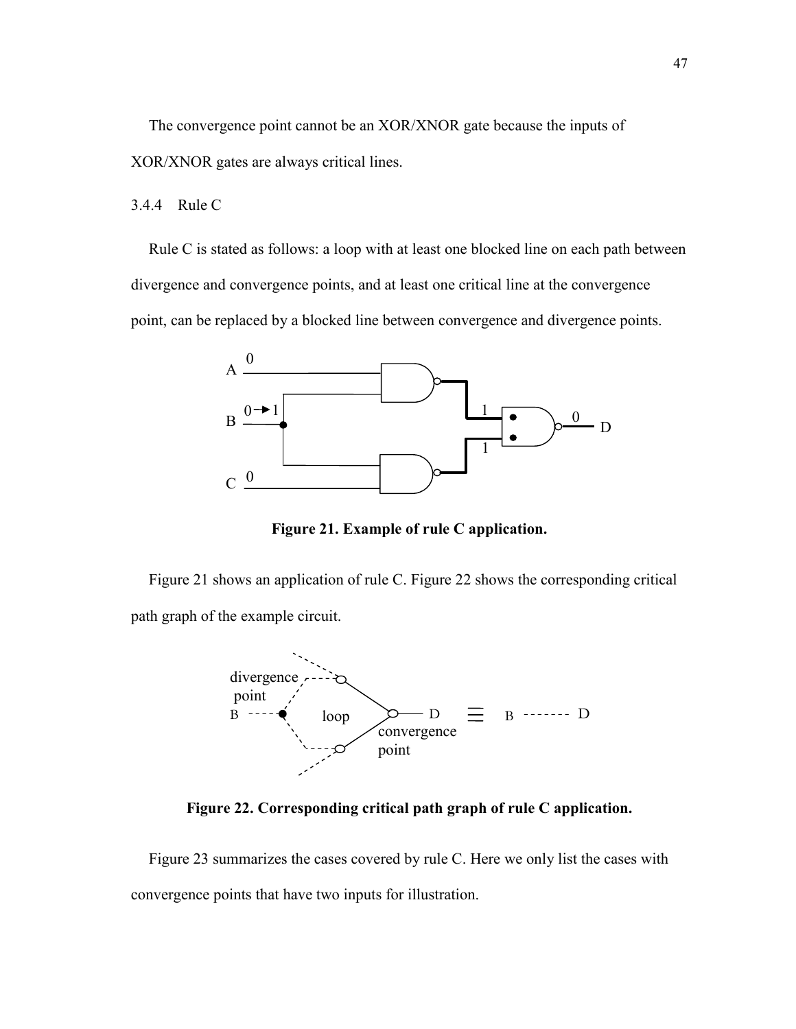The convergence point cannot be an XOR/XNOR gate because the inputs of XOR/XNOR gates are always critical lines.

### 3.4.4 Rule C

Rule C is stated as follows: a loop with at least one blocked line on each path between divergence and convergence points, and at least one critical line at the convergence point, can be replaced by a blocked line between convergence and divergence points.

**Figure 21. Example of rule C application.**

Figure 21 shows an application of rule C. Figure 22 shows the corresponding critical path graph of the example circuit.

**Figure 22. Corresponding critical path graph of rule C application.**

Figure 23 summarizes the cases covered by rule C. Here we only list the cases with convergence points that have two inputs for illustration.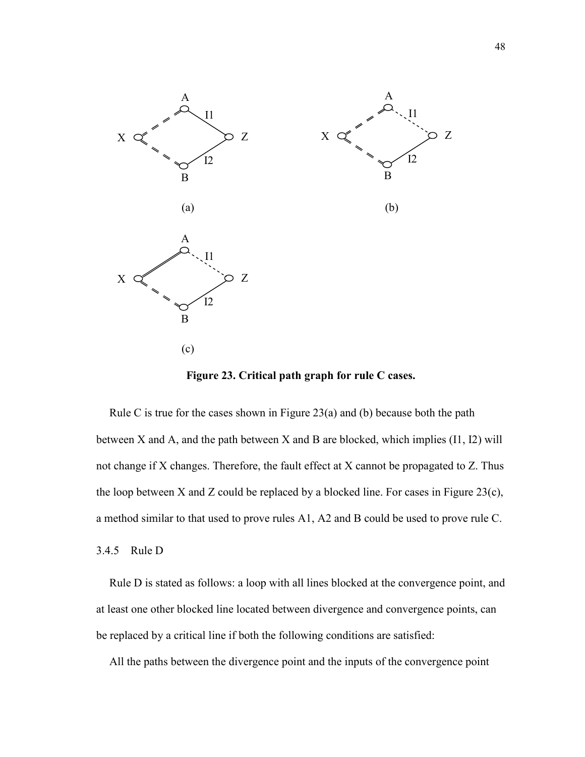**Figure 23. Critical path graph for rule C cases.**

Rule C is true for the cases shown in Figure 23(a) and (b) because both the path between X and A, and the path between X and B are blocked, which implies (I1, I2) will not change if X changes. Therefore, the fault effect at X cannot be propagated to Z. Thus the loop between X and Z could be replaced by a blocked line. For cases in Figure 23(c), a method similar to that used to prove rules A1, A2 and B could be used to prove rule C.

### 3.4.5 Rule D

Rule D is stated as follows: a loop with all lines blocked at the convergence point, and at least one other blocked line located between divergence and convergence points, can be replaced by a critical line if both the following conditions are satisfied:

All the paths between the divergence point and the inputs of the convergence point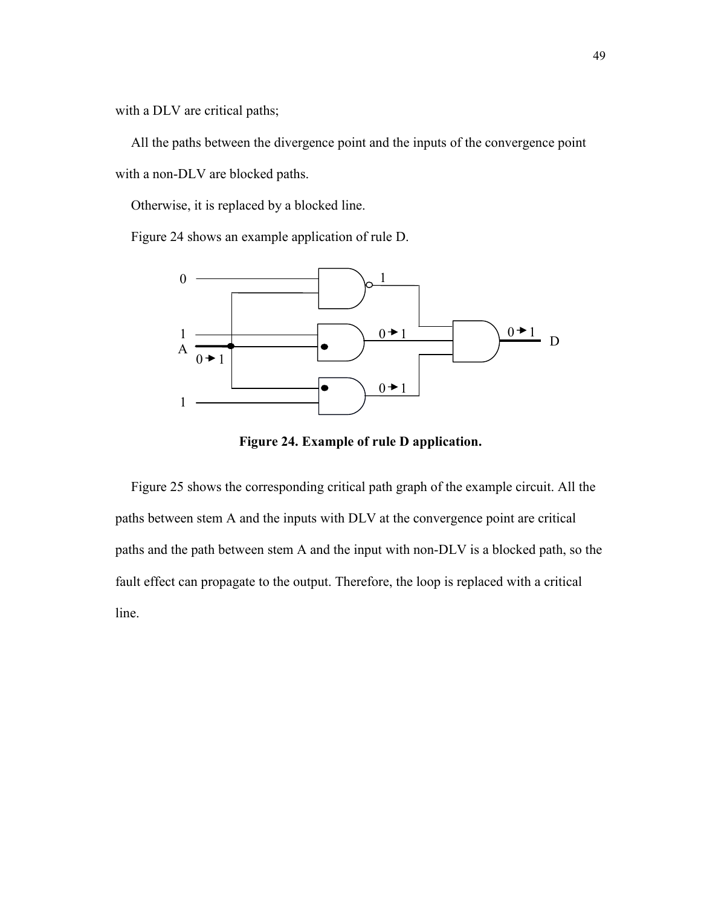with a DLV are critical paths;

All the paths between the divergence point and the inputs of the convergence point with a non-DLV are blocked paths.

Otherwise, it is replaced by a blocked line.

Figure 24 shows an example application of rule D.

**Figure 24. Example of rule D application.**

Figure 25 shows the corresponding critical path graph of the example circuit. All the paths between stem A and the inputs with DLV at the convergence point are critical paths and the path between stem A and the input with non-DLV is a blocked path, so the fault effect can propagate to the output. Therefore, the loop is replaced with a critical line.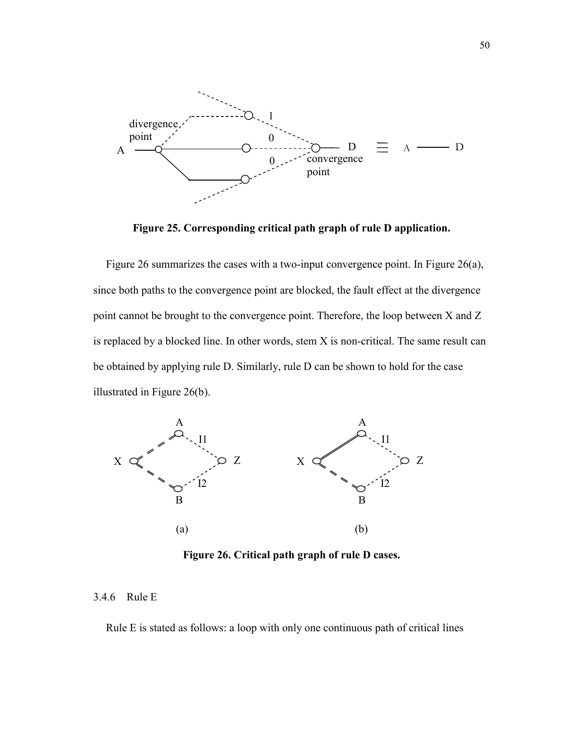Figure 25. Corresponding critical path graph of rule D application.

Figure 26 summarizes the cases with a two-input convergence point. In Figure 26(a), since both paths to the convergence point are blocked, the fault effect at the divergence point cannot be brought to the convergence point. Therefore, the loop between X and Z is replaced by a blocked line. In other words, stem X is non-critical. The same result can be obtained by applying rule D. Similarly, rule D can be shown to hold for the case illustrated in Figure 26(b).

Figure 26. Critical path graph of rule D cases.

### 3.4.6 Rule E

Rule E is stated as follows: a loop with only one continuous path of critical lines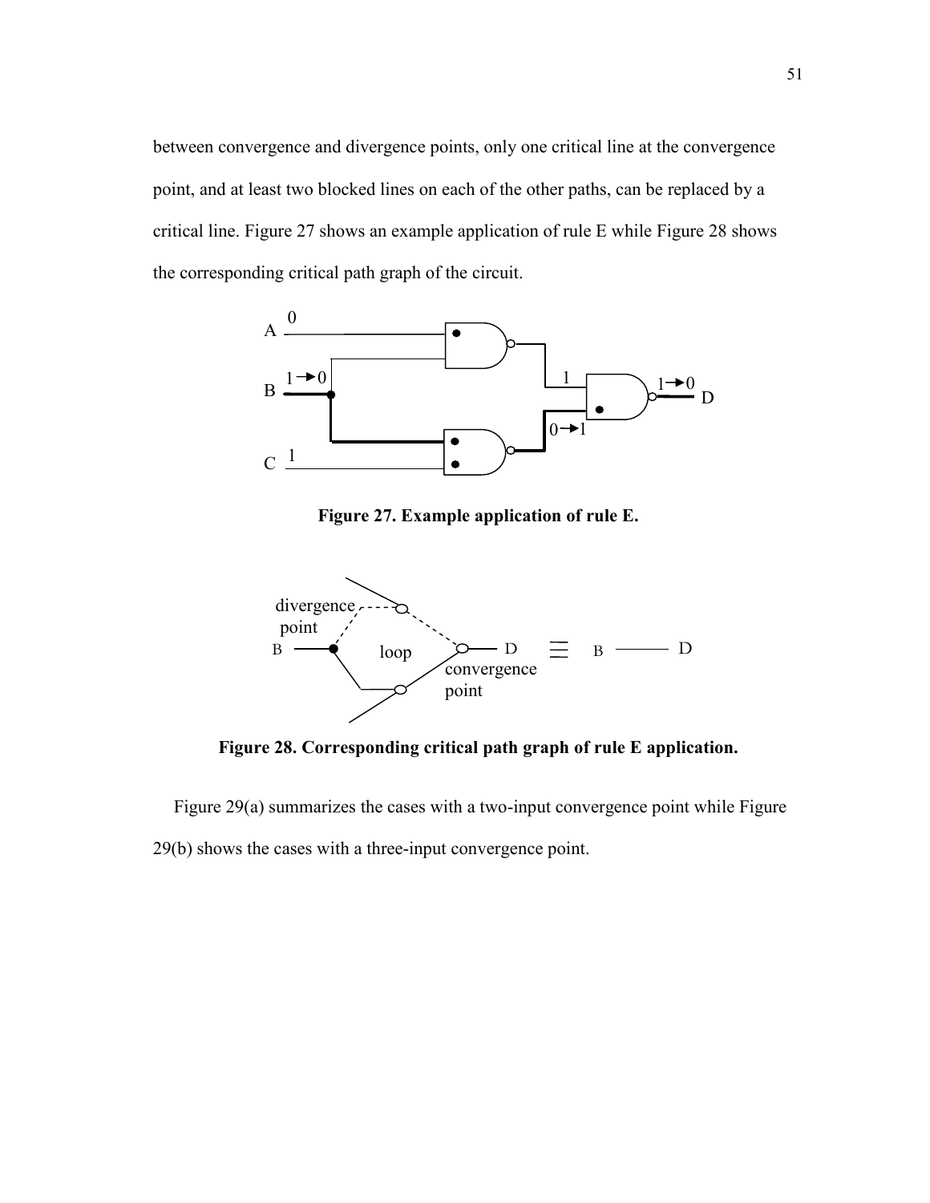between convergence and divergence points, only one critical line at the convergence point, and at least two blocked lines on each of the other paths, can be replaced by a critical line. Figure 27 shows an example application of rule E while Figure 28 shows the corresponding critical path graph of the circuit.

**Figure 27. Example application of rule E.**

**Figure 28. Corresponding critical path graph of rule E application.**

Figure 29(a) summarizes the cases with a two-input convergence point while Figure 29(b) shows the cases with a three-input convergence point.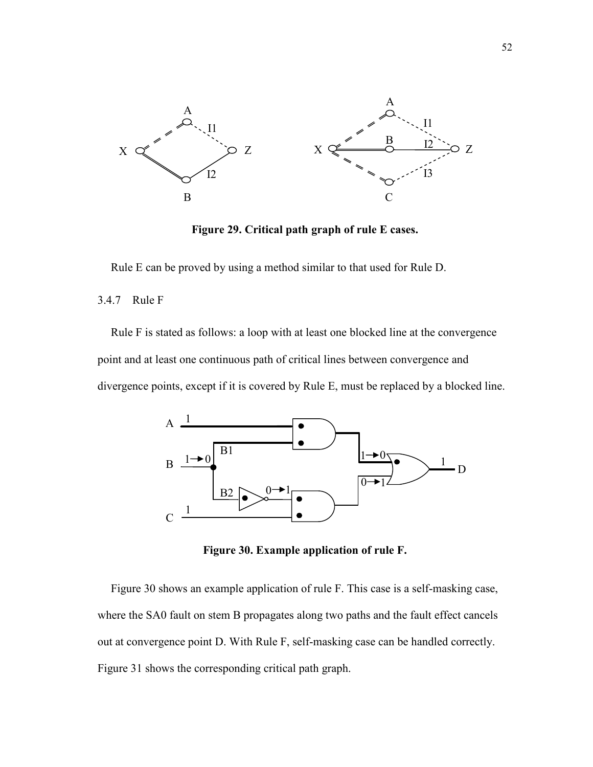Figure 29. Critical path graph of rule E cases.

Rule E can be proved by using a method similar to that used for Rule D.

### 3.4.7 Rule F

Rule F is stated as follows: a loop with at least one blocked line at the convergence point and at least one continuous path of critical lines between convergence and divergence points, except if it is covered by Rule E, must be replaced by a blocked line.

Figure 30. Example application of rule F.

Figure 30 shows an example application of rule F. This case is a self-masking case, where the SA0 fault on stem B propagates along two paths and the fault effect cancels out at convergence point D. With Rule F, self-masking case can be handled correctly. Figure 31 shows the corresponding critical path graph.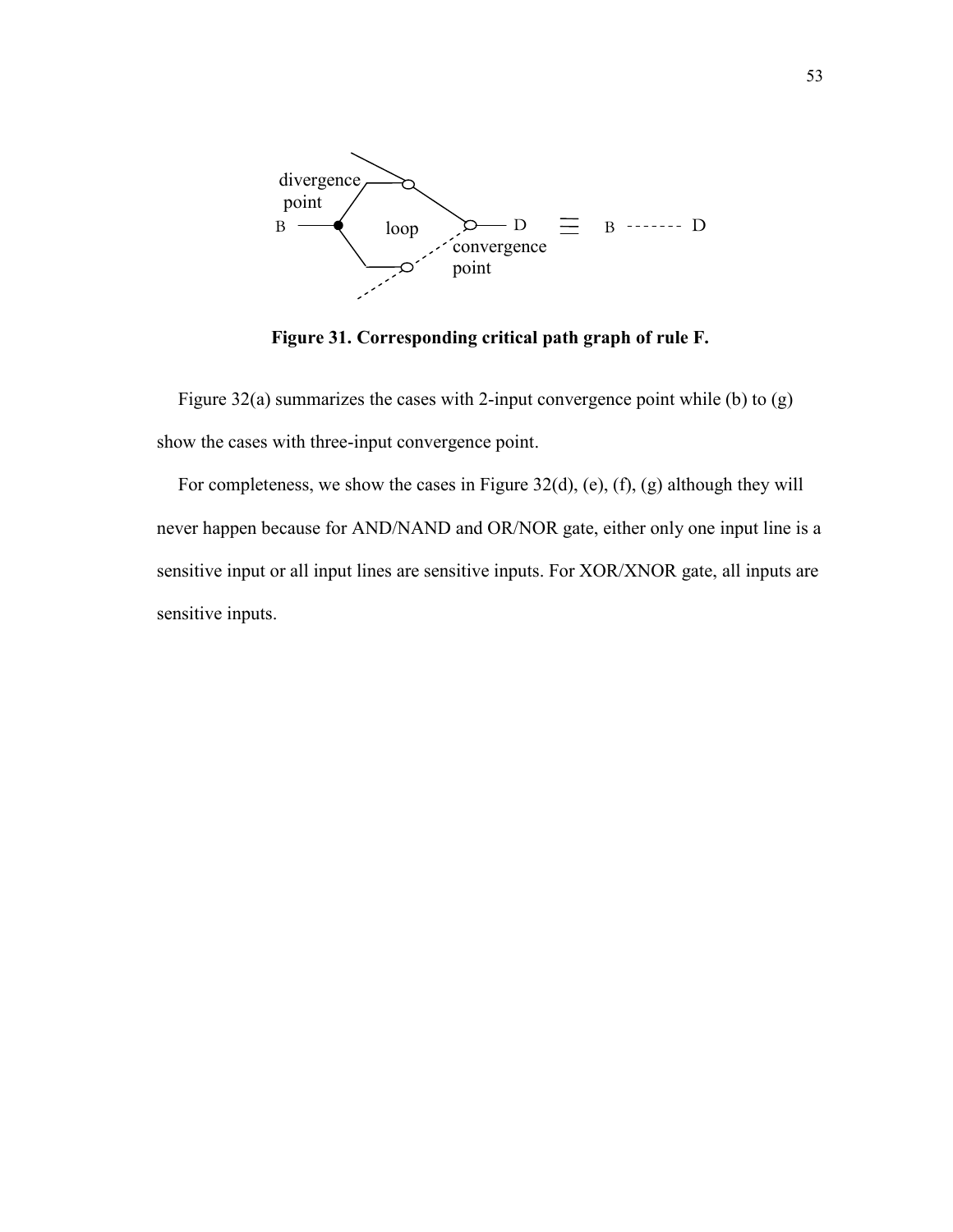**Figure 31. Corresponding critical path graph of rule F.**

Figure 32(a) summarizes the cases with 2-input convergence point while (b) to (g) show the cases with three-input convergence point.

For completeness, we show the cases in Figure 32(d), (e), (f), (g) although they will never happen because for AND/NAND and OR/NOR gate, either only one input line is a sensitive input or all input lines are sensitive inputs. For XOR/XNOR gate, all inputs are sensitive inputs.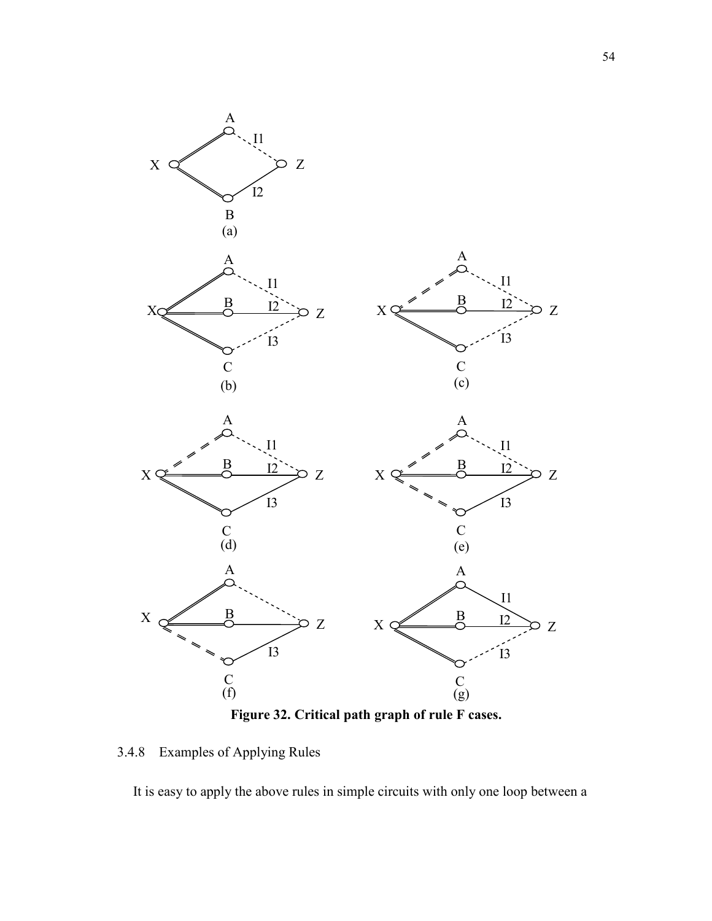**Figure 32. Critical path graph of rule F cases.**

### 3.4.8 Examples of Applying Rules

It is easy to apply the above rules in simple circuits with only one loop between a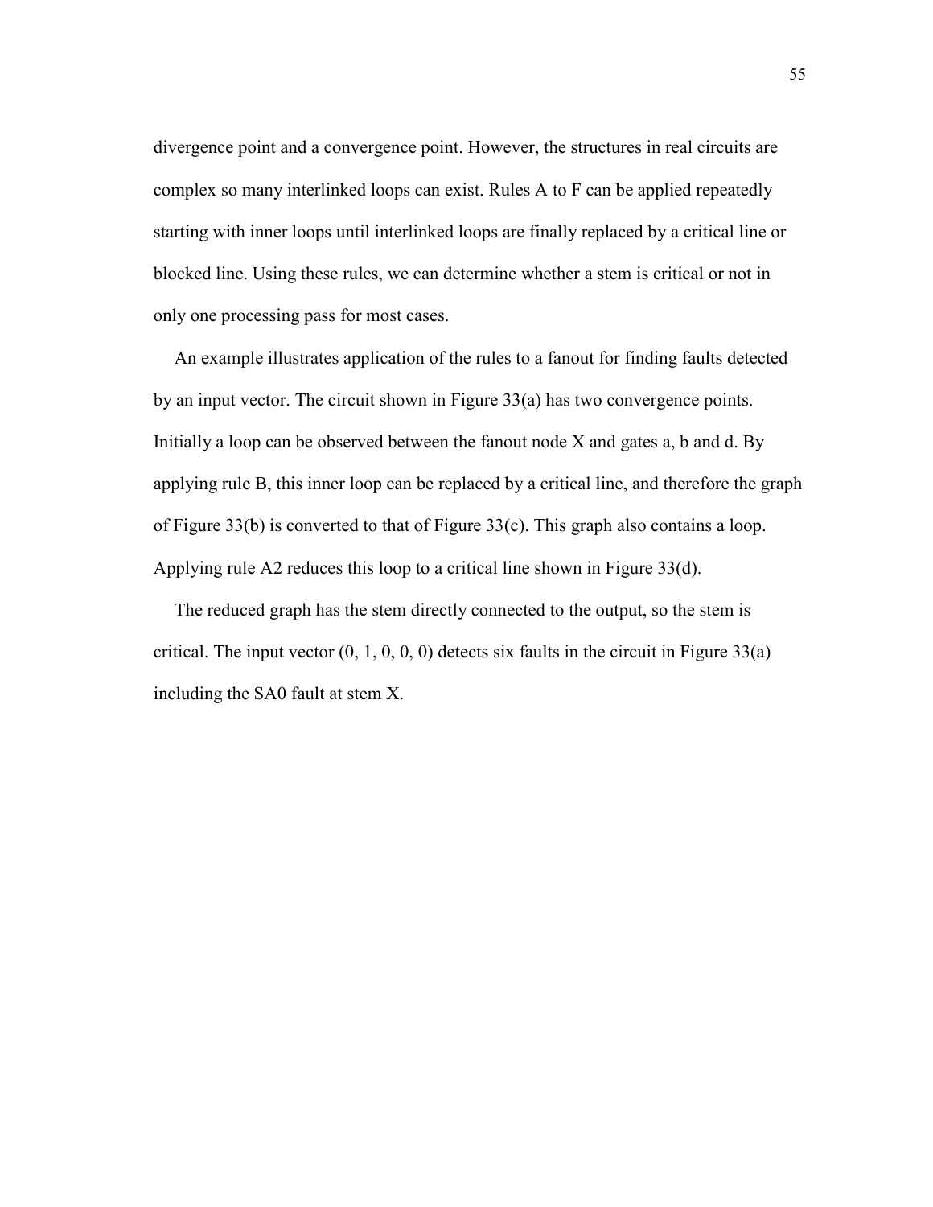divergence point and a convergence point. However, the structures in real circuits are complex so many interlinked loops can exist. Rules A to F can be applied repeatedly starting with inner loops until interlinked loops are finally replaced by a critical line or blocked line. Using these rules, we can determine whether a stem is critical or not in only one processing pass for most cases.

An example illustrates application of the rules to a fanout for finding faults detected by an input vector. The circuit shown in Figure 33(a) has two convergence points. Initially a loop can be observed between the fanout node X and gates a, b and d. By applying rule B, this inner loop can be replaced by a critical line, and therefore the graph of Figure 33(b) is converted to that of Figure 33(c). This graph also contains a loop. Applying rule A2 reduces this loop to a critical line shown in Figure 33(d).

The reduced graph has the stem directly connected to the output, so the stem is critical. The input vector (0, 1, 0, 0, 0) detects six faults in the circuit in Figure 33(a) including the SA0 fault at stem X.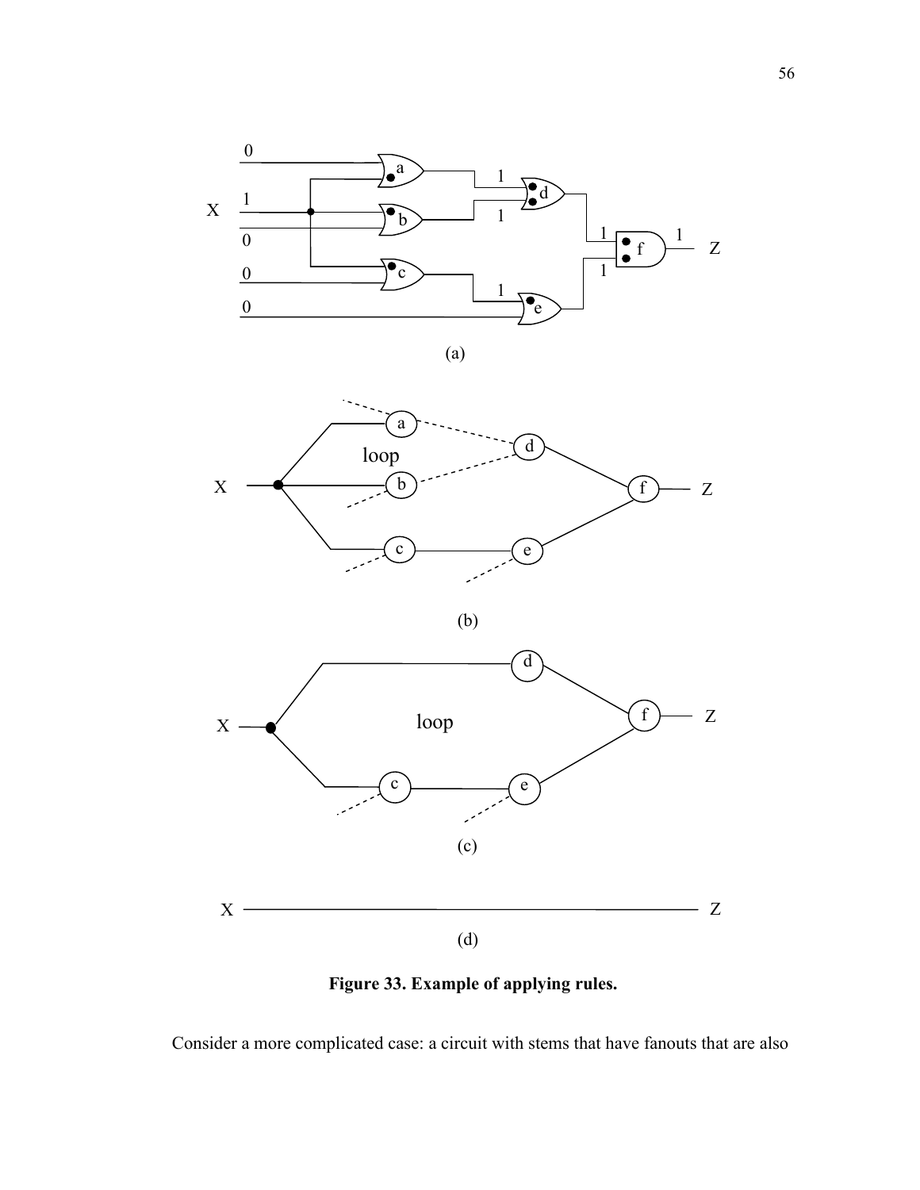Figure 33. Example of applying rules.

Consider a more complicated case: a circuit with stems that have fanouts that are also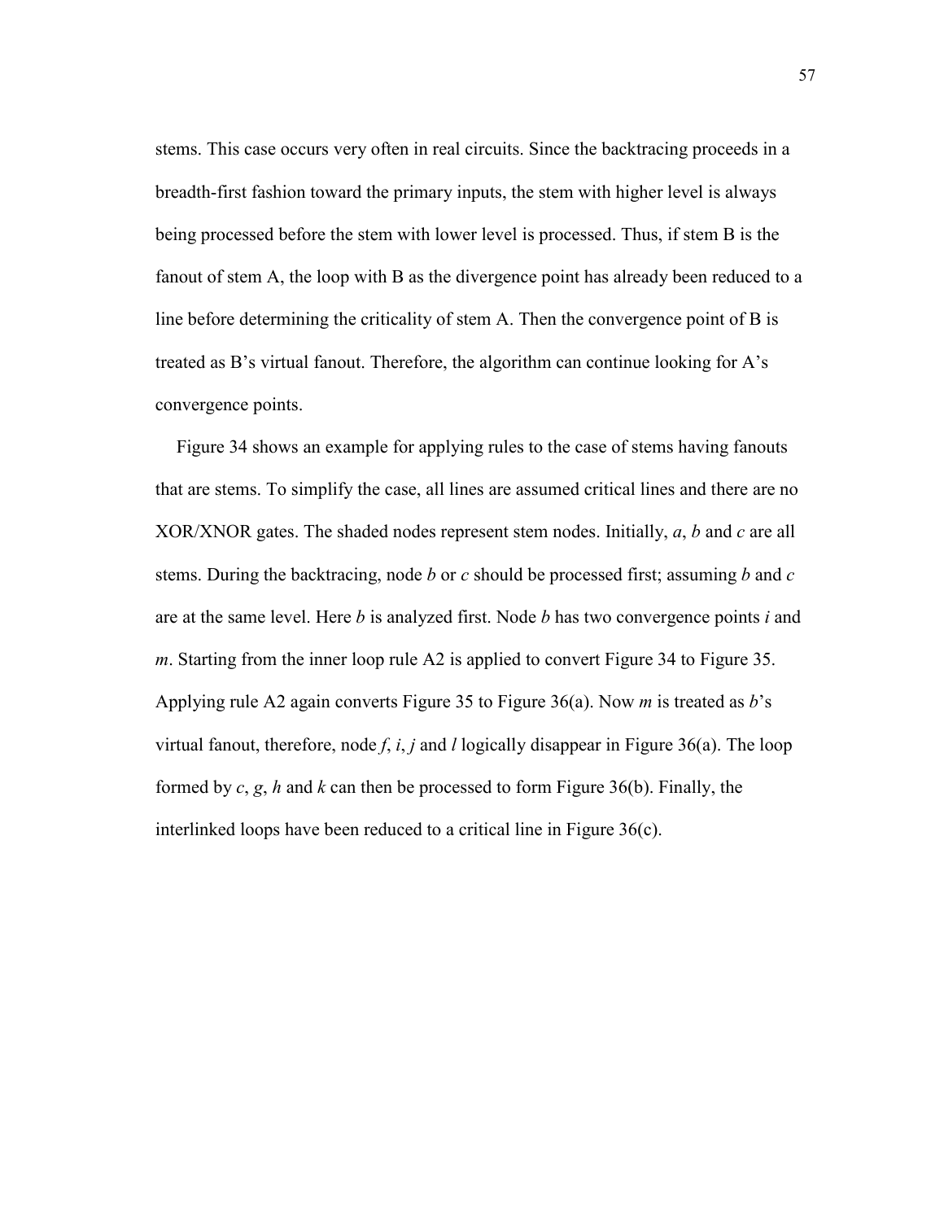stems. This case occurs very often in real circuits. Since the backtracing proceeds in a breadth-first fashion toward the primary inputs, the stem with higher level is always being processed before the stem with lower level is processed. Thus, if stem B is the fanout of stem A, the loop with B as the divergence point has already been reduced to a line before determining the criticality of stem A. Then the convergence point of B is treated as B's virtual fanout. Therefore, the algorithm can continue looking for A's convergence points.

Figure 34 shows an example for applying rules to the case of stems having fanouts that are stems. To simplify the case, all lines are assumed critical lines and there are no XOR/XNOR gates. The shaded nodes represent stem nodes. Initially, *a*, *b* and *c* are all stems. During the backtracing, node *b* or *c* should be processed first; assuming *b* and *c* are at the same level. Here *b* is analyzed first. Node *b* has two convergence points *i* and *m*. Starting from the inner loop rule A2 is applied to convert Figure 34 to Figure 35. Applying rule A2 again converts Figure 35 to Figure 36(a). Now *m* is treated as *b*'s virtual fanout, therefore, node *f*, *i*, *j* and *l* logically disappear in Figure 36(a). The loop formed by *c*, *g*, *h* and *k* can then be processed to form Figure 36(b). Finally, the interlinked loops have been reduced to a critical line in Figure 36(c).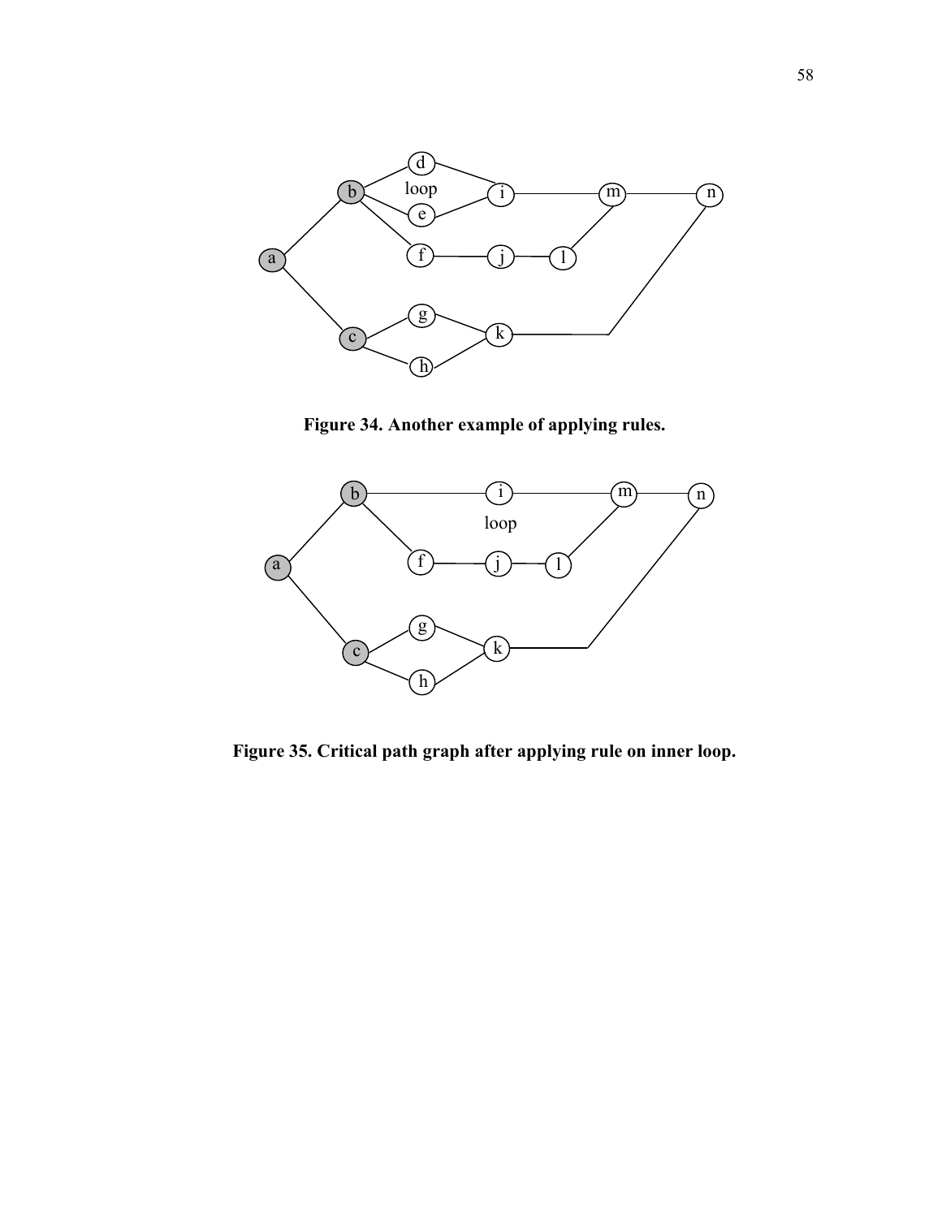**Figure 34. Another example of applying rules.**

**Figure 35. Critical path graph after applying rule on inner loop.**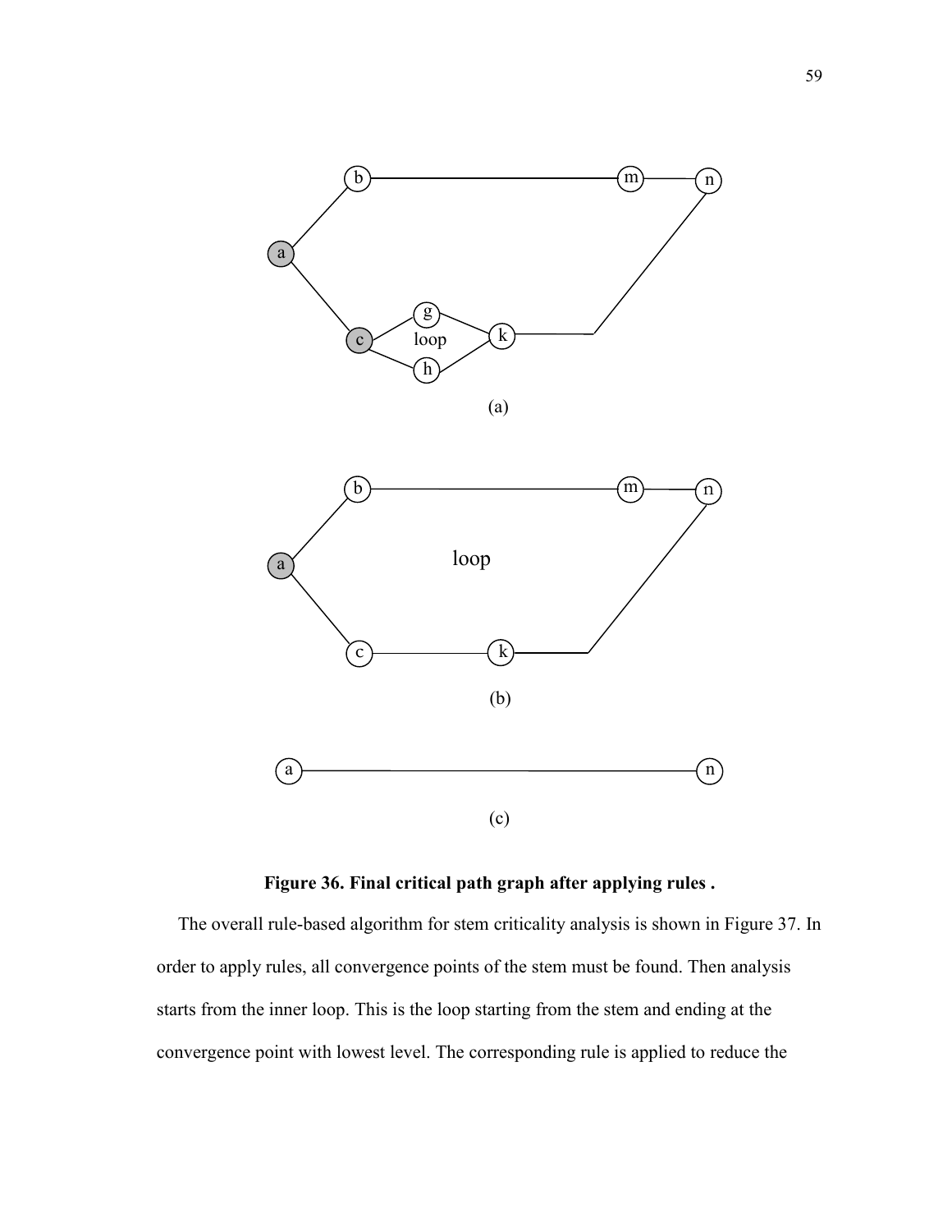**Figure 36. Final critical path graph after applying rules .**

The overall rule-based algorithm for stem criticality analysis is shown in Figure 37. In order to apply rules, all convergence points of the stem must be found. Then analysis starts from the inner loop. This is the loop starting from the stem and ending at the convergence point with lowest level. The corresponding rule is applied to reduce the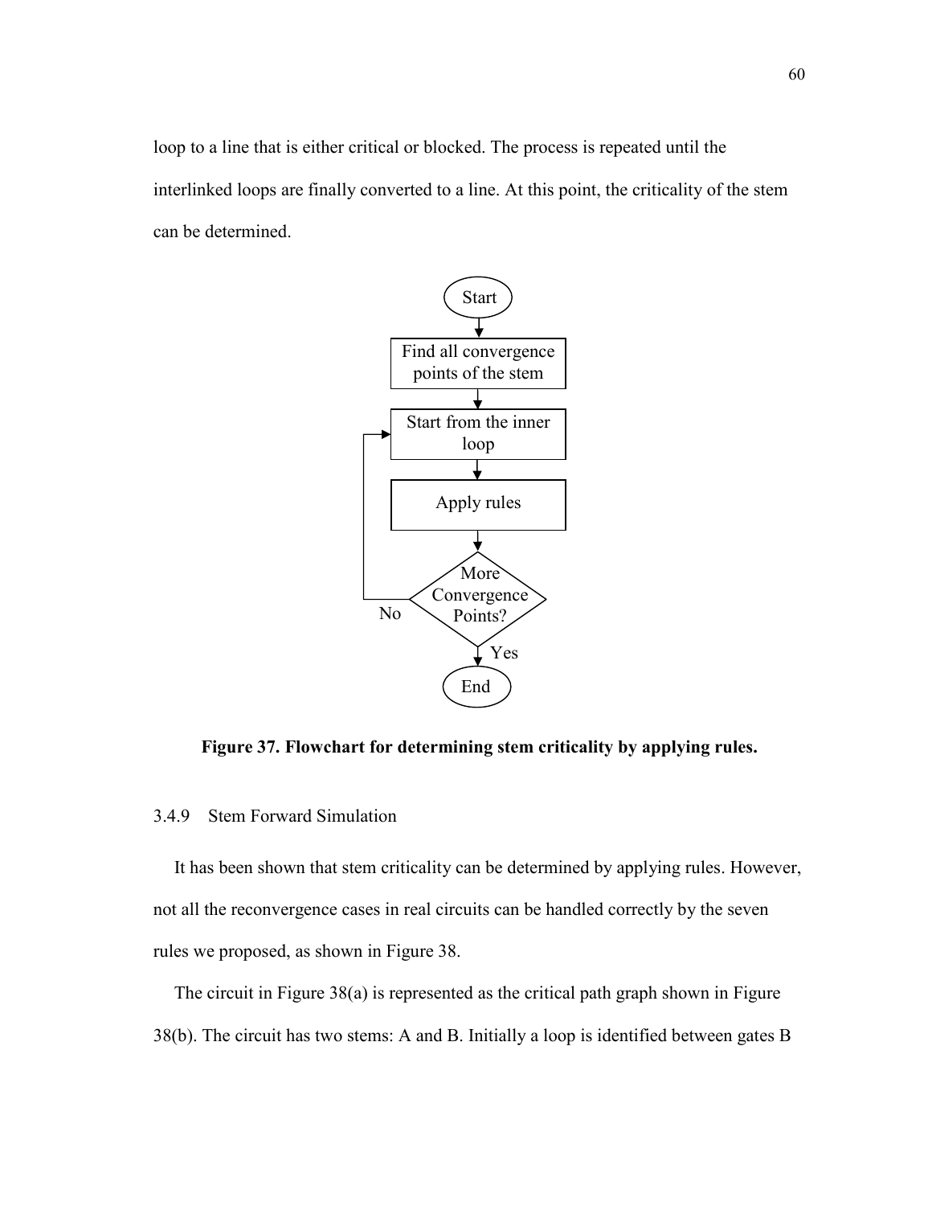loop to a line that is either critical or blocked. The process is repeated until the interlinked loops are finally converted to a line. At this point, the criticality of the stem can be determined.

**Figure 37. Flowchart for determining stem criticality by applying rules.**

### 3.4.9 Stem Forward Simulation

It has been shown that stem criticality can be determined by applying rules. However, not all the reconvergence cases in real circuits can be handled correctly by the seven rules we proposed, as shown in Figure 38.

The circuit in Figure 38(a) is represented as the critical path graph shown in Figure 38(b). The circuit has two stems: A and B. Initially a loop is identified between gates B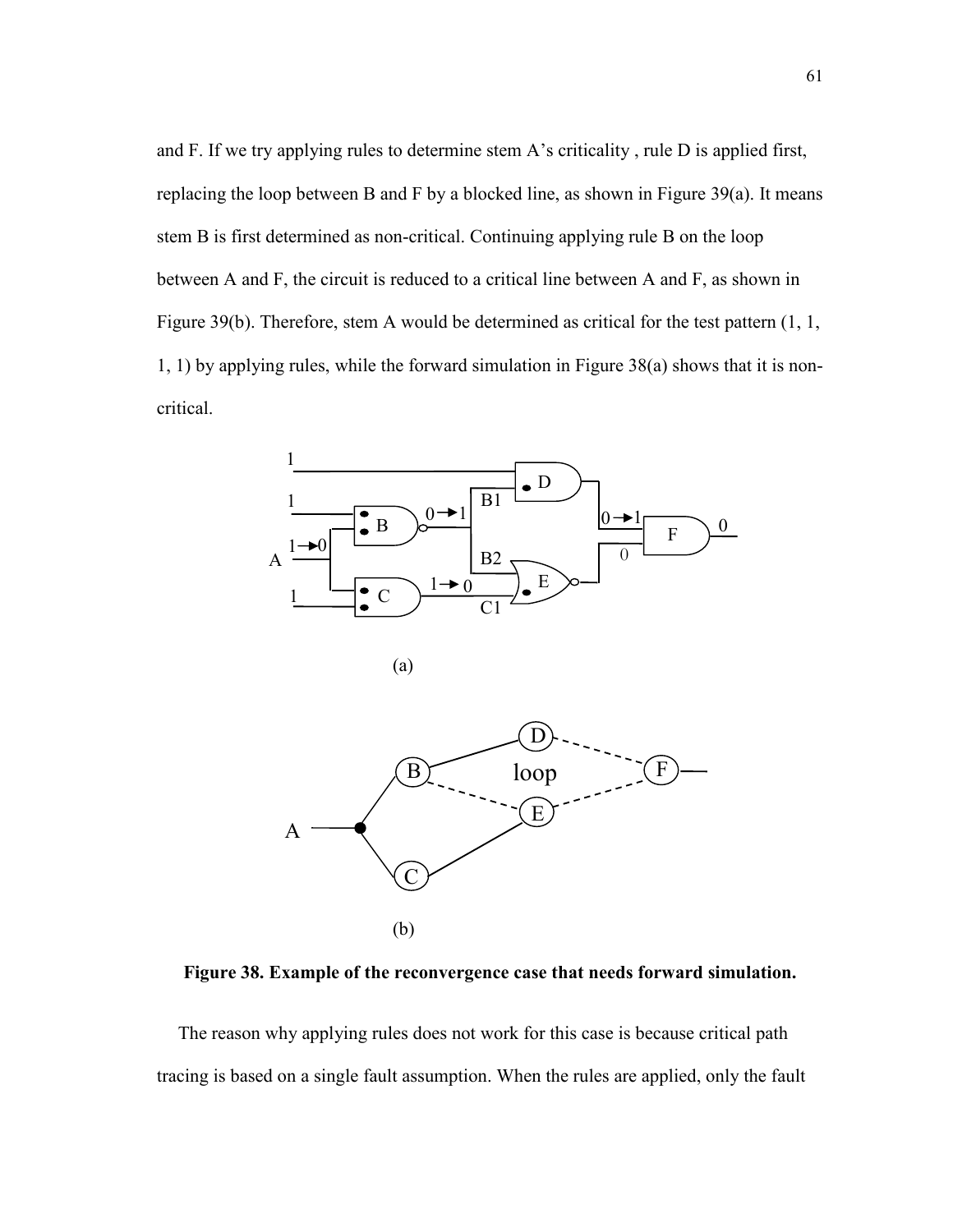and F. If we try applying rules to determine stem A's criticality , rule D is applied first, replacing the loop between B and F by a blocked line, as shown in Figure 39(a). It means stem B is first determined as non-critical. Continuing applying rule B on the loop between A and F, the circuit is reduced to a critical line between A and F, as shown in Figure 39(b). Therefore, stem A would be determined as critical for the test pattern (1, 1, 1, 1) by applying rules, while the forward simulation in Figure 38(a) shows that it is non-critical.

(a)

(b)

**Figure 38. Example of the reconvergence case that needs forward simulation.**

The reason why applying rules does not work for this case is because critical path tracing is based on a single fault assumption. When the rules are applied, only the fault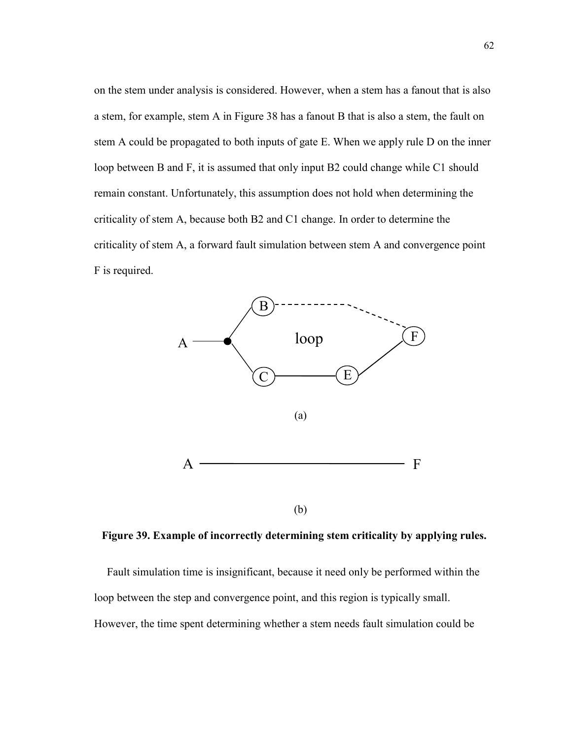on the stem under analysis is considered. However, when a stem has a fanout that is also a stem, for example, stem A in Figure 38 has a fanout B that is also a stem, the fault on stem A could be propagated to both inputs of gate E. When we apply rule D on the inner loop between B and F, it is assumed that only input B2 could change while C1 should remain constant. Unfortunately, this assumption does not hold when determining the criticality of stem A, because both B2 and C1 change. In order to determine the criticality of stem A, a forward fault simulation between stem A and convergence point F is required.

**Figure 39. Example of incorrectly determining stem criticality by applying rules.**

Fault simulation time is insignificant, because it need only be performed within the loop between the step and convergence point, and this region is typically small. However, the time spent determining whether a stem needs fault simulation could be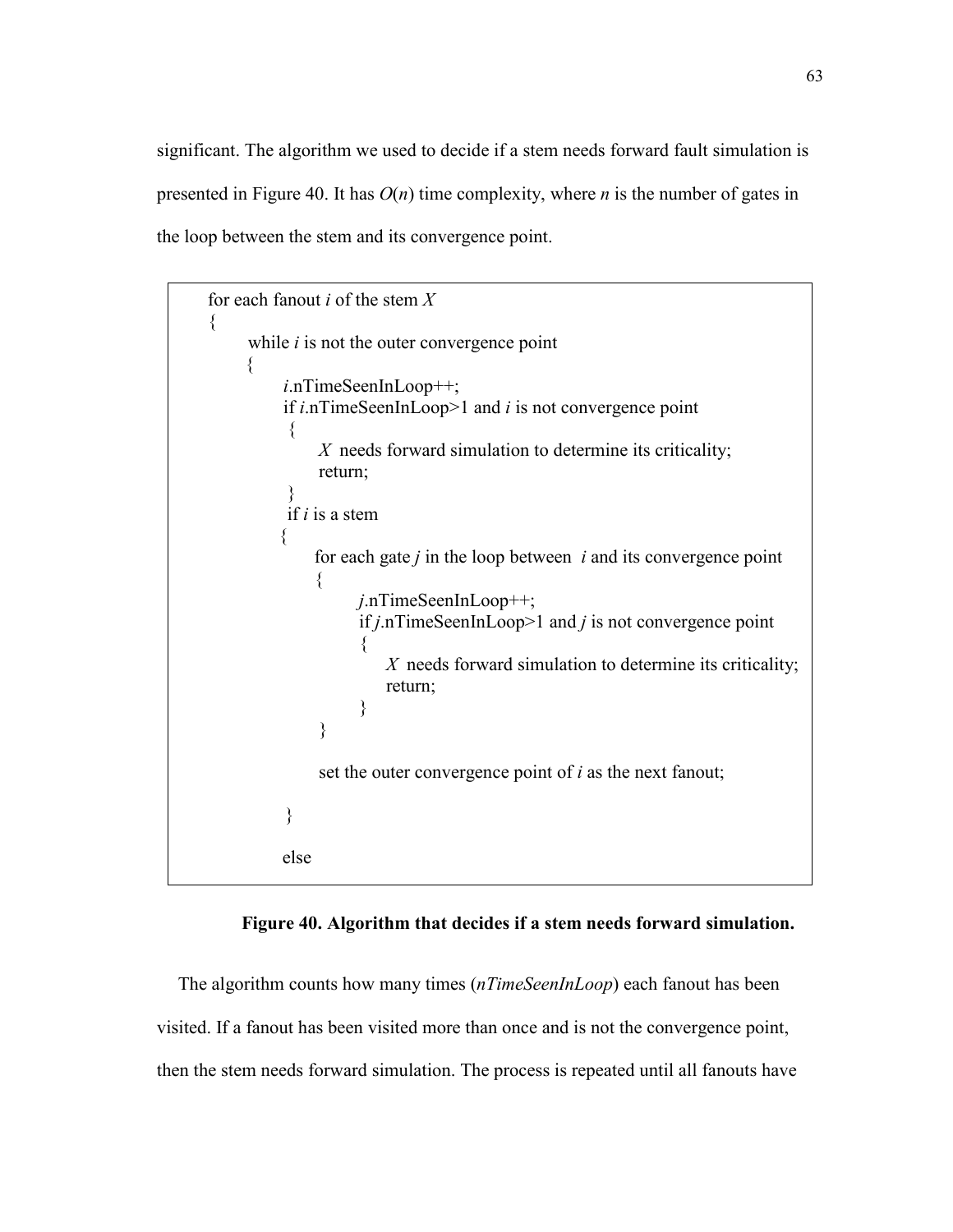significant. The algorithm we used to decide if a stem needs forward fault simulation is presented in Figure 40. It has $O(n)$ time complexity, where $n$ is the number of gates in the loop between the stem and its convergence point.

```
for each fanout i of the stem X
{
    while i is not the outer convergence point
    {
        i.nTimeSeenInLoop++;
        if i.nTimeSeenInLoop>1 and i is not convergence point
        {
            X needs forward simulation to determine its criticality;
            return;
        }
        if i is a stem
        {
            for each gate j in the loop between i and its convergence point
            {
                j.nTimeSeenInLoop++;
                if j.nTimeSeenInLoop>1 and j is not convergence point
                {
                    X needs forward simulation to determine its criticality;
                    return;
                }
            }

            set the outer convergence point of i as the next fanout;

        }

        else
```

**Figure 40. Algorithm that decides if a stem needs forward simulation.**

The algorithm counts how many times (*nTimeSeenInLoop*) each fanout has been visited. If a fanout has been visited more than once and is not the convergence point, then the stem needs forward simulation. The process is repeated until all fanouts have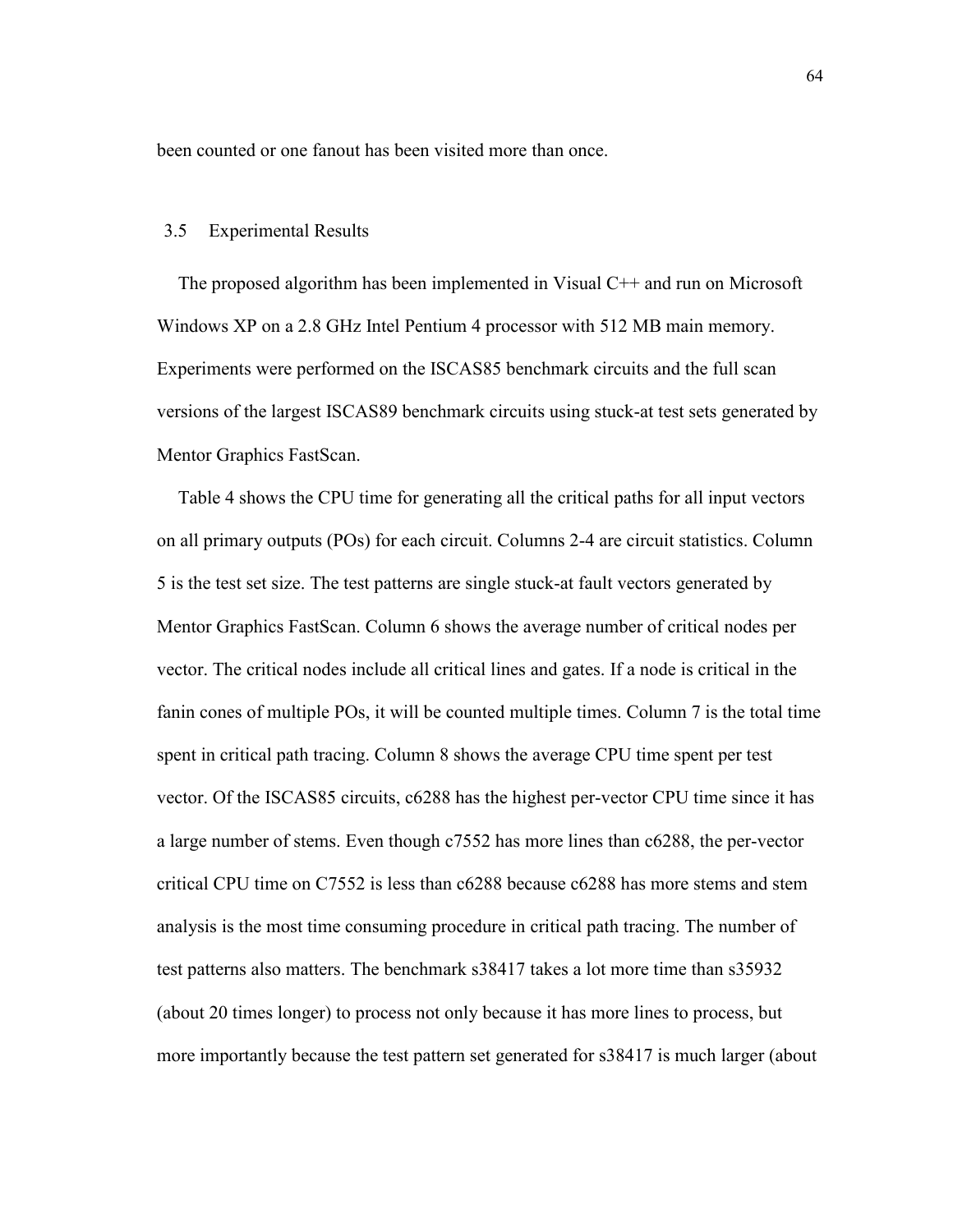been counted or one fanout has been visited more than once.

## 3.5 Experimental Results

The proposed algorithm has been implemented in Visual C++ and run on Microsoft Windows XP on a 2.8 GHz Intel Pentium 4 processor with 512 MB main memory. Experiments were performed on the ISCAS85 benchmark circuits and the full scan versions of the largest ISCAS89 benchmark circuits using stuck-at test sets generated by Mentor Graphics FastScan.

Table 4 shows the CPU time for generating all the critical paths for all input vectors on all primary outputs (POs) for each circuit. Columns 2-4 are circuit statistics. Column 5 is the test set size. The test patterns are single stuck-at fault vectors generated by Mentor Graphics FastScan. Column 6 shows the average number of critical nodes per vector. The critical nodes include all critical lines and gates. If a node is critical in the fanin cones of multiple POs, it will be counted multiple times. Column 7 is the total time spent in critical path tracing. Column 8 shows the average CPU time spent per test vector. Of the ISCAS85 circuits, c6288 has the highest per-vector CPU time since it has a large number of stems. Even though c7552 has more lines than c6288, the per-vector critical CPU time on C7552 is less than c6288 because c6288 has more stems and stem analysis is the most time consuming procedure in critical path tracing. The number of test patterns also matters. The benchmark s38417 takes a lot more time than s35932 (about 20 times longer) to process not only because it has more lines to process, but more importantly because the test pattern set generated for s38417 is much larger (about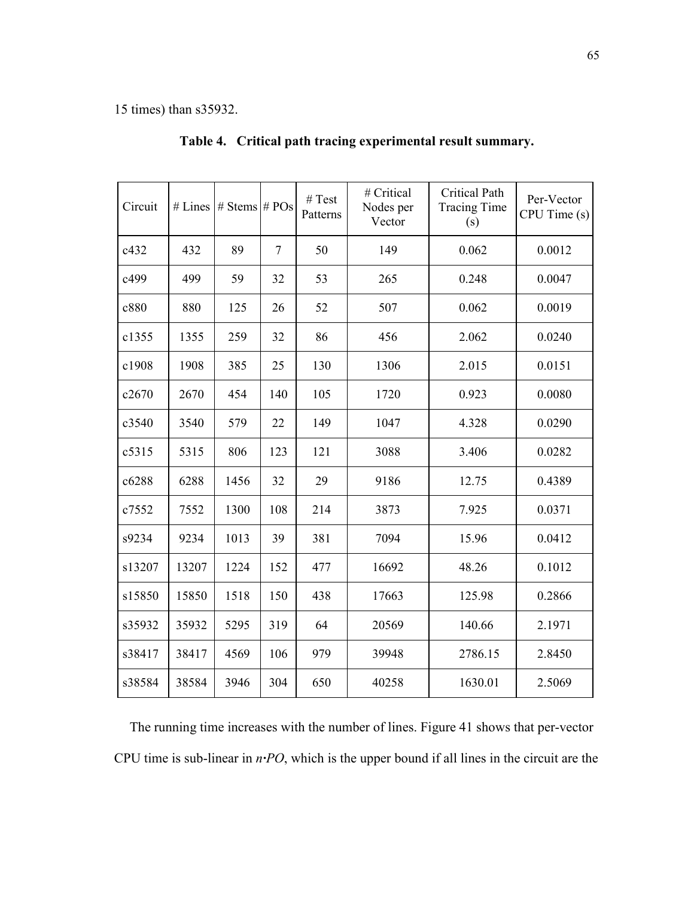15 times) than s35932.

**Table 4. Critical path tracing experimental result summary.**

| Circuit | # Lines | # Stems | # POs | # Test Patterns | # Critical Nodes per Vector | Critical Path Tracing Time (s) | Per-Vector CPU Time (s) |
|---|---|---|---|---|---|---|---|
| c432 | 432 | 89 | 7 | 50 | 149 | 0.062 | 0.0012 |
| c499 | 499 | 59 | 32 | 53 | 265 | 0.248 | 0.0047 |
| c880 | 880 | 125 | 26 | 52 | 507 | 0.062 | 0.0019 |
| c1355 | 1355 | 259 | 32 | 86 | 456 | 2.062 | 0.0240 |
| c1908 | 1908 | 385 | 25 | 130 | 1306 | 2.015 | 0.0151 |
| c2670 | 2670 | 454 | 140 | 105 | 1720 | 0.923 | 0.0080 |
| c3540 | 3540 | 579 | 22 | 149 | 1047 | 4.328 | 0.0290 |
| c5315 | 5315 | 806 | 123 | 121 | 3088 | 3.406 | 0.0282 |
| c6288 | 6288 | 1456 | 32 | 29 | 9186 | 12.75 | 0.4389 |
| c7552 | 7552 | 1300 | 108 | 214 | 3873 | 7.925 | 0.0371 |
| s9234 | 9234 | 1013 | 39 | 381 | 7094 | 15.96 | 0.0412 |
| s13207 | 13207 | 1224 | 152 | 477 | 16692 | 48.26 | 0.1012 |
| s15850 | 15850 | 1518 | 150 | 438 | 17663 | 125.98 | 0.2866 |
| s35932 | 35932 | 5295 | 319 | 64 | 20569 | 140.66 | 2.1971 |
| s38417 | 38417 | 4569 | 106 | 979 | 39948 | 2786.15 | 2.8450 |
| s38584 | 38584 | 3946 | 304 | 650 | 40258 | 1630.01 | 2.5069 |

The running time increases with the number of lines. Figure 41 shows that per-vector CPU time is sub-linear in $n \cdot PO$, which is the upper bound if all lines in the circuit are the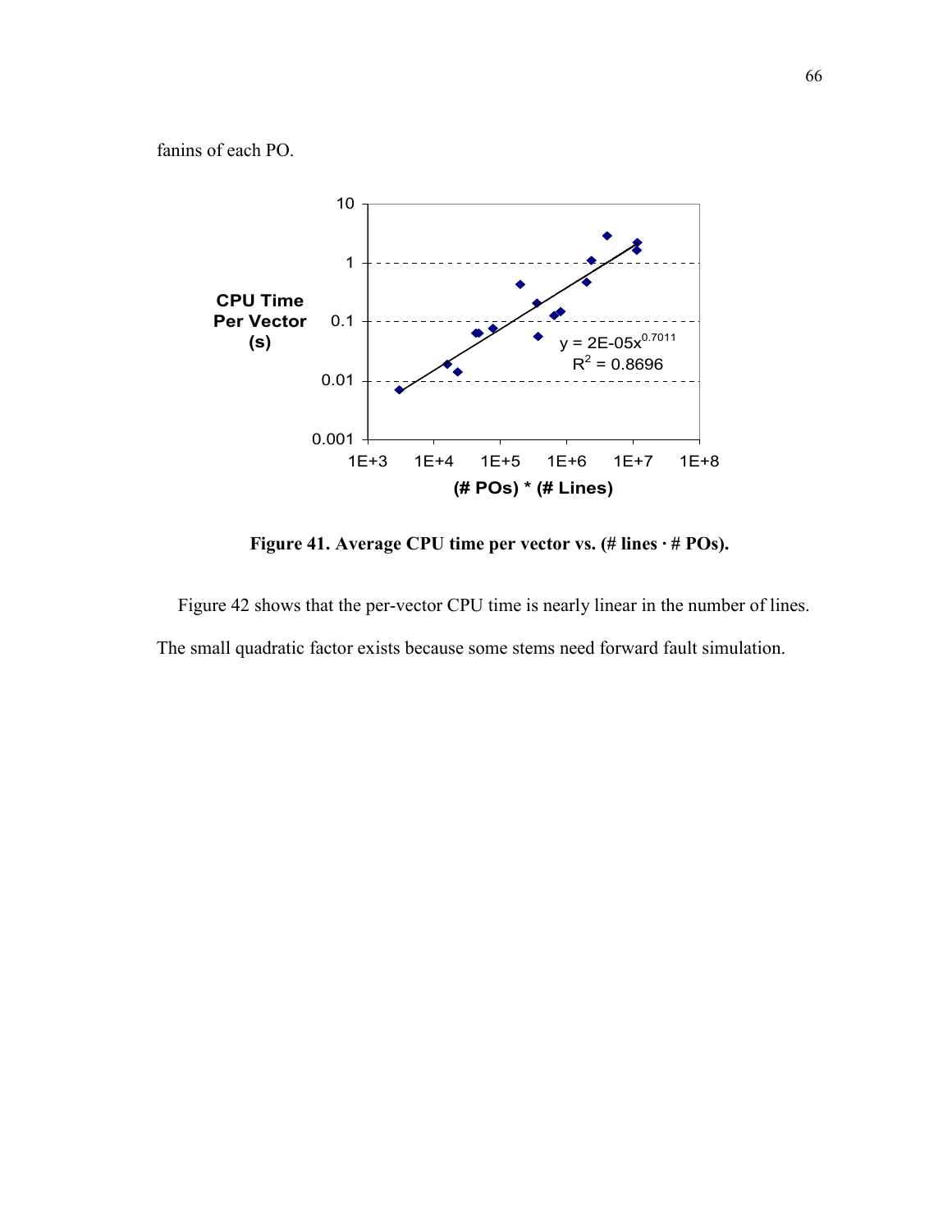fanins of each PO.

Figure 41. Average CPU time per vector vs. (# lines · # POs).

Figure 42 shows that the per-vector CPU time is nearly linear in the number of lines. The small quadratic factor exists because some stems need forward fault simulation.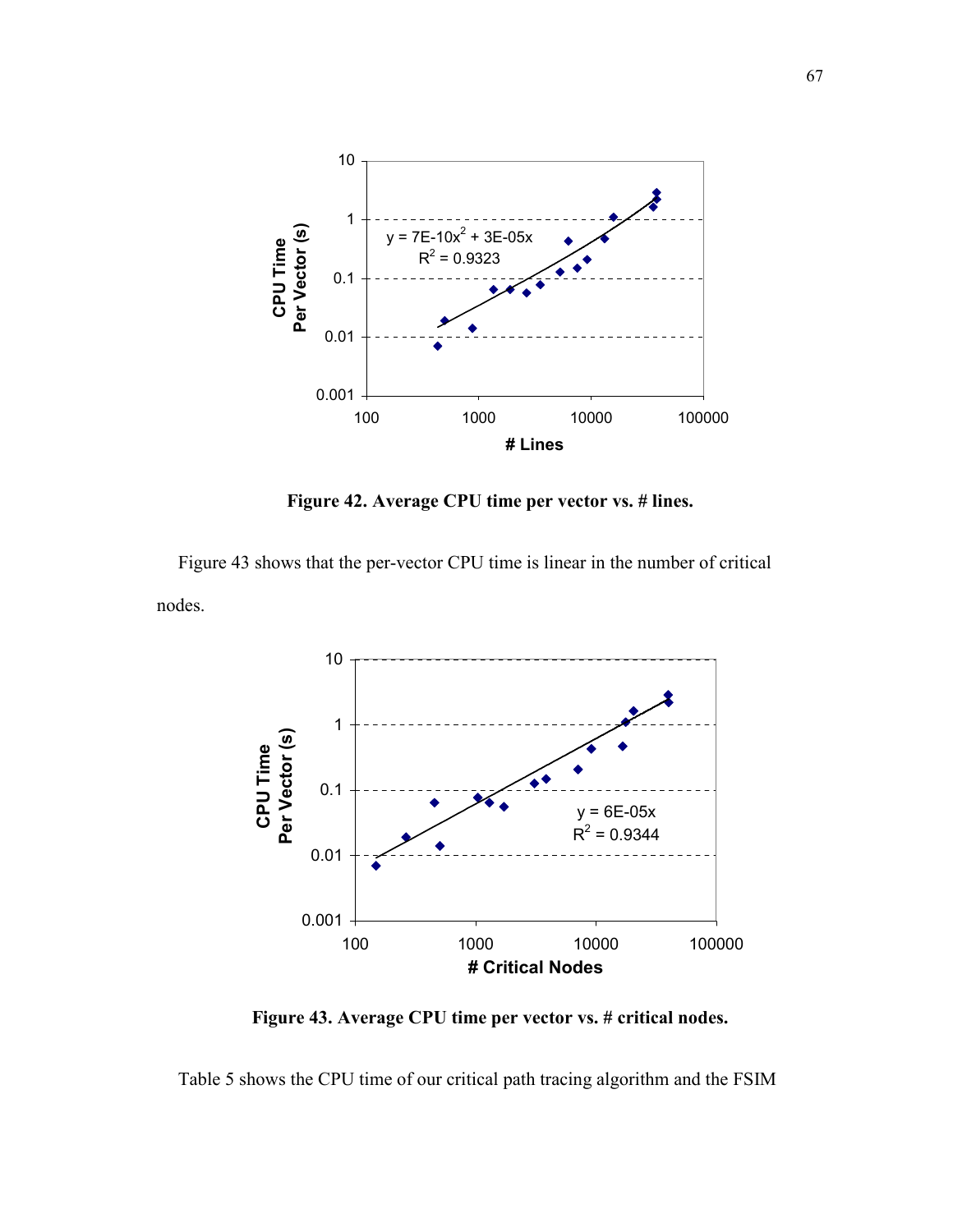**Figure 42. Average CPU time per vector vs. # lines.**

Figure 43 shows that the per-vector CPU time is linear in the number of critical nodes.

**Figure 43. Average CPU time per vector vs. # critical nodes.**

Table 5 shows the CPU time of our critical path tracing algorithm and the FSIM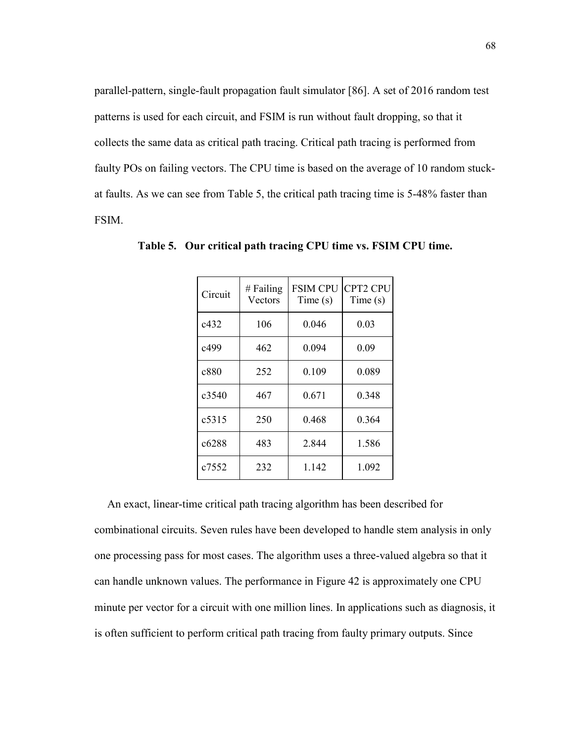parallel-pattern, single-fault propagation fault simulator [86]. A set of 2016 random test patterns is used for each circuit, and FSIM is run without fault dropping, so that it collects the same data as critical path tracing. Critical path tracing is performed from faulty POs on failing vectors. The CPU time is based on the average of 10 random stuck-at faults. As we can see from Table 5, the critical path tracing time is 5-48% faster than FSIM.

**Table 5. Our critical path tracing CPU time vs. FSIM CPU time.**

| Circuit | # Failing Vectors | FSIM CPU Time (s) | CPT2 CPU Time (s) |
|---|---|---|---|
| c432 | 106 | 0.046 | 0.03 |
| c499 | 462 | 0.094 | 0.09 |
| c880 | 252 | 0.109 | 0.089 |
| c3540 | 467 | 0.671 | 0.348 |
| c5315 | 250 | 0.468 | 0.364 |
| c6288 | 483 | 2.844 | 1.586 |
| c7552 | 232 | 1.142 | 1.092 |

An exact, linear-time critical path tracing algorithm has been described for combinational circuits. Seven rules have been developed to handle stem analysis in only one processing pass for most cases. The algorithm uses a three-valued algebra so that it can handle unknown values. The performance in Figure 42 is approximately one CPU minute per vector for a circuit with one million lines. In applications such as diagnosis, it is often sufficient to perform critical path tracing from faulty primary outputs. Since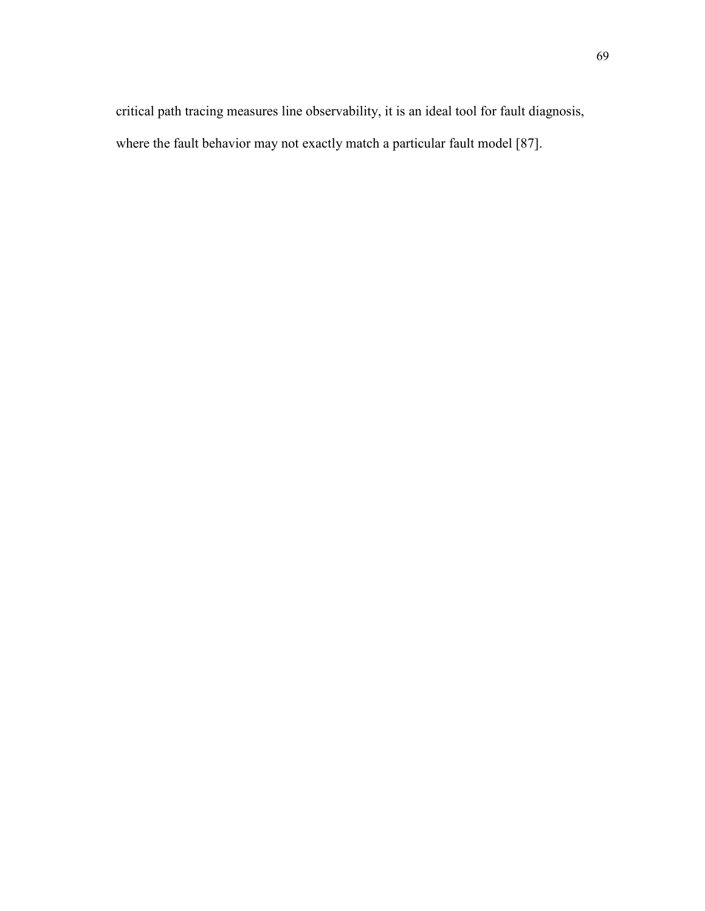critical path tracing measures line observability, it is an ideal tool for fault diagnosis, where the fault behavior may not exactly match a particular fault model [87].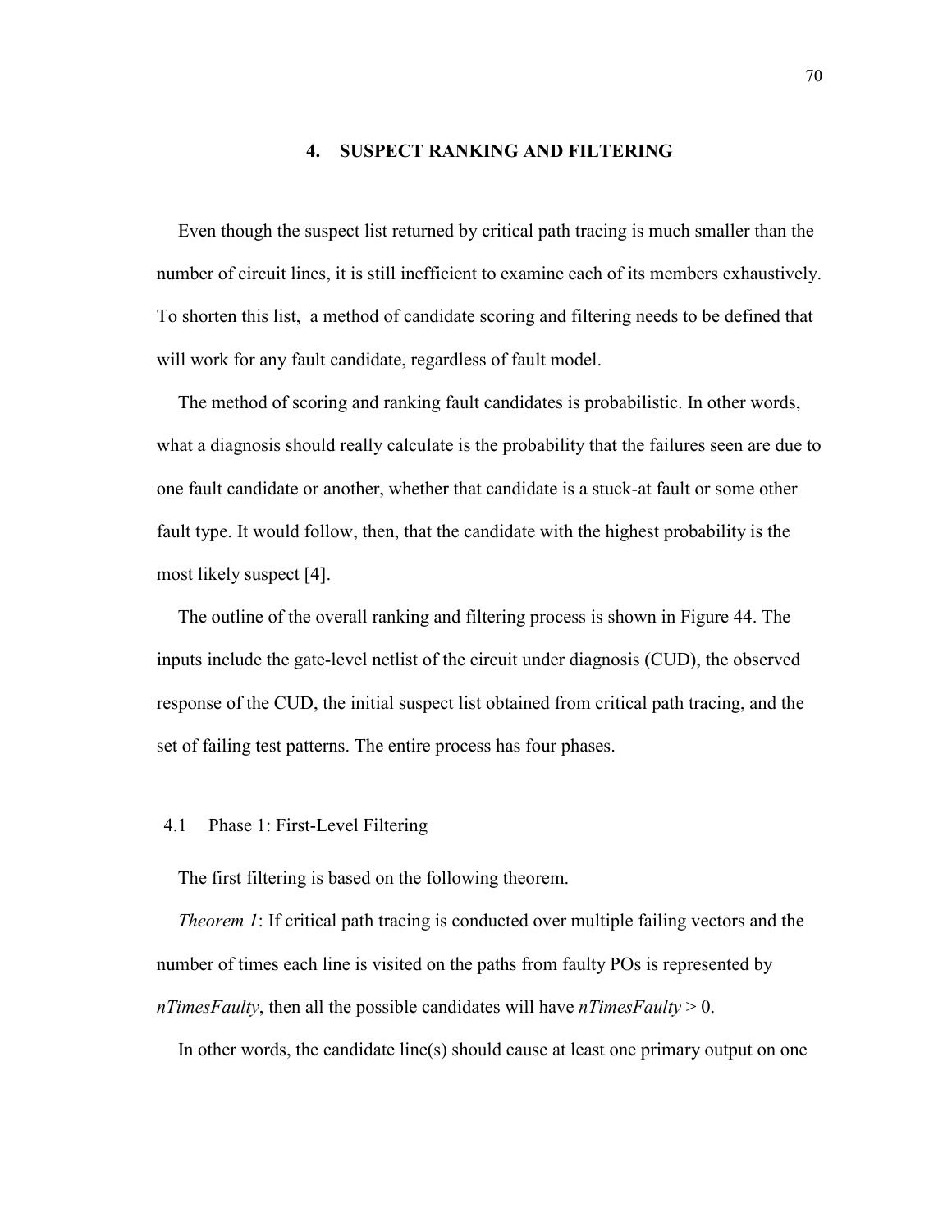# 4. SUSPECT RANKING AND FILTERING

Even though the suspect list returned by critical path tracing is much smaller than the number of circuit lines, it is still inefficient to examine each of its members exhaustively. To shorten this list, a method of candidate scoring and filtering needs to be defined that will work for any fault candidate, regardless of fault model.

The method of scoring and ranking fault candidates is probabilistic. In other words, what a diagnosis should really calculate is the probability that the failures seen are due to one fault candidate or another, whether that candidate is a stuck-at fault or some other fault type. It would follow, then, that the candidate with the highest probability is the most likely suspect [4].

The outline of the overall ranking and filtering process is shown in Figure 44. The inputs include the gate-level netlist of the circuit under diagnosis (CUD), the observed response of the CUD, the initial suspect list obtained from critical path tracing, and the set of failing test patterns. The entire process has four phases.

## 4.1 Phase 1: First-Level Filtering

The first filtering is based on the following theorem.

*Theorem 1*: If critical path tracing is conducted over multiple failing vectors and the number of times each line is visited on the paths from faulty POs is represented by *nTimesFaulty*, then all the possible candidates will have *nTimesFaulty* > 0.

In other words, the candidate line(s) should cause at least one primary output on one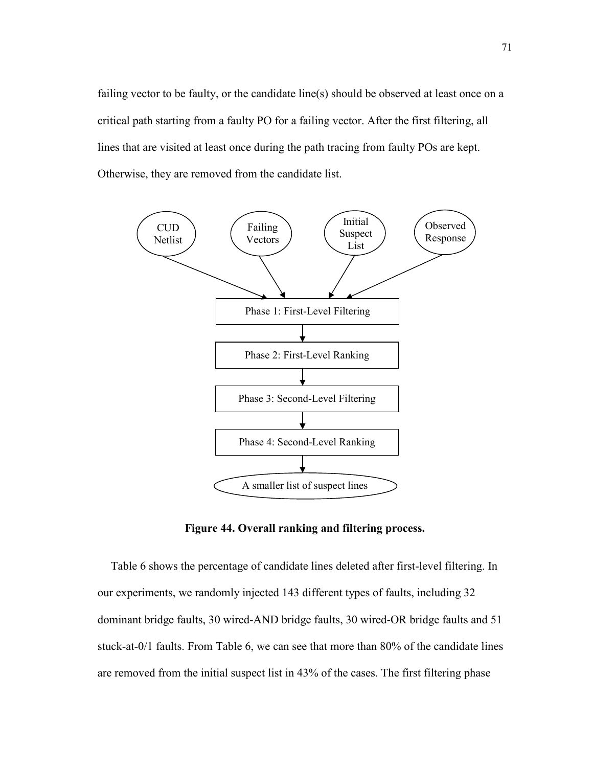failing vector to be faulty, or the candidate line(s) should be observed at least once on a critical path starting from a faulty PO for a failing vector. After the first filtering, all lines that are visited at least once during the path tracing from faulty POs are kept. Otherwise, they are removed from the candidate list.

**Figure 44. Overall ranking and filtering process.**

Table 6 shows the percentage of candidate lines deleted after first-level filtering. In our experiments, we randomly injected 143 different types of faults, including 32 dominant bridge faults, 30 wired-AND bridge faults, 30 wired-OR bridge faults and 51 stuck-at-0/1 faults. From Table 6, we can see that more than 80% of the candidate lines are removed from the initial suspect list in 43% of the cases. The first filtering phase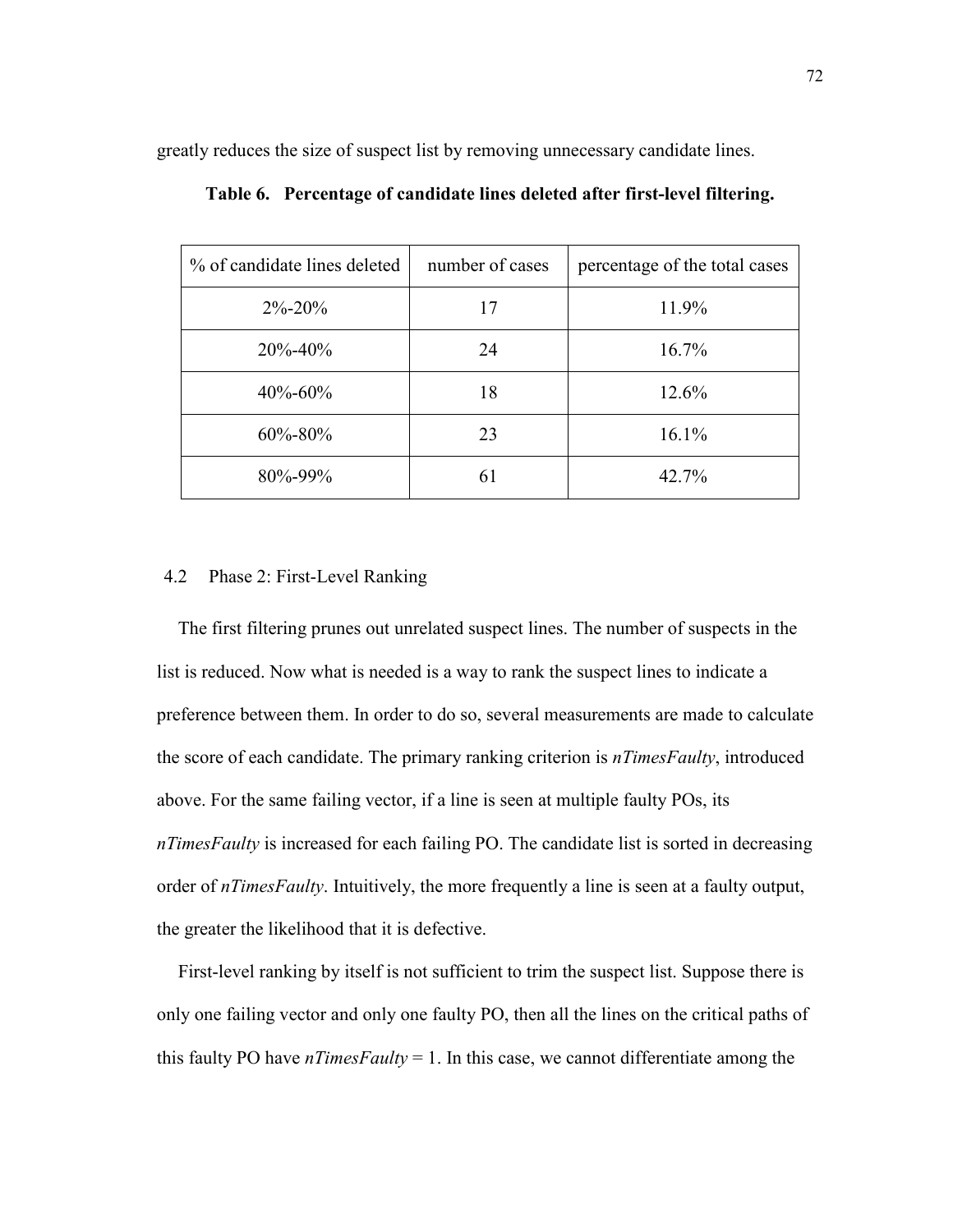greatly reduces the size of suspect list by removing unnecessary candidate lines.

**Table 6. Percentage of candidate lines deleted after first-level filtering.**

| % of candidate lines deleted | number of cases | percentage of the total cases |
|---|---|---|
| 2%-20% | 17 | 11.9% |
| 20%-40% | 24 | 16.7% |
| 40%-60% | 18 | 12.6% |
| 60%-80% | 23 | 16.1% |
| 80%-99% | 61 | 42.7% |

## 4.2 Phase 2: First-Level Ranking

The first filtering prunes out unrelated suspect lines. The number of suspects in the list is reduced. Now what is needed is a way to rank the suspect lines to indicate a preference between them. In order to do so, several measurements are made to calculate the score of each candidate. The primary ranking criterion is *nTimesFaulty*, introduced above. For the same failing vector, if a line is seen at multiple faulty POs, its *nTimesFaulty* is increased for each failing PO. The candidate list is sorted in decreasing order of *nTimesFaulty*. Intuitively, the more frequently a line is seen at a faulty output, the greater the likelihood that it is defective.

First-level ranking by itself is not sufficient to trim the suspect list. Suppose there is only one failing vector and only one faulty PO, then all the lines on the critical paths of this faulty PO have *nTimesFaulty* = 1. In this case, we cannot differentiate among the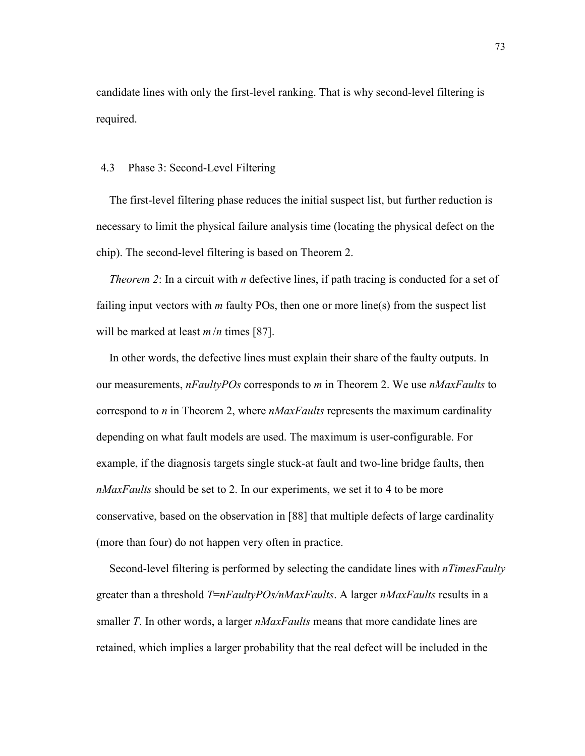candidate lines with only the first-level ranking. That is why second-level filtering is required.

## 4.3 Phase 3: Second-Level Filtering

The first-level filtering phase reduces the initial suspect list, but further reduction is necessary to limit the physical failure analysis time (locating the physical defect on the chip). The second-level filtering is based on Theorem 2.

*Theorem 2*: In a circuit with $n$ defective lines, if path tracing is conducted for a set of failing input vectors with $m$ faulty POs, then one or more line(s) from the suspect list will be marked at least $m/n$ times [87].

In other words, the defective lines must explain their share of the faulty outputs. In our measurements, *nFaultyPOs* corresponds to $m$ in Theorem 2. We use *nMaxFaults* to correspond to $n$ in Theorem 2, where *nMaxFaults* represents the maximum cardinality depending on what fault models are used. The maximum is user-configurable. For example, if the diagnosis targets single stuck-at fault and two-line bridge faults, then *nMaxFaults* should be set to 2. In our experiments, we set it to 4 to be more conservative, based on the observation in [88] that multiple defects of large cardinality (more than four) do not happen very often in practice.

Second-level filtering is performed by selecting the candidate lines with *nTimesFaulty* greater than a threshold *T*=*nFaultyPOs/nMaxFaults*. A larger *nMaxFaults* results in a smaller *T*. In other words, a larger *nMaxFaults* means that more candidate lines are retained, which implies a larger probability that the real defect will be included in the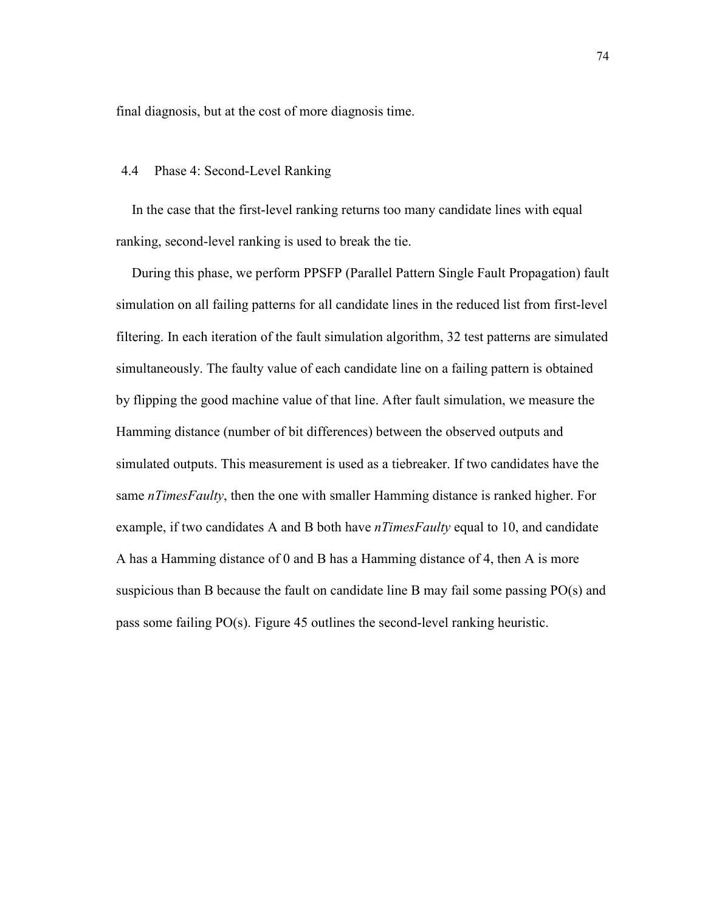final diagnosis, but at the cost of more diagnosis time.

## 4.4 Phase 4: Second-Level Ranking

In the case that the first-level ranking returns too many candidate lines with equal ranking, second-level ranking is used to break the tie.

During this phase, we perform PPSFP (Parallel Pattern Single Fault Propagation) fault simulation on all failing patterns for all candidate lines in the reduced list from first-level filtering. In each iteration of the fault simulation algorithm, 32 test patterns are simulated simultaneously. The faulty value of each candidate line on a failing pattern is obtained by flipping the good machine value of that line. After fault simulation, we measure the Hamming distance (number of bit differences) between the observed outputs and simulated outputs. This measurement is used as a tiebreaker. If two candidates have the same *nTimesFaulty*, then the one with smaller Hamming distance is ranked higher. For example, if two candidates A and B both have *nTimesFaulty* equal to 10, and candidate A has a Hamming distance of 0 and B has a Hamming distance of 4, then A is more suspicious than B because the fault on candidate line B may fail some passing PO(s) and pass some failing PO(s). Figure 45 outlines the second-level ranking heuristic.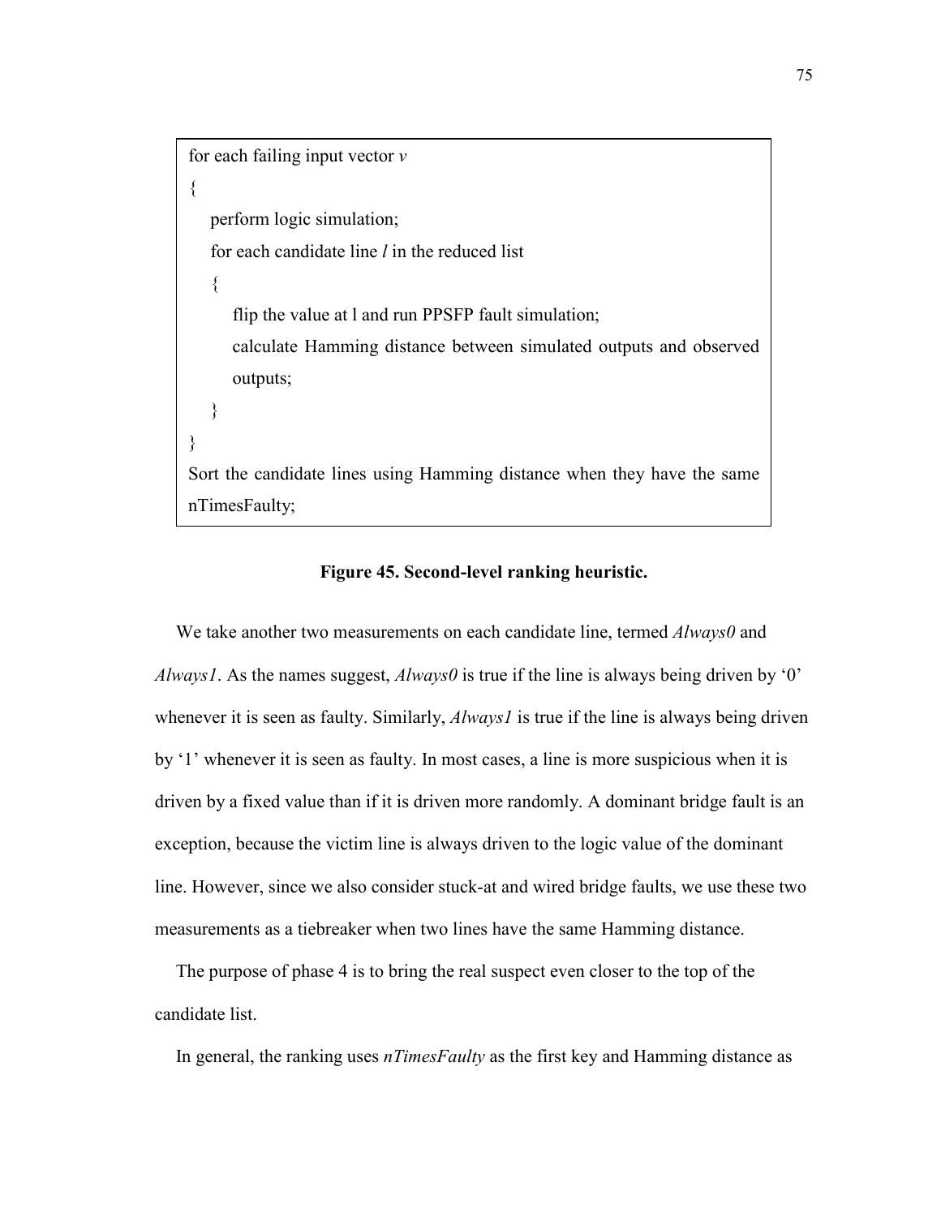```
for each failing input vector v
{
    perform logic simulation;
    for each candidate line l in the reduced list
    {
        flip the value at l and run PPSFP fault simulation;
        calculate Hamming distance between simulated outputs and observed
        outputs;
    }
}
Sort the candidate lines using Hamming distance when they have the same
nTimesFaulty;
```

**Figure 45. Second-level ranking heuristic.**

We take another two measurements on each candidate line, termed *Always0* and *Always1*. As the names suggest, *Always0* is true if the line is always being driven by '0' whenever it is seen as faulty. Similarly, *Always1* is true if the line is always being driven by '1' whenever it is seen as faulty. In most cases, a line is more suspicious when it is driven by a fixed value than if it is driven more randomly. A dominant bridge fault is an exception, because the victim line is always driven to the logic value of the dominant line. However, since we also consider stuck-at and wired bridge faults, we use these two measurements as a tiebreaker when two lines have the same Hamming distance.

The purpose of phase 4 is to bring the real suspect even closer to the top of the candidate list.

In general, the ranking uses *nTimesFaulty* as the first key and Hamming distance as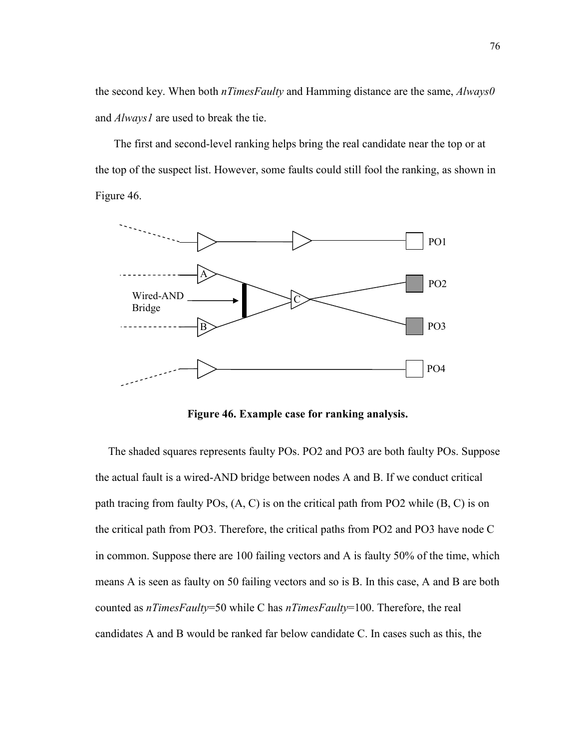the second key. When both *nTimesFaulty* and Hamming distance are the same, *Always0* and *Always1* are used to break the tie.

The first and second-level ranking helps bring the real candidate near the top or at the top of the suspect list. However, some faults could still fool the ranking, as shown in Figure 46.

**Figure 46. Example case for ranking analysis.**

The shaded squares represents faulty POs. PO2 and PO3 are both faulty POs. Suppose the actual fault is a wired-AND bridge between nodes A and B. If we conduct critical path tracing from faulty POs, (A, C) is on the critical path from PO2 while (B, C) is on the critical path from PO3. Therefore, the critical paths from PO2 and PO3 have node C in common. Suppose there are 100 failing vectors and A is faulty 50% of the time, which means A is seen as faulty on 50 failing vectors and so is B. In this case, A and B are both counted as *nTimesFaulty*=50 while C has *nTimesFaulty*=100. Therefore, the real candidates A and B would be ranked far below candidate C. In cases such as this, the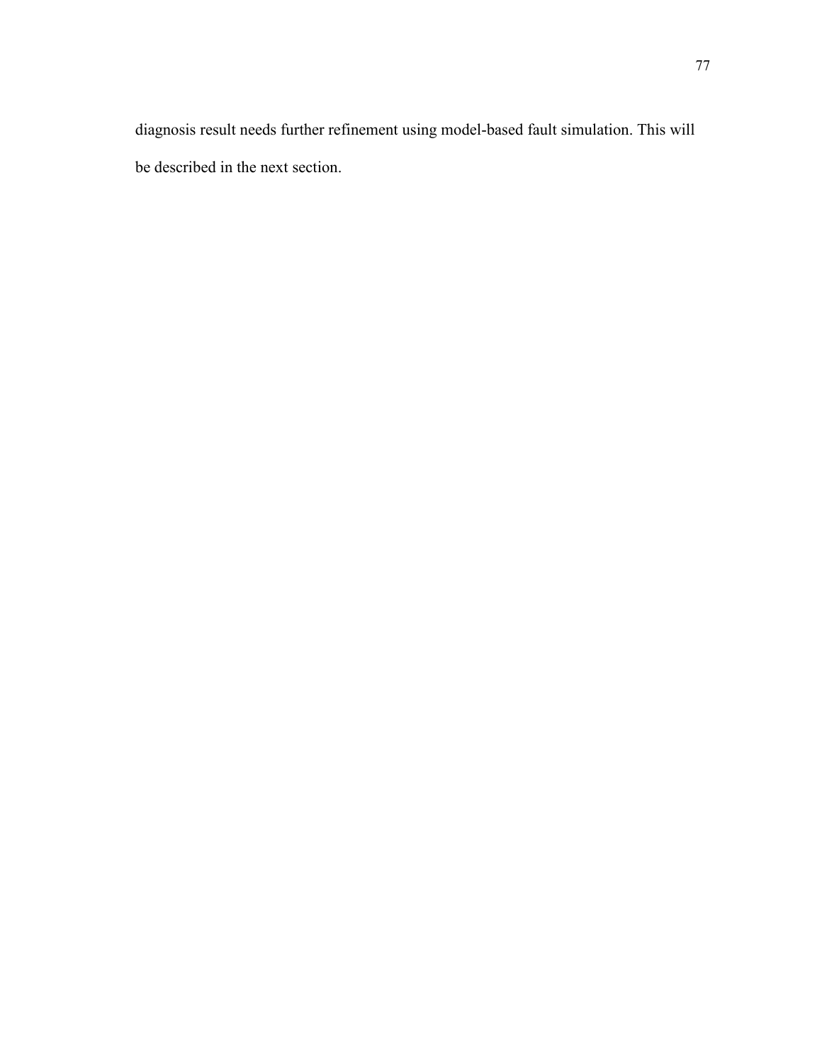diagnosis result needs further refinement using model-based fault simulation. This will be described in the next section.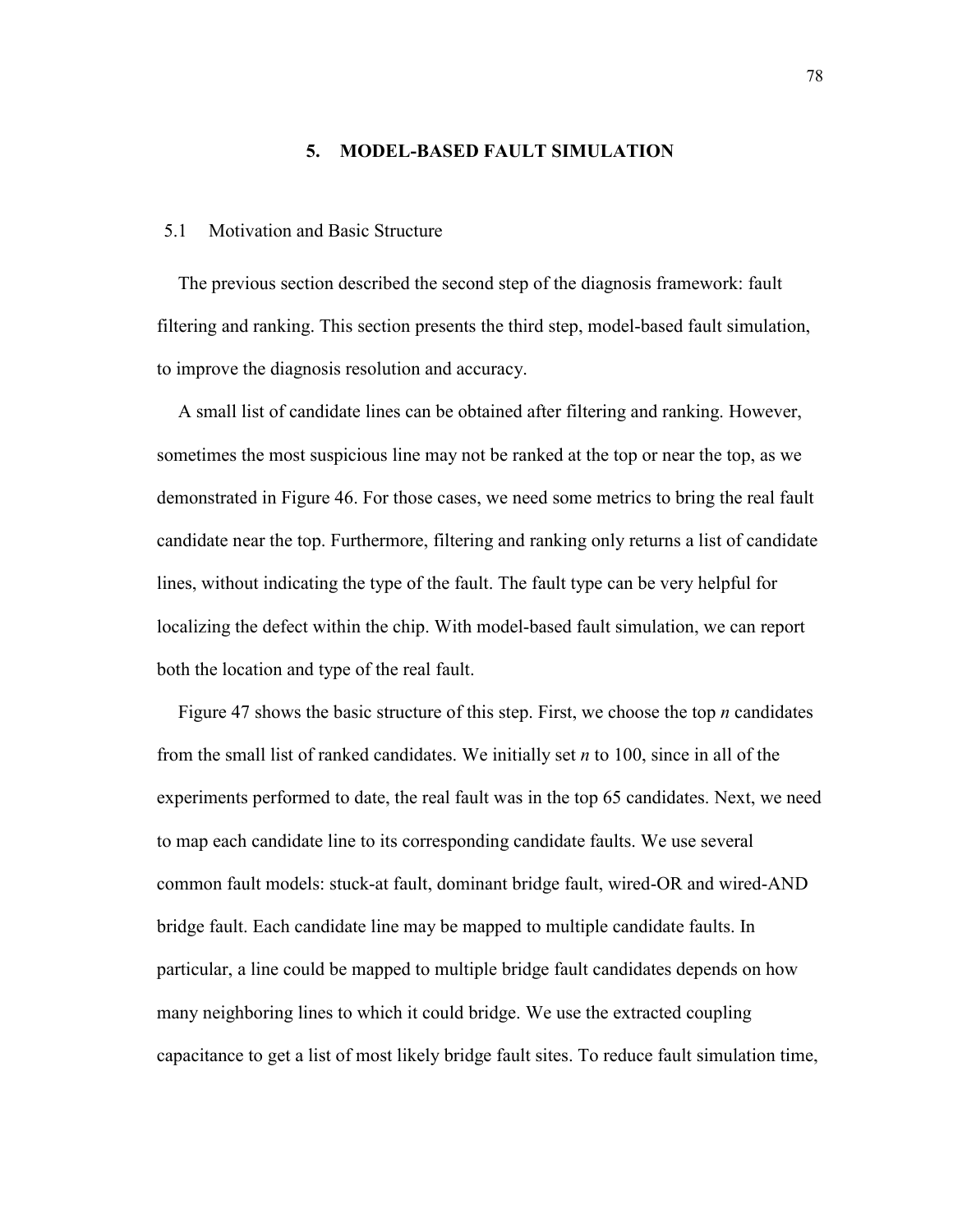# 5. MODEL-BASED FAULT SIMULATION

## 5.1 Motivation and Basic Structure

The previous section described the second step of the diagnosis framework: fault filtering and ranking. This section presents the third step, model-based fault simulation, to improve the diagnosis resolution and accuracy.

A small list of candidate lines can be obtained after filtering and ranking. However, sometimes the most suspicious line may not be ranked at the top or near the top, as we demonstrated in Figure 46. For those cases, we need some metrics to bring the real fault candidate near the top. Furthermore, filtering and ranking only returns a list of candidate lines, without indicating the type of the fault. The fault type can be very helpful for localizing the defect within the chip. With model-based fault simulation, we can report both the location and type of the real fault.

Figure 47 shows the basic structure of this step. First, we choose the top *n* candidates from the small list of ranked candidates. We initially set *n* to 100, since in all of the experiments performed to date, the real fault was in the top 65 candidates. Next, we need to map each candidate line to its corresponding candidate faults. We use several common fault models: stuck-at fault, dominant bridge fault, wired-OR and wired-AND bridge fault. Each candidate line may be mapped to multiple candidate faults. In particular, a line could be mapped to multiple bridge fault candidates depends on how many neighboring lines to which it could bridge. We use the extracted coupling capacitance to get a list of most likely bridge fault sites. To reduce fault simulation time,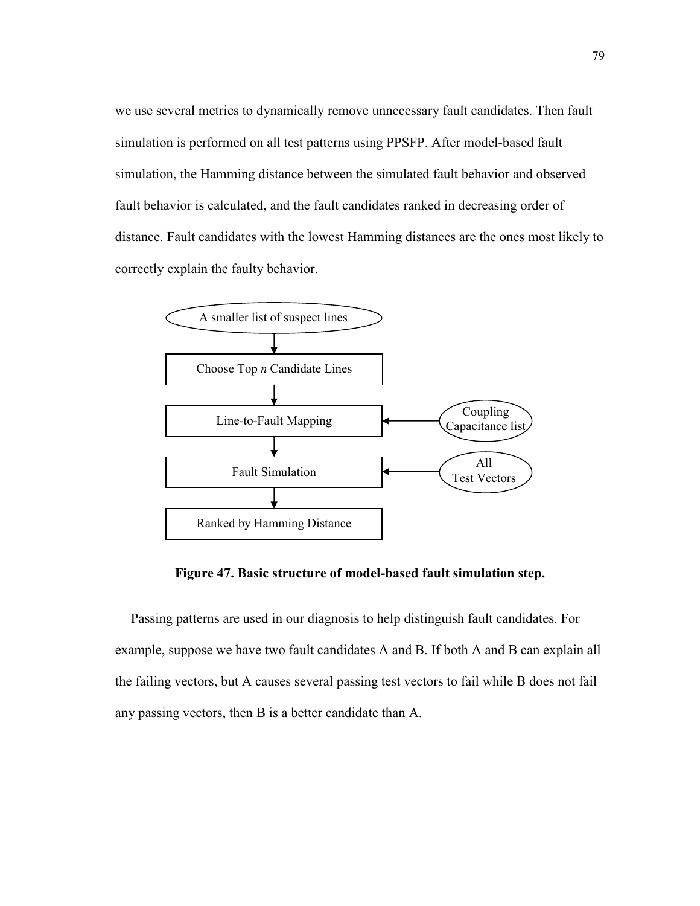we use several metrics to dynamically remove unnecessary fault candidates. Then fault simulation is performed on all test patterns using PPSFP. After model-based fault simulation, the Hamming distance between the simulated fault behavior and observed fault behavior is calculated, and the fault candidates ranked in decreasing order of distance. Fault candidates with the lowest Hamming distances are the ones most likely to correctly explain the faulty behavior.

A smaller list of suspect lines

Choose Top *n* Candidate Lines

Line-to-Fault Mapping

Coupling Capacitance list

Fault Simulation

All Test Vectors

Ranked by Hamming Distance

**Figure 47. Basic structure of model-based fault simulation step.**

Passing patterns are used in our diagnosis to help distinguish fault candidates. For example, suppose we have two fault candidates A and B. If both A and B can explain all the failing vectors, but A causes several passing test vectors to fail while B does not fail any passing vectors, then B is a better candidate than A.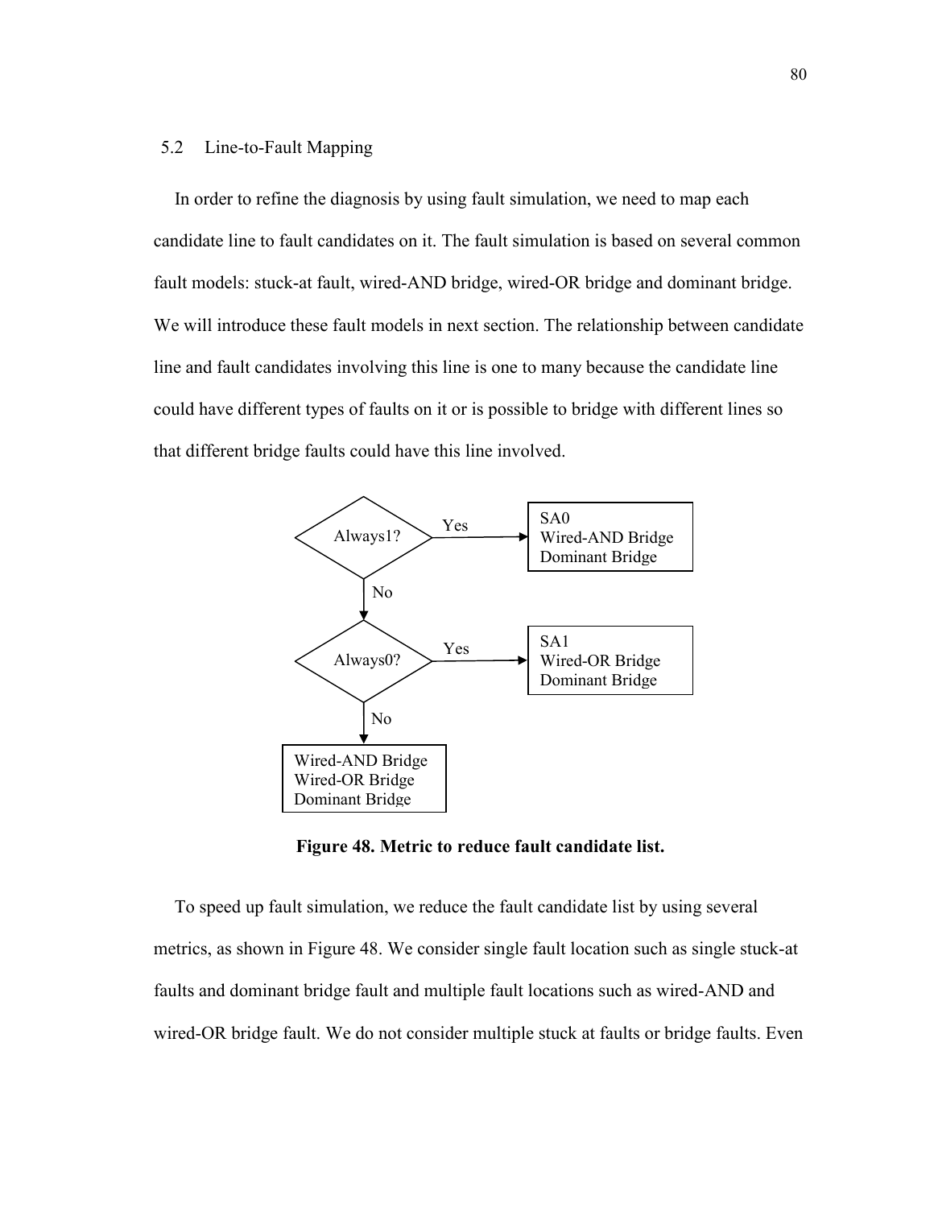## 5.2 Line-to-Fault Mapping

In order to refine the diagnosis by using fault simulation, we need to map each candidate line to fault candidates on it. The fault simulation is based on several common fault models: stuck-at fault, wired-AND bridge, wired-OR bridge and dominant bridge. We will introduce these fault models in next section. The relationship between candidate line and fault candidates involving this line is one to many because the candidate line could have different types of faults on it or is possible to bridge with different lines so that different bridge faults could have this line involved.

Always1? — Yes → SA0, Wired-AND Bridge, Dominant Bridge

Always1? — No → Always0?

Always0? — Yes → SA1, Wired-OR Bridge, Dominant Bridge

Always0? — No → Wired-AND Bridge, Wired-OR Bridge, Dominant Bridge

**Figure 48. Metric to reduce fault candidate list.**

To speed up fault simulation, we reduce the fault candidate list by using several metrics, as shown in Figure 48. We consider single fault location such as single stuck-at faults and dominant bridge fault and multiple fault locations such as wired-AND and wired-OR bridge fault. We do not consider multiple stuck at faults or bridge faults. Even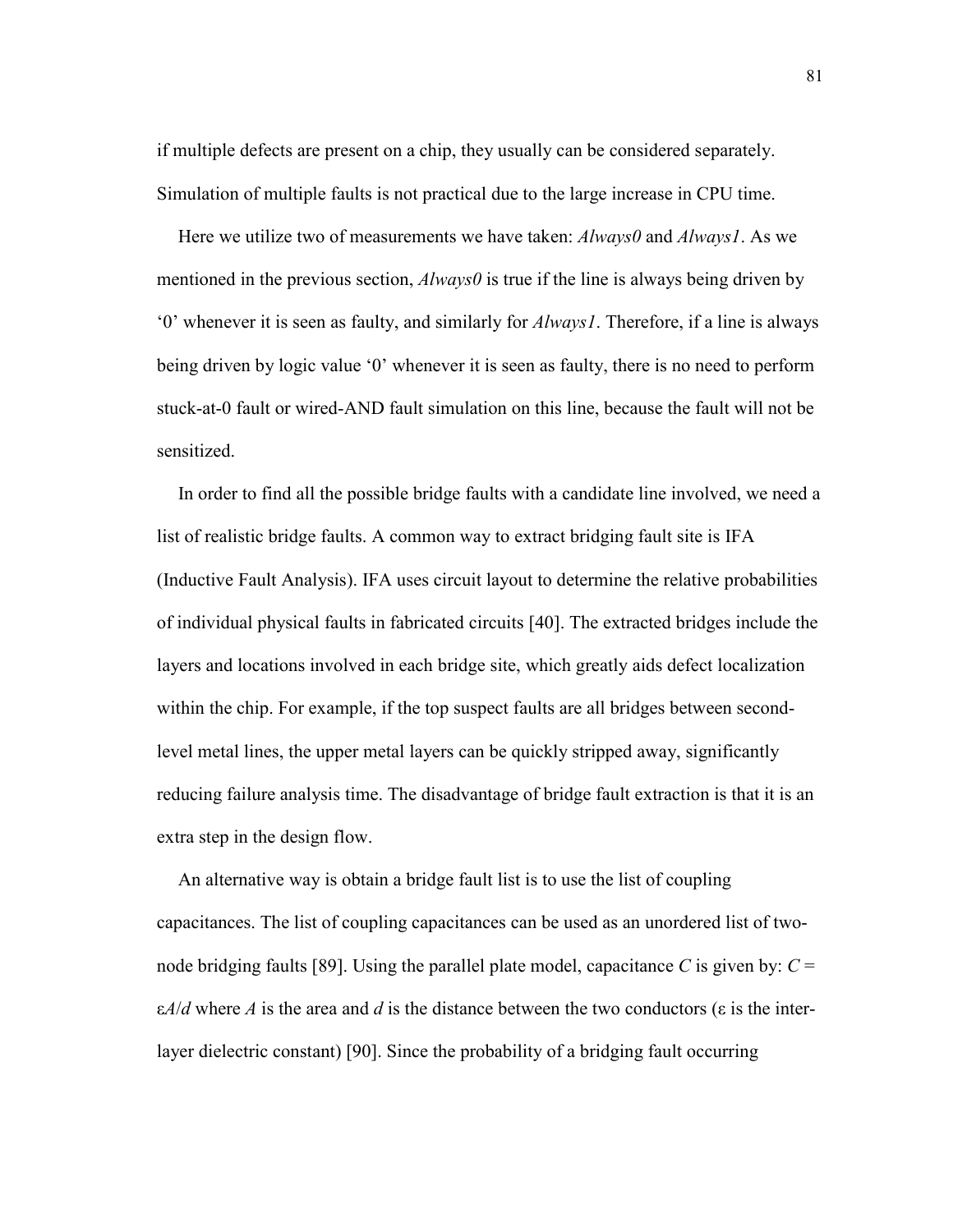if multiple defects are present on a chip, they usually can be considered separately. Simulation of multiple faults is not practical due to the large increase in CPU time.

Here we utilize two of measurements we have taken: *Always0* and *Always1*. As we mentioned in the previous section, *Always0* is true if the line is always being driven by '0' whenever it is seen as faulty, and similarly for *Always1*. Therefore, if a line is always being driven by logic value '0' whenever it is seen as faulty, there is no need to perform stuck-at-0 fault or wired-AND fault simulation on this line, because the fault will not be sensitized.

In order to find all the possible bridge faults with a candidate line involved, we need a list of realistic bridge faults. A common way to extract bridging fault site is IFA (Inductive Fault Analysis). IFA uses circuit layout to determine the relative probabilities of individual physical faults in fabricated circuits [40]. The extracted bridges include the layers and locations involved in each bridge site, which greatly aids defect localization within the chip. For example, if the top suspect faults are all bridges between second-level metal lines, the upper metal layers can be quickly stripped away, significantly reducing failure analysis time. The disadvantage of bridge fault extraction is that it is an extra step in the design flow.

An alternative way is obtain a bridge fault list is to use the list of coupling capacitances. The list of coupling capacitances can be used as an unordered list of two-node bridging faults [89]. Using the parallel plate model, capacitance $C$ is given by: $C = \varepsilon A/d$ where $A$ is the area and $d$ is the distance between the two conductors ($\varepsilon$ is the inter-layer dielectric constant) [90]. Since the probability of a bridging fault occurring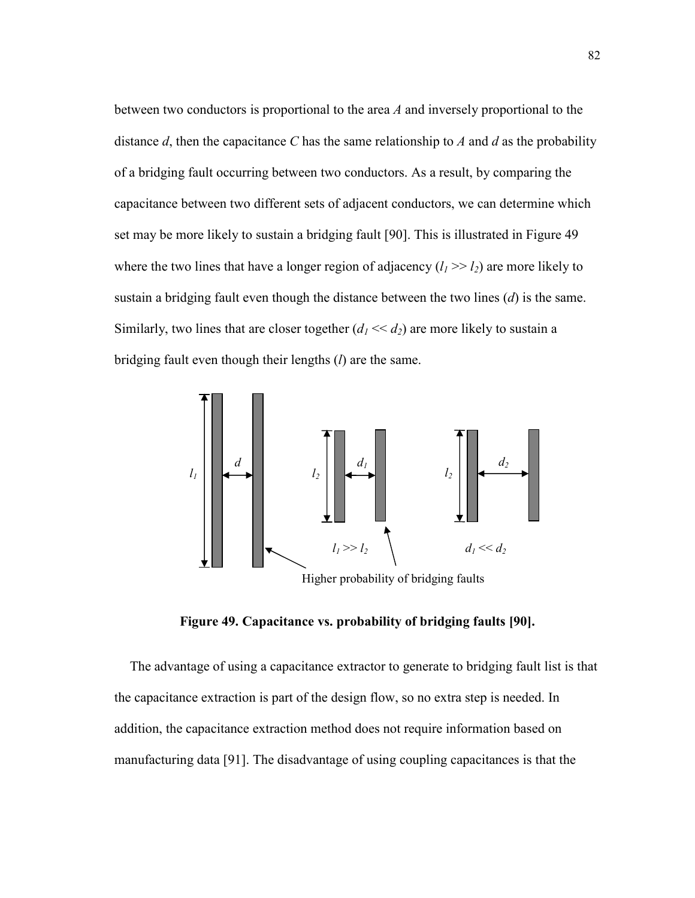between two conductors is proportional to the area *A* and inversely proportional to the distance *d*, then the capacitance *C* has the same relationship to *A* and *d* as the probability of a bridging fault occurring between two conductors. As a result, by comparing the capacitance between two different sets of adjacent conductors, we can determine which set may be more likely to sustain a bridging fault [90]. This is illustrated in Figure 49 where the two lines that have a longer region of adjacency ($l_1 >> l_2$) are more likely to sustain a bridging fault even though the distance between the two lines ($d$) is the same. Similarly, two lines that are closer together ($d_1 << d_2$) are more likely to sustain a bridging fault even though their lengths ($l$) are the same.

**Figure 49. Capacitance vs. probability of bridging faults [90].**

The advantage of using a capacitance extractor to generate to bridging fault list is that the capacitance extraction is part of the design flow, so no extra step is needed. In addition, the capacitance extraction method does not require information based on manufacturing data [91]. The disadvantage of using coupling capacitances is that the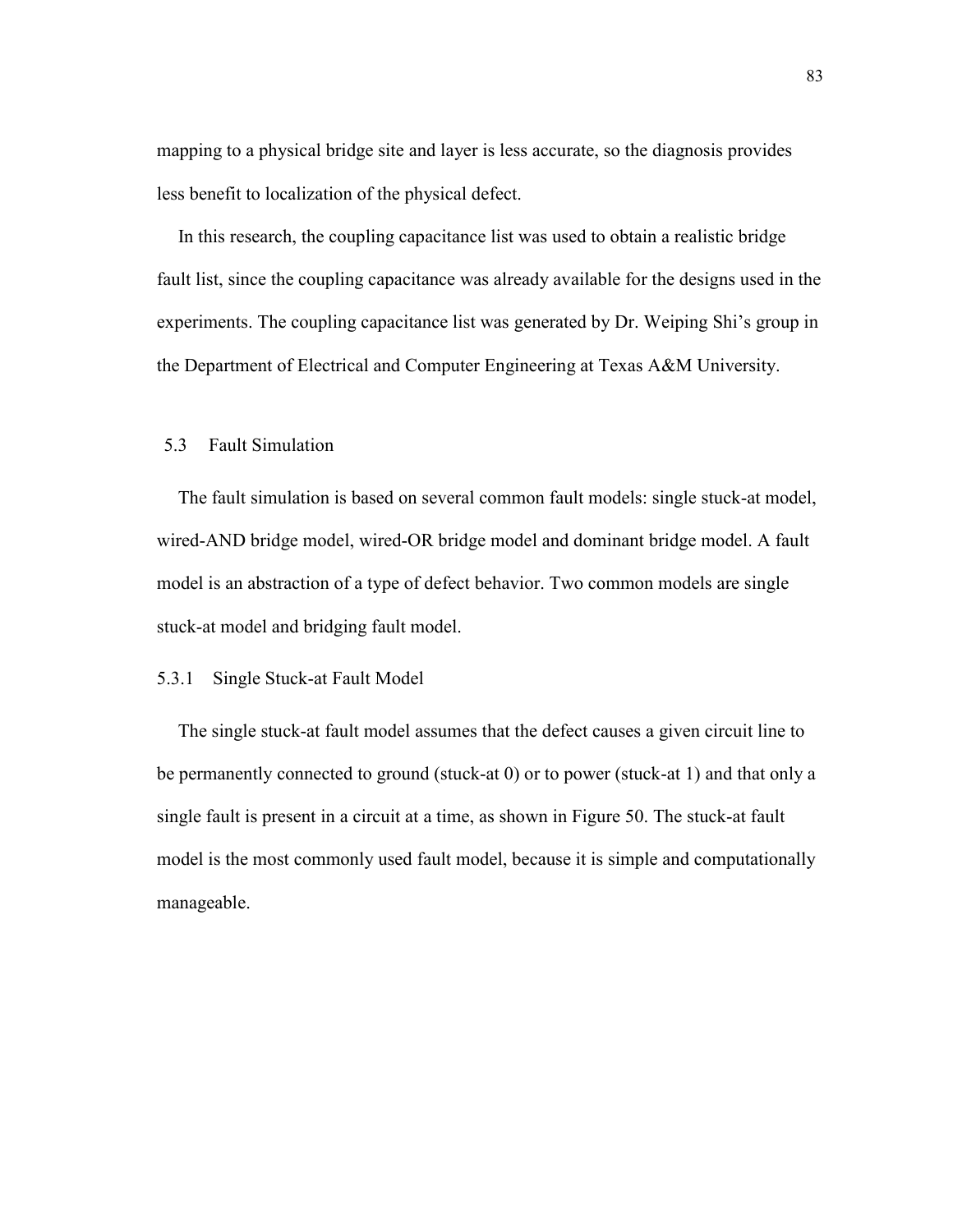mapping to a physical bridge site and layer is less accurate, so the diagnosis provides less benefit to localization of the physical defect.

In this research, the coupling capacitance list was used to obtain a realistic bridge fault list, since the coupling capacitance was already available for the designs used in the experiments. The coupling capacitance list was generated by Dr. Weiping Shi's group in the Department of Electrical and Computer Engineering at Texas A&M University.

## 5.3 Fault Simulation

The fault simulation is based on several common fault models: single stuck-at model, wired-AND bridge model, wired-OR bridge model and dominant bridge model. A fault model is an abstraction of a type of defect behavior. Two common models are single stuck-at model and bridging fault model.

### 5.3.1 Single Stuck-at Fault Model

The single stuck-at fault model assumes that the defect causes a given circuit line to be permanently connected to ground (stuck-at 0) or to power (stuck-at 1) and that only a single fault is present in a circuit at a time, as shown in Figure 50. The stuck-at fault model is the most commonly used fault model, because it is simple and computationally manageable.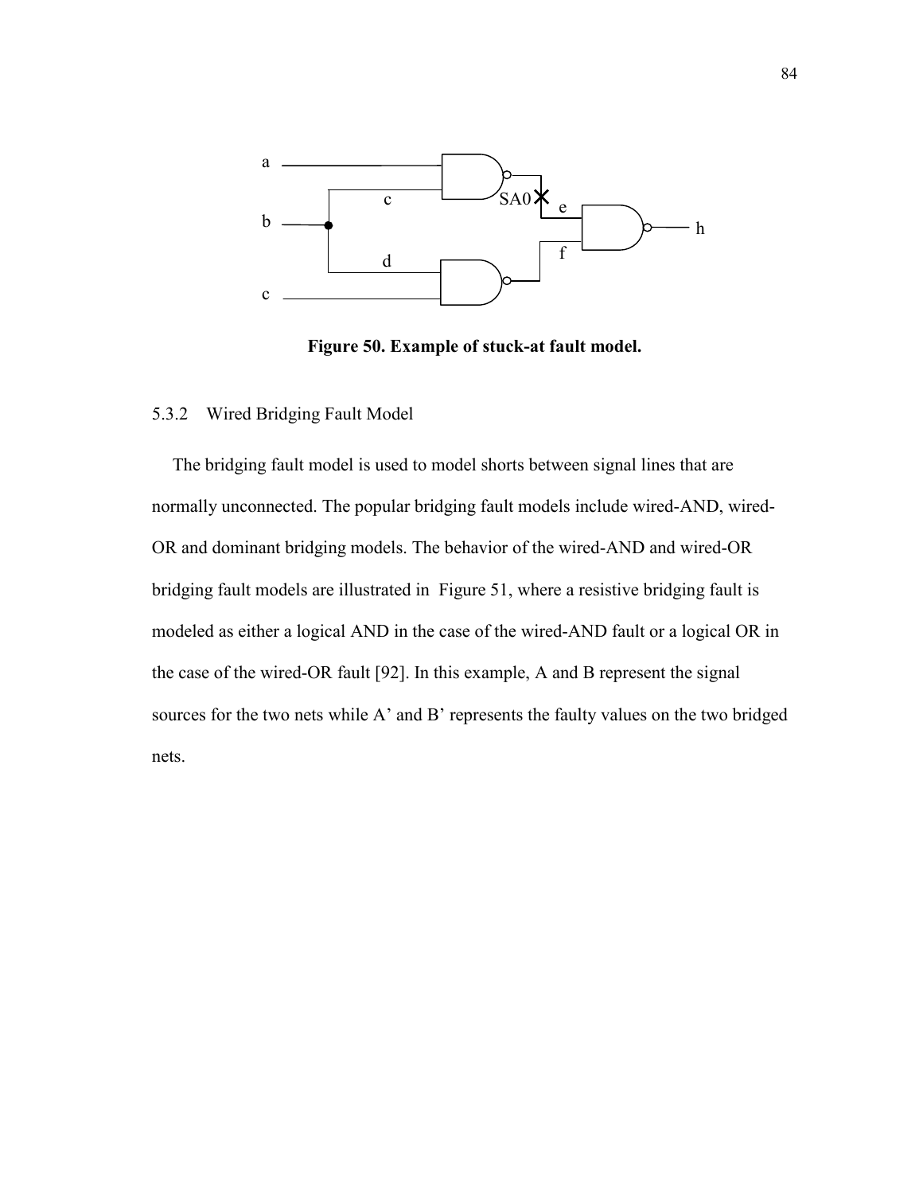**Figure 50. Example of stuck-at fault model.**

### 5.3.2 Wired Bridging Fault Model

The bridging fault model is used to model shorts between signal lines that are normally unconnected. The popular bridging fault models include wired-AND, wired-OR and dominant bridging models. The behavior of the wired-AND and wired-OR bridging fault models are illustrated in Figure 51, where a resistive bridging fault is modeled as either a logical AND in the case of the wired-AND fault or a logical OR in the case of the wired-OR fault [92]. In this example, A and B represent the signal sources for the two nets while A' and B' represents the faulty values on the two bridged nets.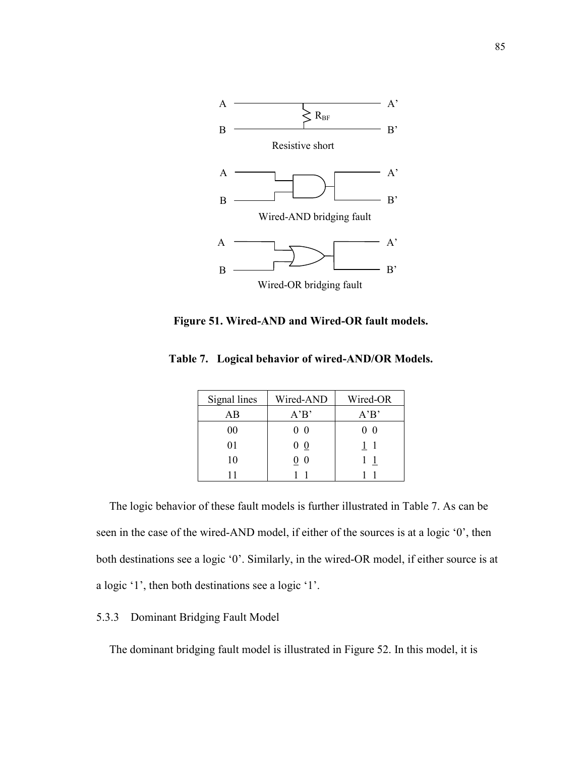**Figure 51. Wired-AND and Wired-OR fault models.**

**Table 7. Logical behavior of wired-AND/OR Models.**

| Signal lines | Wired-AND | Wired-OR |
|---|---|---|
| AB | A'B' | A'B' |
| 00 | 0 0 | 0 0 |
| 01 | 0 <u>0</u> | <u>1</u> 1 |
| 10 | <u>0</u> 0 | 1 <u>1</u> |
| 11 | 1 1 | 1 1 |

The logic behavior of these fault models is further illustrated in Table 7. As can be seen in the case of the wired-AND model, if either of the sources is at a logic '0', then both destinations see a logic '0'. Similarly, in the wired-OR model, if either source is at a logic '1', then both destinations see a logic '1'.

### 5.3.3 Dominant Bridging Fault Model

The dominant bridging fault model is illustrated in Figure 52. In this model, it is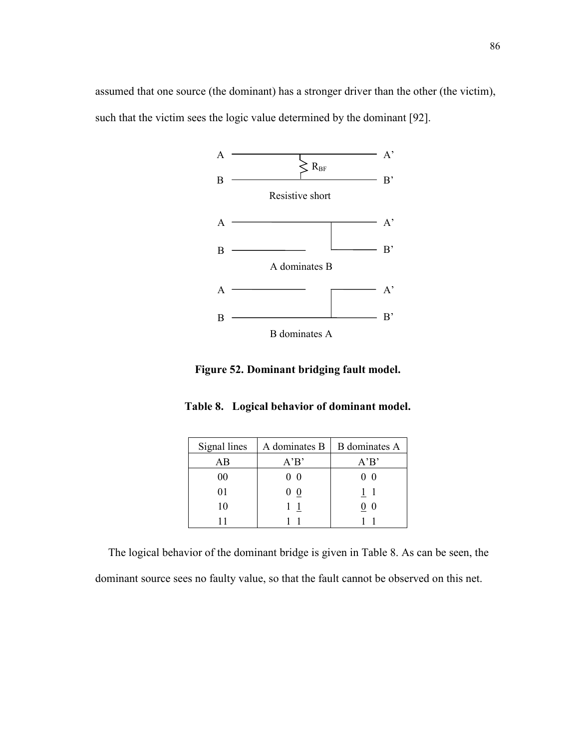assumed that one source (the dominant) has a stronger driver than the other (the victim), such that the victim sees the logic value determined by the dominant [92].

**Figure 52. Dominant bridging fault model.**

**Table 8. Logical behavior of dominant model.**

| Signal lines | A dominates B | B dominates A |
|---|---|---|
| AB | A'B' | A'B' |
| 00 | 0 0 | 0 0 |
| 01 | 0 <u>0</u> | <u>1</u> 1 |
| 10 | 1 <u>1</u> | <u>0</u> 0 |
| 11 | 1 1 | 1 1 |

The logical behavior of the dominant bridge is given in Table 8. As can be seen, the dominant source sees no faulty value, so that the fault cannot be observed on this net.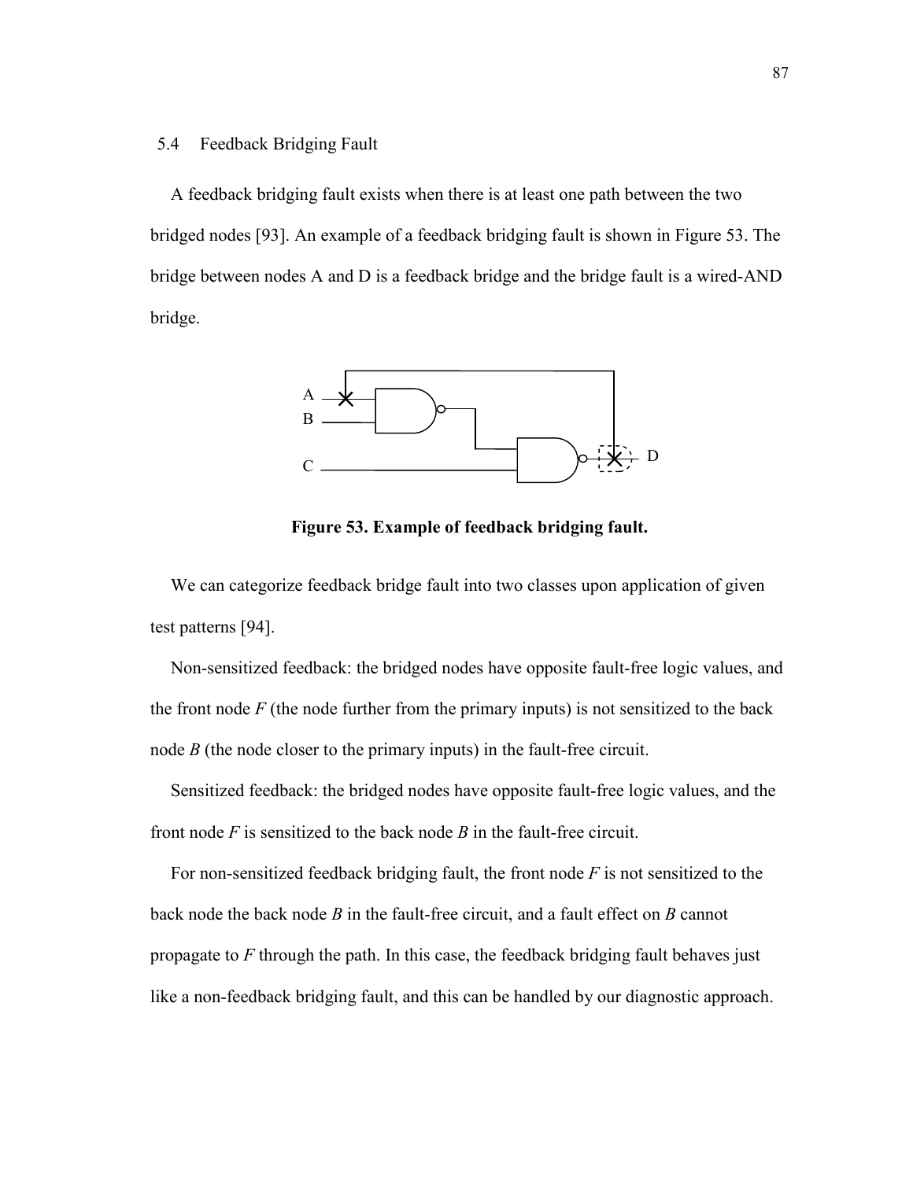## 5.4 Feedback Bridging Fault

A feedback bridging fault exists when there is at least one path between the two bridged nodes [93]. An example of a feedback bridging fault is shown in Figure 53. The bridge between nodes A and D is a feedback bridge and the bridge fault is a wired-AND bridge.

**Figure 53. Example of feedback bridging fault.**

We can categorize feedback bridge fault into two classes upon application of given test patterns [94].

Non-sensitized feedback: the bridged nodes have opposite fault-free logic values, and the front node *F* (the node further from the primary inputs) is not sensitized to the back node *B* (the node closer to the primary inputs) in the fault-free circuit.

Sensitized feedback: the bridged nodes have opposite fault-free logic values, and the front node *F* is sensitized to the back node *B* in the fault-free circuit.

For non-sensitized feedback bridging fault, the front node *F* is not sensitized to the back node the back node *B* in the fault-free circuit, and a fault effect on *B* cannot propagate to *F* through the path. In this case, the feedback bridging fault behaves just like a non-feedback bridging fault, and this can be handled by our diagnostic approach.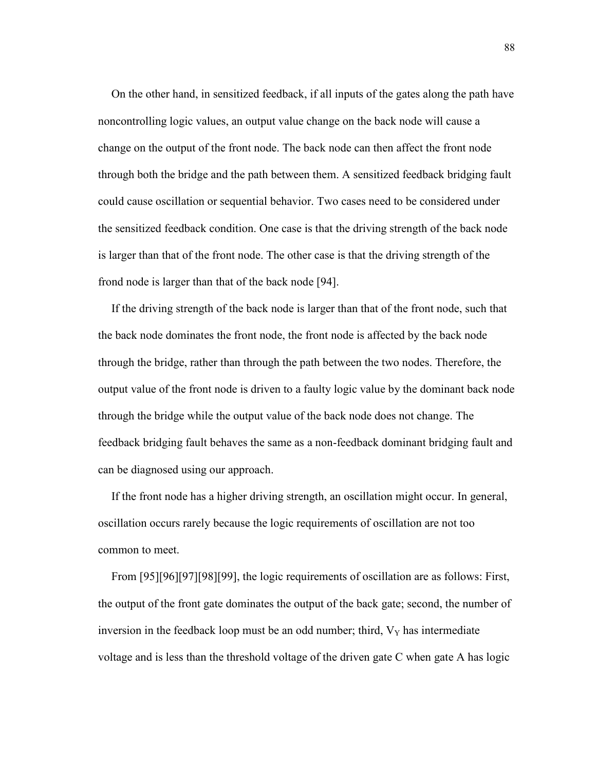On the other hand, in sensitized feedback, if all inputs of the gates along the path have noncontrolling logic values, an output value change on the back node will cause a change on the output of the front node. The back node can then affect the front node through both the bridge and the path between them. A sensitized feedback bridging fault could cause oscillation or sequential behavior. Two cases need to be considered under the sensitized feedback condition. One case is that the driving strength of the back node is larger than that of the front node. The other case is that the driving strength of the frond node is larger than that of the back node [94].

If the driving strength of the back node is larger than that of the front node, such that the back node dominates the front node, the front node is affected by the back node through the bridge, rather than through the path between the two nodes. Therefore, the output value of the front node is driven to a faulty logic value by the dominant back node through the bridge while the output value of the back node does not change. The feedback bridging fault behaves the same as a non-feedback dominant bridging fault and can be diagnosed using our approach.

If the front node has a higher driving strength, an oscillation might occur. In general, oscillation occurs rarely because the logic requirements of oscillation are not too common to meet.

From [95][96][97][98][99], the logic requirements of oscillation are as follows: First, the output of the front gate dominates the output of the back gate; second, the number of inversion in the feedback loop must be an odd number; third, $V_Y$ has intermediate voltage and is less than the threshold voltage of the driven gate C when gate A has logic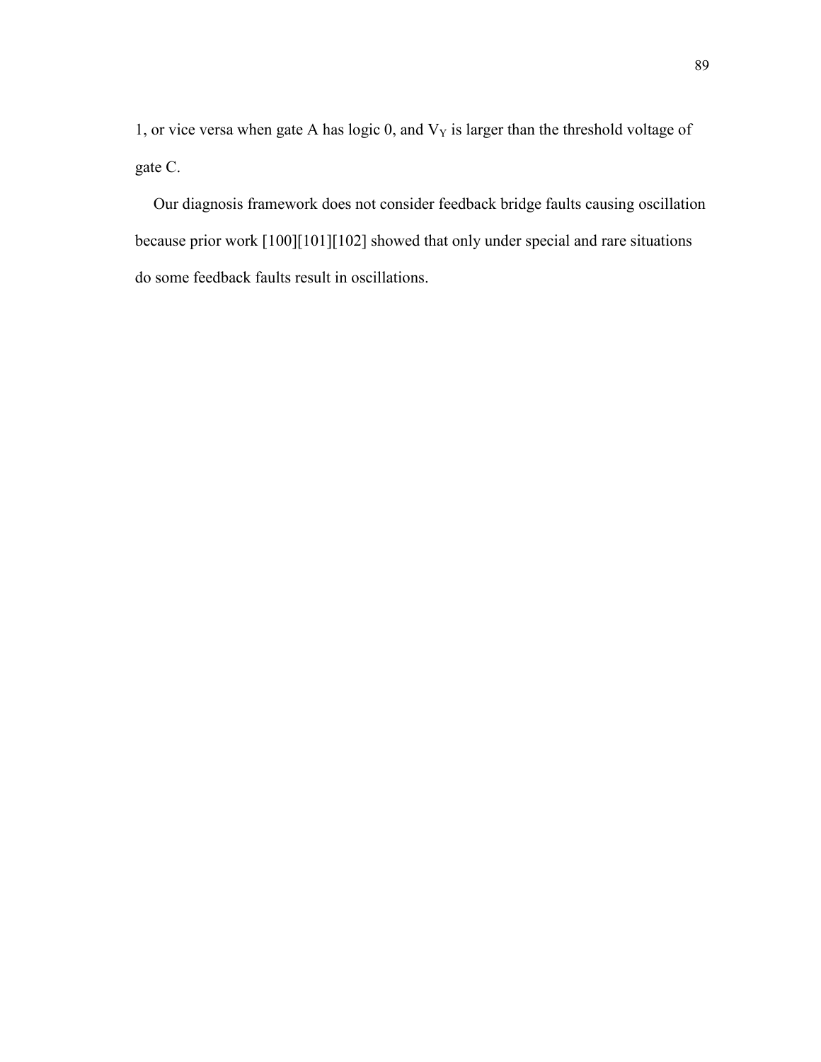1, or vice versa when gate A has logic 0, and $V_Y$ is larger than the threshold voltage of gate C.

Our diagnosis framework does not consider feedback bridge faults causing oscillation because prior work [100][101][102] showed that only under special and rare situations do some feedback faults result in oscillations.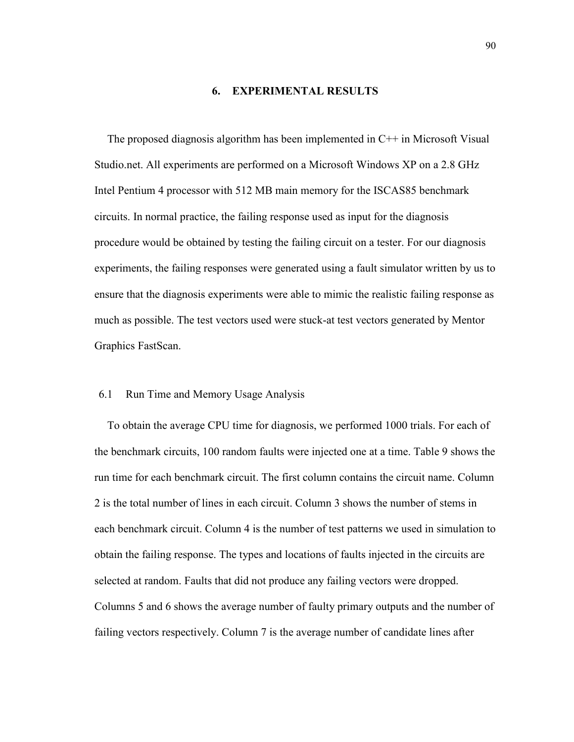# 6. EXPERIMENTAL RESULTS

The proposed diagnosis algorithm has been implemented in C++ in Microsoft Visual Studio.net. All experiments are performed on a Microsoft Windows XP on a 2.8 GHz Intel Pentium 4 processor with 512 MB main memory for the ISCAS85 benchmark circuits. In normal practice, the failing response used as input for the diagnosis procedure would be obtained by testing the failing circuit on a tester. For our diagnosis experiments, the failing responses were generated using a fault simulator written by us to ensure that the diagnosis experiments were able to mimic the realistic failing response as much as possible. The test vectors used were stuck-at test vectors generated by Mentor Graphics FastScan.

## 6.1 Run Time and Memory Usage Analysis

To obtain the average CPU time for diagnosis, we performed 1000 trials. For each of the benchmark circuits, 100 random faults were injected one at a time. Table 9 shows the run time for each benchmark circuit. The first column contains the circuit name. Column 2 is the total number of lines in each circuit. Column 3 shows the number of stems in each benchmark circuit. Column 4 is the number of test patterns we used in simulation to obtain the failing response. The types and locations of faults injected in the circuits are selected at random. Faults that did not produce any failing vectors were dropped. Columns 5 and 6 shows the average number of faulty primary outputs and the number of failing vectors respectively. Column 7 is the average number of candidate lines after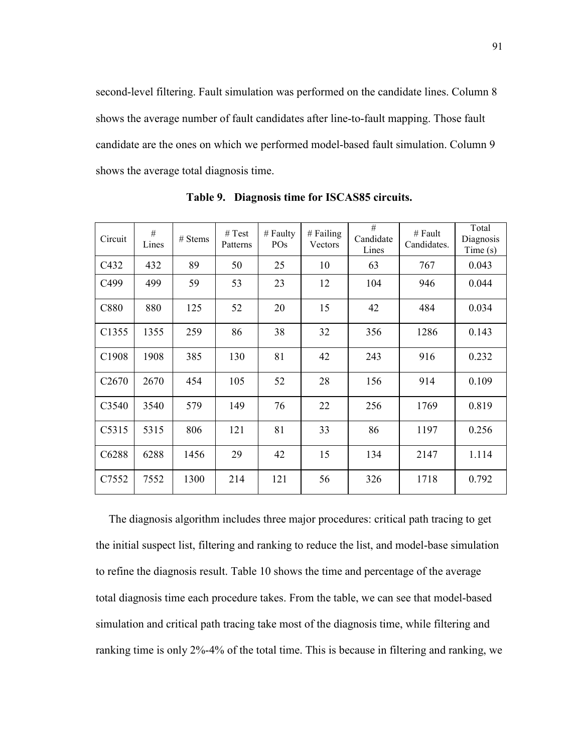second-level filtering. Fault simulation was performed on the candidate lines. Column 8 shows the average number of fault candidates after line-to-fault mapping. Those fault candidate are the ones on which we performed model-based fault simulation. Column 9 shows the average total diagnosis time.

**Table 9. Diagnosis time for ISCAS85 circuits.**

| Circuit | # Lines | # Stems | # Test Patterns | # Faulty POs | # Failing Vectors | # Candidate Lines | # Fault Candidates. | Total Diagnosis Time (s) |
|---|---|---|---|---|---|---|---|---|
| C432 | 432 | 89 | 50 | 25 | 10 | 63 | 767 | 0.043 |
| C499 | 499 | 59 | 53 | 23 | 12 | 104 | 946 | 0.044 |
| C880 | 880 | 125 | 52 | 20 | 15 | 42 | 484 | 0.034 |
| C1355 | 1355 | 259 | 86 | 38 | 32 | 356 | 1286 | 0.143 |
| C1908 | 1908 | 385 | 130 | 81 | 42 | 243 | 916 | 0.232 |
| C2670 | 2670 | 454 | 105 | 52 | 28 | 156 | 914 | 0.109 |
| C3540 | 3540 | 579 | 149 | 76 | 22 | 256 | 1769 | 0.819 |
| C5315 | 5315 | 806 | 121 | 81 | 33 | 86 | 1197 | 0.256 |
| C6288 | 6288 | 1456 | 29 | 42 | 15 | 134 | 2147 | 1.114 |
| C7552 | 7552 | 1300 | 214 | 121 | 56 | 326 | 1718 | 0.792 |

The diagnosis algorithm includes three major procedures: critical path tracing to get the initial suspect list, filtering and ranking to reduce the list, and model-base simulation to refine the diagnosis result. Table 10 shows the time and percentage of the average total diagnosis time each procedure takes. From the table, we can see that model-based simulation and critical path tracing take most of the diagnosis time, while filtering and ranking time is only 2%-4% of the total time. This is because in filtering and ranking, we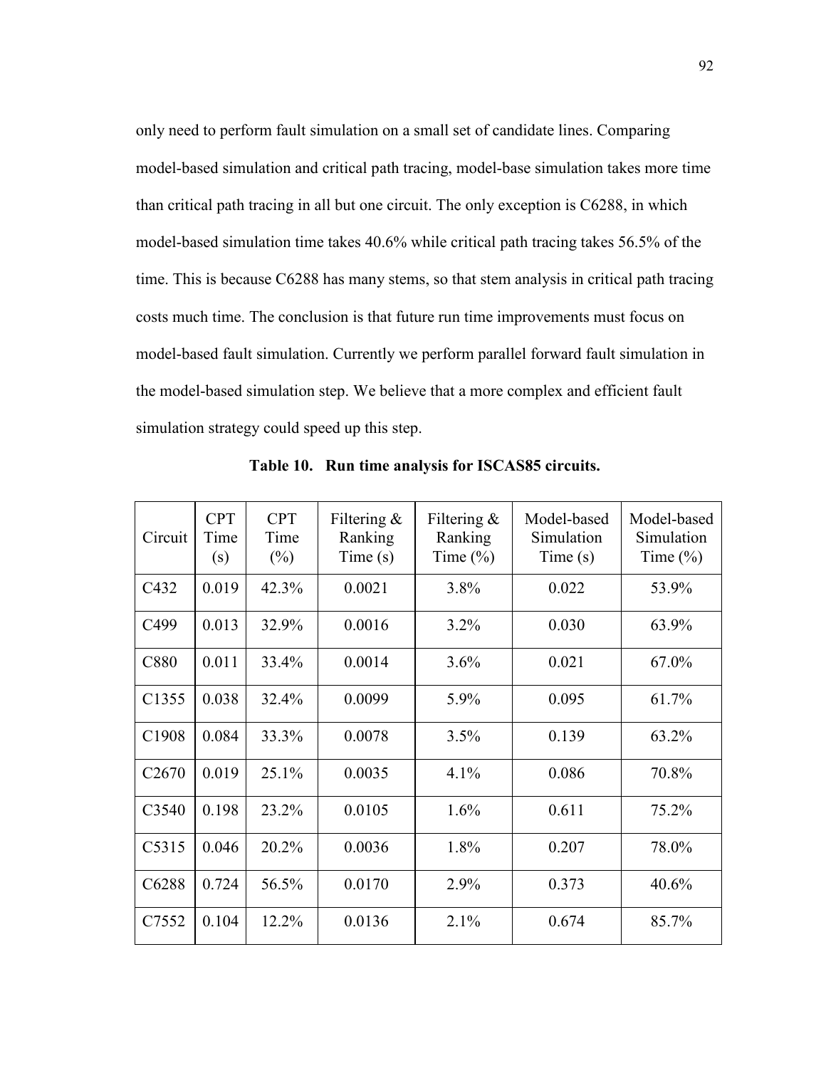only need to perform fault simulation on a small set of candidate lines. Comparing model-based simulation and critical path tracing, model-base simulation takes more time than critical path tracing in all but one circuit. The only exception is C6288, in which model-based simulation time takes 40.6% while critical path tracing takes 56.5% of the time. This is because C6288 has many stems, so that stem analysis in critical path tracing costs much time. The conclusion is that future run time improvements must focus on model-based fault simulation. Currently we perform parallel forward fault simulation in the model-based simulation step. We believe that a more complex and efficient fault simulation strategy could speed up this step.

**Table 10. Run time analysis for ISCAS85 circuits.**

| Circuit | CPT Time (s) | CPT Time (%) | Filtering & Ranking Time (s) | Filtering & Ranking Time (%) | Model-based Simulation Time (s) | Model-based Simulation Time (%) |
|---|---|---|---|---|---|---|
| C432 | 0.019 | 42.3% | 0.0021 | 3.8% | 0.022 | 53.9% |
| C499 | 0.013 | 32.9% | 0.0016 | 3.2% | 0.030 | 63.9% |
| C880 | 0.011 | 33.4% | 0.0014 | 3.6% | 0.021 | 67.0% |
| C1355 | 0.038 | 32.4% | 0.0099 | 5.9% | 0.095 | 61.7% |
| C1908 | 0.084 | 33.3% | 0.0078 | 3.5% | 0.139 | 63.2% |
| C2670 | 0.019 | 25.1% | 0.0035 | 4.1% | 0.086 | 70.8% |
| C3540 | 0.198 | 23.2% | 0.0105 | 1.6% | 0.611 | 75.2% |
| C5315 | 0.046 | 20.2% | 0.0036 | 1.8% | 0.207 | 78.0% |
| C6288 | 0.724 | 56.5% | 0.0170 | 2.9% | 0.373 | 40.6% |
| C7552 | 0.104 | 12.2% | 0.0136 | 2.1% | 0.674 | 85.7% |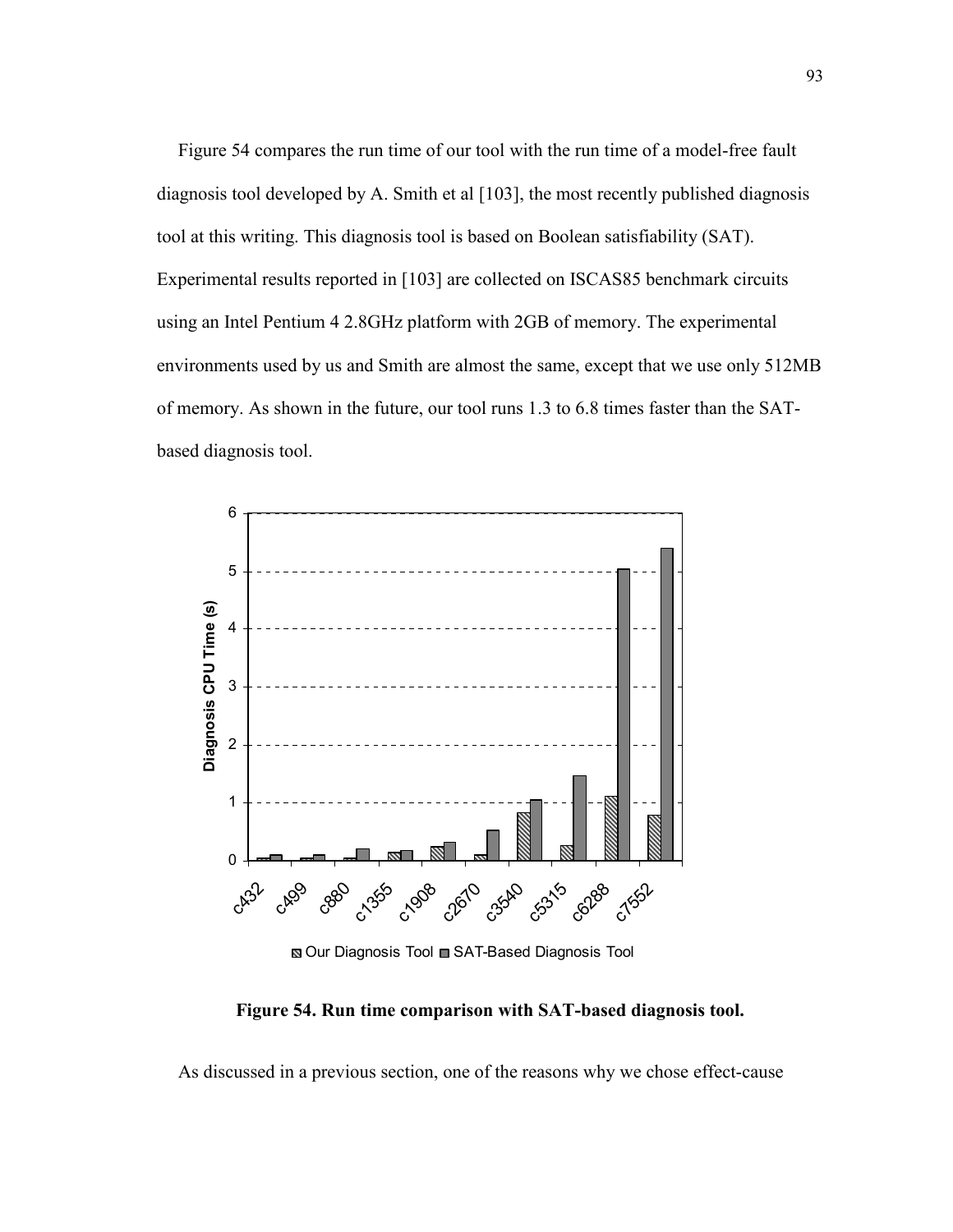Figure 54 compares the run time of our tool with the run time of a model-free fault diagnosis tool developed by A. Smith et al [103], the most recently published diagnosis tool at this writing. This diagnosis tool is based on Boolean satisfiability (SAT). Experimental results reported in [103] are collected on ISCAS85 benchmark circuits using an Intel Pentium 4 2.8GHz platform with 2GB of memory. The experimental environments used by us and Smith are almost the same, except that we use only 512MB of memory. As shown in the future, our tool runs 1.3 to 6.8 times faster than the SAT-based diagnosis tool.

**Figure 54. Run time comparison with SAT-based diagnosis tool.**

As discussed in a previous section, one of the reasons why we chose effect-cause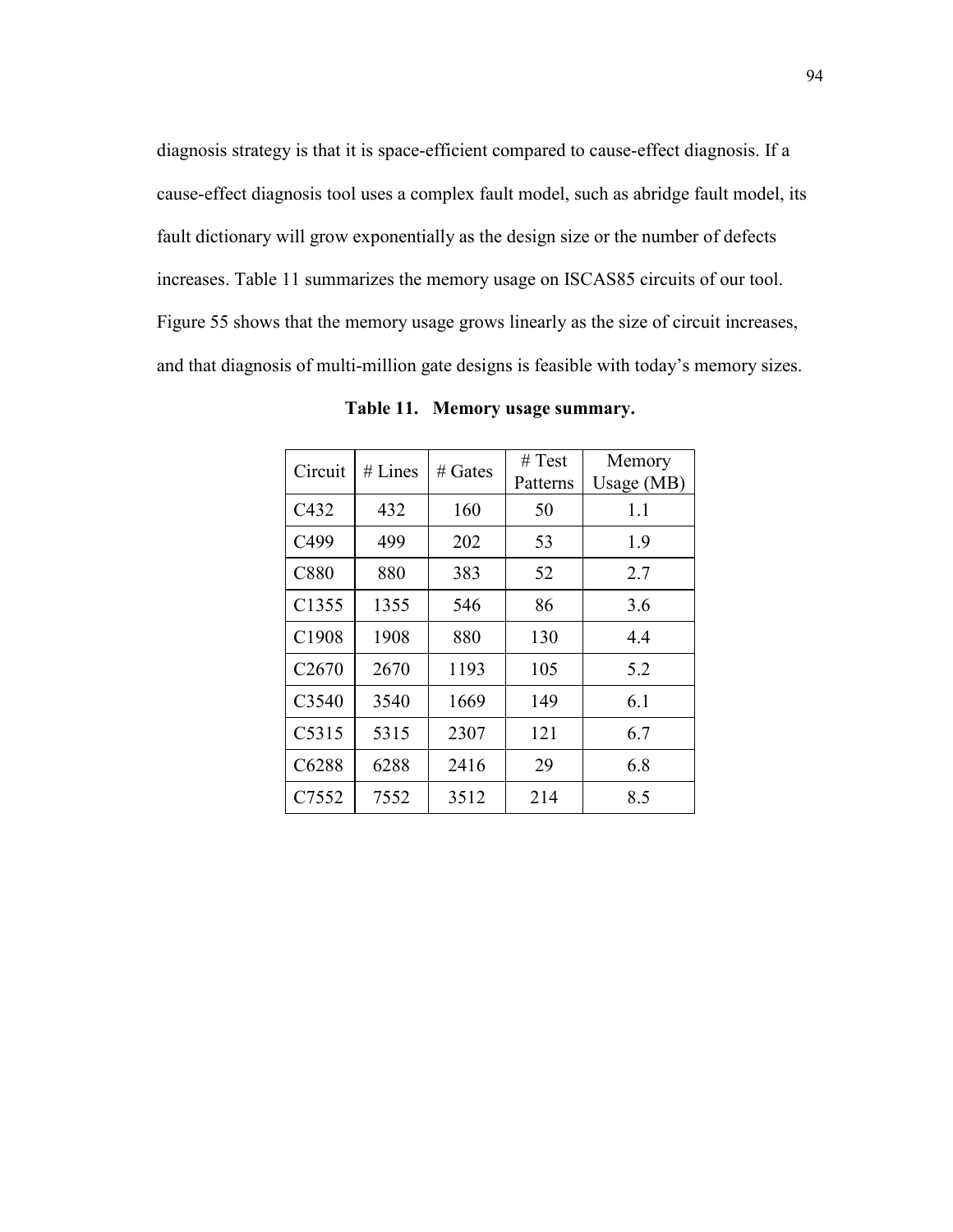diagnosis strategy is that it is space-efficient compared to cause-effect diagnosis. If a cause-effect diagnosis tool uses a complex fault model, such as abridge fault model, its fault dictionary will grow exponentially as the design size or the number of defects increases. Table 11 summarizes the memory usage on ISCAS85 circuits of our tool. Figure 55 shows that the memory usage grows linearly as the size of circuit increases, and that diagnosis of multi-million gate designs is feasible with today's memory sizes.

**Table 11. Memory usage summary.**

| Circuit | # Lines | # Gates | # Test Patterns | Memory Usage (MB) |
|---|---|---|---|---|
| C432 | 432 | 160 | 50 | 1.1 |
| C499 | 499 | 202 | 53 | 1.9 |
| C880 | 880 | 383 | 52 | 2.7 |
| C1355 | 1355 | 546 | 86 | 3.6 |
| C1908 | 1908 | 880 | 130 | 4.4 |
| C2670 | 2670 | 1193 | 105 | 5.2 |
| C3540 | 3540 | 1669 | 149 | 6.1 |
| C5315 | 5315 | 2307 | 121 | 6.7 |
| C6288 | 6288 | 2416 | 29 | 6.8 |
| C7552 | 7552 | 3512 | 214 | 8.5 |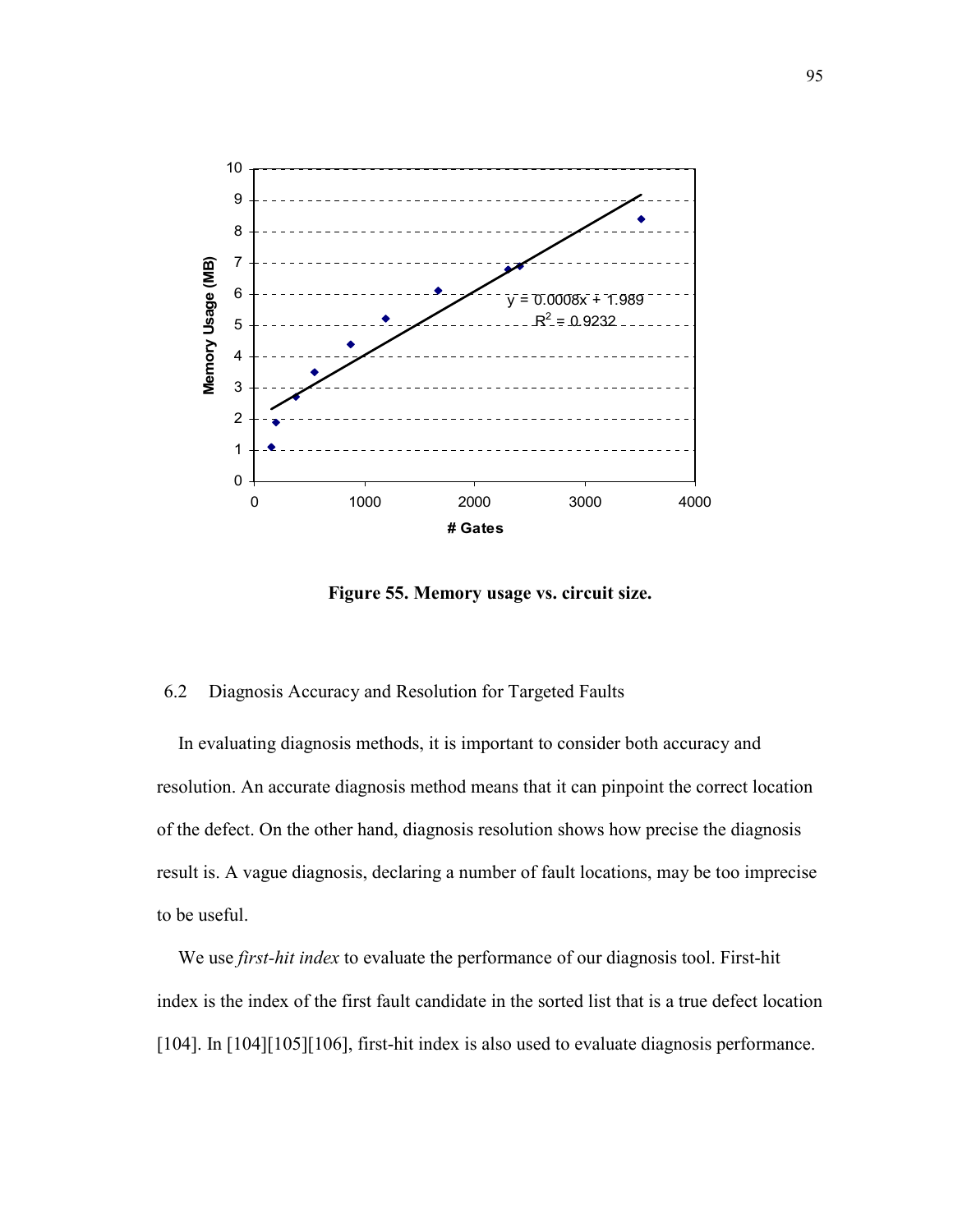Figure 55. Memory usage vs. circuit size.

## 6.2 Diagnosis Accuracy and Resolution for Targeted Faults

In evaluating diagnosis methods, it is important to consider both accuracy and resolution. An accurate diagnosis method means that it can pinpoint the correct location of the defect. On the other hand, diagnosis resolution shows how precise the diagnosis result is. A vague diagnosis, declaring a number of fault locations, may be too imprecise to be useful.

We use *first-hit index* to evaluate the performance of our diagnosis tool. First-hit index is the index of the first fault candidate in the sorted list that is a true defect location [104]. In [104][105][106], first-hit index is also used to evaluate diagnosis performance.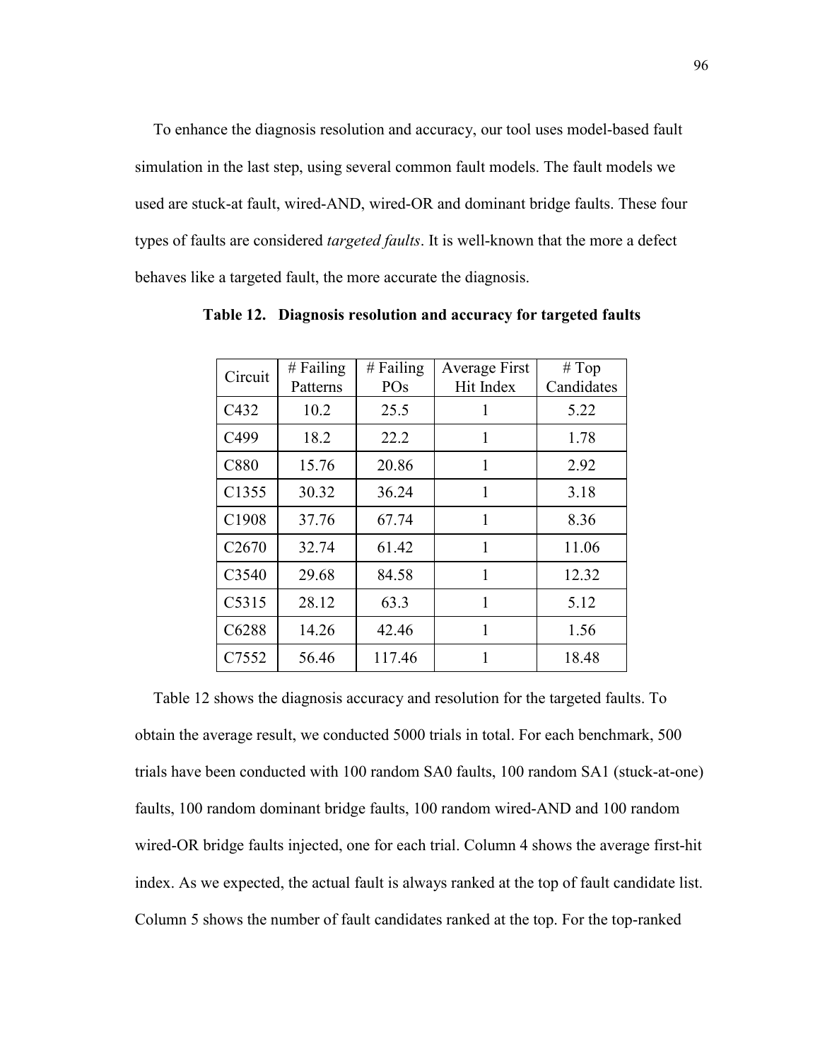To enhance the diagnosis resolution and accuracy, our tool uses model-based fault simulation in the last step, using several common fault models. The fault models we used are stuck-at fault, wired-AND, wired-OR and dominant bridge faults. These four types of faults are considered *targeted faults*. It is well-known that the more a defect behaves like a targeted fault, the more accurate the diagnosis.

**Table 12. Diagnosis resolution and accuracy for targeted faults**

| Circuit | # Failing Patterns | # Failing POs | Average First Hit Index | # Top Candidates |
|---|---|---|---|---|
| C432 | 10.2 | 25.5 | 1 | 5.22 |
| C499 | 18.2 | 22.2 | 1 | 1.78 |
| C880 | 15.76 | 20.86 | 1 | 2.92 |
| C1355 | 30.32 | 36.24 | 1 | 3.18 |
| C1908 | 37.76 | 67.74 | 1 | 8.36 |
| C2670 | 32.74 | 61.42 | 1 | 11.06 |
| C3540 | 29.68 | 84.58 | 1 | 12.32 |
| C5315 | 28.12 | 63.3 | 1 | 5.12 |
| C6288 | 14.26 | 42.46 | 1 | 1.56 |
| C7552 | 56.46 | 117.46 | 1 | 18.48 |

Table 12 shows the diagnosis accuracy and resolution for the targeted faults. To obtain the average result, we conducted 5000 trials in total. For each benchmark, 500 trials have been conducted with 100 random SA0 faults, 100 random SA1 (stuck-at-one) faults, 100 random dominant bridge faults, 100 random wired-AND and 100 random wired-OR bridge faults injected, one for each trial. Column 4 shows the average first-hit index. As we expected, the actual fault is always ranked at the top of fault candidate list. Column 5 shows the number of fault candidates ranked at the top. For the top-ranked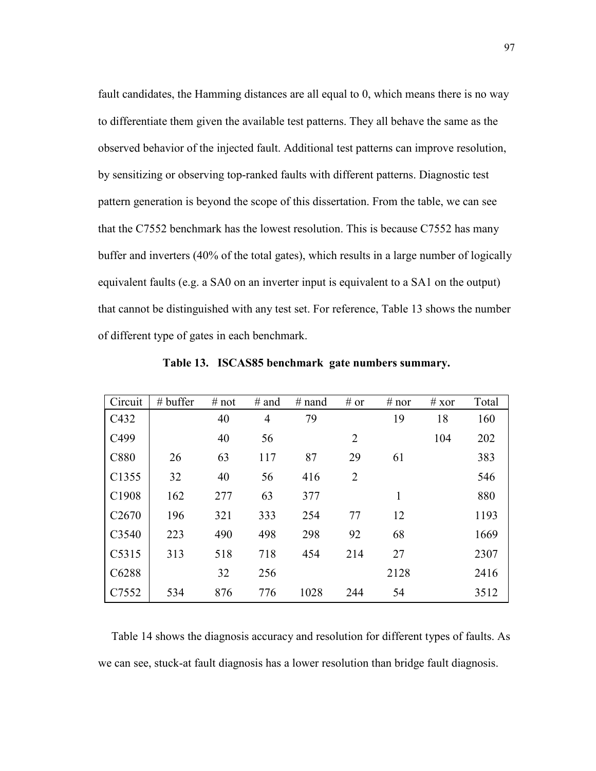fault candidates, the Hamming distances are all equal to 0, which means there is no way to differentiate them given the available test patterns. They all behave the same as the observed behavior of the injected fault. Additional test patterns can improve resolution, by sensitizing or observing top-ranked faults with different patterns. Diagnostic test pattern generation is beyond the scope of this dissertation. From the table, we can see that the C7552 benchmark has the lowest resolution. This is because C7552 has many buffer and inverters (40% of the total gates), which results in a large number of logically equivalent faults (e.g. a SA0 on an inverter input is equivalent to a SA1 on the output) that cannot be distinguished with any test set. For reference, Table 13 shows the number of different type of gates in each benchmark.

**Table 13. ISCAS85 benchmark gate numbers summary.**

| Circuit | # buffer | # not | # and | # nand | # or | # nor | # xor | Total |
|---|---|---|---|---|---|---|---|---|
| C432 | | 40 | 4 | 79 | | 19 | 18 | 160 |
| C499 | | 40 | 56 | | 2 | | 104 | 202 |
| C880 | 26 | 63 | 117 | 87 | 29 | 61 | | 383 |
| C1355 | 32 | 40 | 56 | 416 | 2 | | | 546 |
| C1908 | 162 | 277 | 63 | 377 | | 1 | | 880 |
| C2670 | 196 | 321 | 333 | 254 | 77 | 12 | | 1193 |
| C3540 | 223 | 490 | 498 | 298 | 92 | 68 | | 1669 |
| C5315 | 313 | 518 | 718 | 454 | 214 | 27 | | 2307 |
| C6288 | | 32 | 256 | | | 2128 | | 2416 |
| C7552 | 534 | 876 | 776 | 1028 | 244 | 54 | | 3512 |

Table 14 shows the diagnosis accuracy and resolution for different types of faults. As we can see, stuck-at fault diagnosis has a lower resolution than bridge fault diagnosis.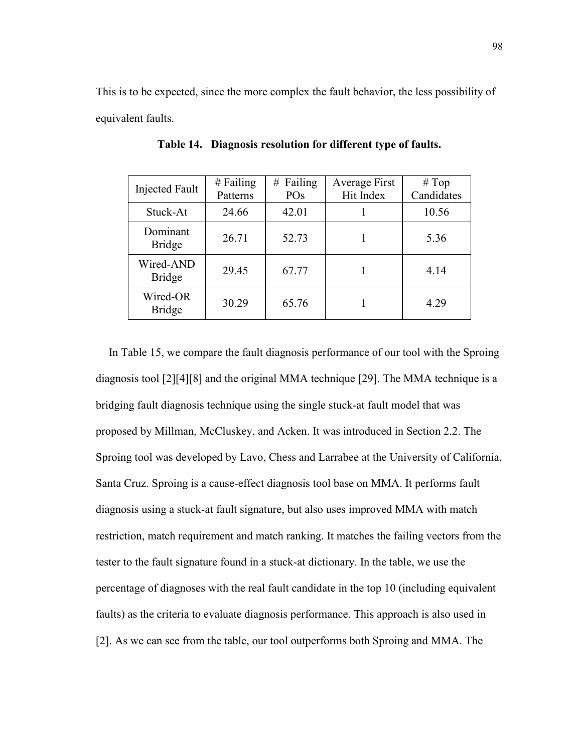This is to be expected, since the more complex the fault behavior, the less possibility of equivalent faults.

**Table 14. Diagnosis resolution for different type of faults.**

| Injected Fault | # Failing Patterns | # Failing POs | Average First Hit Index | # Top Candidates |
|---|---|---|---|---|
| Stuck-At | 24.66 | 42.01 | 1 | 10.56 |
| Dominant Bridge | 26.71 | 52.73 | 1 | 5.36 |
| Wired-AND Bridge | 29.45 | 67.77 | 1 | 4.14 |
| Wired-OR Bridge | 30.29 | 65.76 | 1 | 4.29 |

In Table 15, we compare the fault diagnosis performance of our tool with the Sproing diagnosis tool [2][4][8] and the original MMA technique [29]. The MMA technique is a bridging fault diagnosis technique using the single stuck-at fault model that was proposed by Millman, McCluskey, and Acken. It was introduced in Section 2.2. The Sproing tool was developed by Lavo, Chess and Larrabee at the University of California, Santa Cruz. Sproing is a cause-effect diagnosis tool base on MMA. It performs fault diagnosis using a stuck-at fault signature, but also uses improved MMA with match restriction, match requirement and match ranking. It matches the failing vectors from the tester to the fault signature found in a stuck-at dictionary. In the table, we use the percentage of diagnoses with the real fault candidate in the top 10 (including equivalent faults) as the criteria to evaluate diagnosis performance. This approach is also used in [2]. As we can see from the table, our tool outperforms both Sproing and MMA. The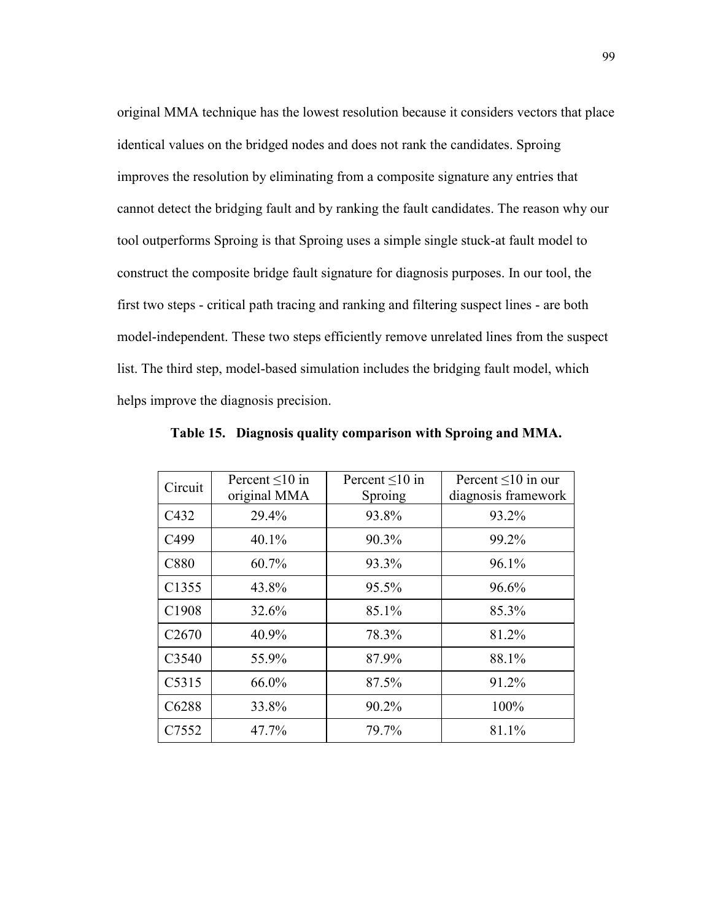original MMA technique has the lowest resolution because it considers vectors that place identical values on the bridged nodes and does not rank the candidates. Sproing improves the resolution by eliminating from a composite signature any entries that cannot detect the bridging fault and by ranking the fault candidates. The reason why our tool outperforms Sproing is that Sproing uses a simple single stuck-at fault model to construct the composite bridge fault signature for diagnosis purposes. In our tool, the first two steps - critical path tracing and ranking and filtering suspect lines - are both model-independent. These two steps efficiently remove unrelated lines from the suspect list. The third step, model-based simulation includes the bridging fault model, which helps improve the diagnosis precision.

**Table 15. Diagnosis quality comparison with Sproing and MMA.**

| Circuit | Percent ≤10 in original MMA | Percent ≤10 in Sproing | Percent ≤10 in our diagnosis framework |
|---|---|---|---|
| C432 | 29.4% | 93.8% | 93.2% |
| C499 | 40.1% | 90.3% | 99.2% |
| C880 | 60.7% | 93.3% | 96.1% |
| C1355 | 43.8% | 95.5% | 96.6% |
| C1908 | 32.6% | 85.1% | 85.3% |
| C2670 | 40.9% | 78.3% | 81.2% |
| C3540 | 55.9% | 87.9% | 88.1% |
| C5315 | 66.0% | 87.5% | 91.2% |
| C6288 | 33.8% | 90.2% | 100% |
| C7552 | 47.7% | 79.7% | 81.1% |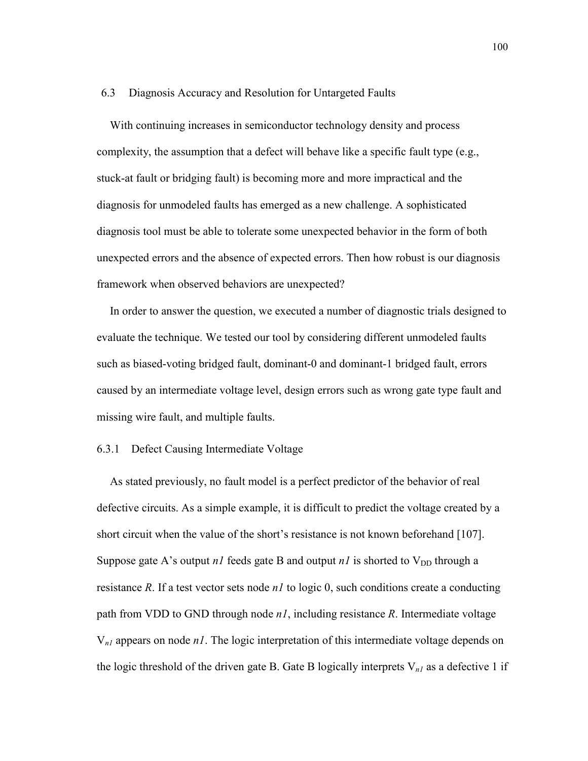## 6.3 Diagnosis Accuracy and Resolution for Untargeted Faults

With continuing increases in semiconductor technology density and process complexity, the assumption that a defect will behave like a specific fault type (e.g., stuck-at fault or bridging fault) is becoming more and more impractical and the diagnosis for unmodeled faults has emerged as a new challenge. A sophisticated diagnosis tool must be able to tolerate some unexpected behavior in the form of both unexpected errors and the absence of expected errors. Then how robust is our diagnosis framework when observed behaviors are unexpected?

In order to answer the question, we executed a number of diagnostic trials designed to evaluate the technique. We tested our tool by considering different unmodeled faults such as biased-voting bridged fault, dominant-0 and dominant-1 bridged fault, errors caused by an intermediate voltage level, design errors such as wrong gate type fault and missing wire fault, and multiple faults.

### 6.3.1 Defect Causing Intermediate Voltage

As stated previously, no fault model is a perfect predictor of the behavior of real defective circuits. As a simple example, it is difficult to predict the voltage created by a short circuit when the value of the short's resistance is not known beforehand [107]. Suppose gate A's output *n1* feeds gate B and output *n1* is shorted to $V_{DD}$ through a resistance *R*. If a test vector sets node *n1* to logic 0, such conditions create a conducting path from VDD to GND through node *n1*, including resistance *R*. Intermediate voltage $V_{n1}$ appears on node *n1*. The logic interpretation of this intermediate voltage depends on the logic threshold of the driven gate B. Gate B logically interprets $V_{n1}$ as a defective 1 if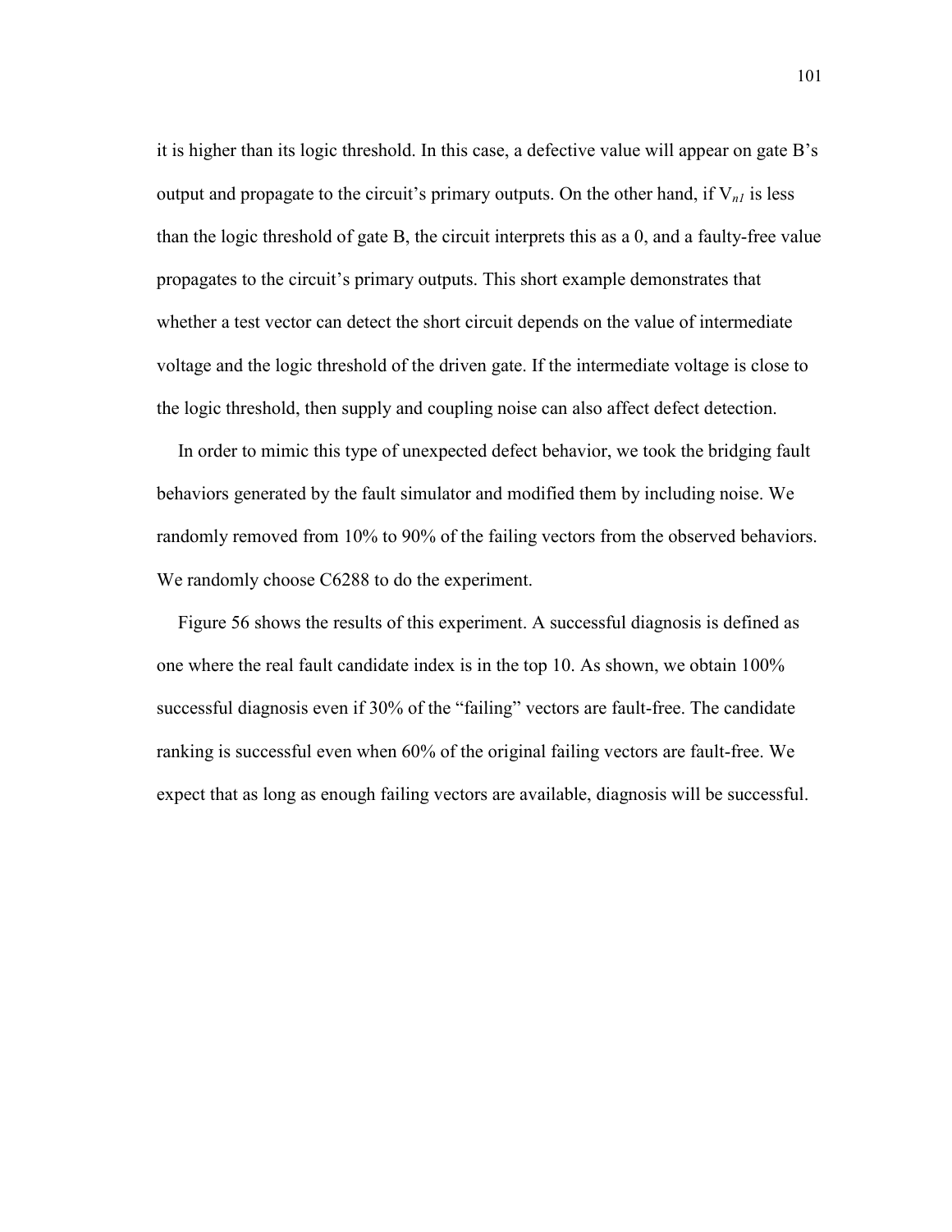it is higher than its logic threshold. In this case, a defective value will appear on gate B's output and propagate to the circuit's primary outputs. On the other hand, if $V_{n1}$ is less than the logic threshold of gate B, the circuit interprets this as a 0, and a faulty-free value propagates to the circuit's primary outputs. This short example demonstrates that whether a test vector can detect the short circuit depends on the value of intermediate voltage and the logic threshold of the driven gate. If the intermediate voltage is close to the logic threshold, then supply and coupling noise can also affect defect detection.

In order to mimic this type of unexpected defect behavior, we took the bridging fault behaviors generated by the fault simulator and modified them by including noise. We randomly removed from 10% to 90% of the failing vectors from the observed behaviors. We randomly choose C6288 to do the experiment.

Figure 56 shows the results of this experiment. A successful diagnosis is defined as one where the real fault candidate index is in the top 10. As shown, we obtain 100% successful diagnosis even if 30% of the "failing" vectors are fault-free. The candidate ranking is successful even when 60% of the original failing vectors are fault-free. We expect that as long as enough failing vectors are available, diagnosis will be successful.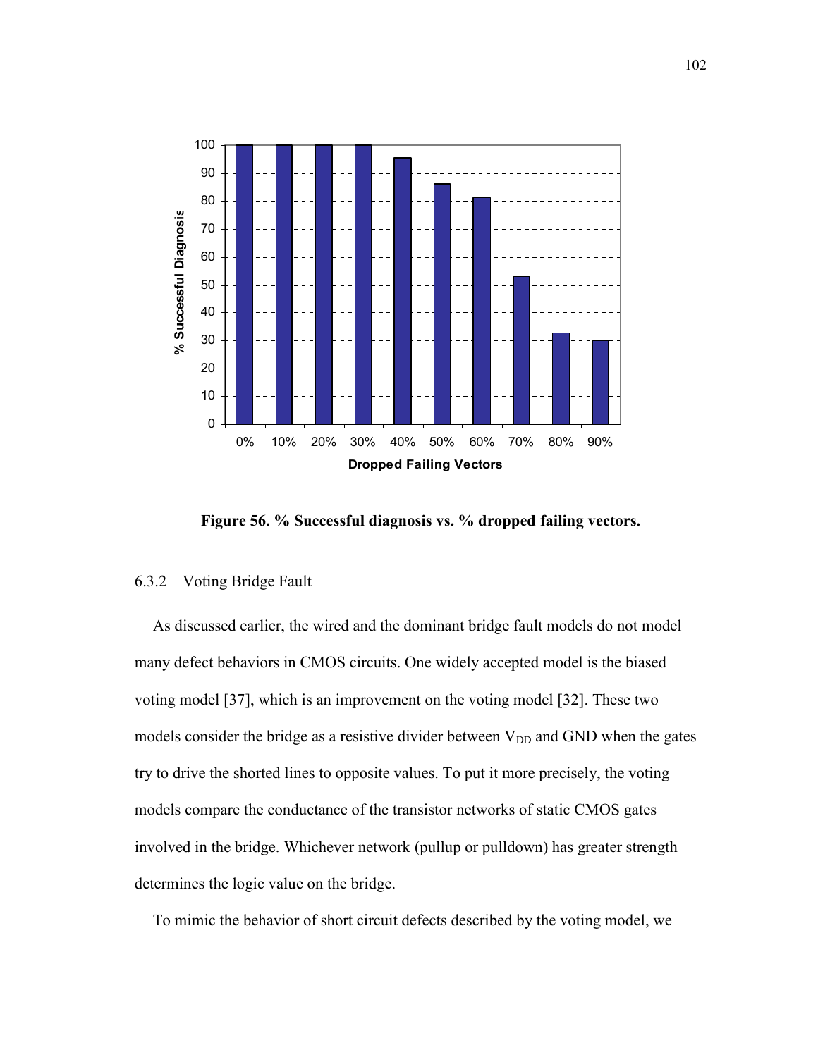**Figure 56. % Successful diagnosis vs. % dropped failing vectors.**

### 6.3.2 Voting Bridge Fault

As discussed earlier, the wired and the dominant bridge fault models do not model many defect behaviors in CMOS circuits. One widely accepted model is the biased voting model [37], which is an improvement on the voting model [32]. These two models consider the bridge as a resistive divider between $V_{DD}$ and GND when the gates try to drive the shorted lines to opposite values. To put it more precisely, the voting models compare the conductance of the transistor networks of static CMOS gates involved in the bridge. Whichever network (pullup or pulldown) has greater strength determines the logic value on the bridge.

To mimic the behavior of short circuit defects described by the voting model, we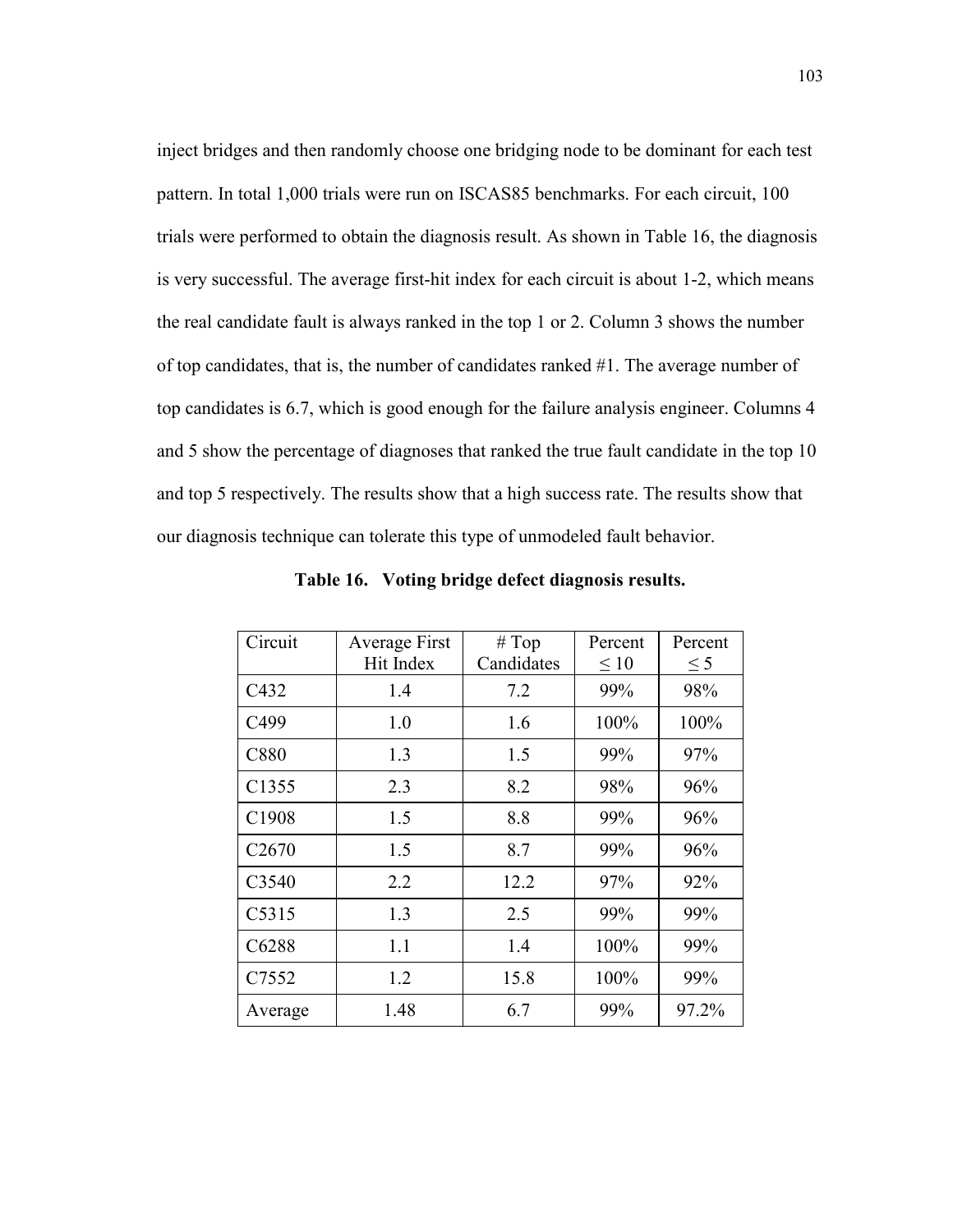inject bridges and then randomly choose one bridging node to be dominant for each test pattern. In total 1,000 trials were run on ISCAS85 benchmarks. For each circuit, 100 trials were performed to obtain the diagnosis result. As shown in Table 16, the diagnosis is very successful. The average first-hit index for each circuit is about 1-2, which means the real candidate fault is always ranked in the top 1 or 2. Column 3 shows the number of top candidates, that is, the number of candidates ranked #1. The average number of top candidates is 6.7, which is good enough for the failure analysis engineer. Columns 4 and 5 show the percentage of diagnoses that ranked the true fault candidate in the top 10 and top 5 respectively. The results show that a high success rate. The results show that our diagnosis technique can tolerate this type of unmodeled fault behavior.

**Table 16. Voting bridge defect diagnosis results.**

| Circuit | Average First Hit Index | # Top Candidates | Percent ≤ 10 | Percent ≤ 5 |
|---|---|---|---|---|
| C432 | 1.4 | 7.2 | 99% | 98% |
| C499 | 1.0 | 1.6 | 100% | 100% |
| C880 | 1.3 | 1.5 | 99% | 97% |
| C1355 | 2.3 | 8.2 | 98% | 96% |
| C1908 | 1.5 | 8.8 | 99% | 96% |
| C2670 | 1.5 | 8.7 | 99% | 96% |
| C3540 | 2.2 | 12.2 | 97% | 92% |
| C5315 | 1.3 | 2.5 | 99% | 99% |
| C6288 | 1.1 | 1.4 | 100% | 99% |
| C7552 | 1.2 | 15.8 | 100% | 99% |
| Average | 1.48 | 6.7 | 99% | 97.2% |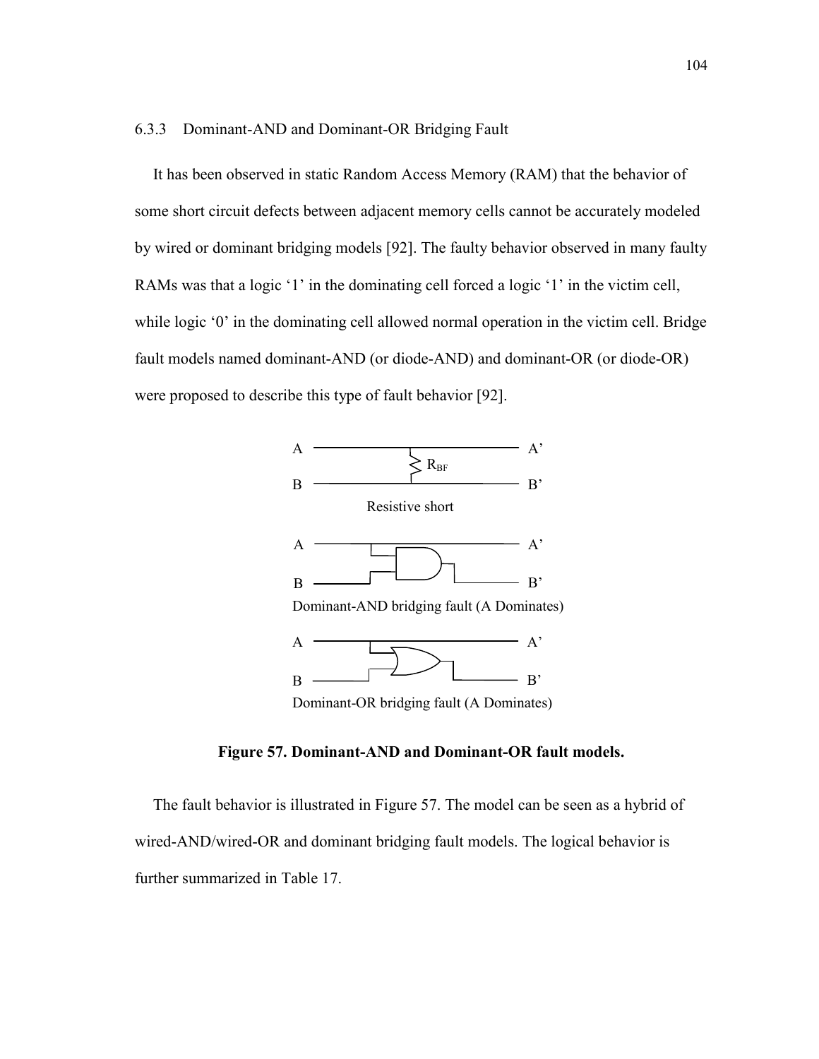### 6.3.3 Dominant-AND and Dominant-OR Bridging Fault

It has been observed in static Random Access Memory (RAM) that the behavior of some short circuit defects between adjacent memory cells cannot be accurately modeled by wired or dominant bridging models [92]. The faulty behavior observed in many faulty RAMs was that a logic '1' in the dominating cell forced a logic '1' in the victim cell, while logic '0' in the dominating cell allowed normal operation in the victim cell. Bridge fault models named dominant-AND (or diode-AND) and dominant-OR (or diode-OR) were proposed to describe this type of fault behavior [92].

A A' $R_{BF}$ B B'

Resistive short

A A' B B'

Dominant-AND bridging fault (A Dominates)

A A' B B'

Dominant-OR bridging fault (A Dominates)

**Figure 57. Dominant-AND and Dominant-OR fault models.**

The fault behavior is illustrated in Figure 57. The model can be seen as a hybrid of wired-AND/wired-OR and dominant bridging fault models. The logical behavior is further summarized in Table 17.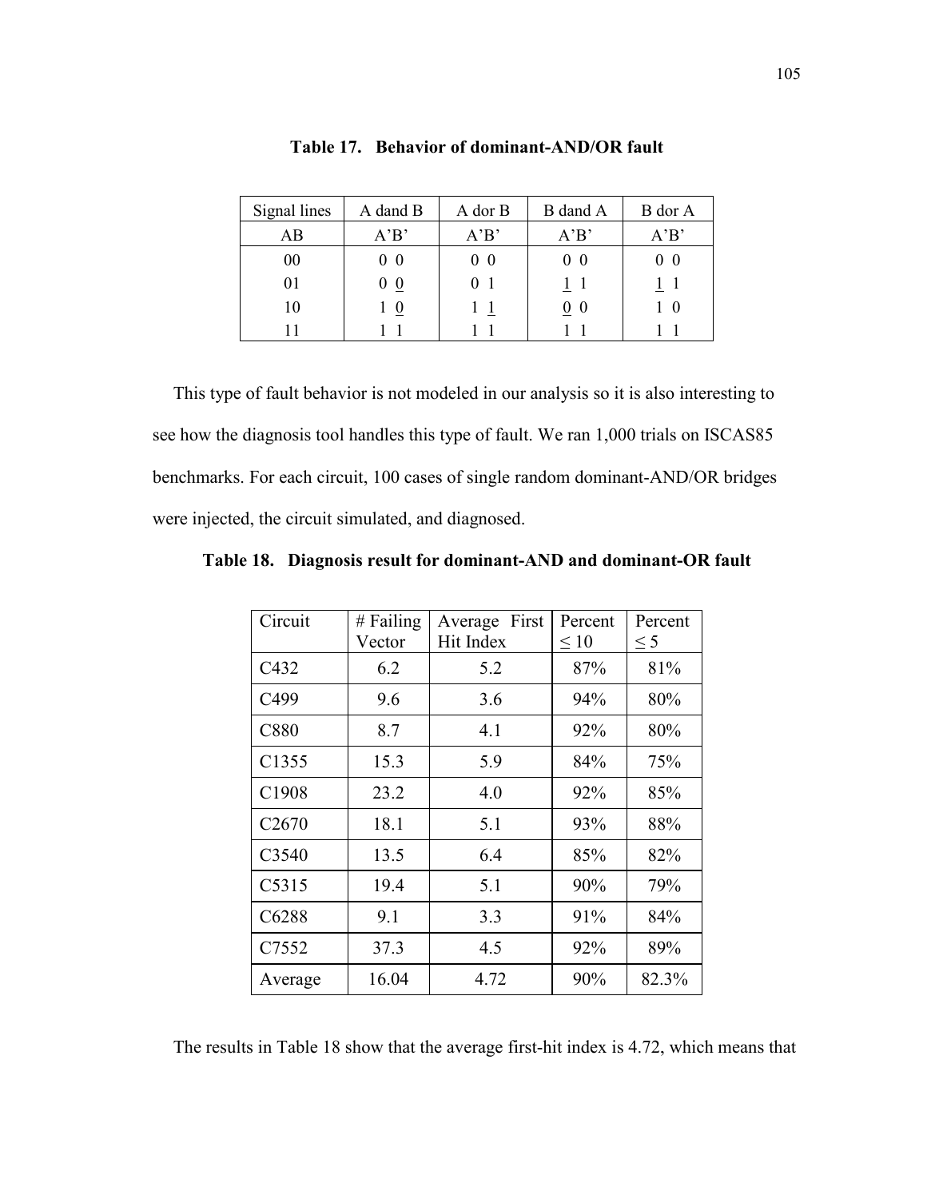**Table 17. Behavior of dominant-AND/OR fault**

| Signal lines | A dand B | A dor B | B dand A | B dor A |
|---|---|---|---|---|
| AB | A'B' | A'B' | A'B' | A'B' |
| 00 | 0 0 | 0 0 | 0 0 | 0 0 |
| 01 | 0 <u>0</u> | 0 1 | <u>1</u> 1 | <u>1</u> 1 |
| 10 | 1 <u>0</u> | 1 <u>1</u> | <u>0</u> 0 | 1 0 |
| 11 | 1 1 | 1 1 | 1 1 | 1 1 |

This type of fault behavior is not modeled in our analysis so it is also interesting to see how the diagnosis tool handles this type of fault. We ran 1,000 trials on ISCAS85 benchmarks. For each circuit, 100 cases of single random dominant-AND/OR bridges were injected, the circuit simulated, and diagnosed.

**Table 18. Diagnosis result for dominant-AND and dominant-OR fault**

| Circuit | # Failing Vector | Average First Hit Index | Percent ≤ 10 | Percent ≤ 5 |
|---|---|---|---|---|
| C432 | 6.2 | 5.2 | 87% | 81% |
| C499 | 9.6 | 3.6 | 94% | 80% |
| C880 | 8.7 | 4.1 | 92% | 80% |
| C1355 | 15.3 | 5.9 | 84% | 75% |
| C1908 | 23.2 | 4.0 | 92% | 85% |
| C2670 | 18.1 | 5.1 | 93% | 88% |
| C3540 | 13.5 | 6.4 | 85% | 82% |
| C5315 | 19.4 | 5.1 | 90% | 79% |
| C6288 | 9.1 | 3.3 | 91% | 84% |
| C7552 | 37.3 | 4.5 | 92% | 89% |
| Average | 16.04 | 4.72 | 90% | 82.3% |

The results in Table 18 show that the average first-hit index is 4.72, which means that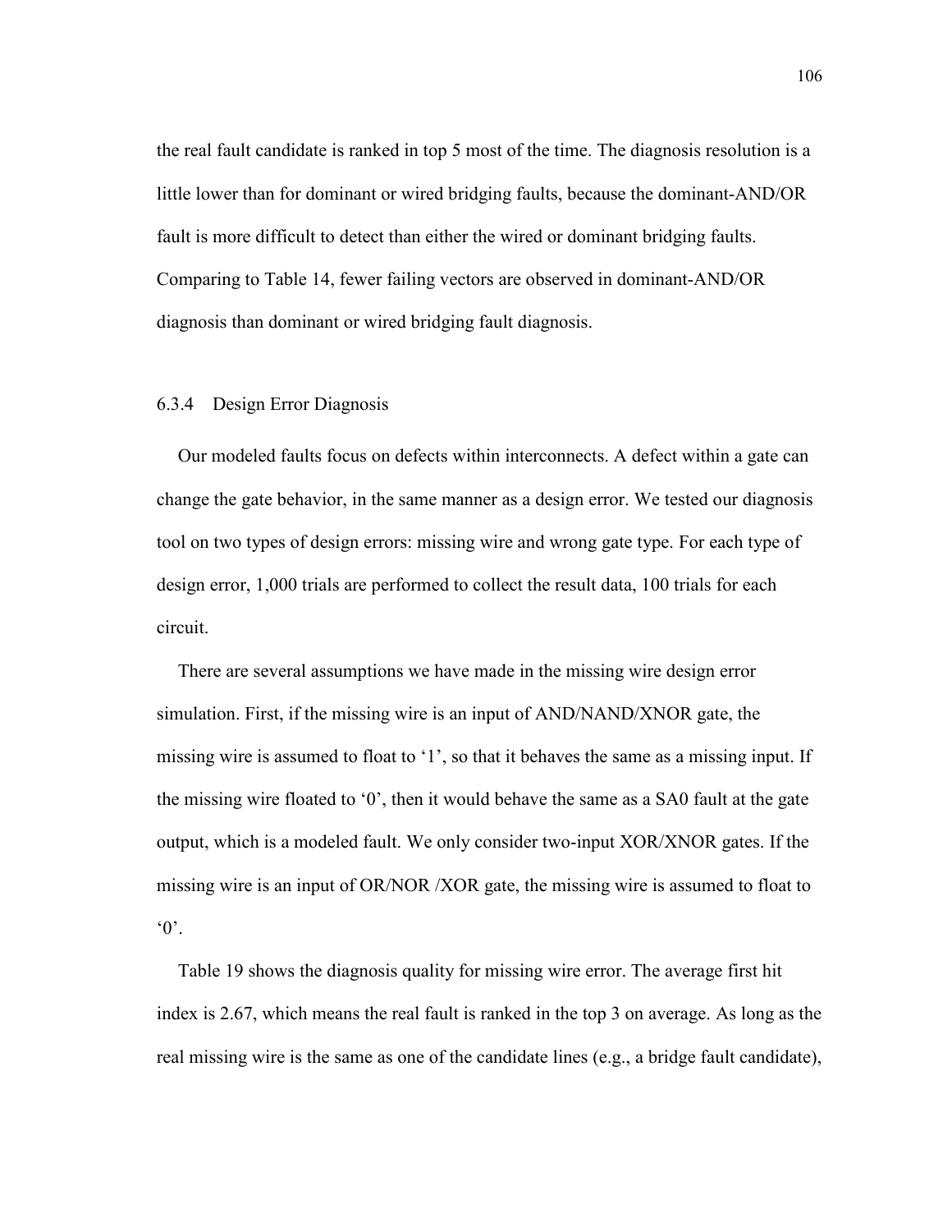the real fault candidate is ranked in top 5 most of the time. The diagnosis resolution is a little lower than for dominant or wired bridging faults, because the dominant-AND/OR fault is more difficult to detect than either the wired or dominant bridging faults. Comparing to Table 14, fewer failing vectors are observed in dominant-AND/OR diagnosis than dominant or wired bridging fault diagnosis.

### 6.3.4 Design Error Diagnosis

Our modeled faults focus on defects within interconnects. A defect within a gate can change the gate behavior, in the same manner as a design error. We tested our diagnosis tool on two types of design errors: missing wire and wrong gate type. For each type of design error, 1,000 trials are performed to collect the result data, 100 trials for each circuit.

There are several assumptions we have made in the missing wire design error simulation. First, if the missing wire is an input of AND/NAND/XNOR gate, the missing wire is assumed to float to '1', so that it behaves the same as a missing input. If the missing wire floated to '0', then it would behave the same as a SA0 fault at the gate output, which is a modeled fault. We only consider two-input XOR/XNOR gates. If the missing wire is an input of OR/NOR /XOR gate, the missing wire is assumed to float to '0'.

Table 19 shows the diagnosis quality for missing wire error. The average first hit index is 2.67, which means the real fault is ranked in the top 3 on average. As long as the real missing wire is the same as one of the candidate lines (e.g., a bridge fault candidate),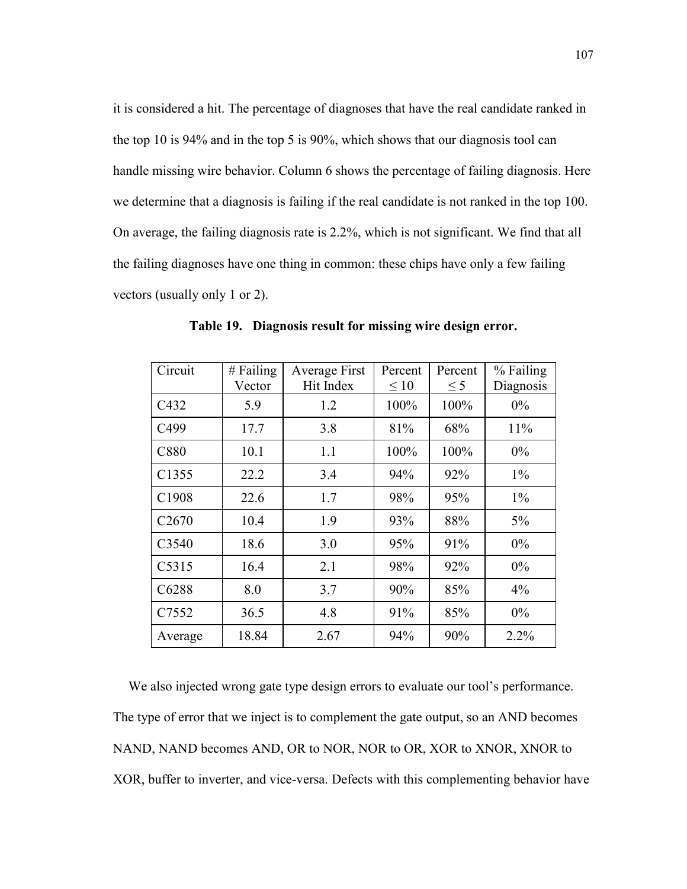it is considered a hit. The percentage of diagnoses that have the real candidate ranked in the top 10 is 94% and in the top 5 is 90%, which shows that our diagnosis tool can handle missing wire behavior. Column 6 shows the percentage of failing diagnosis. Here we determine that a diagnosis is failing if the real candidate is not ranked in the top 100. On average, the failing diagnosis rate is 2.2%, which is not significant. We find that all the failing diagnoses have one thing in common: these chips have only a few failing vectors (usually only 1 or 2).

**Table 19. Diagnosis result for missing wire design error.**

| Circuit | # Failing Vector | Average First Hit Index | Percent ≤ 10 | Percent ≤ 5 | % Failing Diagnosis |
|---|---|---|---|---|---|
| C432 | 5.9 | 1.2 | 100% | 100% | 0% |
| C499 | 17.7 | 3.8 | 81% | 68% | 11% |
| C880 | 10.1 | 1.1 | 100% | 100% | 0% |
| C1355 | 22.2 | 3.4 | 94% | 92% | 1% |
| C1908 | 22.6 | 1.7 | 98% | 95% | 1% |
| C2670 | 10.4 | 1.9 | 93% | 88% | 5% |
| C3540 | 18.6 | 3.0 | 95% | 91% | 0% |
| C5315 | 16.4 | 2.1 | 98% | 92% | 0% |
| C6288 | 8.0 | 3.7 | 90% | 85% | 4% |
| C7552 | 36.5 | 4.8 | 91% | 85% | 0% |
| Average | 18.84 | 2.67 | 94% | 90% | 2.2% |

We also injected wrong gate type design errors to evaluate our tool's performance. The type of error that we inject is to complement the gate output, so an AND becomes NAND, NAND becomes AND, OR to NOR, NOR to OR, XOR to XNOR, XNOR to XOR, buffer to inverter, and vice-versa. Defects with this complementing behavior have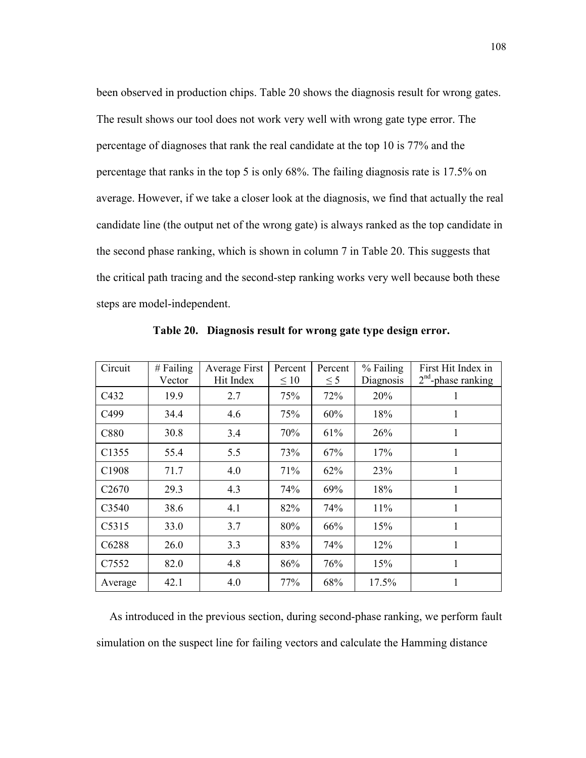been observed in production chips. Table 20 shows the diagnosis result for wrong gates. The result shows our tool does not work very well with wrong gate type error. The percentage of diagnoses that rank the real candidate at the top 10 is 77% and the percentage that ranks in the top 5 is only 68%. The failing diagnosis rate is 17.5% on average. However, if we take a closer look at the diagnosis, we find that actually the real candidate line (the output net of the wrong gate) is always ranked as the top candidate in the second phase ranking, which is shown in column 7 in Table 20. This suggests that the critical path tracing and the second-step ranking works very well because both these steps are model-independent.

**Table 20. Diagnosis result for wrong gate type design error.**

| Circuit | # Failing Vector | Average First Hit Index | Percent ≤ 10 | Percent ≤ 5 | % Failing Diagnosis | First Hit Index in $2^{nd}$-phase ranking |
|---|---|---|---|---|---|---|
| C432 | 19.9 | 2.7 | 75% | 72% | 20% | 1 |
| C499 | 34.4 | 4.6 | 75% | 60% | 18% | 1 |
| C880 | 30.8 | 3.4 | 70% | 61% | 26% | 1 |
| C1355 | 55.4 | 5.5 | 73% | 67% | 17% | 1 |
| C1908 | 71.7 | 4.0 | 71% | 62% | 23% | 1 |
| C2670 | 29.3 | 4.3 | 74% | 69% | 18% | 1 |
| C3540 | 38.6 | 4.1 | 82% | 74% | 11% | 1 |
| C5315 | 33.0 | 3.7 | 80% | 66% | 15% | 1 |
| C6288 | 26.0 | 3.3 | 83% | 74% | 12% | 1 |
| C7552 | 82.0 | 4.8 | 86% | 76% | 15% | 1 |
| Average | 42.1 | 4.0 | 77% | 68% | 17.5% | 1 |

As introduced in the previous section, during second-phase ranking, we perform fault simulation on the suspect line for failing vectors and calculate the Hamming distance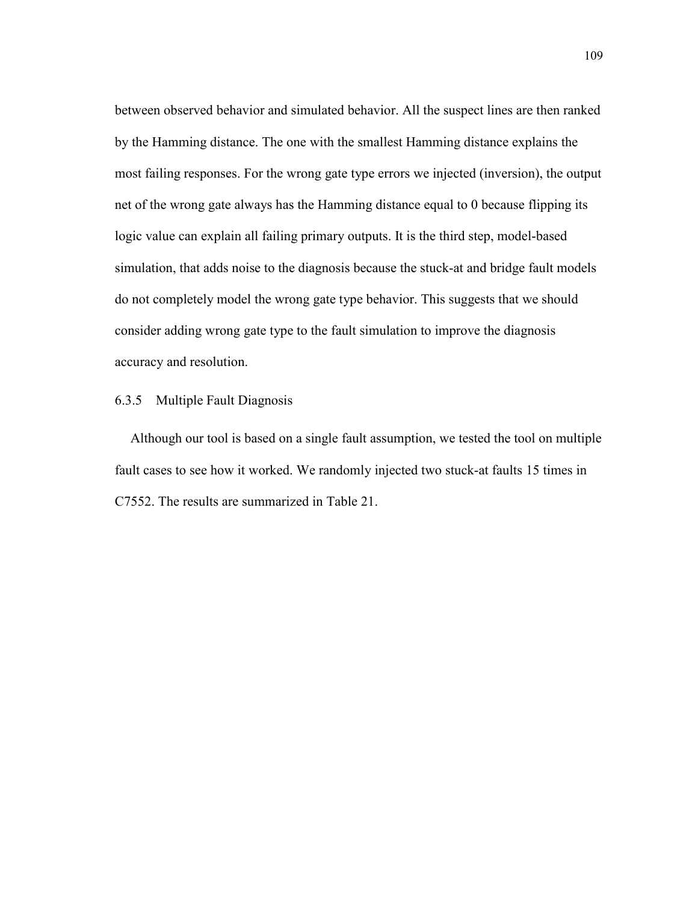between observed behavior and simulated behavior. All the suspect lines are then ranked by the Hamming distance. The one with the smallest Hamming distance explains the most failing responses. For the wrong gate type errors we injected (inversion), the output net of the wrong gate always has the Hamming distance equal to 0 because flipping its logic value can explain all failing primary outputs. It is the third step, model-based simulation, that adds noise to the diagnosis because the stuck-at and bridge fault models do not completely model the wrong gate type behavior. This suggests that we should consider adding wrong gate type to the fault simulation to improve the diagnosis accuracy and resolution.

### 6.3.5 Multiple Fault Diagnosis

Although our tool is based on a single fault assumption, we tested the tool on multiple fault cases to see how it worked. We randomly injected two stuck-at faults 15 times in C7552. The results are summarized in Table 21.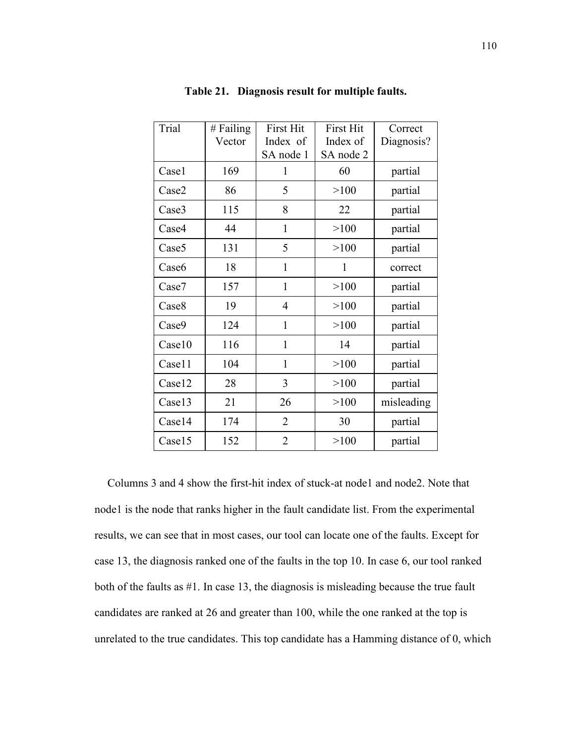**Table 21. Diagnosis result for multiple faults.**

| Trial | # Failing Vector | First Hit Index of SA node 1 | First Hit Index of SA node 2 | Correct Diagnosis? |
|---|---|---|---|---|
| Case1 | 169 | 1 | 60 | partial |
| Case2 | 86 | 5 | >100 | partial |
| Case3 | 115 | 8 | 22 | partial |
| Case4 | 44 | 1 | >100 | partial |
| Case5 | 131 | 5 | >100 | partial |
| Case6 | 18 | 1 | 1 | correct |
| Case7 | 157 | 1 | >100 | partial |
| Case8 | 19 | 4 | >100 | partial |
| Case9 | 124 | 1 | >100 | partial |
| Case10 | 116 | 1 | 14 | partial |
| Case11 | 104 | 1 | >100 | partial |
| Case12 | 28 | 3 | >100 | partial |
| Case13 | 21 | 26 | >100 | misleading |
| Case14 | 174 | 2 | 30 | partial |
| Case15 | 152 | 2 | >100 | partial |

Columns 3 and 4 show the first-hit index of stuck-at node1 and node2. Note that node1 is the node that ranks higher in the fault candidate list. From the experimental results, we can see that in most cases, our tool can locate one of the faults. Except for case 13, the diagnosis ranked one of the faults in the top 10. In case 6, our tool ranked both of the faults as #1. In case 13, the diagnosis is misleading because the true fault candidates are ranked at 26 and greater than 100, while the one ranked at the top is unrelated to the true candidates. This top candidate has a Hamming distance of 0, which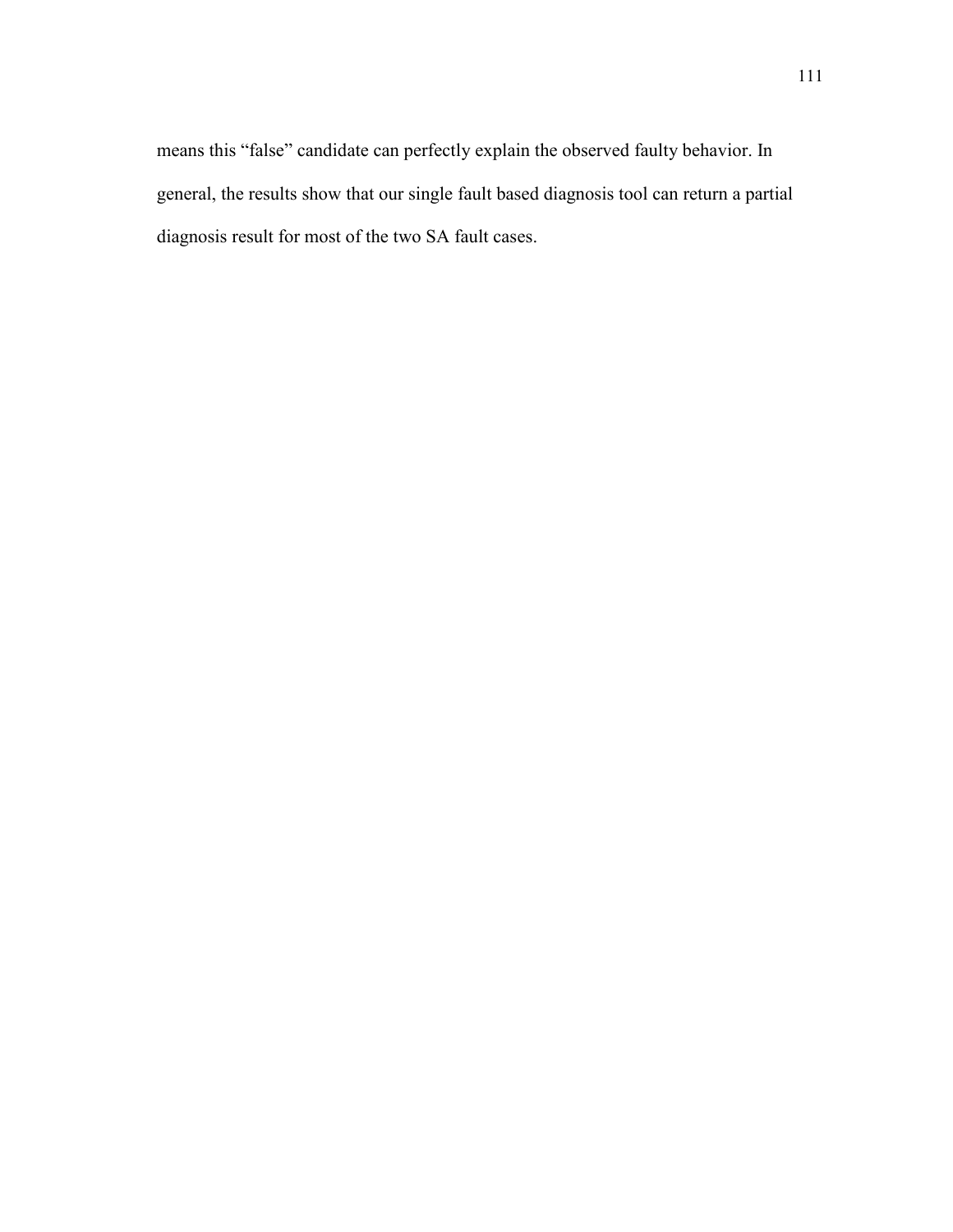means this “false” candidate can perfectly explain the observed faulty behavior. In general, the results show that our single fault based diagnosis tool can return a partial diagnosis result for most of the two SA fault cases.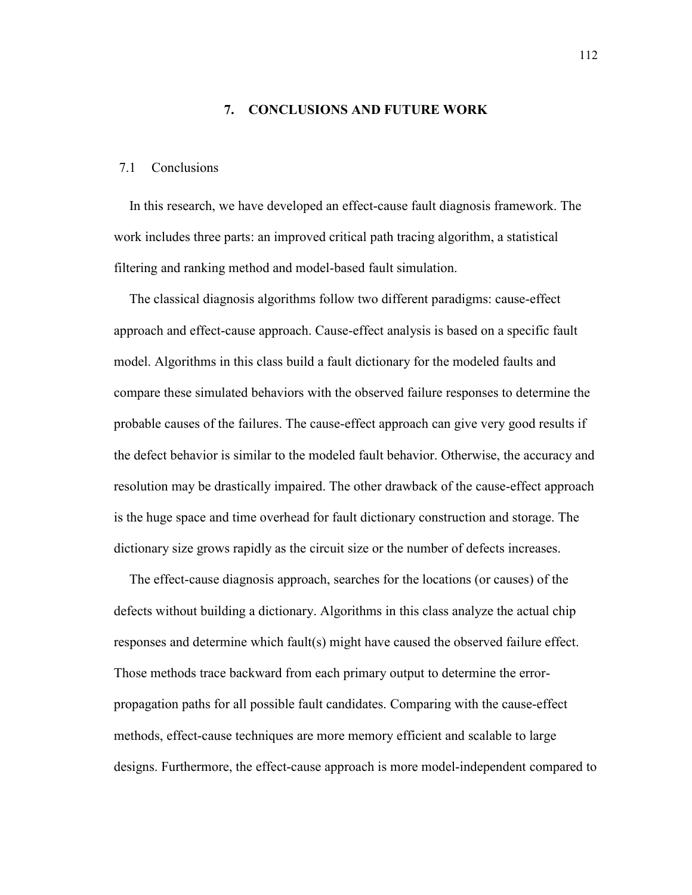# 7. CONCLUSIONS AND FUTURE WORK

## 7.1 Conclusions

In this research, we have developed an effect-cause fault diagnosis framework. The work includes three parts: an improved critical path tracing algorithm, a statistical filtering and ranking method and model-based fault simulation.

The classical diagnosis algorithms follow two different paradigms: cause-effect approach and effect-cause approach. Cause-effect analysis is based on a specific fault model. Algorithms in this class build a fault dictionary for the modeled faults and compare these simulated behaviors with the observed failure responses to determine the probable causes of the failures. The cause-effect approach can give very good results if the defect behavior is similar to the modeled fault behavior. Otherwise, the accuracy and resolution may be drastically impaired. The other drawback of the cause-effect approach is the huge space and time overhead for fault dictionary construction and storage. The dictionary size grows rapidly as the circuit size or the number of defects increases.

The effect-cause diagnosis approach, searches for the locations (or causes) of the defects without building a dictionary. Algorithms in this class analyze the actual chip responses and determine which fault(s) might have caused the observed failure effect. Those methods trace backward from each primary output to determine the error-propagation paths for all possible fault candidates. Comparing with the cause-effect methods, effect-cause techniques are more memory efficient and scalable to large designs. Furthermore, the effect-cause approach is more model-independent compared to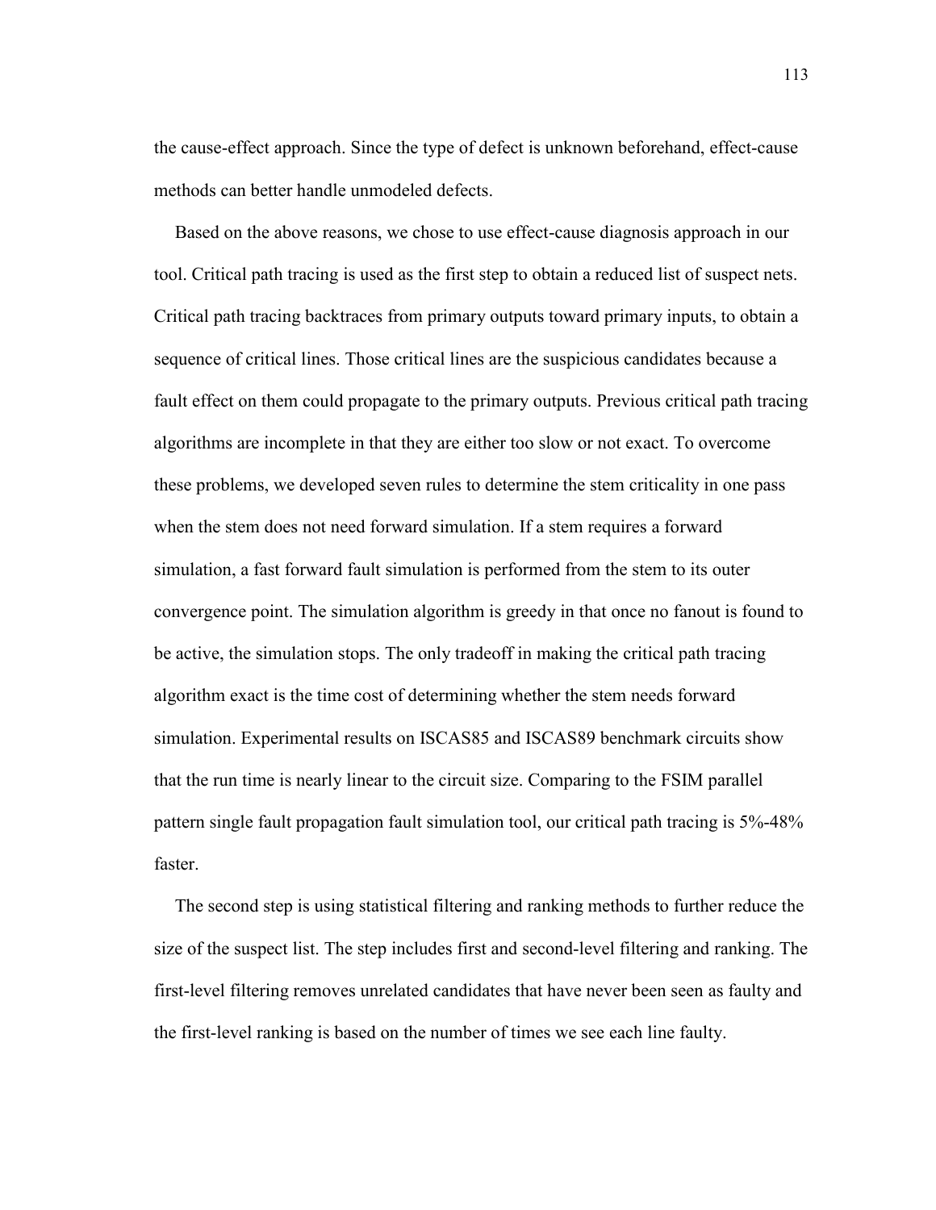the cause-effect approach. Since the type of defect is unknown beforehand, effect-cause methods can better handle unmodeled defects.

Based on the above reasons, we chose to use effect-cause diagnosis approach in our tool. Critical path tracing is used as the first step to obtain a reduced list of suspect nets. Critical path tracing backtraces from primary outputs toward primary inputs, to obtain a sequence of critical lines. Those critical lines are the suspicious candidates because a fault effect on them could propagate to the primary outputs. Previous critical path tracing algorithms are incomplete in that they are either too slow or not exact. To overcome these problems, we developed seven rules to determine the stem criticality in one pass when the stem does not need forward simulation. If a stem requires a forward simulation, a fast forward fault simulation is performed from the stem to its outer convergence point. The simulation algorithm is greedy in that once no fanout is found to be active, the simulation stops. The only tradeoff in making the critical path tracing algorithm exact is the time cost of determining whether the stem needs forward simulation. Experimental results on ISCAS85 and ISCAS89 benchmark circuits show that the run time is nearly linear to the circuit size. Comparing to the FSIM parallel pattern single fault propagation fault simulation tool, our critical path tracing is 5%-48% faster.

The second step is using statistical filtering and ranking methods to further reduce the size of the suspect list. The step includes first and second-level filtering and ranking. The first-level filtering removes unrelated candidates that have never been seen as faulty and the first-level ranking is based on the number of times we see each line faulty.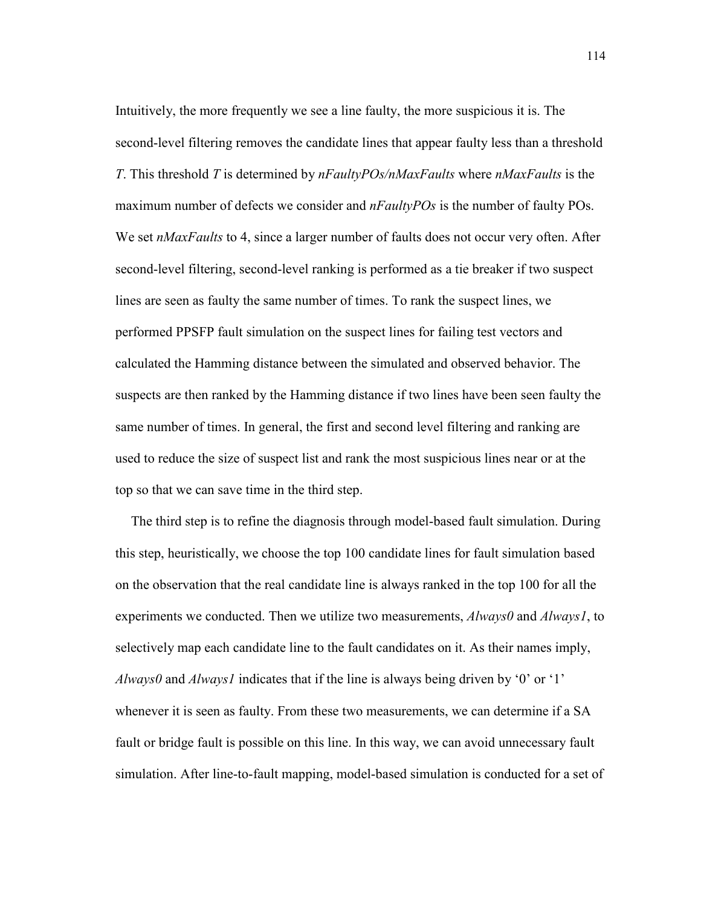Intuitively, the more frequently we see a line faulty, the more suspicious it is. The second-level filtering removes the candidate lines that appear faulty less than a threshold *T*. This threshold *T* is determined by *nFaultyPOs/nMaxFaults* where *nMaxFaults* is the maximum number of defects we consider and *nFaultyPOs* is the number of faulty POs. We set *nMaxFaults* to 4, since a larger number of faults does not occur very often. After second-level filtering, second-level ranking is performed as a tie breaker if two suspect lines are seen as faulty the same number of times. To rank the suspect lines, we performed PPSFP fault simulation on the suspect lines for failing test vectors and calculated the Hamming distance between the simulated and observed behavior. The suspects are then ranked by the Hamming distance if two lines have been seen faulty the same number of times. In general, the first and second level filtering and ranking are used to reduce the size of suspect list and rank the most suspicious lines near or at the top so that we can save time in the third step.

The third step is to refine the diagnosis through model-based fault simulation. During this step, heuristically, we choose the top 100 candidate lines for fault simulation based on the observation that the real candidate line is always ranked in the top 100 for all the experiments we conducted. Then we utilize two measurements, *Always0* and *Always1*, to selectively map each candidate line to the fault candidates on it. As their names imply, *Always0* and *Always1* indicates that if the line is always being driven by '0' or '1' whenever it is seen as faulty. From these two measurements, we can determine if a SA fault or bridge fault is possible on this line. In this way, we can avoid unnecessary fault simulation. After line-to-fault mapping, model-based simulation is conducted for a set of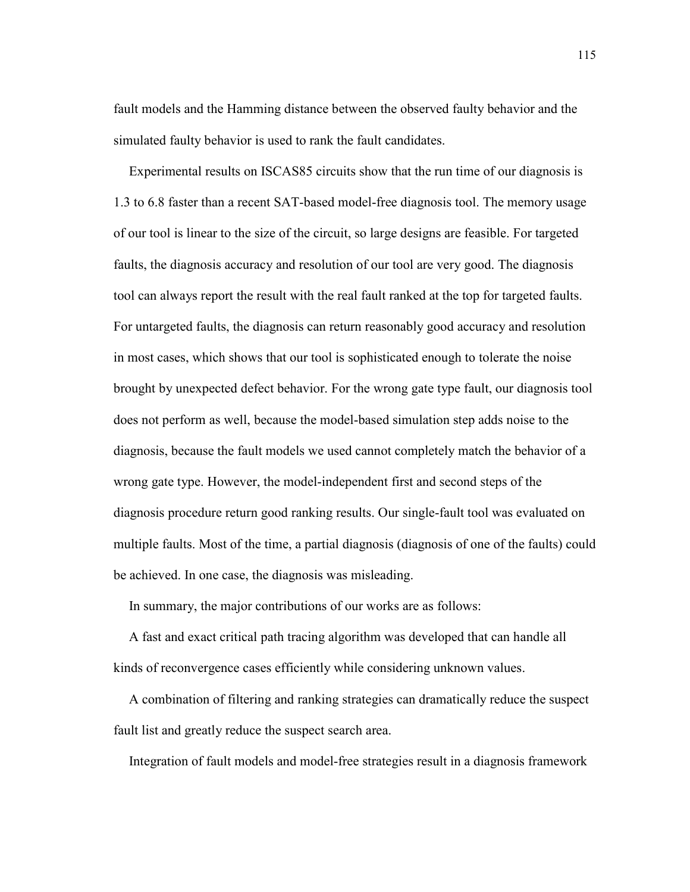fault models and the Hamming distance between the observed faulty behavior and the simulated faulty behavior is used to rank the fault candidates.

Experimental results on ISCAS85 circuits show that the run time of our diagnosis is 1.3 to 6.8 faster than a recent SAT-based model-free diagnosis tool. The memory usage of our tool is linear to the size of the circuit, so large designs are feasible. For targeted faults, the diagnosis accuracy and resolution of our tool are very good. The diagnosis tool can always report the result with the real fault ranked at the top for targeted faults. For untargeted faults, the diagnosis can return reasonably good accuracy and resolution in most cases, which shows that our tool is sophisticated enough to tolerate the noise brought by unexpected defect behavior. For the wrong gate type fault, our diagnosis tool does not perform as well, because the model-based simulation step adds noise to the diagnosis, because the fault models we used cannot completely match the behavior of a wrong gate type. However, the model-independent first and second steps of the diagnosis procedure return good ranking results. Our single-fault tool was evaluated on multiple faults. Most of the time, a partial diagnosis (diagnosis of one of the faults) could be achieved. In one case, the diagnosis was misleading.

In summary, the major contributions of our works are as follows:

A fast and exact critical path tracing algorithm was developed that can handle all kinds of reconvergence cases efficiently while considering unknown values.

A combination of filtering and ranking strategies can dramatically reduce the suspect fault list and greatly reduce the suspect search area.

Integration of fault models and model-free strategies result in a diagnosis framework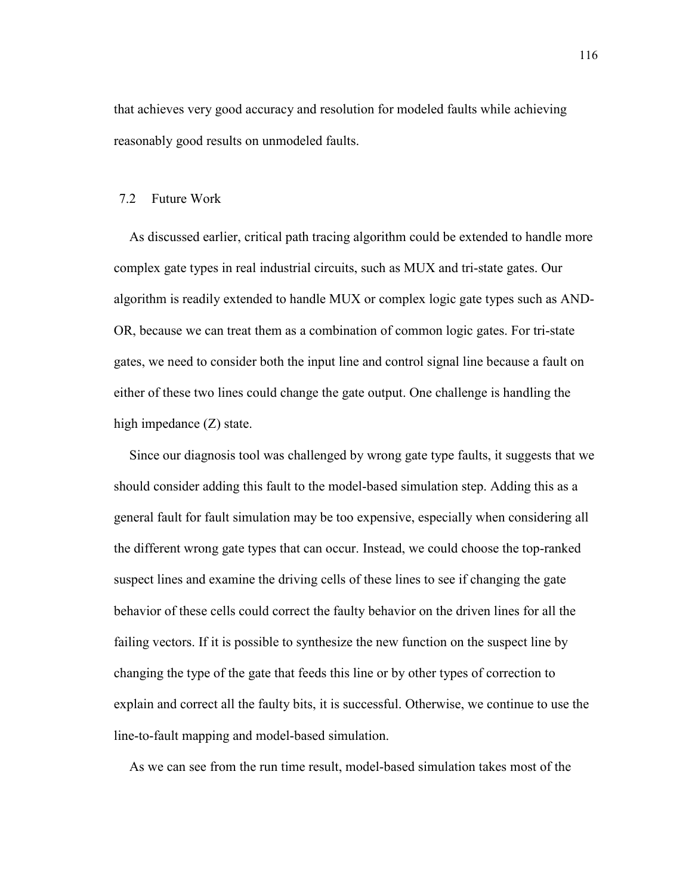that achieves very good accuracy and resolution for modeled faults while achieving reasonably good results on unmodeled faults.

## 7.2 Future Work

As discussed earlier, critical path tracing algorithm could be extended to handle more complex gate types in real industrial circuits, such as MUX and tri-state gates. Our algorithm is readily extended to handle MUX or complex logic gate types such as AND-OR, because we can treat them as a combination of common logic gates. For tri-state gates, we need to consider both the input line and control signal line because a fault on either of these two lines could change the gate output. One challenge is handling the high impedance (Z) state.

Since our diagnosis tool was challenged by wrong gate type faults, it suggests that we should consider adding this fault to the model-based simulation step. Adding this as a general fault for fault simulation may be too expensive, especially when considering all the different wrong gate types that can occur. Instead, we could choose the top-ranked suspect lines and examine the driving cells of these lines to see if changing the gate behavior of these cells could correct the faulty behavior on the driven lines for all the failing vectors. If it is possible to synthesize the new function on the suspect line by changing the type of the gate that feeds this line or by other types of correction to explain and correct all the faulty bits, it is successful. Otherwise, we continue to use the line-to-fault mapping and model-based simulation.

As we can see from the run time result, model-based simulation takes most of the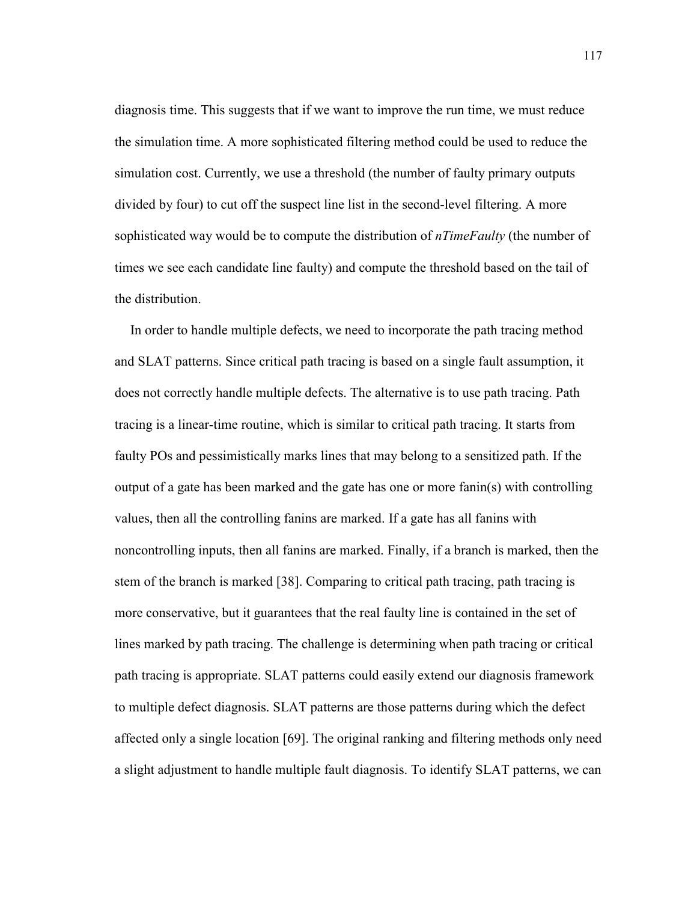diagnosis time. This suggests that if we want to improve the run time, we must reduce the simulation time. A more sophisticated filtering method could be used to reduce the simulation cost. Currently, we use a threshold (the number of faulty primary outputs divided by four) to cut off the suspect line list in the second-level filtering. A more sophisticated way would be to compute the distribution of *nTimeFaulty* (the number of times we see each candidate line faulty) and compute the threshold based on the tail of the distribution.

In order to handle multiple defects, we need to incorporate the path tracing method and SLAT patterns. Since critical path tracing is based on a single fault assumption, it does not correctly handle multiple defects. The alternative is to use path tracing. Path tracing is a linear-time routine, which is similar to critical path tracing. It starts from faulty POs and pessimistically marks lines that may belong to a sensitized path. If the output of a gate has been marked and the gate has one or more fanin(s) with controlling values, then all the controlling fanins are marked. If a gate has all fanins with noncontrolling inputs, then all fanins are marked. Finally, if a branch is marked, then the stem of the branch is marked [38]. Comparing to critical path tracing, path tracing is more conservative, but it guarantees that the real faulty line is contained in the set of lines marked by path tracing. The challenge is determining when path tracing or critical path tracing is appropriate. SLAT patterns could easily extend our diagnosis framework to multiple defect diagnosis. SLAT patterns are those patterns during which the defect affected only a single location [69]. The original ranking and filtering methods only need a slight adjustment to handle multiple fault diagnosis. To identify SLAT patterns, we can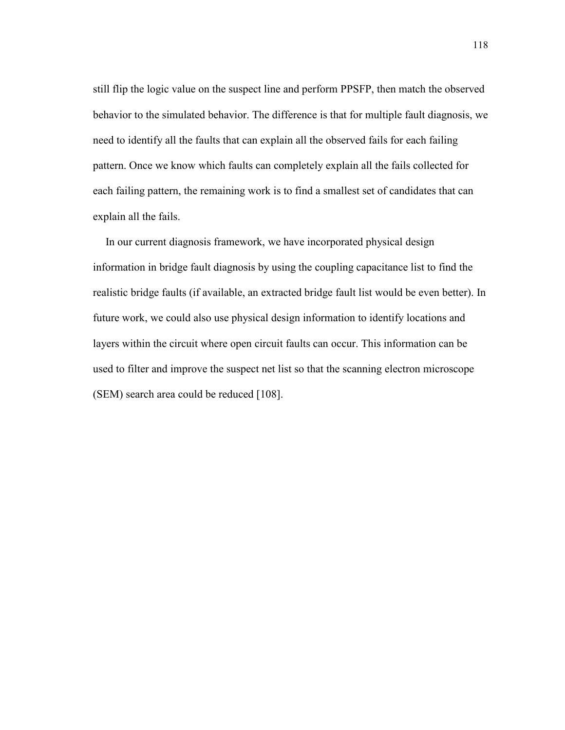still flip the logic value on the suspect line and perform PPSFP, then match the observed behavior to the simulated behavior. The difference is that for multiple fault diagnosis, we need to identify all the faults that can explain all the observed fails for each failing pattern. Once we know which faults can completely explain all the fails collected for each failing pattern, the remaining work is to find a smallest set of candidates that can explain all the fails.

In our current diagnosis framework, we have incorporated physical design information in bridge fault diagnosis by using the coupling capacitance list to find the realistic bridge faults (if available, an extracted bridge fault list would be even better). In future work, we could also use physical design information to identify locations and layers within the circuit where open circuit faults can occur. This information can be used to filter and improve the suspect net list so that the scanning electron microscope (SEM) search area could be reduced [108].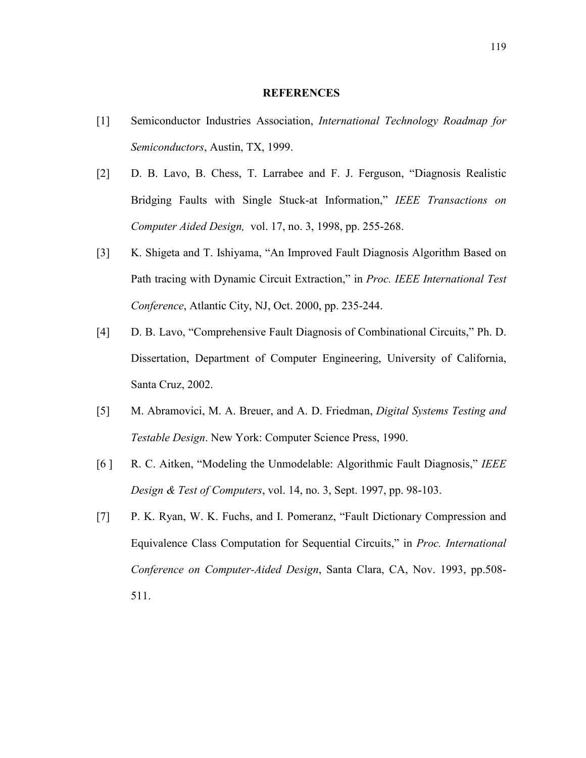## REFERENCES

[1] Semiconductor Industries Association, *International Technology Roadmap for Semiconductors*, Austin, TX, 1999.

[2] D. B. Lavo, B. Chess, T. Larrabee and F. J. Ferguson, "Diagnosis Realistic Bridging Faults with Single Stuck-at Information," *IEEE Transactions on Computer Aided Design,* vol. 17, no. 3, 1998, pp. 255-268.

[3] K. Shigeta and T. Ishiyama, "An Improved Fault Diagnosis Algorithm Based on Path tracing with Dynamic Circuit Extraction," in *Proc. IEEE International Test Conference*, Atlantic City, NJ, Oct. 2000, pp. 235-244.

[4] D. B. Lavo, "Comprehensive Fault Diagnosis of Combinational Circuits," Ph. D. Dissertation, Department of Computer Engineering, University of California, Santa Cruz, 2002.

[5] M. Abramovici, M. A. Breuer, and A. D. Friedman, *Digital Systems Testing and Testable Design*. New York: Computer Science Press, 1990.

[6 ] R. C. Aitken, "Modeling the Unmodelable: Algorithmic Fault Diagnosis," *IEEE Design & Test of Computers*, vol. 14, no. 3, Sept. 1997, pp. 98-103.

[7] P. K. Ryan, W. K. Fuchs, and I. Pomeranz, "Fault Dictionary Compression and Equivalence Class Computation for Sequential Circuits," in *Proc. International Conference on Computer-Aided Design*, Santa Clara, CA, Nov. 1993, pp.508-511.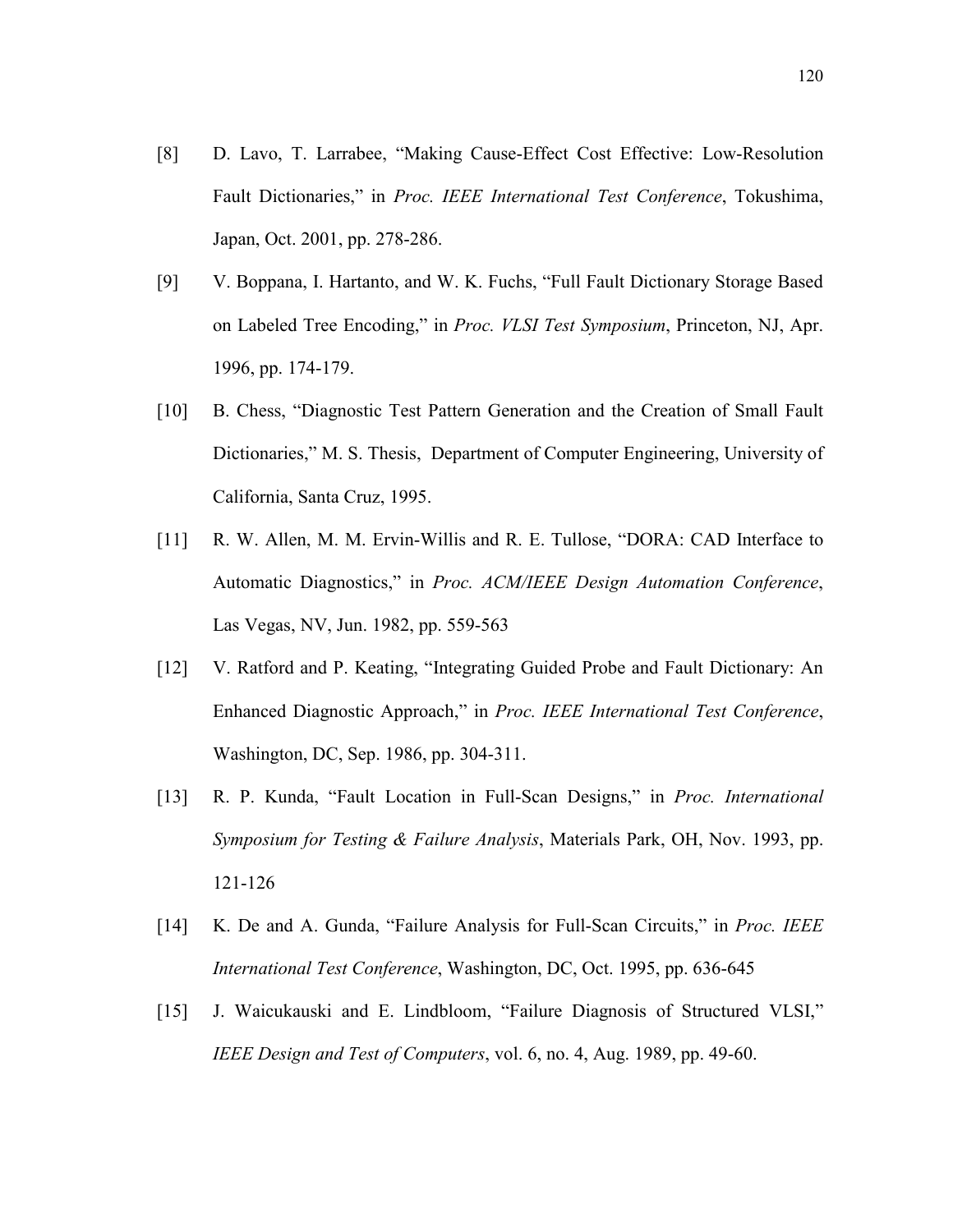[8] D. Lavo, T. Larrabee, "Making Cause-Effect Cost Effective: Low-Resolution Fault Dictionaries," in *Proc. IEEE International Test Conference*, Tokushima, Japan, Oct. 2001, pp. 278-286.

[9] V. Boppana, I. Hartanto, and W. K. Fuchs, "Full Fault Dictionary Storage Based on Labeled Tree Encoding," in *Proc. VLSI Test Symposium*, Princeton, NJ, Apr. 1996, pp. 174-179.

[10] B. Chess, "Diagnostic Test Pattern Generation and the Creation of Small Fault Dictionaries," M. S. Thesis, Department of Computer Engineering, University of California, Santa Cruz, 1995.

[11] R. W. Allen, M. M. Ervin-Willis and R. E. Tullose, "DORA: CAD Interface to Automatic Diagnostics," in *Proc. ACM/IEEE Design Automation Conference*, Las Vegas, NV, Jun. 1982, pp. 559-563

[12] V. Ratford and P. Keating, "Integrating Guided Probe and Fault Dictionary: An Enhanced Diagnostic Approach," in *Proc. IEEE International Test Conference*, Washington, DC, Sep. 1986, pp. 304-311.

[13] R. P. Kunda, "Fault Location in Full-Scan Designs," in *Proc. International Symposium for Testing & Failure Analysis*, Materials Park, OH, Nov. 1993, pp. 121-126

[14] K. De and A. Gunda, "Failure Analysis for Full-Scan Circuits," in *Proc. IEEE International Test Conference*, Washington, DC, Oct. 1995, pp. 636-645

[15] J. Waicukauski and E. Lindbloom, "Failure Diagnosis of Structured VLSI," *IEEE Design and Test of Computers*, vol. 6, no. 4, Aug. 1989, pp. 49-60.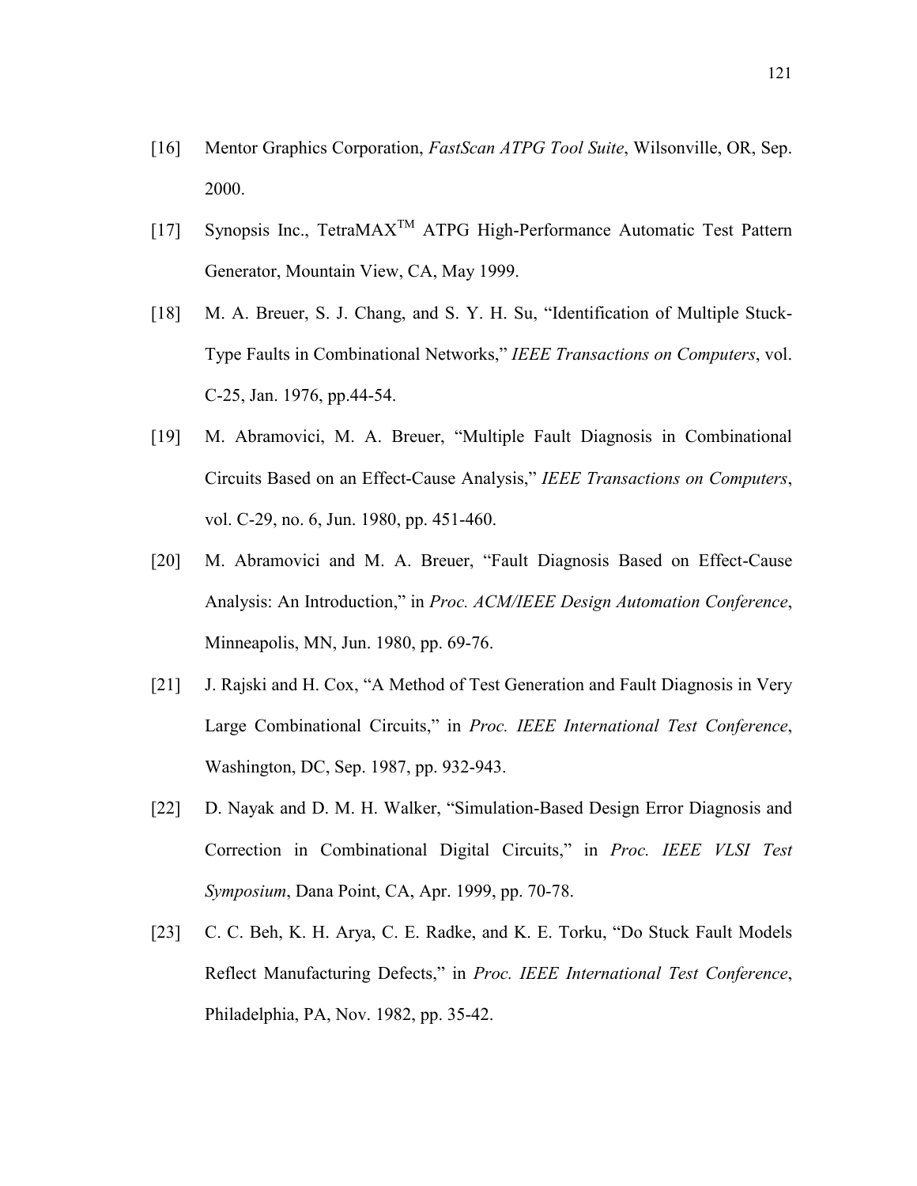[16] Mentor Graphics Corporation, *FastScan ATPG Tool Suite*, Wilsonville, OR, Sep. 2000.

[17] Synopsis Inc., TetraMAX$^{TM}$ ATPG High-Performance Automatic Test Pattern Generator, Mountain View, CA, May 1999.

[18] M. A. Breuer, S. J. Chang, and S. Y. H. Su, "Identification of Multiple Stuck-Type Faults in Combinational Networks," *IEEE Transactions on Computers*, vol. C-25, Jan. 1976, pp.44-54.

[19] M. Abramovici, M. A. Breuer, "Multiple Fault Diagnosis in Combinational Circuits Based on an Effect-Cause Analysis," *IEEE Transactions on Computers*, vol. C-29, no. 6, Jun. 1980, pp. 451-460.

[20] M. Abramovici and M. A. Breuer, "Fault Diagnosis Based on Effect-Cause Analysis: An Introduction," in *Proc. ACM/IEEE Design Automation Conference*, Minneapolis, MN, Jun. 1980, pp. 69-76.

[21] J. Rajski and H. Cox, "A Method of Test Generation and Fault Diagnosis in Very Large Combinational Circuits," in *Proc. IEEE International Test Conference*, Washington, DC, Sep. 1987, pp. 932-943.

[22] D. Nayak and D. M. H. Walker, "Simulation-Based Design Error Diagnosis and Correction in Combinational Digital Circuits," in *Proc. IEEE VLSI Test Symposium*, Dana Point, CA, Apr. 1999, pp. 70-78.

[23] C. C. Beh, K. H. Arya, C. E. Radke, and K. E. Torku, "Do Stuck Fault Models Reflect Manufacturing Defects," in *Proc. IEEE International Test Conference*, Philadelphia, PA, Nov. 1982, pp. 35-42.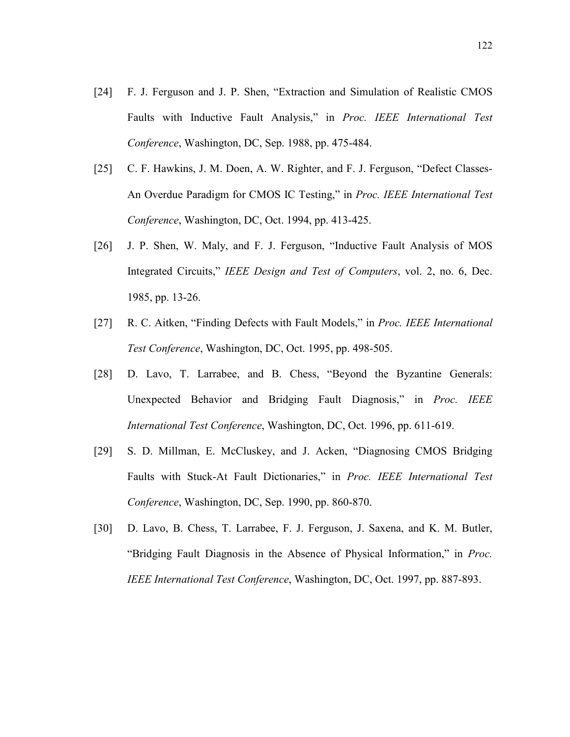[24] F. J. Ferguson and J. P. Shen, "Extraction and Simulation of Realistic CMOS Faults with Inductive Fault Analysis," in *Proc. IEEE International Test Conference*, Washington, DC, Sep. 1988, pp. 475-484.

[25] C. F. Hawkins, J. M. Doen, A. W. Righter, and F. J. Ferguson, "Defect Classes- An Overdue Paradigm for CMOS IC Testing," in *Proc. IEEE International Test Conference*, Washington, DC, Oct. 1994, pp. 413-425.

[26] J. P. Shen, W. Maly, and F. J. Ferguson, "Inductive Fault Analysis of MOS Integrated Circuits," *IEEE Design and Test of Computers*, vol. 2, no. 6, Dec. 1985, pp. 13-26.

[27] R. C. Aitken, "Finding Defects with Fault Models," in *Proc. IEEE International Test Conference*, Washington, DC, Oct. 1995, pp. 498-505.

[28] D. Lavo, T. Larrabee, and B. Chess, "Beyond the Byzantine Generals: Unexpected Behavior and Bridging Fault Diagnosis," in *Proc. IEEE International Test Conference*, Washington, DC, Oct. 1996, pp. 611-619.

[29] S. D. Millman, E. McCluskey, and J. Acken, "Diagnosing CMOS Bridging Faults with Stuck-At Fault Dictionaries," in *Proc. IEEE International Test Conference*, Washington, DC, Sep. 1990, pp. 860-870.

[30] D. Lavo, B. Chess, T. Larrabee, F. J. Ferguson, J. Saxena, and K. M. Butler, "Bridging Fault Diagnosis in the Absence of Physical Information," in *Proc. IEEE International Test Conference*, Washington, DC, Oct. 1997, pp. 887-893.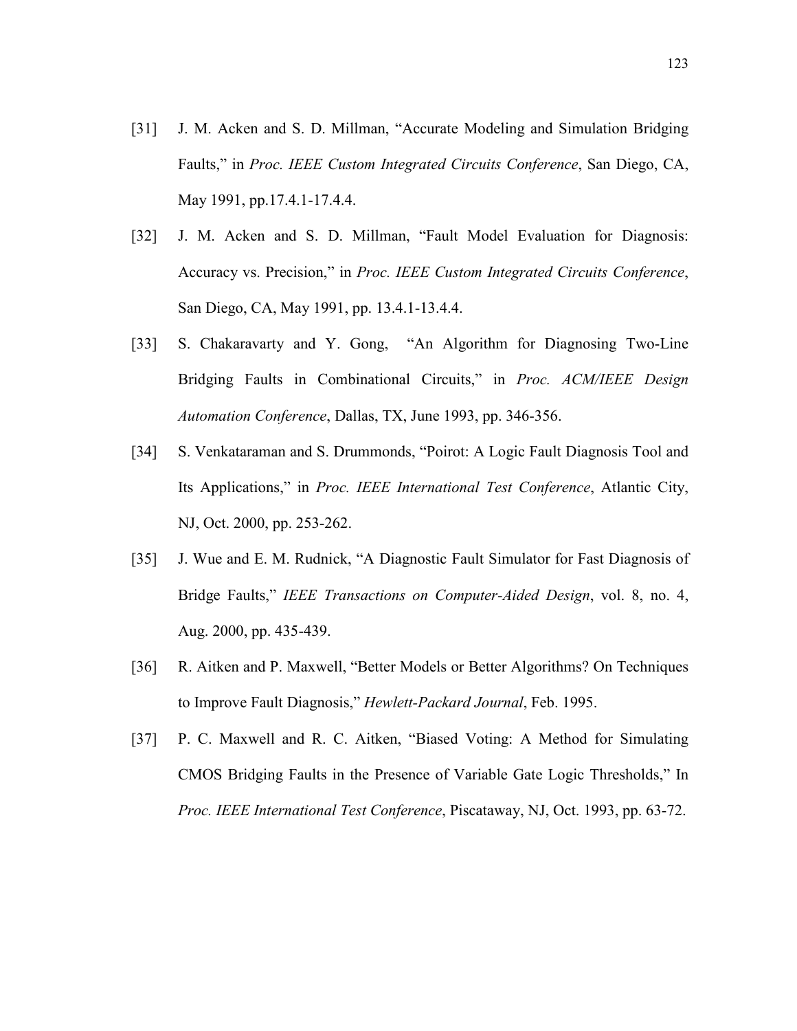[31] J. M. Acken and S. D. Millman, “Accurate Modeling and Simulation Bridging Faults,” in *Proc. IEEE Custom Integrated Circuits Conference*, San Diego, CA, May 1991, pp.17.4.1-17.4.4.

[32] J. M. Acken and S. D. Millman, “Fault Model Evaluation for Diagnosis: Accuracy vs. Precision,” in *Proc. IEEE Custom Integrated Circuits Conference*, San Diego, CA, May 1991, pp. 13.4.1-13.4.4.

[33] S. Chakaravarty and Y. Gong, “An Algorithm for Diagnosing Two-Line Bridging Faults in Combinational Circuits,” in *Proc. ACM/IEEE Design Automation Conference*, Dallas, TX, June 1993, pp. 346-356.

[34] S. Venkataraman and S. Drummonds, “Poirot: A Logic Fault Diagnosis Tool and Its Applications,” in *Proc. IEEE International Test Conference*, Atlantic City, NJ, Oct. 2000, pp. 253-262.

[35] J. Wue and E. M. Rudnick, “A Diagnostic Fault Simulator for Fast Diagnosis of Bridge Faults,” *IEEE Transactions on Computer-Aided Design*, vol. 8, no. 4, Aug. 2000, pp. 435-439.

[36] R. Aitken and P. Maxwell, “Better Models or Better Algorithms? On Techniques to Improve Fault Diagnosis,” *Hewlett-Packard Journal*, Feb. 1995.

[37] P. C. Maxwell and R. C. Aitken, “Biased Voting: A Method for Simulating CMOS Bridging Faults in the Presence of Variable Gate Logic Thresholds,” In *Proc. IEEE International Test Conference*, Piscataway, NJ, Oct. 1993, pp. 63-72.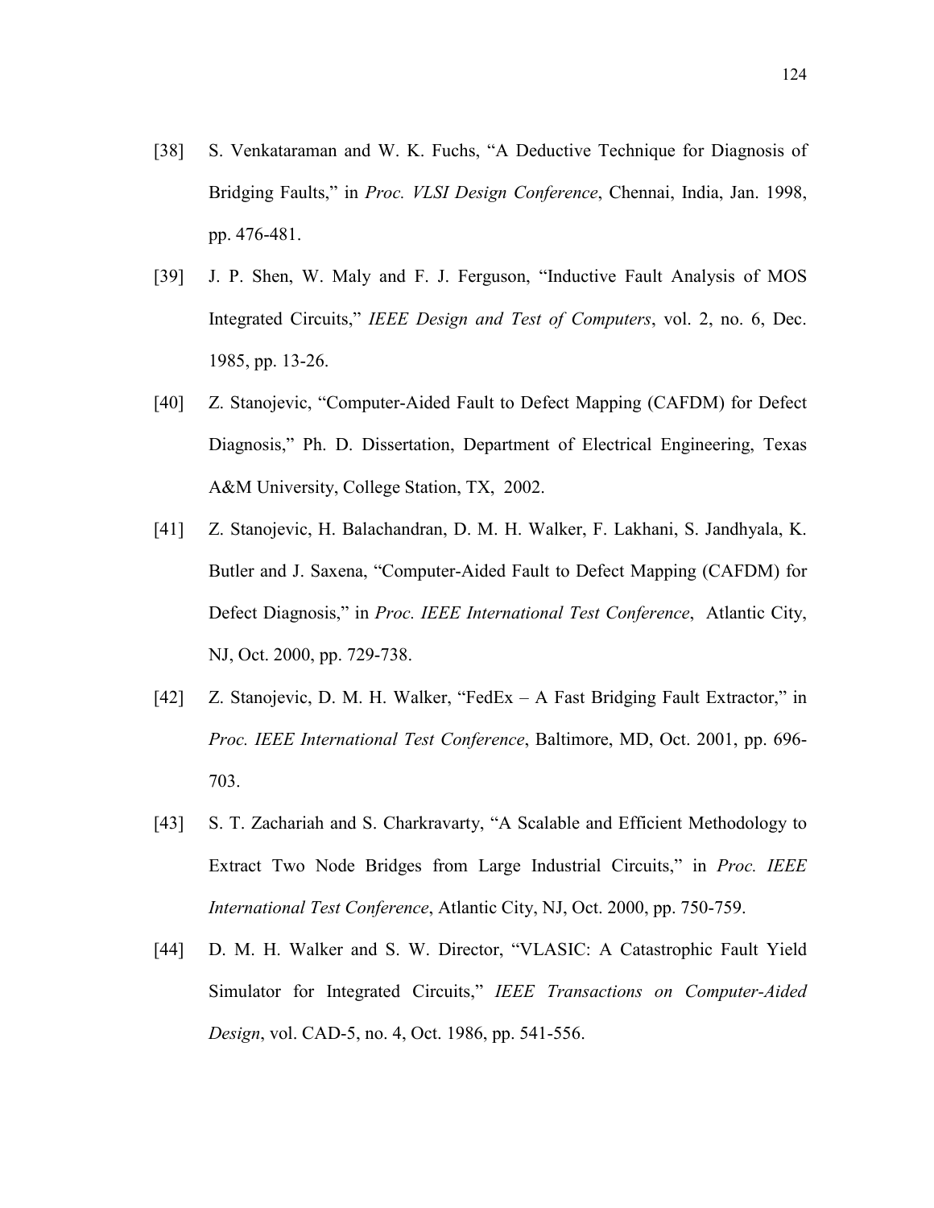[38] S. Venkataraman and W. K. Fuchs, "A Deductive Technique for Diagnosis of Bridging Faults," in *Proc. VLSI Design Conference*, Chennai, India, Jan. 1998, pp. 476-481.

[39] J. P. Shen, W. Maly and F. J. Ferguson, "Inductive Fault Analysis of MOS Integrated Circuits," *IEEE Design and Test of Computers*, vol. 2, no. 6, Dec. 1985, pp. 13-26.

[40] Z. Stanojevic, "Computer-Aided Fault to Defect Mapping (CAFDM) for Defect Diagnosis," Ph. D. Dissertation, Department of Electrical Engineering, Texas A&M University, College Station, TX, 2002.

[41] Z. Stanojevic, H. Balachandran, D. M. H. Walker, F. Lakhani, S. Jandhyala, K. Butler and J. Saxena, "Computer-Aided Fault to Defect Mapping (CAFDM) for Defect Diagnosis," in *Proc. IEEE International Test Conference*, Atlantic City, NJ, Oct. 2000, pp. 729-738.

[42] Z. Stanojevic, D. M. H. Walker, "FedEx – A Fast Bridging Fault Extractor," in *Proc. IEEE International Test Conference*, Baltimore, MD, Oct. 2001, pp. 696-703.

[43] S. T. Zachariah and S. Charkravarty, "A Scalable and Efficient Methodology to Extract Two Node Bridges from Large Industrial Circuits," in *Proc. IEEE International Test Conference*, Atlantic City, NJ, Oct. 2000, pp. 750-759.

[44] D. M. H. Walker and S. W. Director, "VLASIC: A Catastrophic Fault Yield Simulator for Integrated Circuits," *IEEE Transactions on Computer-Aided Design*, vol. CAD-5, no. 4, Oct. 1986, pp. 541-556.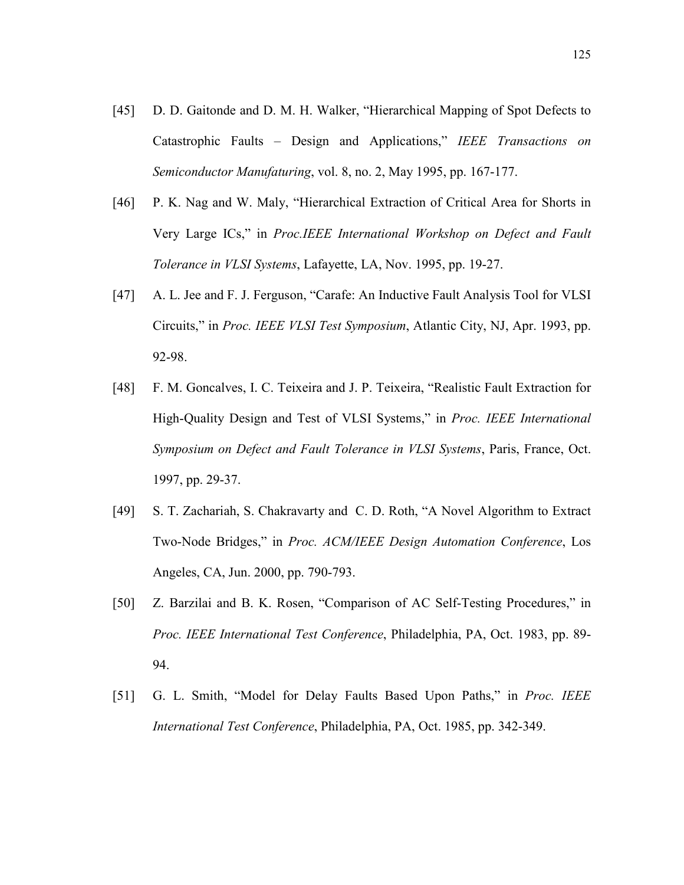[45] D. D. Gaitonde and D. M. H. Walker, "Hierarchical Mapping of Spot Defects to Catastrophic Faults – Design and Applications," *IEEE Transactions on Semiconductor Manufaturing*, vol. 8, no. 2, May 1995, pp. 167-177.

[46] P. K. Nag and W. Maly, "Hierarchical Extraction of Critical Area for Shorts in Very Large ICs," in *Proc.IEEE International Workshop on Defect and Fault Tolerance in VLSI Systems*, Lafayette, LA, Nov. 1995, pp. 19-27.

[47] A. L. Jee and F. J. Ferguson, "Carafe: An Inductive Fault Analysis Tool for VLSI Circuits," in *Proc. IEEE VLSI Test Symposium*, Atlantic City, NJ, Apr. 1993, pp. 92-98.

[48] F. M. Goncalves, I. C. Teixeira and J. P. Teixeira, "Realistic Fault Extraction for High-Quality Design and Test of VLSI Systems," in *Proc. IEEE International Symposium on Defect and Fault Tolerance in VLSI Systems*, Paris, France, Oct. 1997, pp. 29-37.

[49] S. T. Zachariah, S. Chakravarty and C. D. Roth, "A Novel Algorithm to Extract Two-Node Bridges," in *Proc. ACM/IEEE Design Automation Conference*, Los Angeles, CA, Jun. 2000, pp. 790-793.

[50] Z. Barzilai and B. K. Rosen, "Comparison of AC Self-Testing Procedures," in *Proc. IEEE International Test Conference*, Philadelphia, PA, Oct. 1983, pp. 89-94.

[51] G. L. Smith, "Model for Delay Faults Based Upon Paths," in *Proc. IEEE International Test Conference*, Philadelphia, PA, Oct. 1985, pp. 342-349.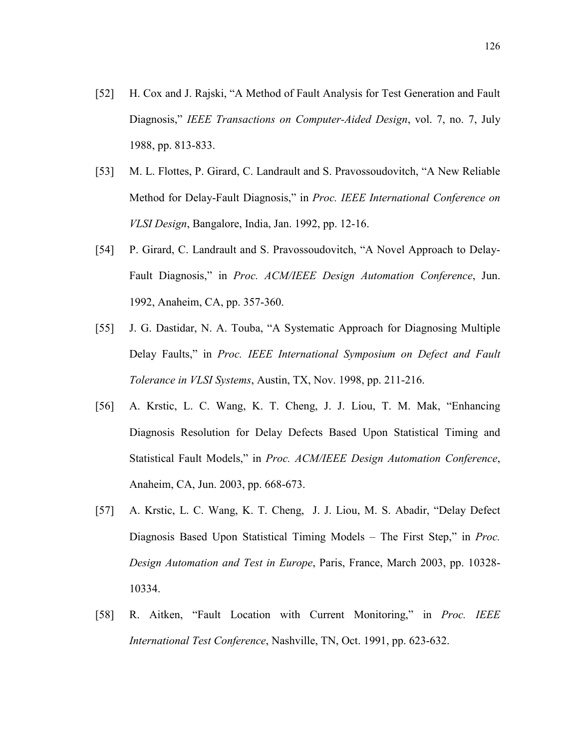[52] H. Cox and J. Rajski, "A Method of Fault Analysis for Test Generation and Fault Diagnosis," *IEEE Transactions on Computer-Aided Design*, vol. 7, no. 7, July 1988, pp. 813-833.

[53] M. L. Flottes, P. Girard, C. Landrault and S. Pravossoudovitch, "A New Reliable Method for Delay-Fault Diagnosis," in *Proc. IEEE International Conference on VLSI Design*, Bangalore, India, Jan. 1992, pp. 12-16.

[54] P. Girard, C. Landrault and S. Pravossoudovitch, "A Novel Approach to Delay-Fault Diagnosis," in *Proc. ACM/IEEE Design Automation Conference*, Jun. 1992, Anaheim, CA, pp. 357-360.

[55] J. G. Dastidar, N. A. Touba, "A Systematic Approach for Diagnosing Multiple Delay Faults," in *Proc. IEEE International Symposium on Defect and Fault Tolerance in VLSI Systems*, Austin, TX, Nov. 1998, pp. 211-216.

[56] A. Krstic, L. C. Wang, K. T. Cheng, J. J. Liou, T. M. Mak, "Enhancing Diagnosis Resolution for Delay Defects Based Upon Statistical Timing and Statistical Fault Models," in *Proc. ACM/IEEE Design Automation Conference*, Anaheim, CA, Jun. 2003, pp. 668-673.

[57] A. Krstic, L. C. Wang, K. T. Cheng, J. J. Liou, M. S. Abadir, "Delay Defect Diagnosis Based Upon Statistical Timing Models – The First Step," in *Proc. Design Automation and Test in Europe*, Paris, France, March 2003, pp. 10328-10334.

[58] R. Aitken, "Fault Location with Current Monitoring," in *Proc. IEEE International Test Conference*, Nashville, TN, Oct. 1991, pp. 623-632.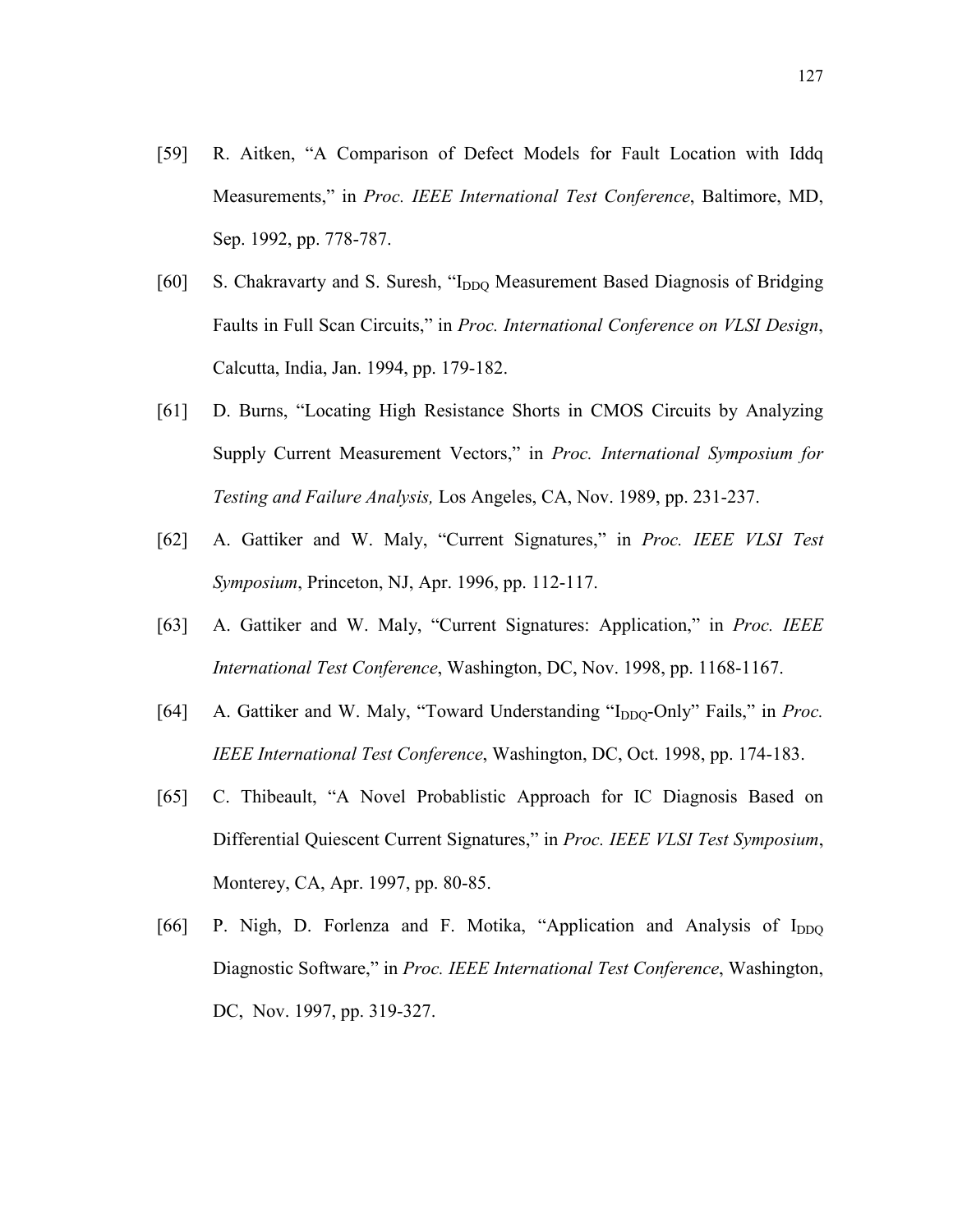[59] R. Aitken, "A Comparison of Defect Models for Fault Location with Iddq Measurements," in *Proc. IEEE International Test Conference*, Baltimore, MD, Sep. 1992, pp. 778-787.

[60] S. Chakravarty and S. Suresh, "$I_{DDQ}$ Measurement Based Diagnosis of Bridging Faults in Full Scan Circuits," in *Proc. International Conference on VLSI Design*, Calcutta, India, Jan. 1994, pp. 179-182.

[61] D. Burns, "Locating High Resistance Shorts in CMOS Circuits by Analyzing Supply Current Measurement Vectors," in *Proc. International Symposium for Testing and Failure Analysis,* Los Angeles, CA, Nov. 1989, pp. 231-237.

[62] A. Gattiker and W. Maly, "Current Signatures," in *Proc. IEEE VLSI Test Symposium*, Princeton, NJ, Apr. 1996, pp. 112-117.

[63] A. Gattiker and W. Maly, "Current Signatures: Application," in *Proc. IEEE International Test Conference*, Washington, DC, Nov. 1998, pp. 1168-1167.

[64] A. Gattiker and W. Maly, "Toward Understanding "$I_{DDQ}$-Only" Fails," in *Proc. IEEE International Test Conference*, Washington, DC, Oct. 1998, pp. 174-183.

[65] C. Thibeault, "A Novel Probablistic Approach for IC Diagnosis Based on Differential Quiescent Current Signatures," in *Proc. IEEE VLSI Test Symposium*, Monterey, CA, Apr. 1997, pp. 80-85.

[66] P. Nigh, D. Forlenza and F. Motika, "Application and Analysis of $I_{DDQ}$ Diagnostic Software," in *Proc. IEEE International Test Conference*, Washington, DC, Nov. 1997, pp. 319-327.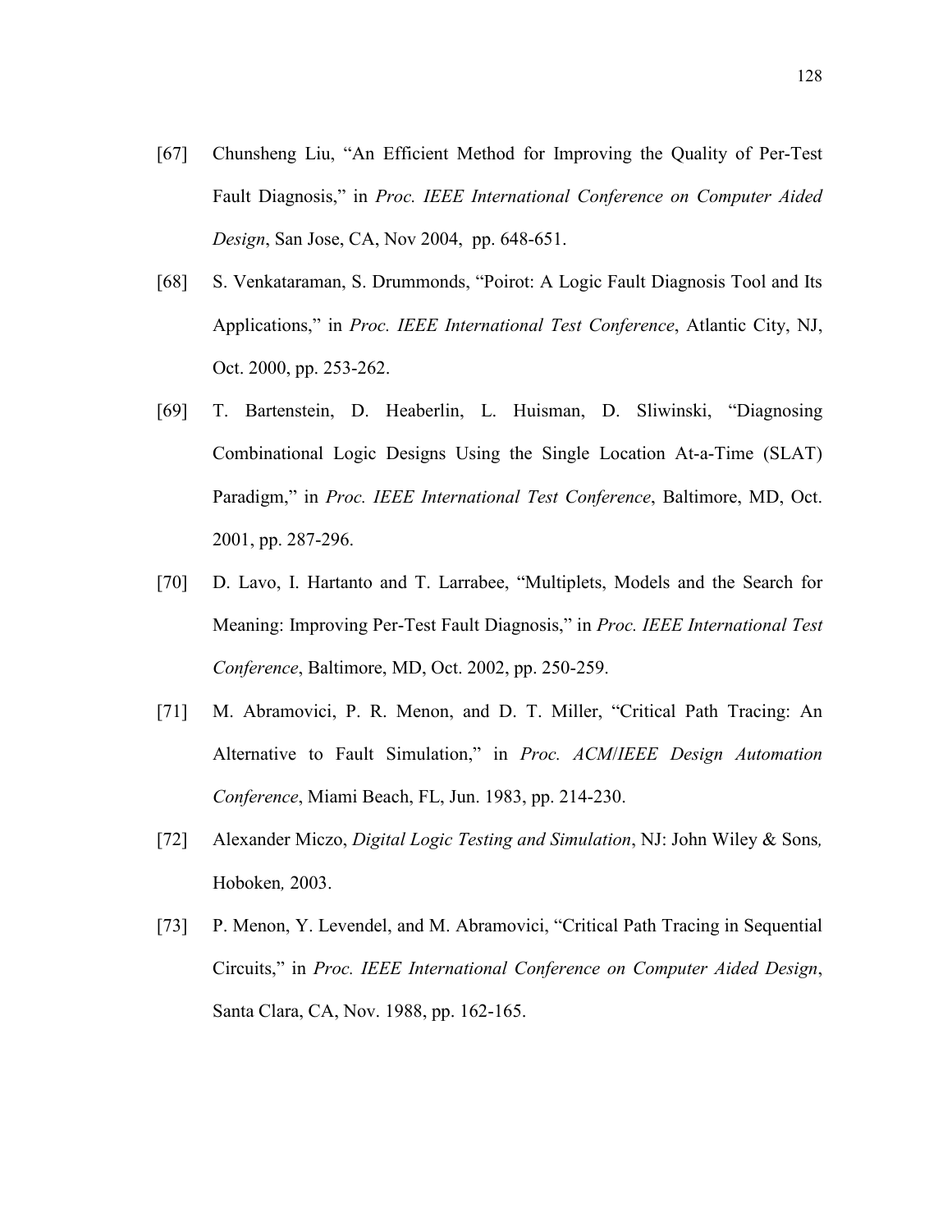[67] Chunsheng Liu, "An Efficient Method for Improving the Quality of Per-Test Fault Diagnosis," in *Proc. IEEE International Conference on Computer Aided Design*, San Jose, CA, Nov 2004, pp. 648-651.

[68] S. Venkataraman, S. Drummonds, "Poirot: A Logic Fault Diagnosis Tool and Its Applications," in *Proc. IEEE International Test Conference*, Atlantic City, NJ, Oct. 2000, pp. 253-262.

[69] T. Bartenstein, D. Heaberlin, L. Huisman, D. Sliwinski, "Diagnosing Combinational Logic Designs Using the Single Location At-a-Time (SLAT) Paradigm," in *Proc. IEEE International Test Conference*, Baltimore, MD, Oct. 2001, pp. 287-296.

[70] D. Lavo, I. Hartanto and T. Larrabee, "Multiplets, Models and the Search for Meaning: Improving Per-Test Fault Diagnosis," in *Proc. IEEE International Test Conference*, Baltimore, MD, Oct. 2002, pp. 250-259.

[71] M. Abramovici, P. R. Menon, and D. T. Miller, "Critical Path Tracing: An Alternative to Fault Simulation," in *Proc. ACM/IEEE Design Automation Conference*, Miami Beach, FL, Jun. 1983, pp. 214-230.

[72] Alexander Miczo, *Digital Logic Testing and Simulation*, NJ: John Wiley & Sons*,* Hoboken*,* 2003.

[73] P. Menon, Y. Levendel, and M. Abramovici, "Critical Path Tracing in Sequential Circuits," in *Proc. IEEE International Conference on Computer Aided Design*, Santa Clara, CA, Nov. 1988, pp. 162-165.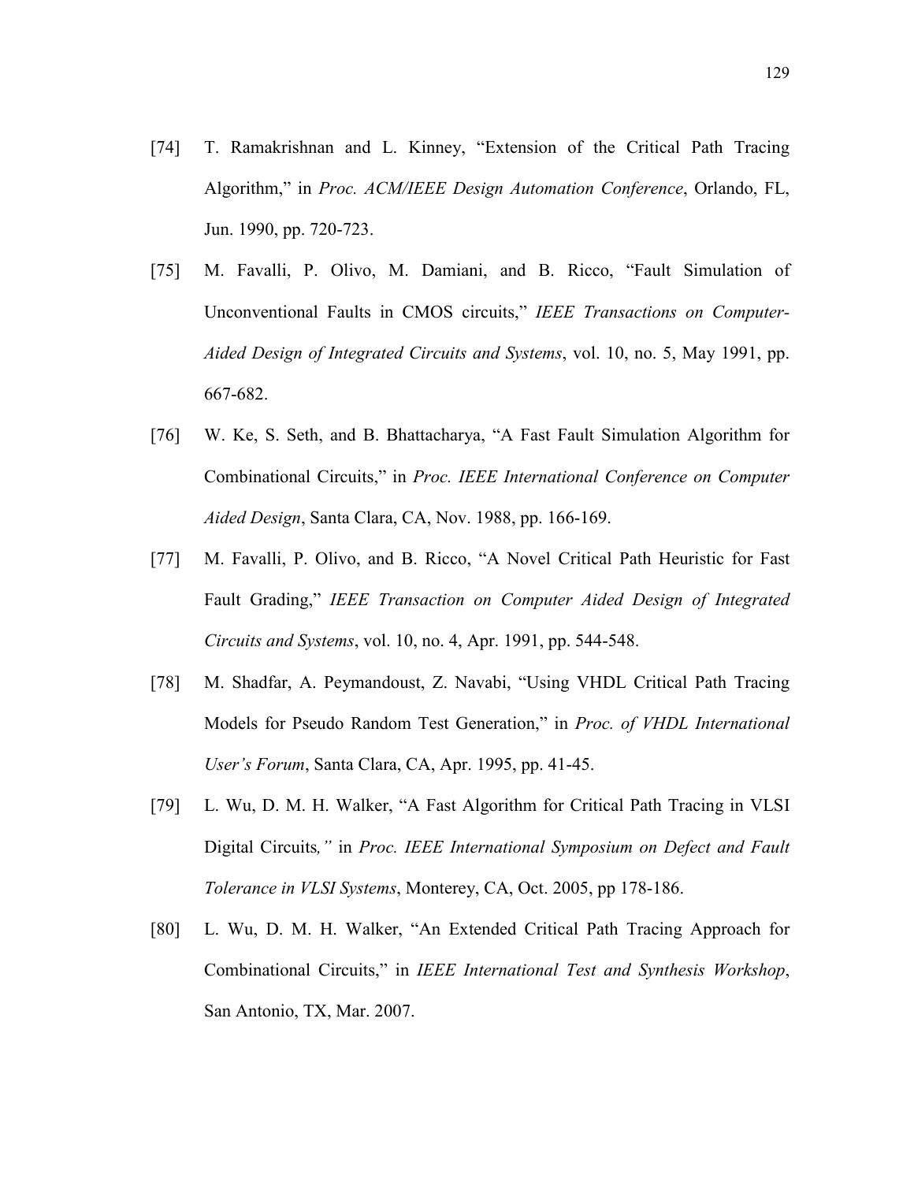[74] T. Ramakrishnan and L. Kinney, "Extension of the Critical Path Tracing Algorithm," in *Proc. ACM/IEEE Design Automation Conference*, Orlando, FL, Jun. 1990, pp. 720-723.

[75] M. Favalli, P. Olivo, M. Damiani, and B. Ricco, "Fault Simulation of Unconventional Faults in CMOS circuits," *IEEE Transactions on Computer-Aided Design of Integrated Circuits and Systems*, vol. 10, no. 5, May 1991, pp. 667-682.

[76] W. Ke, S. Seth, and B. Bhattacharya, "A Fast Fault Simulation Algorithm for Combinational Circuits," in *Proc. IEEE International Conference on Computer Aided Design*, Santa Clara, CA, Nov. 1988, pp. 166-169.

[77] M. Favalli, P. Olivo, and B. Ricco, "A Novel Critical Path Heuristic for Fast Fault Grading," *IEEE Transaction on Computer Aided Design of Integrated Circuits and Systems*, vol. 10, no. 4, Apr. 1991, pp. 544-548.

[78] M. Shadfar, A. Peymandoust, Z. Navabi, "Using VHDL Critical Path Tracing Models for Pseudo Random Test Generation," in *Proc. of VHDL International User's Forum*, Santa Clara, CA, Apr. 1995, pp. 41-45.

[79] L. Wu, D. M. H. Walker, "A Fast Algorithm for Critical Path Tracing in VLSI Digital Circuits," in *Proc. IEEE International Symposium on Defect and Fault Tolerance in VLSI Systems*, Monterey, CA, Oct. 2005, pp 178-186.

[80] L. Wu, D. M. H. Walker, "An Extended Critical Path Tracing Approach for Combinational Circuits," in *IEEE International Test and Synthesis Workshop*, San Antonio, TX, Mar. 2007.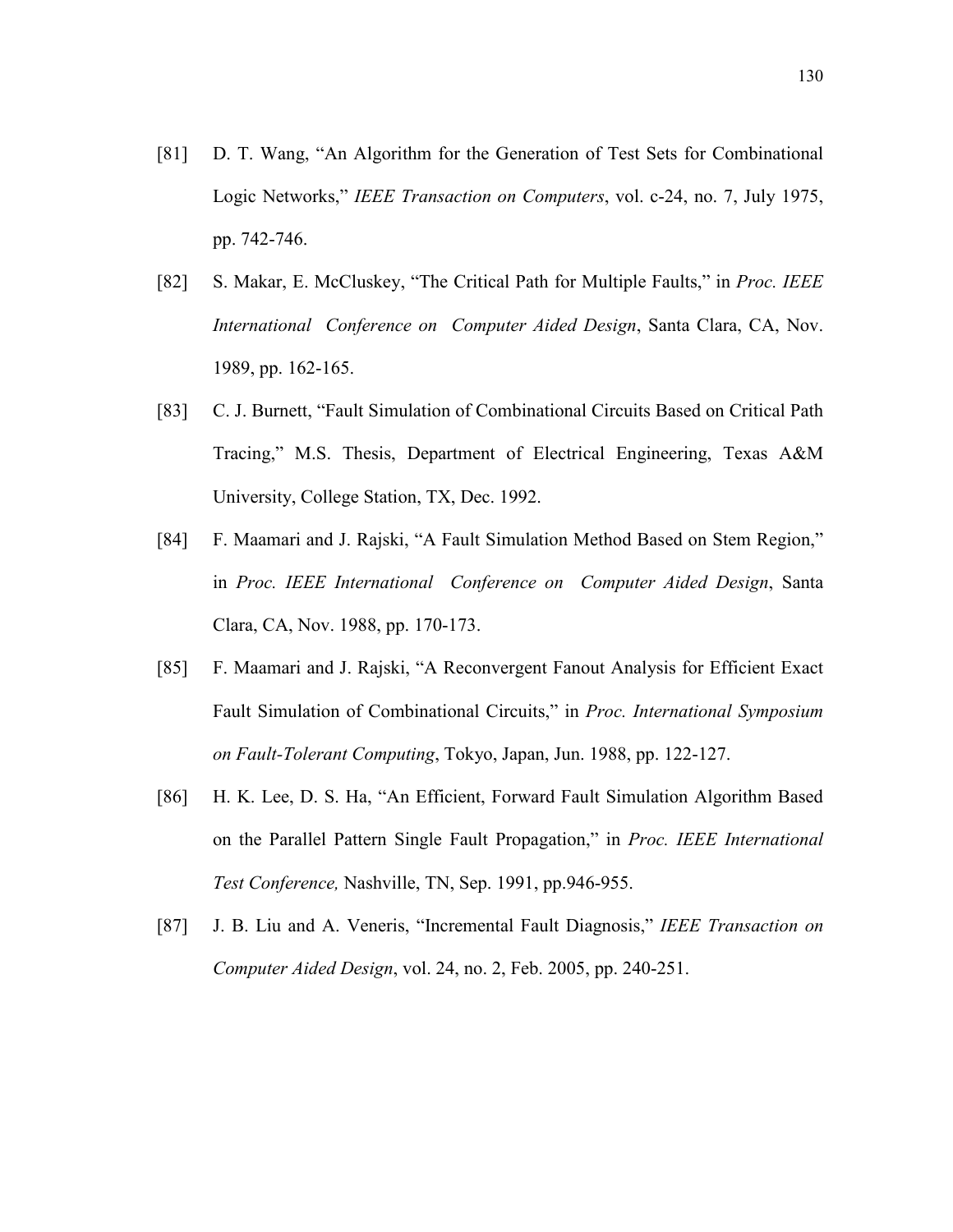[81] D. T. Wang, "An Algorithm for the Generation of Test Sets for Combinational Logic Networks," *IEEE Transaction on Computers*, vol. c-24, no. 7, July 1975, pp. 742-746.

[82] S. Makar, E. McCluskey, "The Critical Path for Multiple Faults," in *Proc. IEEE International Conference on Computer Aided Design*, Santa Clara, CA, Nov. 1989, pp. 162-165.

[83] C. J. Burnett, "Fault Simulation of Combinational Circuits Based on Critical Path Tracing," M.S. Thesis, Department of Electrical Engineering, Texas A&M University, College Station, TX, Dec. 1992.

[84] F. Maamari and J. Rajski, "A Fault Simulation Method Based on Stem Region," in *Proc. IEEE International Conference on Computer Aided Design*, Santa Clara, CA, Nov. 1988, pp. 170-173.

[85] F. Maamari and J. Rajski, "A Reconvergent Fanout Analysis for Efficient Exact Fault Simulation of Combinational Circuits," in *Proc. International Symposium on Fault-Tolerant Computing*, Tokyo, Japan, Jun. 1988, pp. 122-127.

[86] H. K. Lee, D. S. Ha, "An Efficient, Forward Fault Simulation Algorithm Based on the Parallel Pattern Single Fault Propagation," in *Proc. IEEE International Test Conference,* Nashville, TN, Sep. 1991, pp.946-955.

[87] J. B. Liu and A. Veneris, "Incremental Fault Diagnosis," *IEEE Transaction on Computer Aided Design*, vol. 24, no. 2, Feb. 2005, pp. 240-251.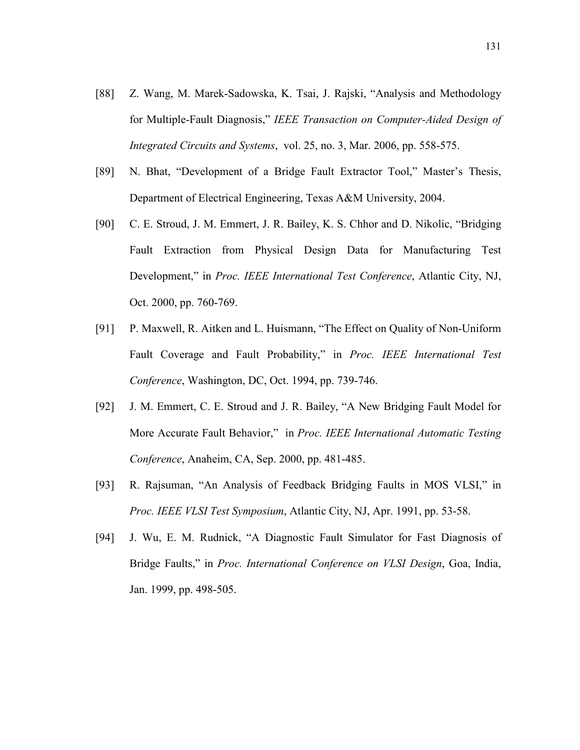[88] Z. Wang, M. Marek-Sadowska, K. Tsai, J. Rajski, “Analysis and Methodology for Multiple-Fault Diagnosis,” *IEEE Transaction on Computer-Aided Design of Integrated Circuits and Systems*, vol. 25, no. 3, Mar. 2006, pp. 558-575.

[89] N. Bhat, “Development of a Bridge Fault Extractor Tool,” Master’s Thesis, Department of Electrical Engineering, Texas A&M University, 2004.

[90] C. E. Stroud, J. M. Emmert, J. R. Bailey, K. S. Chhor and D. Nikolic, “Bridging Fault Extraction from Physical Design Data for Manufacturing Test Development,” in *Proc. IEEE International Test Conference*, Atlantic City, NJ, Oct. 2000, pp. 760-769.

[91] P. Maxwell, R. Aitken and L. Huismann, “The Effect on Quality of Non-Uniform Fault Coverage and Fault Probability,” in *Proc. IEEE International Test Conference*, Washington, DC, Oct. 1994, pp. 739-746.

[92] J. M. Emmert, C. E. Stroud and J. R. Bailey, “A New Bridging Fault Model for More Accurate Fault Behavior,” in *Proc. IEEE International Automatic Testing Conference*, Anaheim, CA, Sep. 2000, pp. 481-485.

[93] R. Rajsuman, “An Analysis of Feedback Bridging Faults in MOS VLSI,” in *Proc. IEEE VLSI Test Symposium*, Atlantic City, NJ, Apr. 1991, pp. 53-58.

[94] J. Wu, E. M. Rudnick, “A Diagnostic Fault Simulator for Fast Diagnosis of Bridge Faults,” in *Proc. International Conference on VLSI Design*, Goa, India, Jan. 1999, pp. 498-505.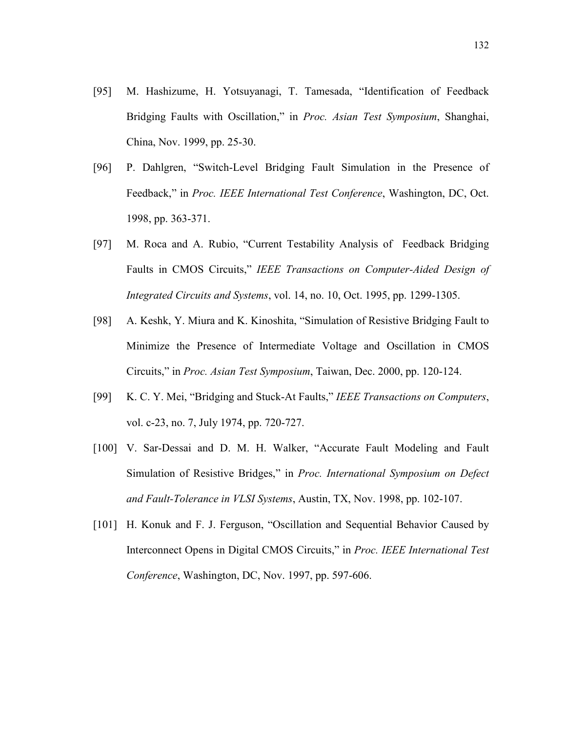[95] M. Hashizume, H. Yotsuyanagi, T. Tamesada, "Identification of Feedback Bridging Faults with Oscillation," in *Proc. Asian Test Symposium*, Shanghai, China, Nov. 1999, pp. 25-30.

[96] P. Dahlgren, "Switch-Level Bridging Fault Simulation in the Presence of Feedback," in *Proc. IEEE International Test Conference*, Washington, DC, Oct. 1998, pp. 363-371.

[97] M. Roca and A. Rubio, "Current Testability Analysis of Feedback Bridging Faults in CMOS Circuits," *IEEE Transactions on Computer-Aided Design of Integrated Circuits and Systems*, vol. 14, no. 10, Oct. 1995, pp. 1299-1305.

[98] A. Keshk, Y. Miura and K. Kinoshita, "Simulation of Resistive Bridging Fault to Minimize the Presence of Intermediate Voltage and Oscillation in CMOS Circuits," in *Proc. Asian Test Symposium*, Taiwan, Dec. 2000, pp. 120-124.

[99] K. C. Y. Mei, "Bridging and Stuck-At Faults," *IEEE Transactions on Computers*, vol. c-23, no. 7, July 1974, pp. 720-727.

[100] V. Sar-Dessai and D. M. H. Walker, "Accurate Fault Modeling and Fault Simulation of Resistive Bridges," in *Proc. International Symposium on Defect and Fault-Tolerance in VLSI Systems*, Austin, TX, Nov. 1998, pp. 102-107.

[101] H. Konuk and F. J. Ferguson, "Oscillation and Sequential Behavior Caused by Interconnect Opens in Digital CMOS Circuits," in *Proc. IEEE International Test Conference*, Washington, DC, Nov. 1997, pp. 597-606.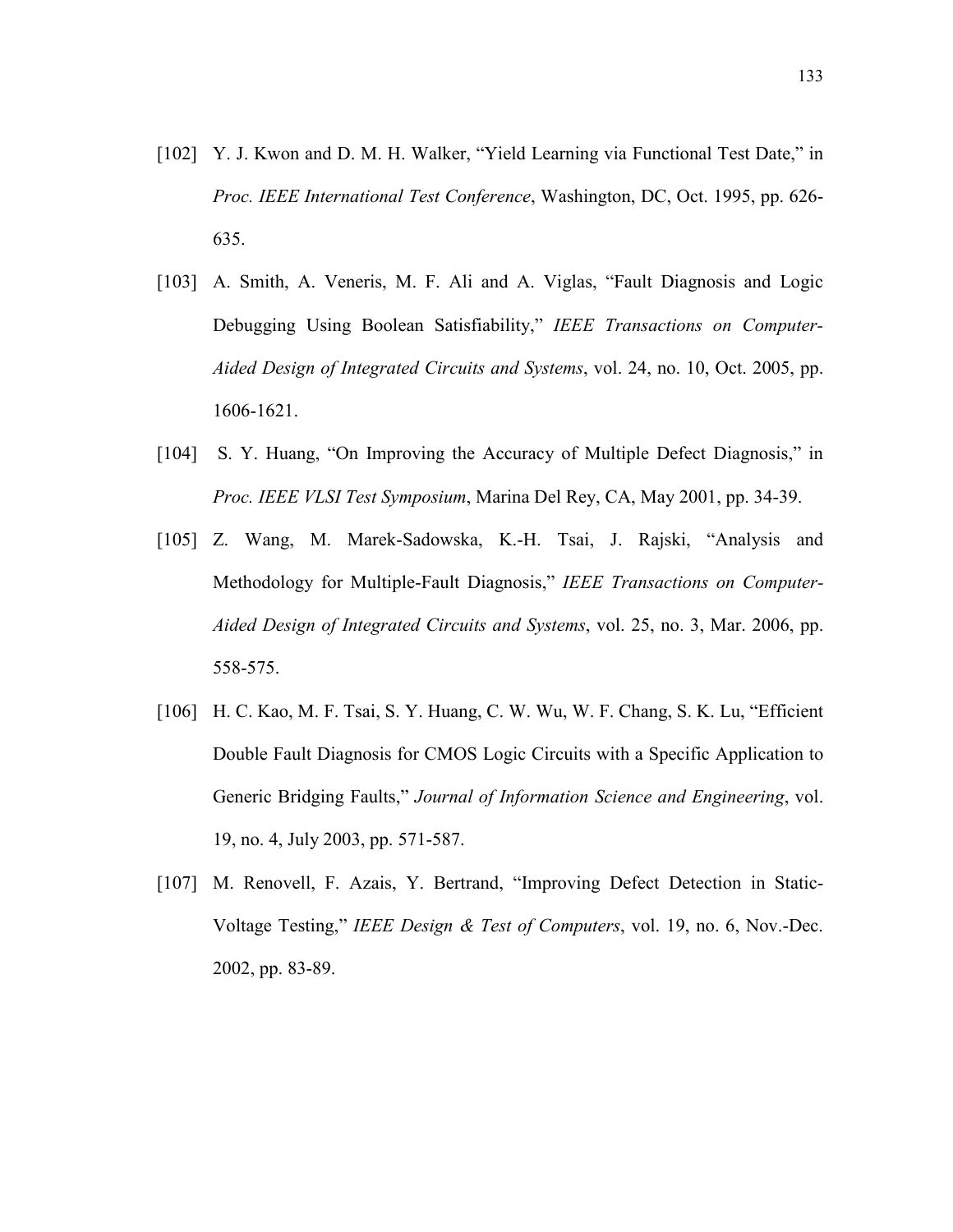[102] Y. J. Kwon and D. M. H. Walker, "Yield Learning via Functional Test Date," in *Proc. IEEE International Test Conference*, Washington, DC, Oct. 1995, pp. 626-635.

[103] A. Smith, A. Veneris, M. F. Ali and A. Viglas, "Fault Diagnosis and Logic Debugging Using Boolean Satisfiability," *IEEE Transactions on Computer-Aided Design of Integrated Circuits and Systems*, vol. 24, no. 10, Oct. 2005, pp. 1606-1621.

[104] S. Y. Huang, "On Improving the Accuracy of Multiple Defect Diagnosis," in *Proc. IEEE VLSI Test Symposium*, Marina Del Rey, CA, May 2001, pp. 34-39.

[105] Z. Wang, M. Marek-Sadowska, K.-H. Tsai, J. Rajski, "Analysis and Methodology for Multiple-Fault Diagnosis," *IEEE Transactions on Computer-Aided Design of Integrated Circuits and Systems*, vol. 25, no. 3, Mar. 2006, pp. 558-575.

[106] H. C. Kao, M. F. Tsai, S. Y. Huang, C. W. Wu, W. F. Chang, S. K. Lu, "Efficient Double Fault Diagnosis for CMOS Logic Circuits with a Specific Application to Generic Bridging Faults," *Journal of Information Science and Engineering*, vol. 19, no. 4, July 2003, pp. 571-587.

[107] M. Renovell, F. Azais, Y. Bertrand, "Improving Defect Detection in Static-Voltage Testing," *IEEE Design & Test of Computers*, vol. 19, no. 6, Nov.-Dec. 2002, pp. 83-89.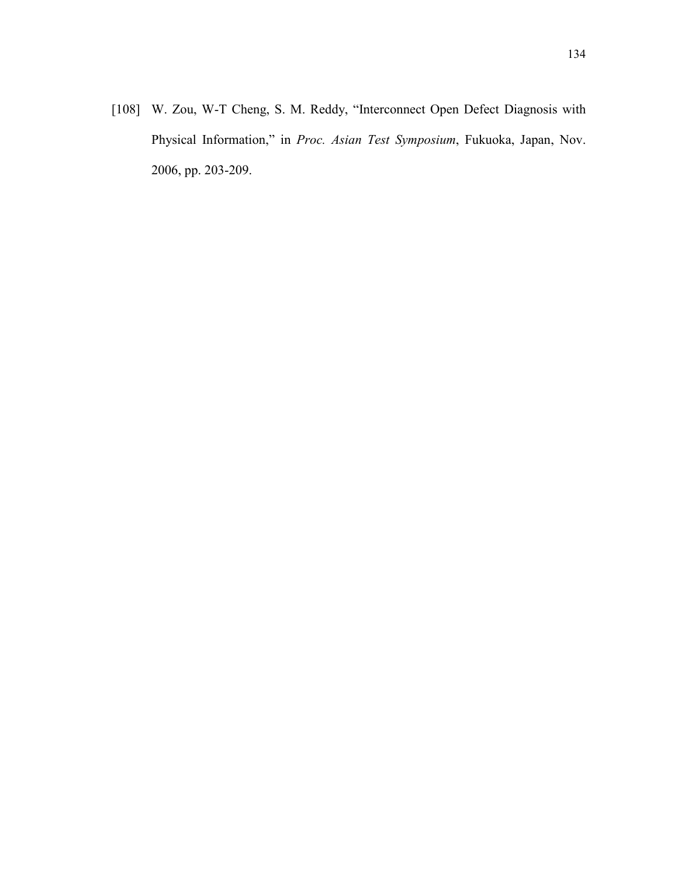[108] W. Zou, W-T Cheng, S. M. Reddy, “Interconnect Open Defect Diagnosis with Physical Information,” in *Proc. Asian Test Symposium*, Fukuoka, Japan, Nov. 2006, pp. 203-209.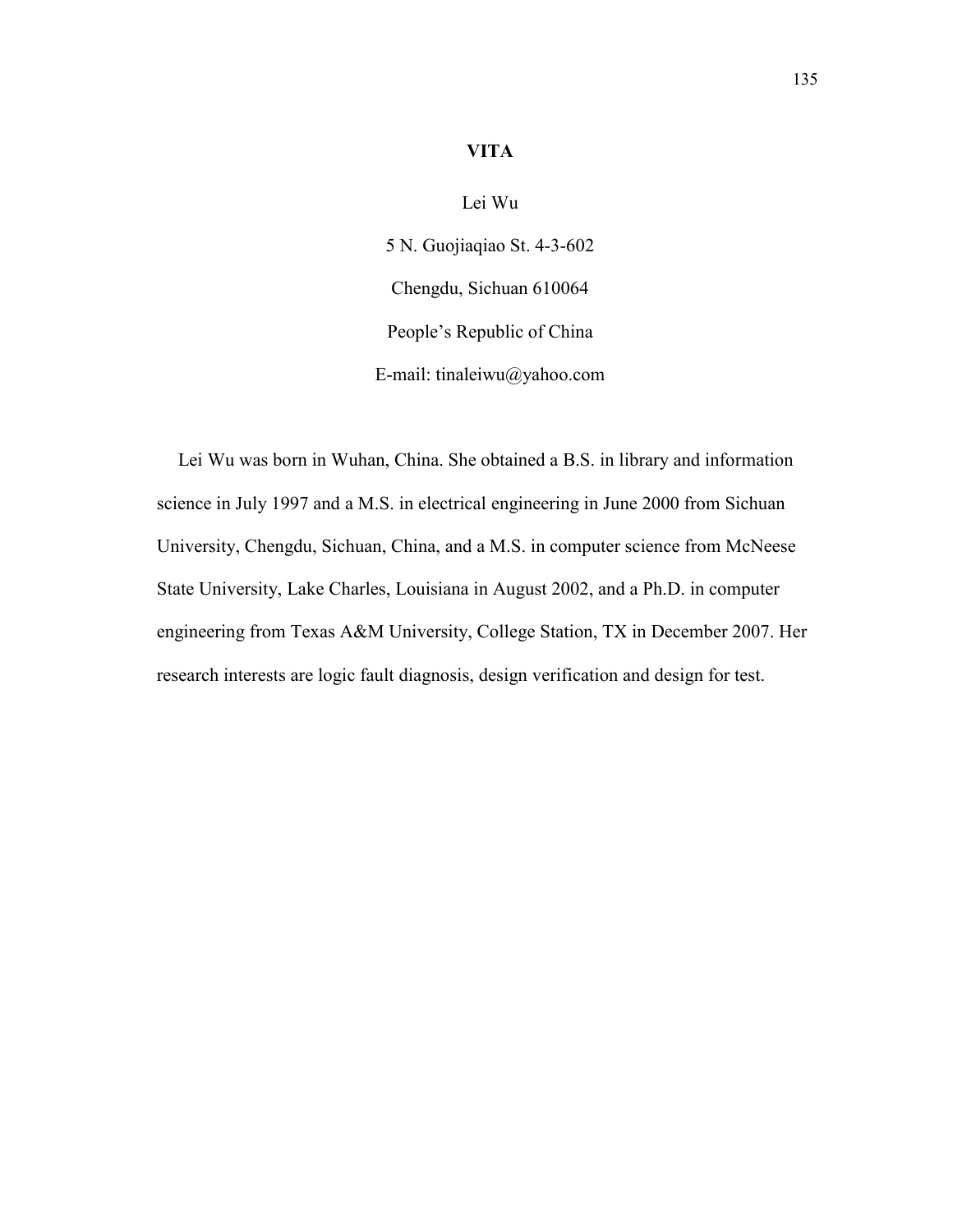## VITA

Lei Wu

5 N. Guojiaqiao St. 4-3-602

Chengdu, Sichuan 610064

People's Republic of China

E-mail: tinaleiwu@yahoo.com

Lei Wu was born in Wuhan, China. She obtained a B.S. in library and information science in July 1997 and a M.S. in electrical engineering in June 2000 from Sichuan University, Chengdu, Sichuan, China, and a M.S. in computer science from McNeese State University, Lake Charles, Louisiana in August 2002, and a Ph.D. in computer engineering from Texas A&M University, College Station, TX in December 2007. Her research interests are logic fault diagnosis, design verification and design for test.